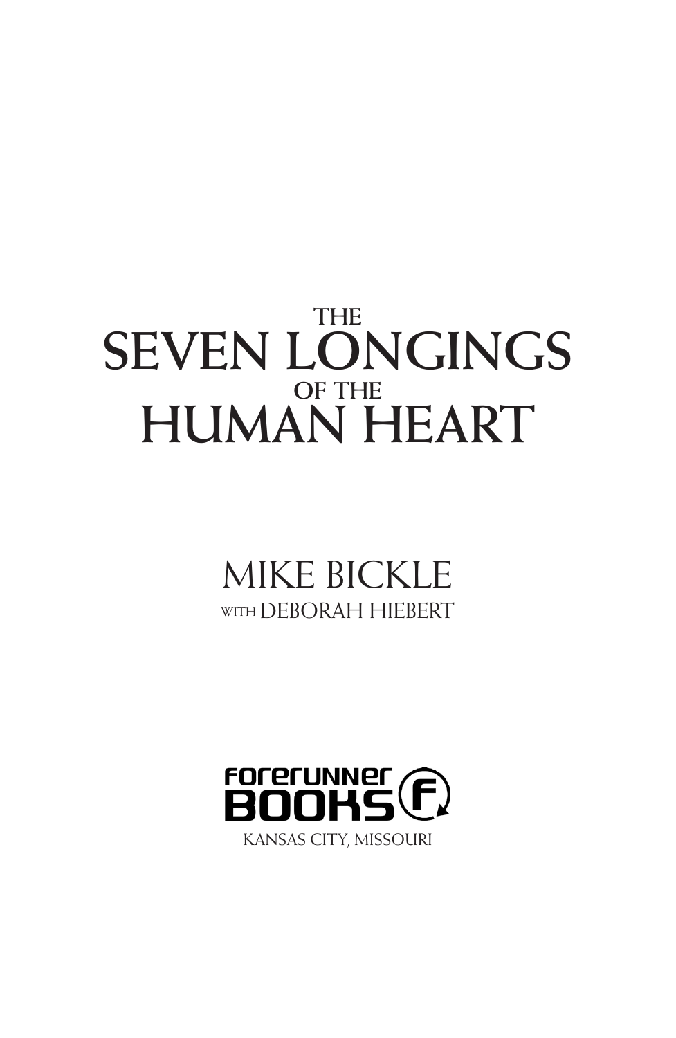# THE SEVEN LONGINGS OF THE HUMAN HEART

MIKE BICKLE

WITH DEBORAH HIEBERT

FORERUNNER BOOKS

KANSAS CITY, MISSOURI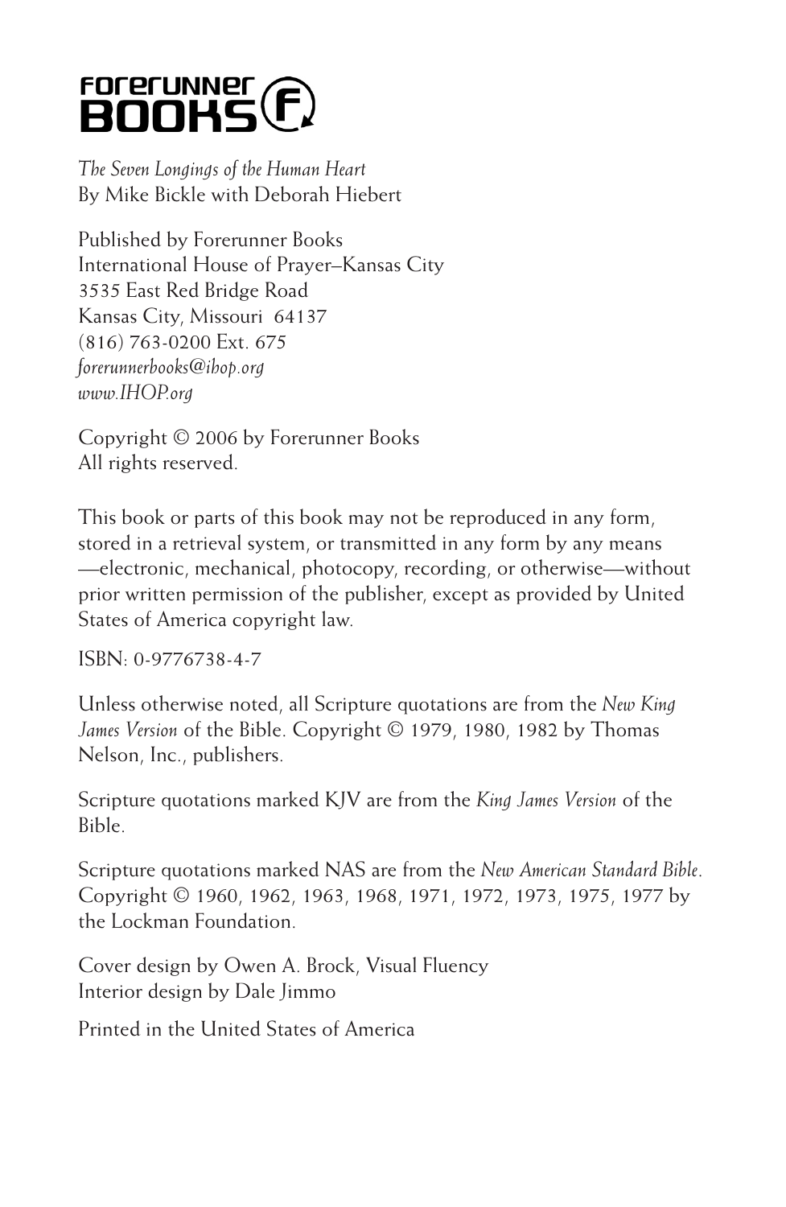Forerunner BOOKS

*The Seven Longings of the Human Heart*
By Mike Bickle with Deborah Hiebert

Published by Forerunner Books
International House of Prayer–Kansas City
3535 East Red Bridge Road
Kansas City, Missouri 64137
(816) 763-0200 Ext. 675
*forerunnerbooks@ihop.org*
*www.IHOP.org*

Copyright © 2006 by Forerunner Books
All rights reserved.

This book or parts of this book may not be reproduced in any form, stored in a retrieval system, or transmitted in any form by any means—electronic, mechanical, photocopy, recording, or otherwise—without prior written permission of the publisher, except as provided by United States of America copyright law.

ISBN: 0-9776738-4-7

Unless otherwise noted, all Scripture quotations are from the *New King James Version* of the Bible. Copyright © 1979, 1980, 1982 by Thomas Nelson, Inc., publishers.

Scripture quotations marked KJV are from the *King James Version* of the Bible.

Scripture quotations marked NAS are from the *New American Standard Bible*. Copyright © 1960, 1962, 1963, 1968, 1971, 1972, 1973, 1975, 1977 by the Lockman Foundation.

Cover design by Owen A. Brock, Visual Fluency
Interior design by Dale Jimmo

Printed in the United States of America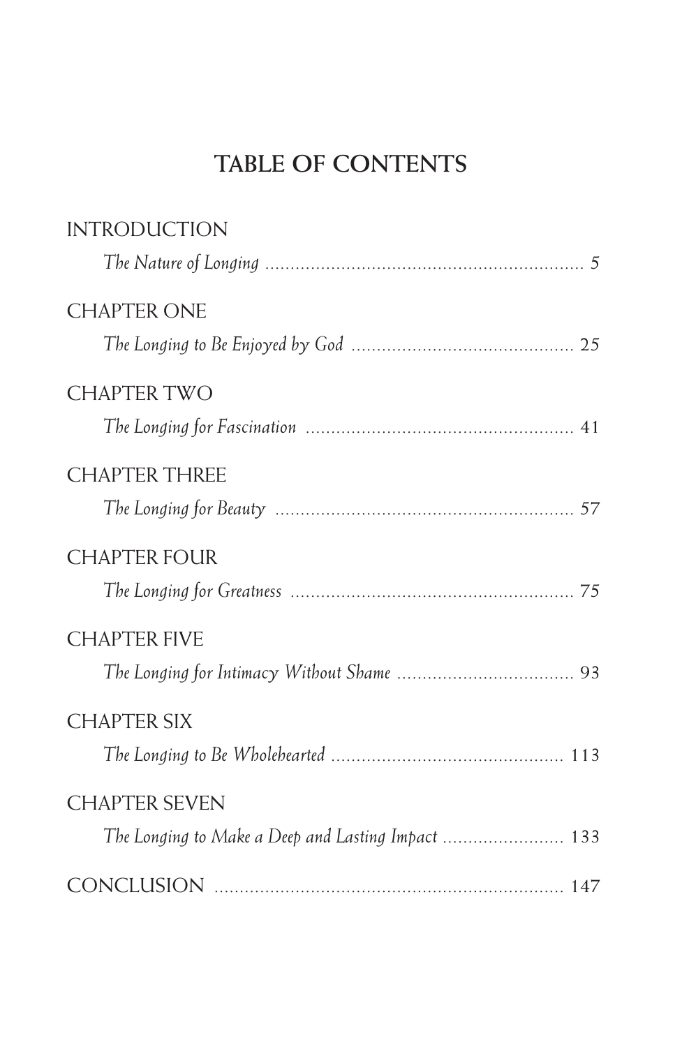# TABLE OF CONTENTS

INTRODUCTION

*The Nature of Longing* .......... 5

CHAPTER ONE

*The Longing to Be Enjoyed by God* .......... 25

CHAPTER TWO

*The Longing for Fascination* .......... 41

CHAPTER THREE

*The Longing for Beauty* .......... 57

CHAPTER FOUR

*The Longing for Greatness* .......... 75

CHAPTER FIVE

*The Longing for Intimacy Without Shame* .......... 93

CHAPTER SIX

*The Longing to Be Wholehearted* .......... 113

CHAPTER SEVEN

*The Longing to Make a Deep and Lasting Impact* .......... 133

CONCLUSION .......... 147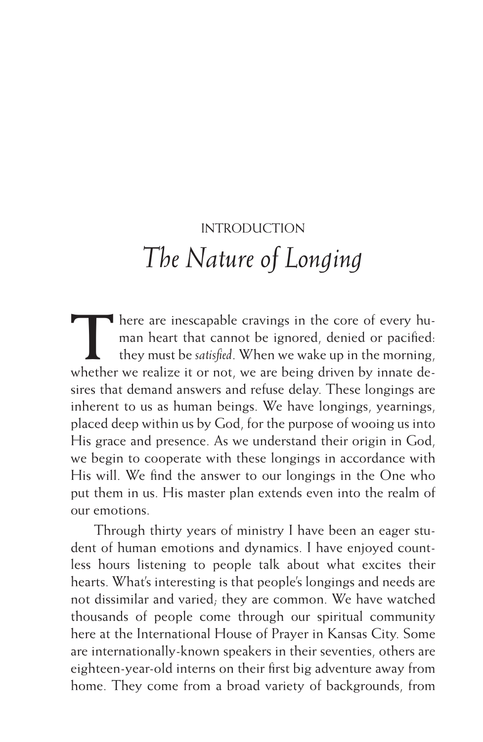INTRODUCTION

# *The Nature of Longing*

There are inescapable cravings in the core of every human heart that cannot be ignored, denied or pacified: they must be *satisfied*. When we wake up in the morning, whether we realize it or not, we are being driven by innate desires that demand answers and refuse delay. These longings are inherent to us as human beings. We have longings, yearnings, placed deep within us by God, for the purpose of wooing us into His grace and presence. As we understand their origin in God, we begin to cooperate with these longings in accordance with His will. We find the answer to our longings in the One who put them in us. His master plan extends even into the realm of our emotions.

Through thirty years of ministry I have been an eager student of human emotions and dynamics. I have enjoyed countless hours listening to people talk about what excites their hearts. What's interesting is that people's longings and needs are not dissimilar and varied; they are common. We have watched thousands of people come through our spiritual community here at the International House of Prayer in Kansas City. Some are internationally-known speakers in their seventies, others are eighteen-year-old interns on their first big adventure away from home. They come from a broad variety of backgrounds, from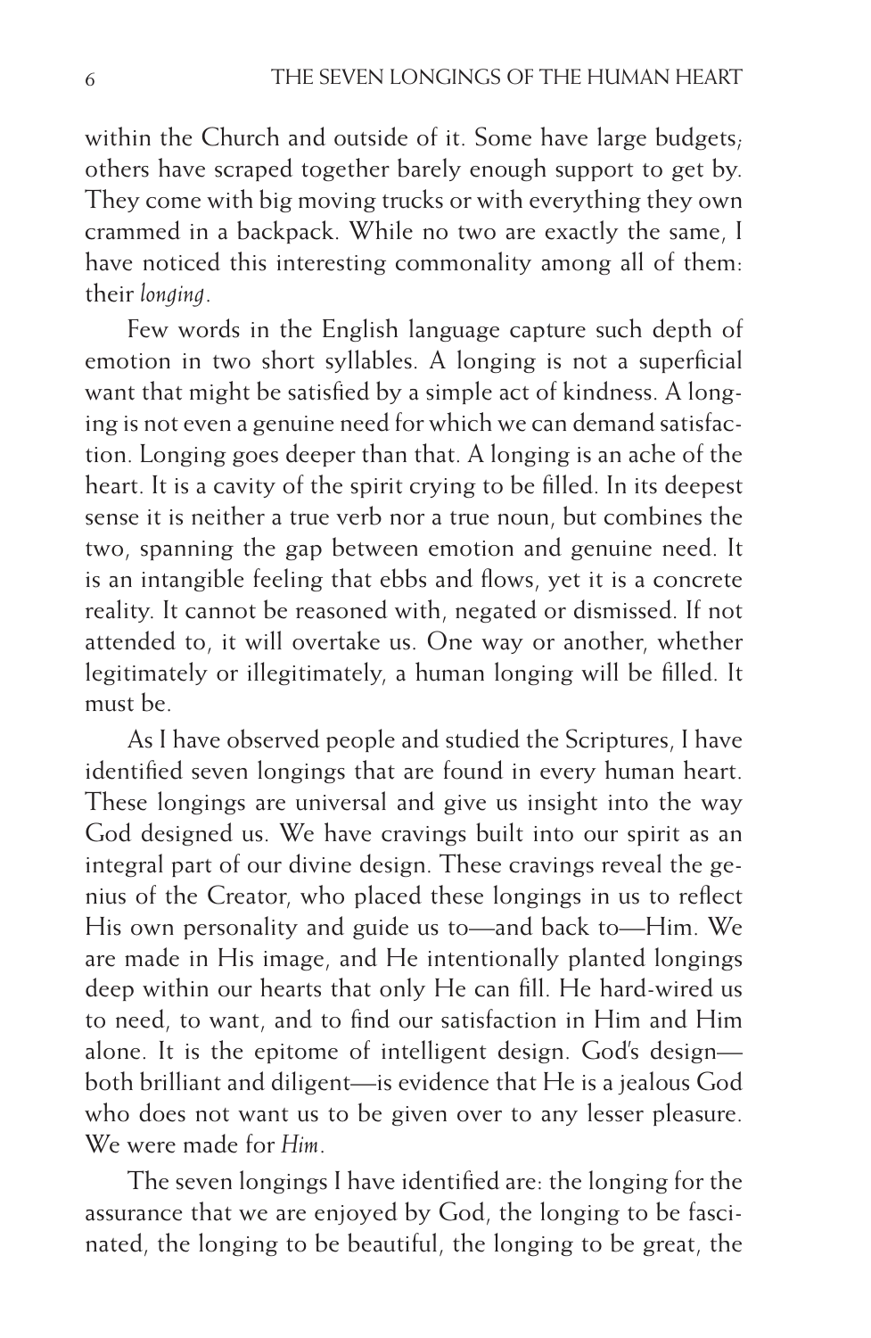within the Church and outside of it. Some have large budgets; others have scraped together barely enough support to get by. They come with big moving trucks or with everything they own crammed in a backpack. While no two are exactly the same, I have noticed this interesting commonality among all of them: their *longing*.

Few words in the English language capture such depth of emotion in two short syllables. A longing is not a superficial want that might be satisfied by a simple act of kindness. A longing is not even a genuine need for which we can demand satisfaction. Longing goes deeper than that. A longing is an ache of the heart. It is a cavity of the spirit crying to be filled. In its deepest sense it is neither a true verb nor a true noun, but combines the two, spanning the gap between emotion and genuine need. It is an intangible feeling that ebbs and flows, yet it is a concrete reality. It cannot be reasoned with, negated or dismissed. If not attended to, it will overtake us. One way or another, whether legitimately or illegitimately, a human longing will be filled. It must be.

As I have observed people and studied the Scriptures, I have identified seven longings that are found in every human heart. These longings are universal and give us insight into the way God designed us. We have cravings built into our spirit as an integral part of our divine design. These cravings reveal the genius of the Creator, who placed these longings in us to reflect His own personality and guide us to—and back to—Him. We are made in His image, and He intentionally planted longings deep within our hearts that only He can fill. He hard-wired us to need, to want, and to find our satisfaction in Him and Him alone. It is the epitome of intelligent design. God's design—both brilliant and diligent—is evidence that He is a jealous God who does not want us to be given over to any lesser pleasure. We were made for *Him*.

The seven longings I have identified are: the longing for the assurance that we are enjoyed by God, the longing to be fascinated, the longing to be beautiful, the longing to be great, the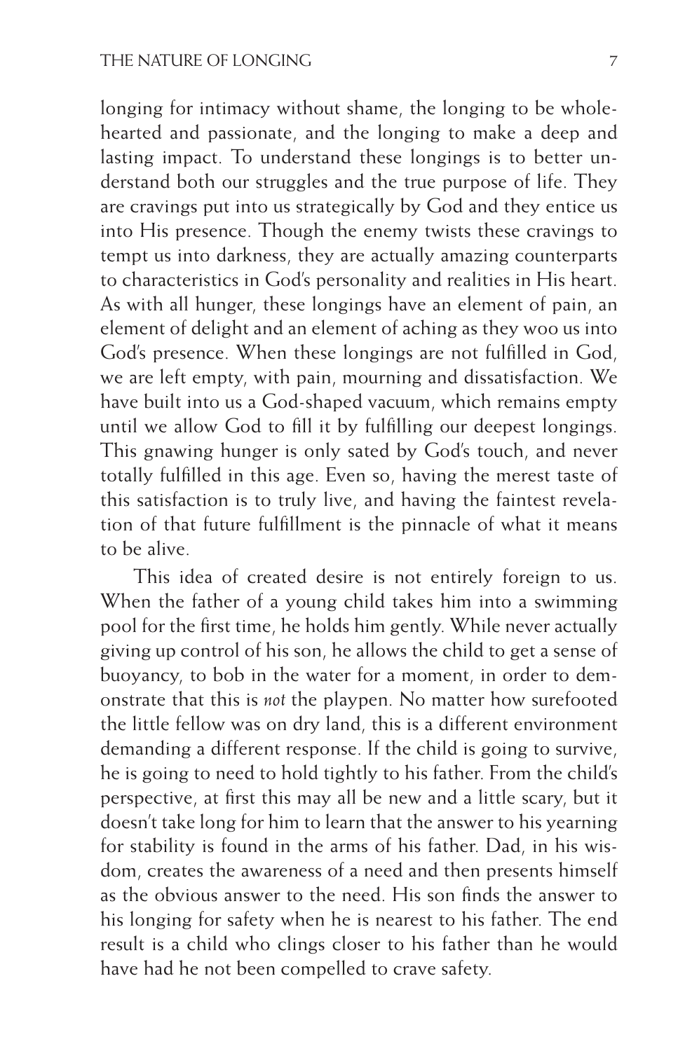longing for intimacy without shame, the longing to be wholehearted and passionate, and the longing to make a deep and lasting impact. To understand these longings is to better understand both our struggles and the true purpose of life. They are cravings put into us strategically by God and they entice us into His presence. Though the enemy twists these cravings to tempt us into darkness, they are actually amazing counterparts to characteristics in God's personality and realities in His heart. As with all hunger, these longings have an element of pain, an element of delight and an element of aching as they woo us into God's presence. When these longings are not fulfilled in God, we are left empty, with pain, mourning and dissatisfaction. We have built into us a God-shaped vacuum, which remains empty until we allow God to fill it by fulfilling our deepest longings. This gnawing hunger is only sated by God's touch, and never totally fulfilled in this age. Even so, having the merest taste of this satisfaction is to truly live, and having the faintest revelation of that future fulfillment is the pinnacle of what it means to be alive.

This idea of created desire is not entirely foreign to us. When the father of a young child takes him into a swimming pool for the first time, he holds him gently. While never actually giving up control of his son, he allows the child to get a sense of buoyancy, to bob in the water for a moment, in order to demonstrate that this is *not* the playpen. No matter how surefooted the little fellow was on dry land, this is a different environment demanding a different response. If the child is going to survive, he is going to need to hold tightly to his father. From the child's perspective, at first this may all be new and a little scary, but it doesn't take long for him to learn that the answer to his yearning for stability is found in the arms of his father. Dad, in his wisdom, creates the awareness of a need and then presents himself as the obvious answer to the need. His son finds the answer to his longing for safety when he is nearest to his father. The end result is a child who clings closer to his father than he would have had he not been compelled to crave safety.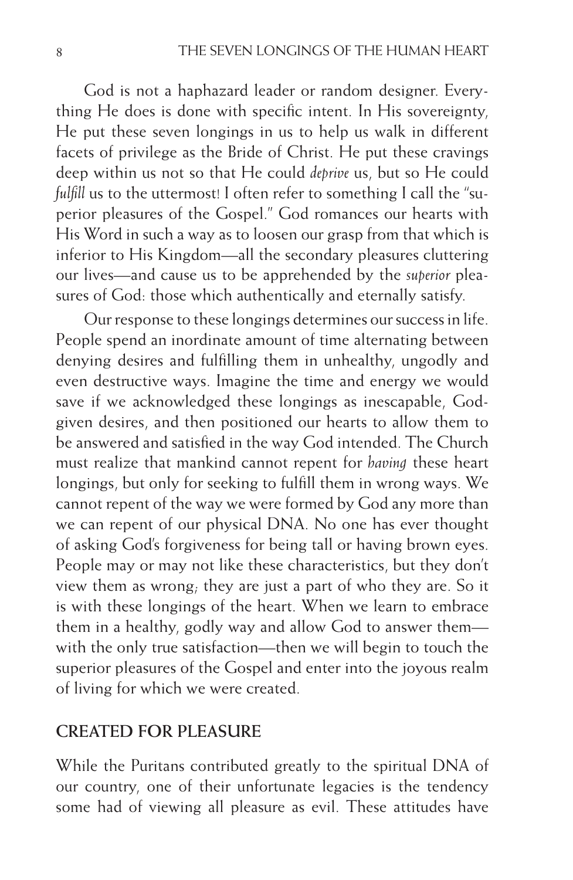God is not a haphazard leader or random designer. Everything He does is done with specific intent. In His sovereignty, He put these seven longings in us to help us walk in different facets of privilege as the Bride of Christ. He put these cravings deep within us not so that He could *deprive* us, but so He could *fulfill* us to the uttermost! I often refer to something I call the "superior pleasures of the Gospel." God romances our hearts with His Word in such a way as to loosen our grasp from that which is inferior to His Kingdom—all the secondary pleasures cluttering our lives—and cause us to be apprehended by the *superior* pleasures of God: those which authentically and eternally satisfy.

Our response to these longings determines our success in life. People spend an inordinate amount of time alternating between denying desires and fulfilling them in unhealthy, ungodly and even destructive ways. Imagine the time and energy we would save if we acknowledged these longings as inescapable, God-given desires, and then positioned our hearts to allow them to be answered and satisfied in the way God intended. The Church must realize that mankind cannot repent for *having* these heart longings, but only for seeking to fulfill them in wrong ways. We cannot repent of the way we were formed by God any more than we can repent of our physical DNA. No one has ever thought of asking God's forgiveness for being tall or having brown eyes. People may or may not like these characteristics, but they don't view them as wrong; they are just a part of who they are. So it is with these longings of the heart. When we learn to embrace them in a healthy, godly way and allow God to answer them—with the only true satisfaction—then we will begin to touch the superior pleasures of the Gospel and enter into the joyous realm of living for which we were created.

## CREATED FOR PLEASURE

While the Puritans contributed greatly to the spiritual DNA of our country, one of their unfortunate legacies is the tendency some had of viewing all pleasure as evil. These attitudes have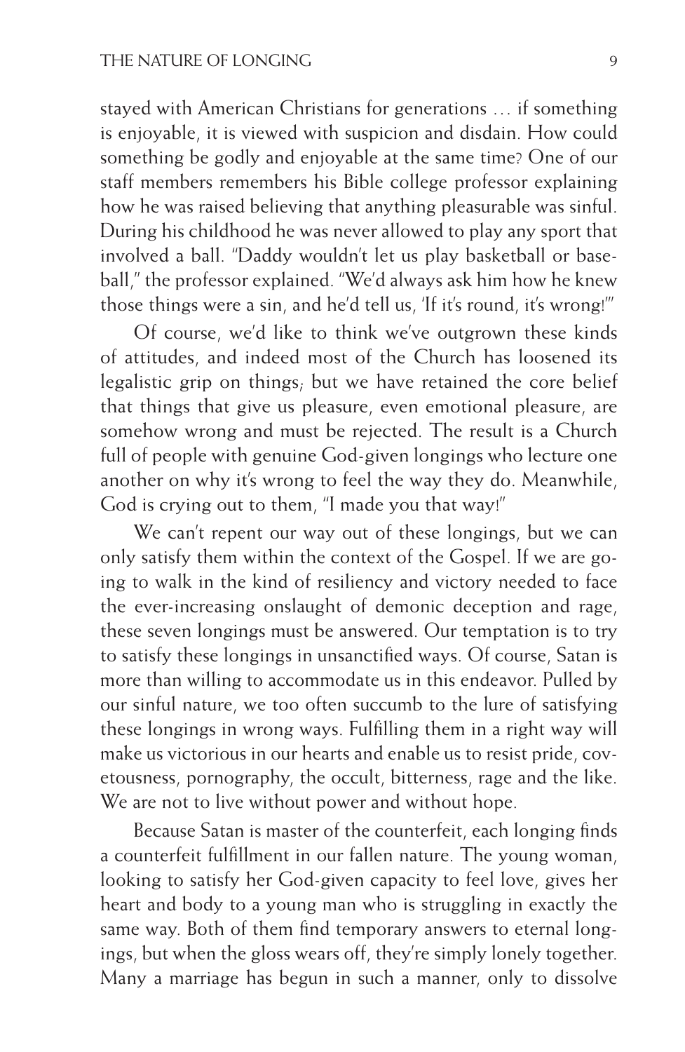stayed with American Christians for generations … if something is enjoyable, it is viewed with suspicion and disdain. How could something be godly and enjoyable at the same time? One of our staff members remembers his Bible college professor explaining how he was raised believing that anything pleasurable was sinful. During his childhood he was never allowed to play any sport that involved a ball. "Daddy wouldn't let us play basketball or baseball," the professor explained. "We'd always ask him how he knew those things were a sin, and he'd tell us, 'If it's round, it's wrong!'"

Of course, we'd like to think we've outgrown these kinds of attitudes, and indeed most of the Church has loosened its legalistic grip on things; but we have retained the core belief that things that give us pleasure, even emotional pleasure, are somehow wrong and must be rejected. The result is a Church full of people with genuine God-given longings who lecture one another on why it's wrong to feel the way they do. Meanwhile, God is crying out to them, "I made you that way!"

We can't repent our way out of these longings, but we can only satisfy them within the context of the Gospel. If we are going to walk in the kind of resiliency and victory needed to face the ever-increasing onslaught of demonic deception and rage, these seven longings must be answered. Our temptation is to try to satisfy these longings in unsanctified ways. Of course, Satan is more than willing to accommodate us in this endeavor. Pulled by our sinful nature, we too often succumb to the lure of satisfying these longings in wrong ways. Fulfilling them in a right way will make us victorious in our hearts and enable us to resist pride, covetousness, pornography, the occult, bitterness, rage and the like. We are not to live without power and without hope.

Because Satan is master of the counterfeit, each longing finds a counterfeit fulfillment in our fallen nature. The young woman, looking to satisfy her God-given capacity to feel love, gives her heart and body to a young man who is struggling in exactly the same way. Both of them find temporary answers to eternal longings, but when the gloss wears off, they're simply lonely together. Many a marriage has begun in such a manner, only to dissolve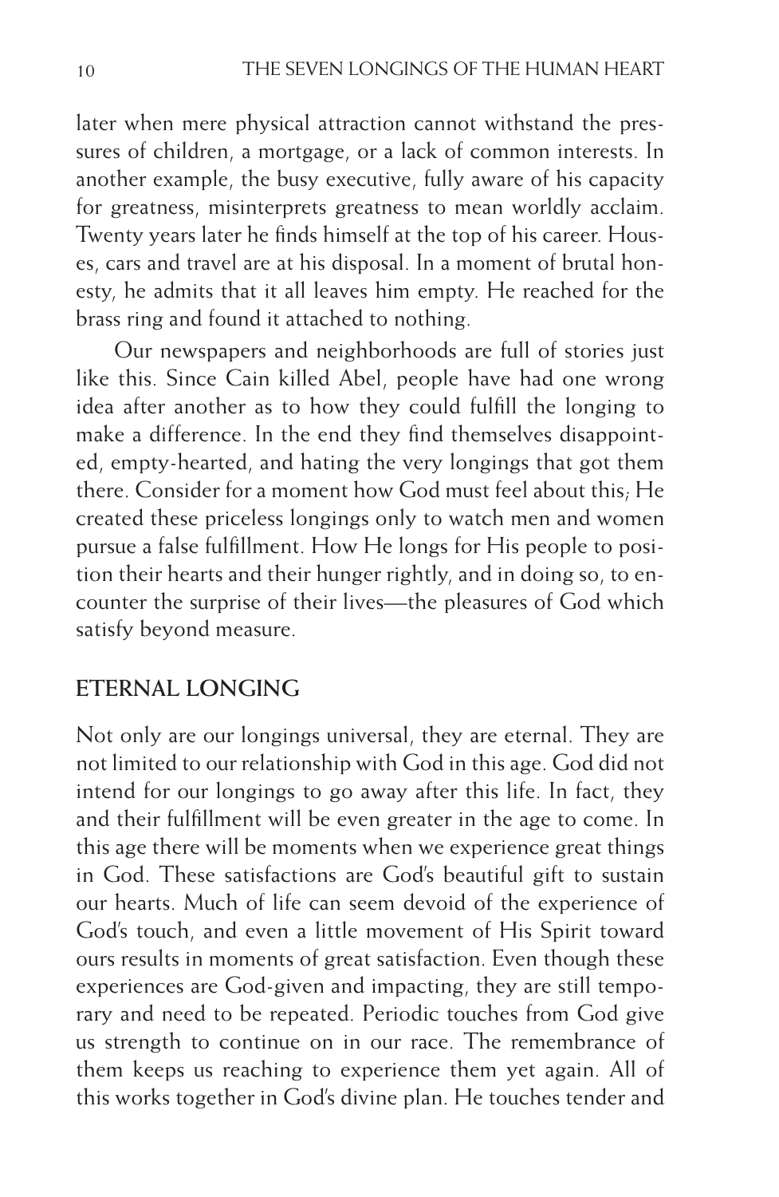later when mere physical attraction cannot withstand the pressures of children, a mortgage, or a lack of common interests. In another example, the busy executive, fully aware of his capacity for greatness, misinterprets greatness to mean worldly acclaim. Twenty years later he finds himself at the top of his career. Houses, cars and travel are at his disposal. In a moment of brutal honesty, he admits that it all leaves him empty. He reached for the brass ring and found it attached to nothing.

Our newspapers and neighborhoods are full of stories just like this. Since Cain killed Abel, people have had one wrong idea after another as to how they could fulfill the longing to make a difference. In the end they find themselves disappointed, empty-hearted, and hating the very longings that got them there. Consider for a moment how God must feel about this; He created these priceless longings only to watch men and women pursue a false fulfillment. How He longs for His people to position their hearts and their hunger rightly, and in doing so, to encounter the surprise of their lives—the pleasures of God which satisfy beyond measure.

## ETERNAL LONGING

Not only are our longings universal, they are eternal. They are not limited to our relationship with God in this age. God did not intend for our longings to go away after this life. In fact, they and their fulfillment will be even greater in the age to come. In this age there will be moments when we experience great things in God. These satisfactions are God's beautiful gift to sustain our hearts. Much of life can seem devoid of the experience of God's touch, and even a little movement of His Spirit toward ours results in moments of great satisfaction. Even though these experiences are God-given and impacting, they are still temporary and need to be repeated. Periodic touches from God give us strength to continue on in our race. The remembrance of them keeps us reaching to experience them yet again. All of this works together in God's divine plan. He touches tender and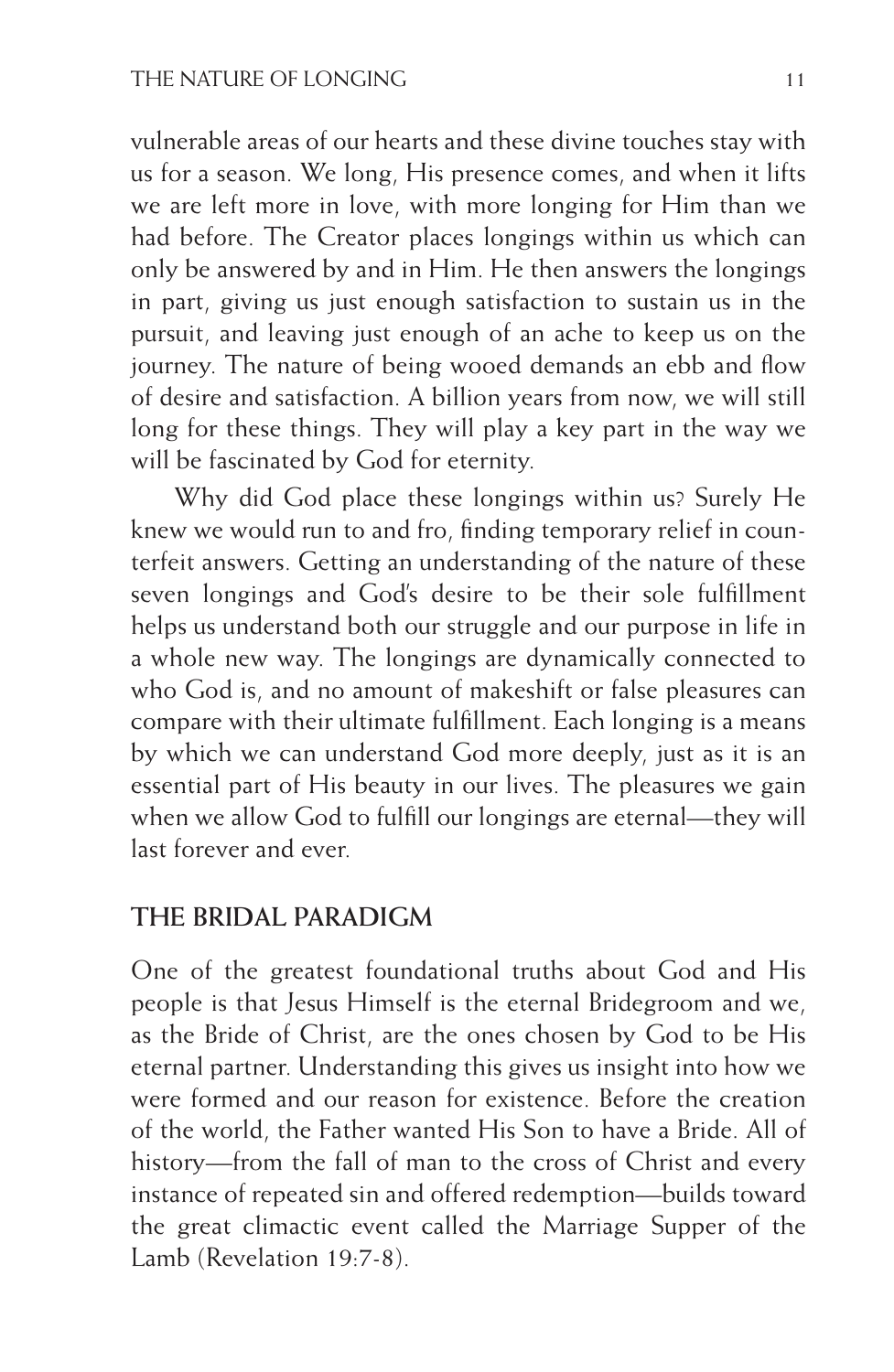vulnerable areas of our hearts and these divine touches stay with us for a season. We long, His presence comes, and when it lifts we are left more in love, with more longing for Him than we had before. The Creator places longings within us which can only be answered by and in Him. He then answers the longings in part, giving us just enough satisfaction to sustain us in the pursuit, and leaving just enough of an ache to keep us on the journey. The nature of being wooed demands an ebb and flow of desire and satisfaction. A billion years from now, we will still long for these things. They will play a key part in the way we will be fascinated by God for eternity.

Why did God place these longings within us? Surely He knew we would run to and fro, finding temporary relief in counterfeit answers. Getting an understanding of the nature of these seven longings and God's desire to be their sole fulfillment helps us understand both our struggle and our purpose in life in a whole new way. The longings are dynamically connected to who God is, and no amount of makeshift or false pleasures can compare with their ultimate fulfillment. Each longing is a means by which we can understand God more deeply, just as it is an essential part of His beauty in our lives. The pleasures we gain when we allow God to fulfill our longings are eternal—they will last forever and ever.

## THE BRIDAL PARADIGM

One of the greatest foundational truths about God and His people is that Jesus Himself is the eternal Bridegroom and we, as the Bride of Christ, are the ones chosen by God to be His eternal partner. Understanding this gives us insight into how we were formed and our reason for existence. Before the creation of the world, the Father wanted His Son to have a Bride. All of history—from the fall of man to the cross of Christ and every instance of repeated sin and offered redemption—builds toward the great climactic event called the Marriage Supper of the Lamb (Revelation 19:7-8).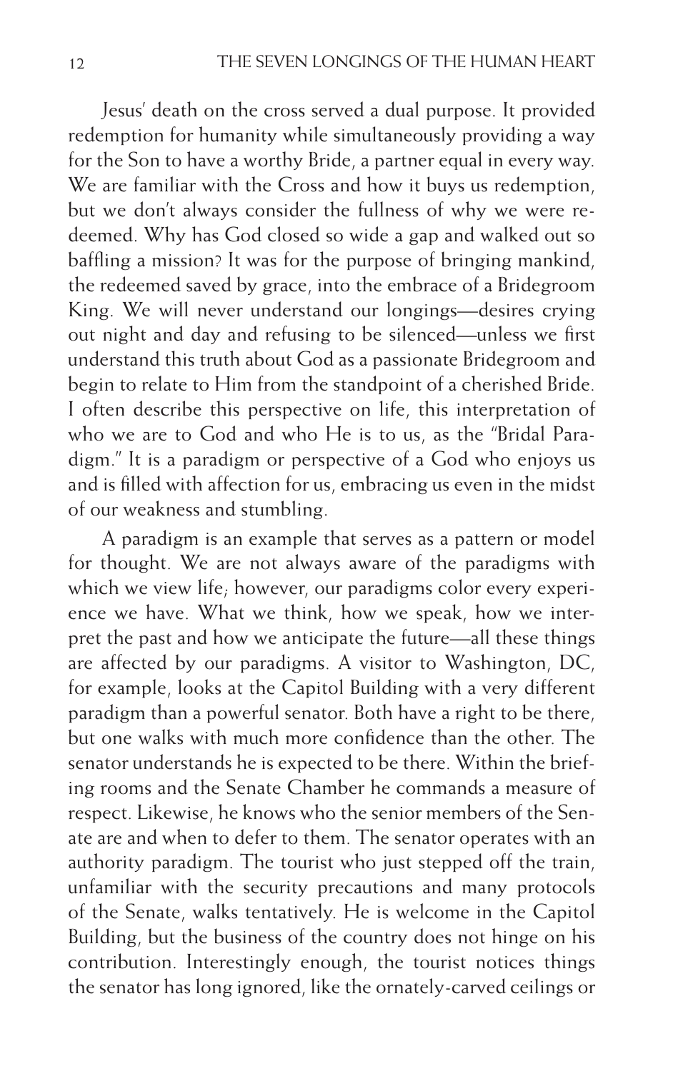Jesus' death on the cross served a dual purpose. It provided redemption for humanity while simultaneously providing a way for the Son to have a worthy Bride, a partner equal in every way. We are familiar with the Cross and how it buys us redemption, but we don't always consider the fullness of why we were redeemed. Why has God closed so wide a gap and walked out so baffling a mission? It was for the purpose of bringing mankind, the redeemed saved by grace, into the embrace of a Bridegroom King. We will never understand our longings—desires crying out night and day and refusing to be silenced—unless we first understand this truth about God as a passionate Bridegroom and begin to relate to Him from the standpoint of a cherished Bride. I often describe this perspective on life, this interpretation of who we are to God and who He is to us, as the "Bridal Paradigm." It is a paradigm or perspective of a God who enjoys us and is filled with affection for us, embracing us even in the midst of our weakness and stumbling.

A paradigm is an example that serves as a pattern or model for thought. We are not always aware of the paradigms with which we view life; however, our paradigms color every experience we have. What we think, how we speak, how we interpret the past and how we anticipate the future—all these things are affected by our paradigms. A visitor to Washington, DC, for example, looks at the Capitol Building with a very different paradigm than a powerful senator. Both have a right to be there, but one walks with much more confidence than the other. The senator understands he is expected to be there. Within the briefing rooms and the Senate Chamber he commands a measure of respect. Likewise, he knows who the senior members of the Senate are and when to defer to them. The senator operates with an authority paradigm. The tourist who just stepped off the train, unfamiliar with the security precautions and many protocols of the Senate, walks tentatively. He is welcome in the Capitol Building, but the business of the country does not hinge on his contribution. Interestingly enough, the tourist notices things the senator has long ignored, like the ornately-carved ceilings or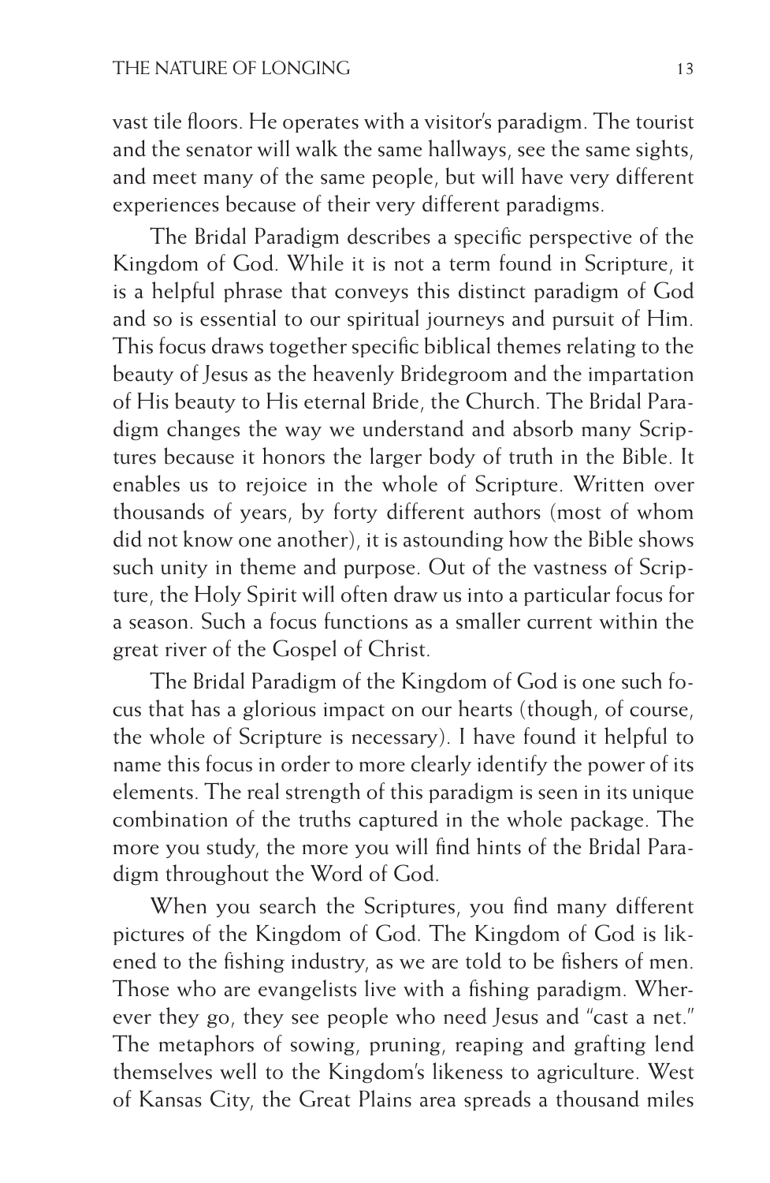vast tile floors. He operates with a visitor's paradigm. The tourist and the senator will walk the same hallways, see the same sights, and meet many of the same people, but will have very different experiences because of their very different paradigms.

The Bridal Paradigm describes a specific perspective of the Kingdom of God. While it is not a term found in Scripture, it is a helpful phrase that conveys this distinct paradigm of God and so is essential to our spiritual journeys and pursuit of Him. This focus draws together specific biblical themes relating to the beauty of Jesus as the heavenly Bridegroom and the impartation of His beauty to His eternal Bride, the Church. The Bridal Paradigm changes the way we understand and absorb many Scriptures because it honors the larger body of truth in the Bible. It enables us to rejoice in the whole of Scripture. Written over thousands of years, by forty different authors (most of whom did not know one another), it is astounding how the Bible shows such unity in theme and purpose. Out of the vastness of Scripture, the Holy Spirit will often draw us into a particular focus for a season. Such a focus functions as a smaller current within the great river of the Gospel of Christ.

The Bridal Paradigm of the Kingdom of God is one such focus that has a glorious impact on our hearts (though, of course, the whole of Scripture is necessary). I have found it helpful to name this focus in order to more clearly identify the power of its elements. The real strength of this paradigm is seen in its unique combination of the truths captured in the whole package. The more you study, the more you will find hints of the Bridal Paradigm throughout the Word of God.

When you search the Scriptures, you find many different pictures of the Kingdom of God. The Kingdom of God is likened to the fishing industry, as we are told to be fishers of men. Those who are evangelists live with a fishing paradigm. Wherever they go, they see people who need Jesus and "cast a net." The metaphors of sowing, pruning, reaping and grafting lend themselves well to the Kingdom's likeness to agriculture. West of Kansas City, the Great Plains area spreads a thousand miles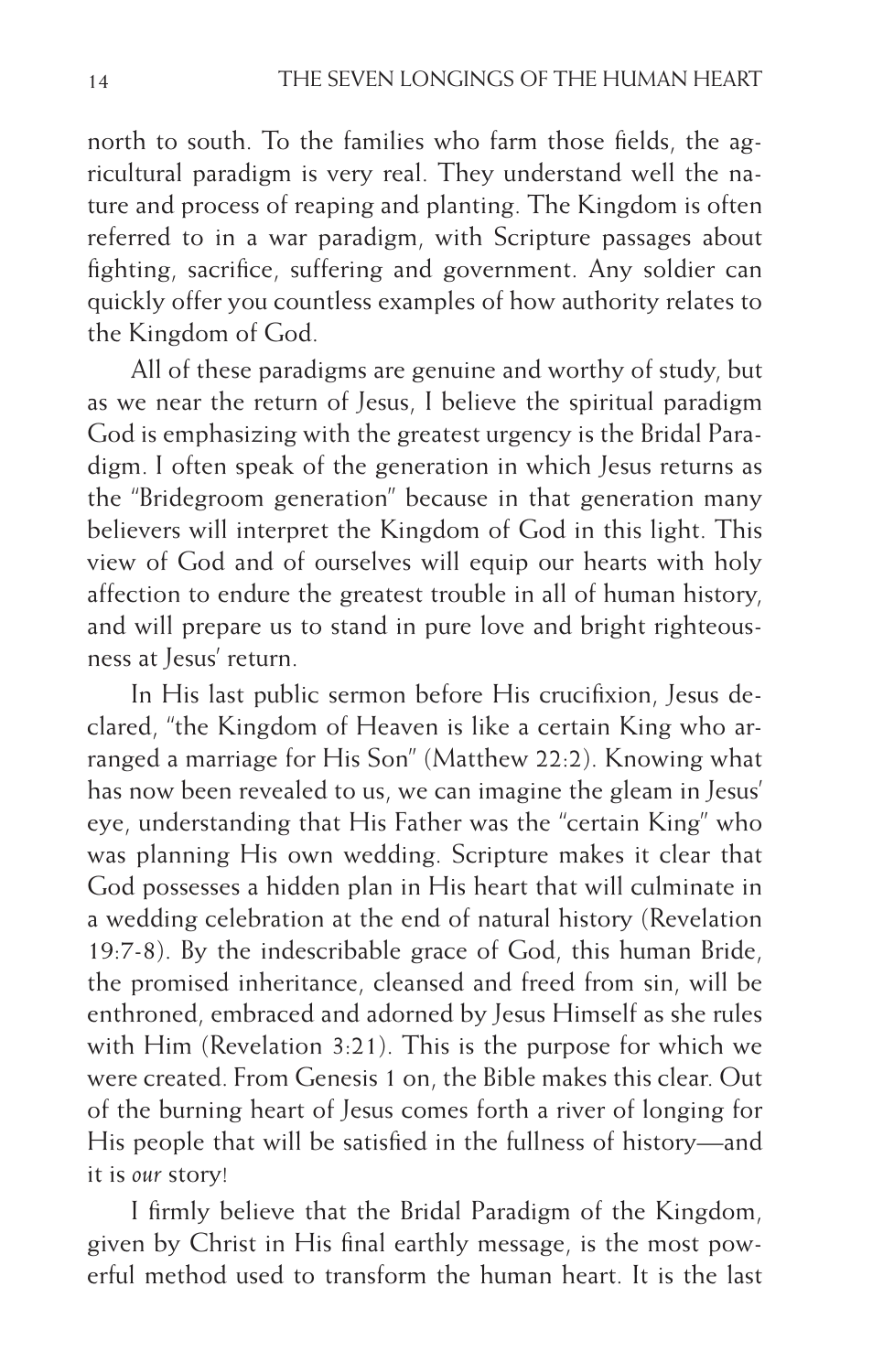north to south. To the families who farm those fields, the agricultural paradigm is very real. They understand well the nature and process of reaping and planting. The Kingdom is often referred to in a war paradigm, with Scripture passages about fighting, sacrifice, suffering and government. Any soldier can quickly offer you countless examples of how authority relates to the Kingdom of God.

All of these paradigms are genuine and worthy of study, but as we near the return of Jesus, I believe the spiritual paradigm God is emphasizing with the greatest urgency is the Bridal Paradigm. I often speak of the generation in which Jesus returns as the "Bridegroom generation" because in that generation many believers will interpret the Kingdom of God in this light. This view of God and of ourselves will equip our hearts with holy affection to endure the greatest trouble in all of human history, and will prepare us to stand in pure love and bright righteousness at Jesus' return.

In His last public sermon before His crucifixion, Jesus declared, "the Kingdom of Heaven is like a certain King who arranged a marriage for His Son" (Matthew 22:2). Knowing what has now been revealed to us, we can imagine the gleam in Jesus' eye, understanding that His Father was the "certain King" who was planning His own wedding. Scripture makes it clear that God possesses a hidden plan in His heart that will culminate in a wedding celebration at the end of natural history (Revelation 19:7-8). By the indescribable grace of God, this human Bride, the promised inheritance, cleansed and freed from sin, will be enthroned, embraced and adorned by Jesus Himself as she rules with Him (Revelation 3:21). This is the purpose for which we were created. From Genesis 1 on, the Bible makes this clear. Out of the burning heart of Jesus comes forth a river of longing for His people that will be satisfied in the fullness of history—and it is *our* story!

I firmly believe that the Bridal Paradigm of the Kingdom, given by Christ in His final earthly message, is the most powerful method used to transform the human heart. It is the last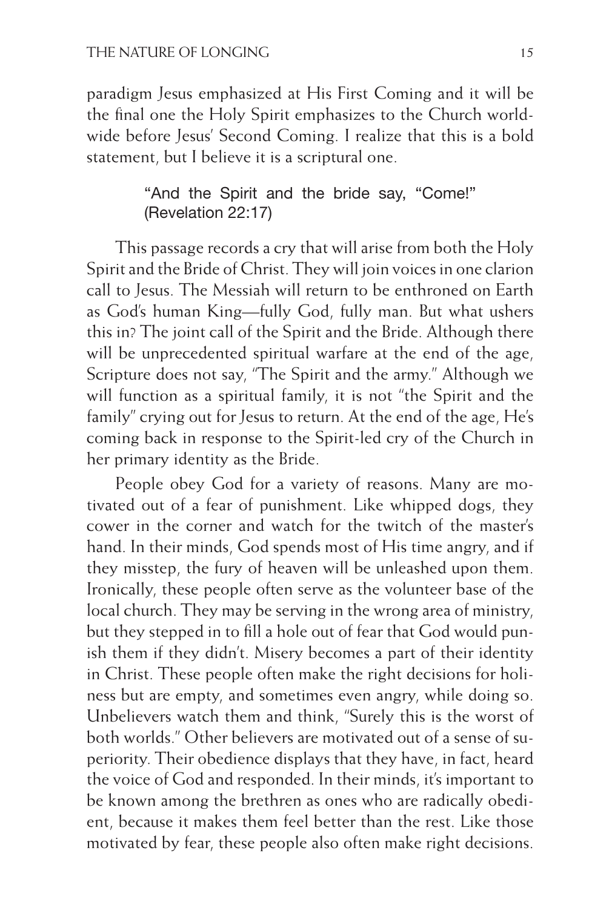paradigm Jesus emphasized at His First Coming and it will be the final one the Holy Spirit emphasizes to the Church worldwide before Jesus' Second Coming. I realize that this is a bold statement, but I believe it is a scriptural one.

> "And the Spirit and the bride say, "Come!" (Revelation 22:17)

This passage records a cry that will arise from both the Holy Spirit and the Bride of Christ. They will join voices in one clarion call to Jesus. The Messiah will return to be enthroned on Earth as God's human King—fully God, fully man. But what ushers this in? The joint call of the Spirit and the Bride. Although there will be unprecedented spiritual warfare at the end of the age, Scripture does not say, "The Spirit and the army." Although we will function as a spiritual family, it is not "the Spirit and the family" crying out for Jesus to return. At the end of the age, He's coming back in response to the Spirit-led cry of the Church in her primary identity as the Bride.

People obey God for a variety of reasons. Many are motivated out of a fear of punishment. Like whipped dogs, they cower in the corner and watch for the twitch of the master's hand. In their minds, God spends most of His time angry, and if they misstep, the fury of heaven will be unleashed upon them. Ironically, these people often serve as the volunteer base of the local church. They may be serving in the wrong area of ministry, but they stepped in to fill a hole out of fear that God would punish them if they didn't. Misery becomes a part of their identity in Christ. These people often make the right decisions for holiness but are empty, and sometimes even angry, while doing so. Unbelievers watch them and think, "Surely this is the worst of both worlds." Other believers are motivated out of a sense of superiority. Their obedience displays that they have, in fact, heard the voice of God and responded. In their minds, it's important to be known among the brethren as ones who are radically obedient, because it makes them feel better than the rest. Like those motivated by fear, these people also often make right decisions.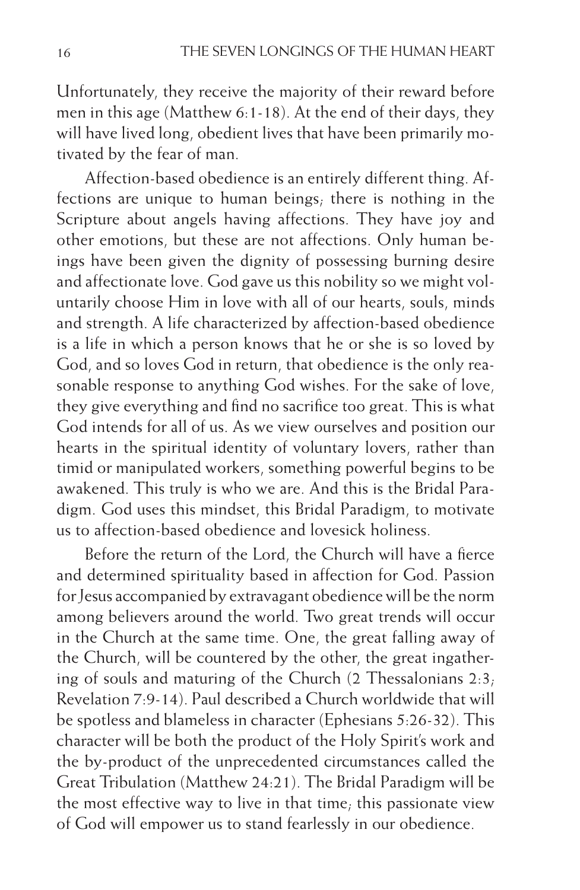Unfortunately, they receive the majority of their reward before men in this age (Matthew 6:1-18). At the end of their days, they will have lived long, obedient lives that have been primarily motivated by the fear of man.

Affection-based obedience is an entirely different thing. Affections are unique to human beings; there is nothing in the Scripture about angels having affections. They have joy and other emotions, but these are not affections. Only human beings have been given the dignity of possessing burning desire and affectionate love. God gave us this nobility so we might voluntarily choose Him in love with all of our hearts, souls, minds and strength. A life characterized by affection-based obedience is a life in which a person knows that he or she is so loved by God, and so loves God in return, that obedience is the only reasonable response to anything God wishes. For the sake of love, they give everything and find no sacrifice too great. This is what God intends for all of us. As we view ourselves and position our hearts in the spiritual identity of voluntary lovers, rather than timid or manipulated workers, something powerful begins to be awakened. This truly is who we are. And this is the Bridal Paradigm. God uses this mindset, this Bridal Paradigm, to motivate us to affection-based obedience and lovesick holiness.

Before the return of the Lord, the Church will have a fierce and determined spirituality based in affection for God. Passion for Jesus accompanied by extravagant obedience will be the norm among believers around the world. Two great trends will occur in the Church at the same time. One, the great falling away of the Church, will be countered by the other, the great ingathering of souls and maturing of the Church (2 Thessalonians 2:3; Revelation 7:9-14). Paul described a Church worldwide that will be spotless and blameless in character (Ephesians 5:26-32). This character will be both the product of the Holy Spirit's work and the by-product of the unprecedented circumstances called the Great Tribulation (Matthew 24:21). The Bridal Paradigm will be the most effective way to live in that time; this passionate view of God will empower us to stand fearlessly in our obedience.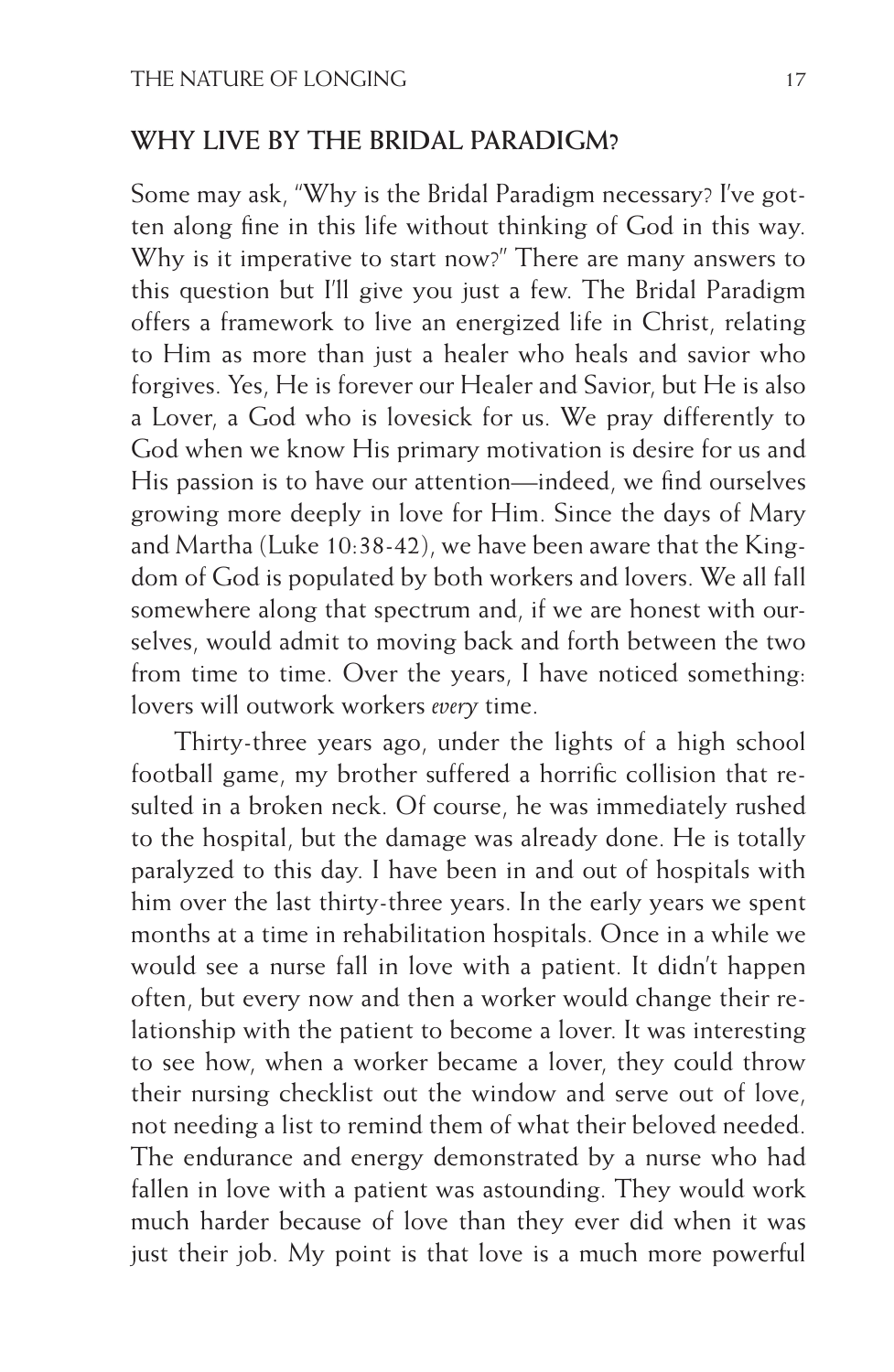## WHY LIVE BY THE BRIDAL PARADIGM?

Some may ask, "Why is the Bridal Paradigm necessary? I've gotten along fine in this life without thinking of God in this way. Why is it imperative to start now?" There are many answers to this question but I'll give you just a few. The Bridal Paradigm offers a framework to live an energized life in Christ, relating to Him as more than just a healer who heals and savior who forgives. Yes, He is forever our Healer and Savior, but He is also a Lover, a God who is lovesick for us. We pray differently to God when we know His primary motivation is desire for us and His passion is to have our attention—indeed, we find ourselves growing more deeply in love for Him. Since the days of Mary and Martha (Luke 10:38-42), we have been aware that the Kingdom of God is populated by both workers and lovers. We all fall somewhere along that spectrum and, if we are honest with ourselves, would admit to moving back and forth between the two from time to time. Over the years, I have noticed something: lovers will outwork workers *every* time.

Thirty-three years ago, under the lights of a high school football game, my brother suffered a horrific collision that resulted in a broken neck. Of course, he was immediately rushed to the hospital, but the damage was already done. He is totally paralyzed to this day. I have been in and out of hospitals with him over the last thirty-three years. In the early years we spent months at a time in rehabilitation hospitals. Once in a while we would see a nurse fall in love with a patient. It didn't happen often, but every now and then a worker would change their relationship with the patient to become a lover. It was interesting to see how, when a worker became a lover, they could throw their nursing checklist out the window and serve out of love, not needing a list to remind them of what their beloved needed. The endurance and energy demonstrated by a nurse who had fallen in love with a patient was astounding. They would work much harder because of love than they ever did when it was just their job. My point is that love is a much more powerful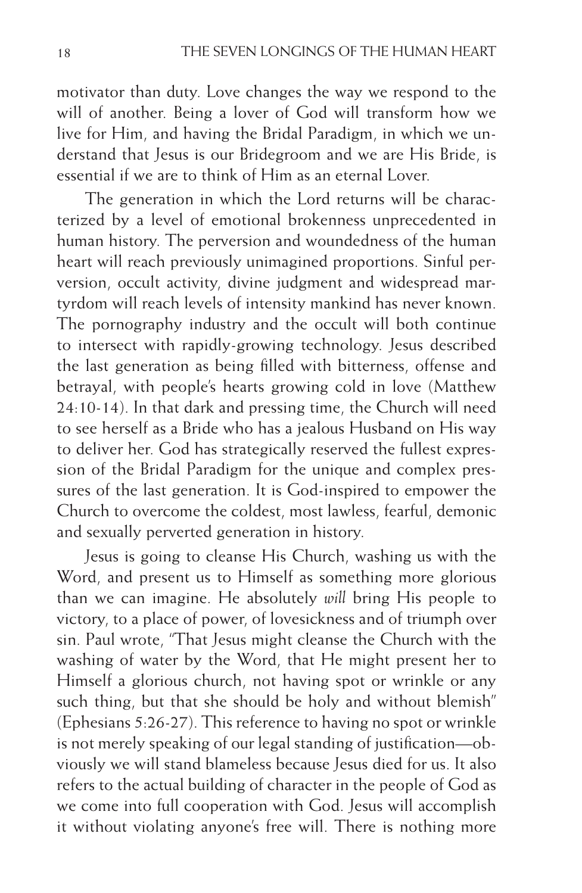motivator than duty. Love changes the way we respond to the will of another. Being a lover of God will transform how we live for Him, and having the Bridal Paradigm, in which we understand that Jesus is our Bridegroom and we are His Bride, is essential if we are to think of Him as an eternal Lover.

The generation in which the Lord returns will be characterized by a level of emotional brokenness unprecedented in human history. The perversion and woundedness of the human heart will reach previously unimagined proportions. Sinful perversion, occult activity, divine judgment and widespread martyrdom will reach levels of intensity mankind has never known. The pornography industry and the occult will both continue to intersect with rapidly-growing technology. Jesus described the last generation as being filled with bitterness, offense and betrayal, with people's hearts growing cold in love (Matthew 24:10-14). In that dark and pressing time, the Church will need to see herself as a Bride who has a jealous Husband on His way to deliver her. God has strategically reserved the fullest expression of the Bridal Paradigm for the unique and complex pressures of the last generation. It is God-inspired to empower the Church to overcome the coldest, most lawless, fearful, demonic and sexually perverted generation in history.

Jesus is going to cleanse His Church, washing us with the Word, and present us to Himself as something more glorious than we can imagine. He absolutely *will* bring His people to victory, to a place of power, of lovesickness and of triumph over sin. Paul wrote, "That Jesus might cleanse the Church with the washing of water by the Word, that He might present her to Himself a glorious church, not having spot or wrinkle or any such thing, but that she should be holy and without blemish" (Ephesians 5:26-27). This reference to having no spot or wrinkle is not merely speaking of our legal standing of justification—obviously we will stand blameless because Jesus died for us. It also refers to the actual building of character in the people of God as we come into full cooperation with God. Jesus will accomplish it without violating anyone's free will. There is nothing more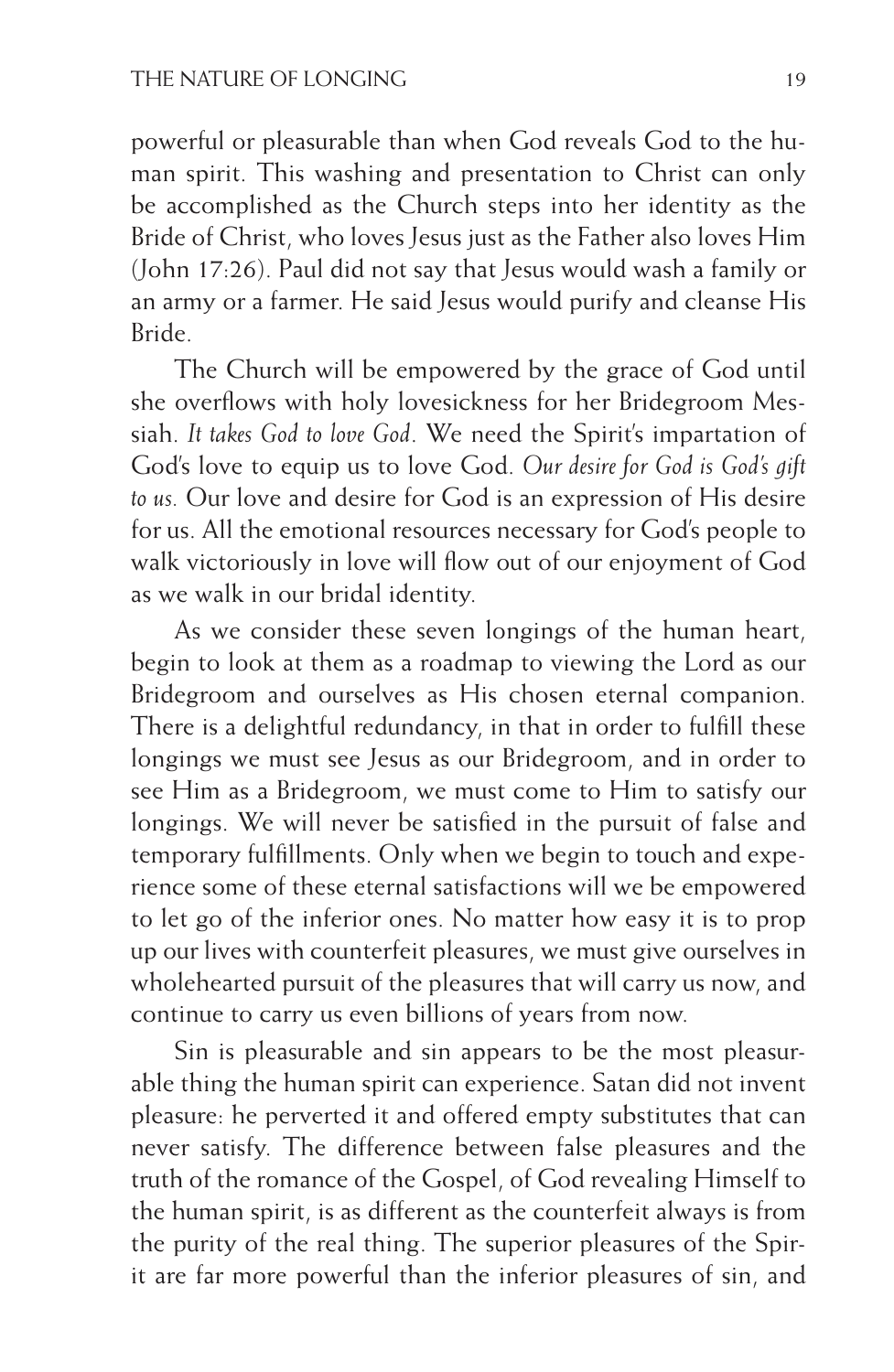powerful or pleasurable than when God reveals God to the human spirit. This washing and presentation to Christ can only be accomplished as the Church steps into her identity as the Bride of Christ, who loves Jesus just as the Father also loves Him (John 17:26). Paul did not say that Jesus would wash a family or an army or a farmer. He said Jesus would purify and cleanse His Bride.

The Church will be empowered by the grace of God until she overflows with holy lovesickness for her Bridegroom Messiah. *It takes God to love God*. We need the Spirit's impartation of God's love to equip us to love God. *Our desire for God is God's gift to us.* Our love and desire for God is an expression of His desire for us. All the emotional resources necessary for God's people to walk victoriously in love will flow out of our enjoyment of God as we walk in our bridal identity.

As we consider these seven longings of the human heart, begin to look at them as a roadmap to viewing the Lord as our Bridegroom and ourselves as His chosen eternal companion. There is a delightful redundancy, in that in order to fulfill these longings we must see Jesus as our Bridegroom, and in order to see Him as a Bridegroom, we must come to Him to satisfy our longings. We will never be satisfied in the pursuit of false and temporary fulfillments. Only when we begin to touch and experience some of these eternal satisfactions will we be empowered to let go of the inferior ones. No matter how easy it is to prop up our lives with counterfeit pleasures, we must give ourselves in wholehearted pursuit of the pleasures that will carry us now, and continue to carry us even billions of years from now.

Sin is pleasurable and sin appears to be the most pleasurable thing the human spirit can experience. Satan did not invent pleasure: he perverted it and offered empty substitutes that can never satisfy. The difference between false pleasures and the truth of the romance of the Gospel, of God revealing Himself to the human spirit, is as different as the counterfeit always is from the purity of the real thing. The superior pleasures of the Spirit are far more powerful than the inferior pleasures of sin, and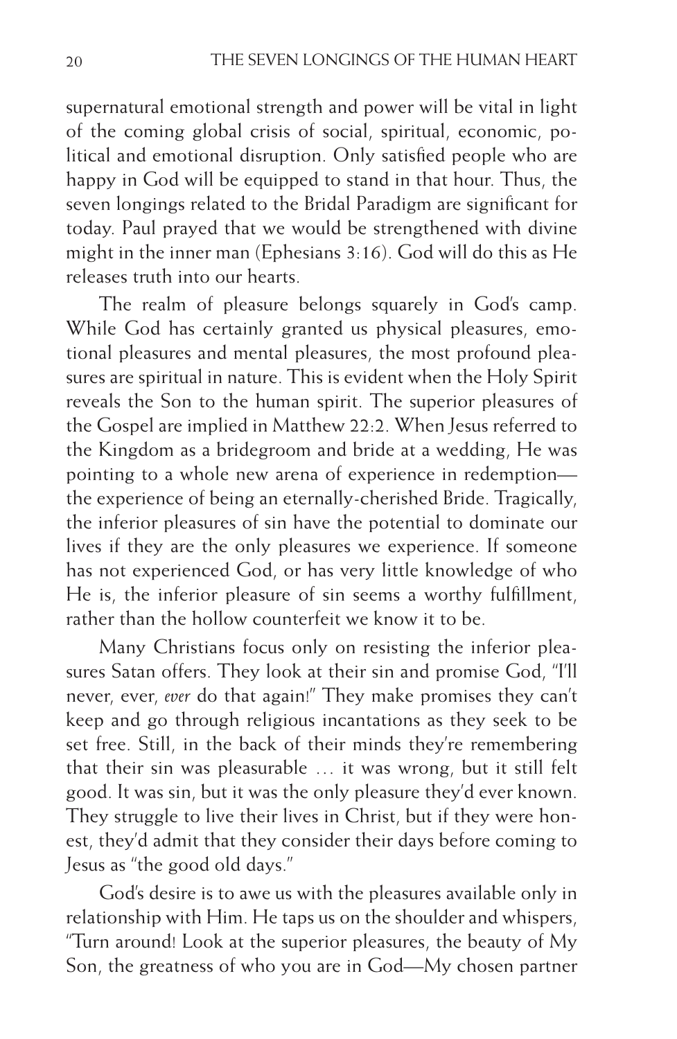supernatural emotional strength and power will be vital in light of the coming global crisis of social, spiritual, economic, political and emotional disruption. Only satisfied people who are happy in God will be equipped to stand in that hour. Thus, the seven longings related to the Bridal Paradigm are significant for today. Paul prayed that we would be strengthened with divine might in the inner man (Ephesians 3:16). God will do this as He releases truth into our hearts.

The realm of pleasure belongs squarely in God's camp. While God has certainly granted us physical pleasures, emotional pleasures and mental pleasures, the most profound pleasures are spiritual in nature. This is evident when the Holy Spirit reveals the Son to the human spirit. The superior pleasures of the Gospel are implied in Matthew 22:2. When Jesus referred to the Kingdom as a bridegroom and bride at a wedding, He was pointing to a whole new arena of experience in redemption—the experience of being an eternally-cherished Bride. Tragically, the inferior pleasures of sin have the potential to dominate our lives if they are the only pleasures we experience. If someone has not experienced God, or has very little knowledge of who He is, the inferior pleasure of sin seems a worthy fulfillment, rather than the hollow counterfeit we know it to be.

Many Christians focus only on resisting the inferior pleasures Satan offers. They look at their sin and promise God, "I'll never, ever, *ever* do that again!" They make promises they can't keep and go through religious incantations as they seek to be set free. Still, in the back of their minds they're remembering that their sin was pleasurable … it was wrong, but it still felt good. It was sin, but it was the only pleasure they'd ever known. They struggle to live their lives in Christ, but if they were honest, they'd admit that they consider their days before coming to Jesus as "the good old days."

God's desire is to awe us with the pleasures available only in relationship with Him. He taps us on the shoulder and whispers, "Turn around! Look at the superior pleasures, the beauty of My Son, the greatness of who you are in God—My chosen partner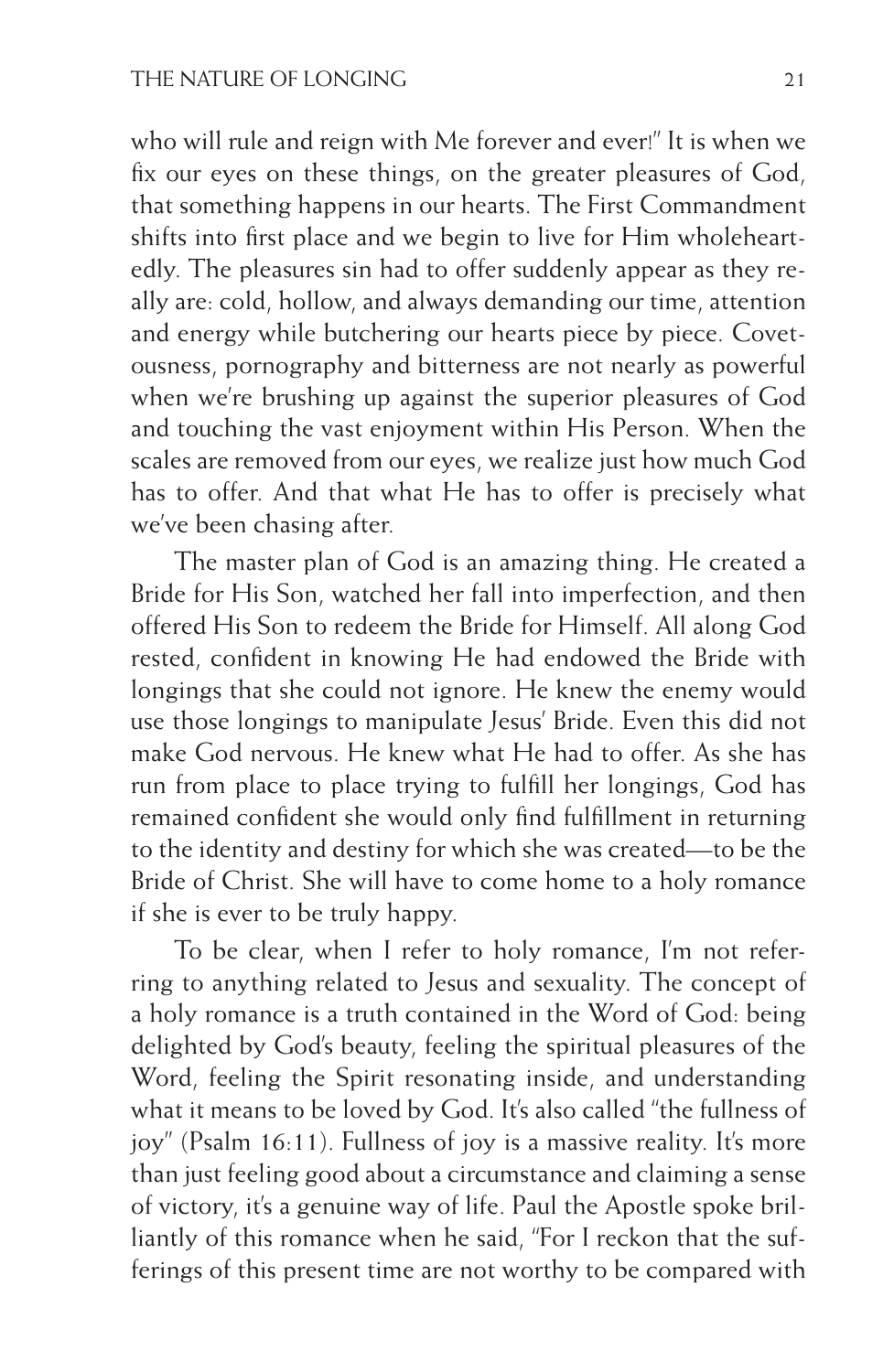who will rule and reign with Me forever and ever!" It is when we fix our eyes on these things, on the greater pleasures of God, that something happens in our hearts. The First Commandment shifts into first place and we begin to live for Him wholeheartedly. The pleasures sin had to offer suddenly appear as they really are: cold, hollow, and always demanding our time, attention and energy while butchering our hearts piece by piece. Covetousness, pornography and bitterness are not nearly as powerful when we're brushing up against the superior pleasures of God and touching the vast enjoyment within His Person. When the scales are removed from our eyes, we realize just how much God has to offer. And that what He has to offer is precisely what we've been chasing after.

The master plan of God is an amazing thing. He created a Bride for His Son, watched her fall into imperfection, and then offered His Son to redeem the Bride for Himself. All along God rested, confident in knowing He had endowed the Bride with longings that she could not ignore. He knew the enemy would use those longings to manipulate Jesus' Bride. Even this did not make God nervous. He knew what He had to offer. As she has run from place to place trying to fulfill her longings, God has remained confident she would only find fulfillment in returning to the identity and destiny for which she was created—to be the Bride of Christ. She will have to come home to a holy romance if she is ever to be truly happy.

To be clear, when I refer to holy romance, I'm not referring to anything related to Jesus and sexuality. The concept of a holy romance is a truth contained in the Word of God: being delighted by God's beauty, feeling the spiritual pleasures of the Word, feeling the Spirit resonating inside, and understanding what it means to be loved by God. It's also called "the fullness of joy" (Psalm 16:11). Fullness of joy is a massive reality. It's more than just feeling good about a circumstance and claiming a sense of victory, it's a genuine way of life. Paul the Apostle spoke brilliantly of this romance when he said, "For I reckon that the sufferings of this present time are not worthy to be compared with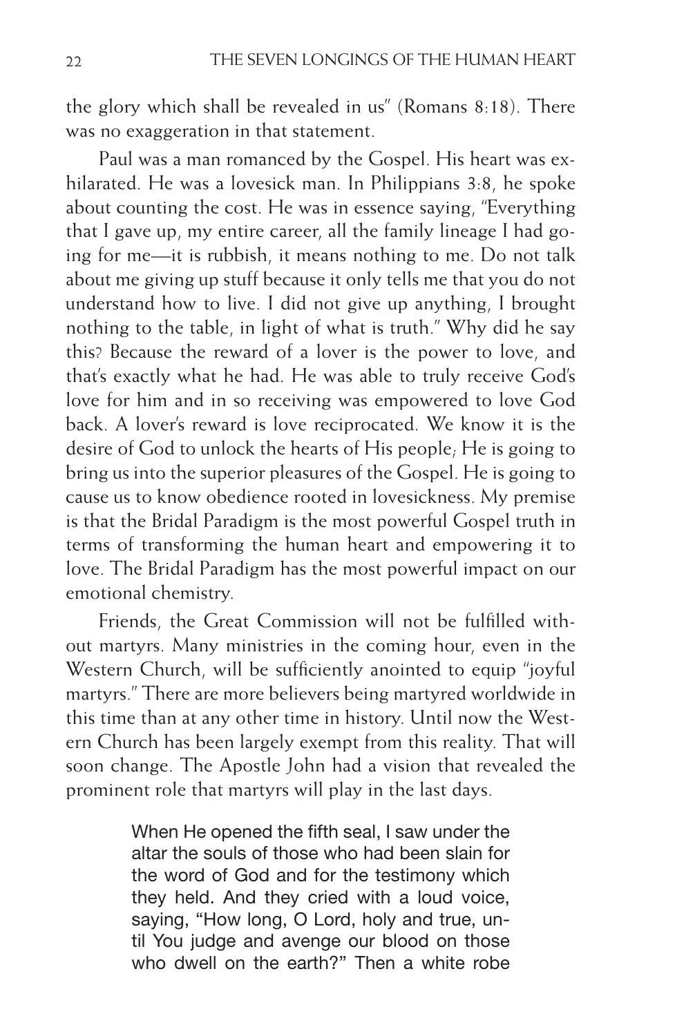the glory which shall be revealed in us" (Romans 8:18). There was no exaggeration in that statement.

Paul was a man romanced by the Gospel. His heart was exhilarated. He was a lovesick man. In Philippians 3:8, he spoke about counting the cost. He was in essence saying, "Everything that I gave up, my entire career, all the family lineage I had going for me—it is rubbish, it means nothing to me. Do not talk about me giving up stuff because it only tells me that you do not understand how to live. I did not give up anything, I brought nothing to the table, in light of what is truth." Why did he say this? Because the reward of a lover is the power to love, and that's exactly what he had. He was able to truly receive God's love for him and in so receiving was empowered to love God back. A lover's reward is love reciprocated. We know it is the desire of God to unlock the hearts of His people; He is going to bring us into the superior pleasures of the Gospel. He is going to cause us to know obedience rooted in lovesickness. My premise is that the Bridal Paradigm is the most powerful Gospel truth in terms of transforming the human heart and empowering it to love. The Bridal Paradigm has the most powerful impact on our emotional chemistry.

Friends, the Great Commission will not be fulfilled without martyrs. Many ministries in the coming hour, even in the Western Church, will be sufficiently anointed to equip "joyful martyrs." There are more believers being martyred worldwide in this time than at any other time in history. Until now the Western Church has been largely exempt from this reality. That will soon change. The Apostle John had a vision that revealed the prominent role that martyrs will play in the last days.

> When He opened the fifth seal, I saw under the altar the souls of those who had been slain for the word of God and for the testimony which they held. And they cried with a loud voice, saying, "How long, O Lord, holy and true, until You judge and avenge our blood on those who dwell on the earth?" Then a white robe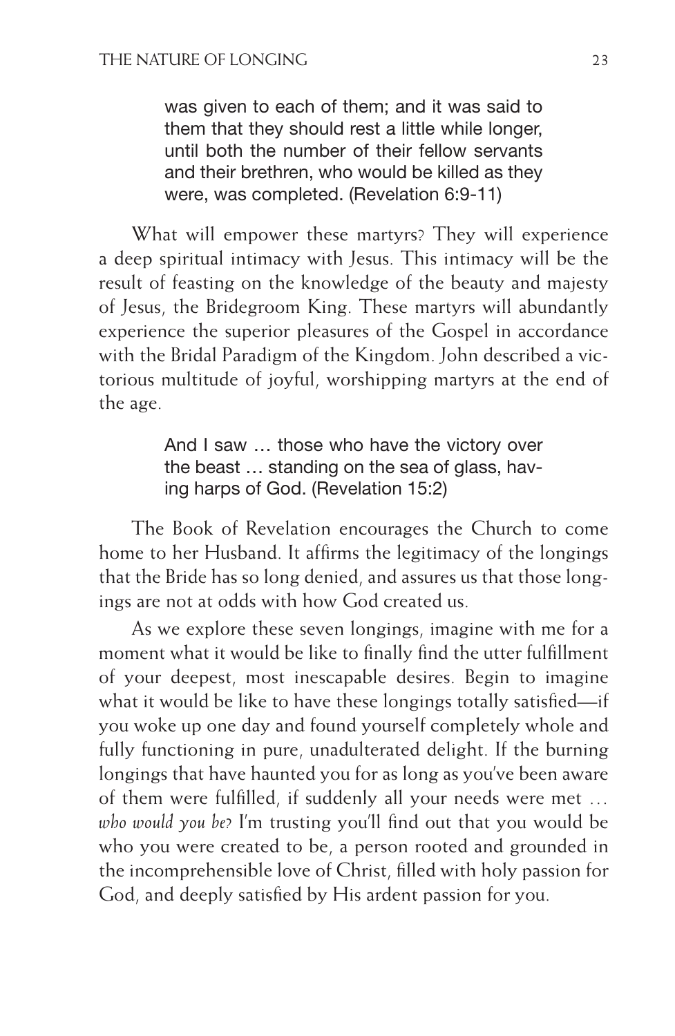> was given to each of them; and it was said to them that they should rest a little while longer, until both the number of their fellow servants and their brethren, who would be killed as they were, was completed. (Revelation 6:9-11)

What will empower these martyrs? They will experience a deep spiritual intimacy with Jesus. This intimacy will be the result of feasting on the knowledge of the beauty and majesty of Jesus, the Bridegroom King. These martyrs will abundantly experience the superior pleasures of the Gospel in accordance with the Bridal Paradigm of the Kingdom. John described a victorious multitude of joyful, worshipping martyrs at the end of the age.

> And I saw … those who have the victory over the beast … standing on the sea of glass, having harps of God. (Revelation 15:2)

The Book of Revelation encourages the Church to come home to her Husband. It affirms the legitimacy of the longings that the Bride has so long denied, and assures us that those longings are not at odds with how God created us.

As we explore these seven longings, imagine with me for a moment what it would be like to finally find the utter fulfillment of your deepest, most inescapable desires. Begin to imagine what it would be like to have these longings totally satisfied—if you woke up one day and found yourself completely whole and fully functioning in pure, unadulterated delight. If the burning longings that have haunted you for as long as you've been aware of them were fulfilled, if suddenly all your needs were met … *who would you be?* I'm trusting you'll find out that you would be who you were created to be, a person rooted and grounded in the incomprehensible love of Christ, filled with holy passion for God, and deeply satisfied by His ardent passion for you.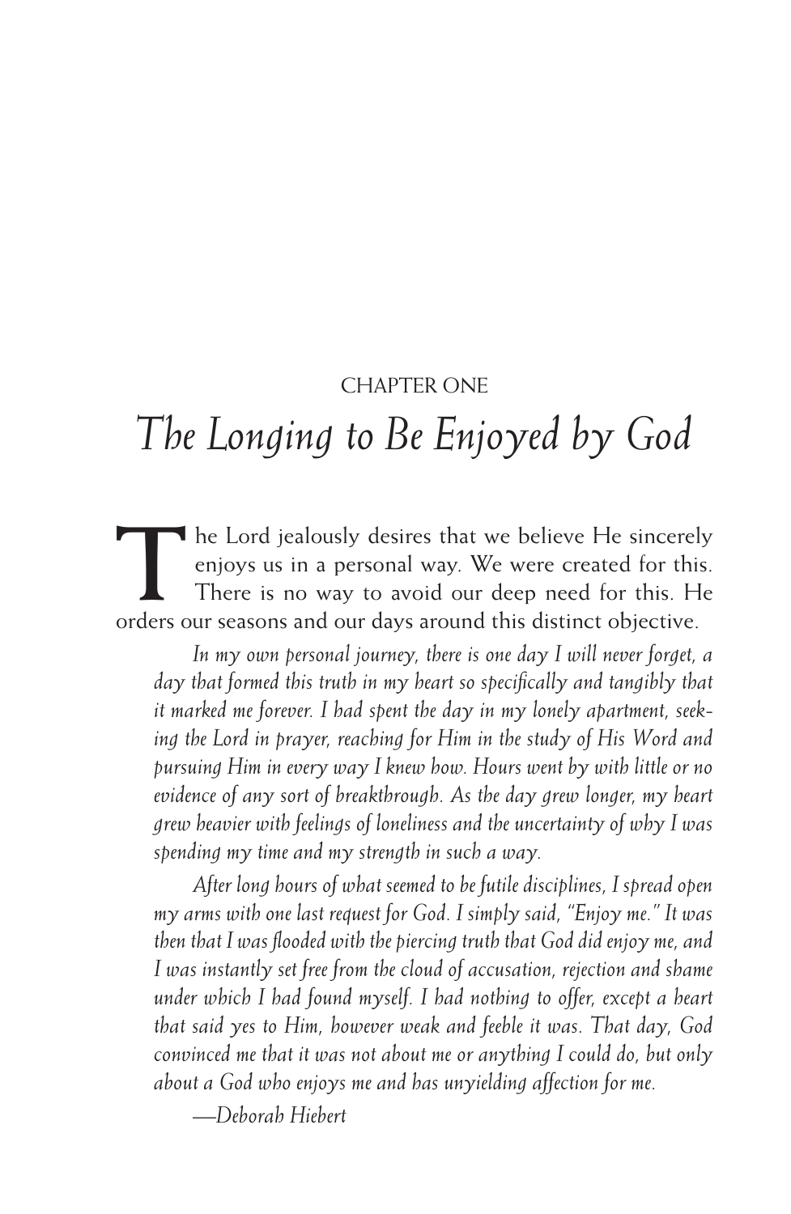CHAPTER ONE

# *The Longing to Be Enjoyed by God*

The Lord jealously desires that we believe He sincerely enjoys us in a personal way. We were created for this. There is no way to avoid our deep need for this. He orders our seasons and our days around this distinct objective.

> *In my own personal journey, there is one day I will never forget, a day that formed this truth in my heart so specifically and tangibly that it marked me forever. I had spent the day in my lonely apartment, seeking the Lord in prayer, reaching for Him in the study of His Word and pursuing Him in every way I knew how. Hours went by with little or no evidence of any sort of breakthrough. As the day grew longer, my heart grew heavier with feelings of loneliness and the uncertainty of why I was spending my time and my strength in such a way.*
>
> *After long hours of what seemed to be futile disciplines, I spread open my arms with one last request for God. I simply said, "Enjoy me." It was then that I was flooded with the piercing truth that God did enjoy me, and I was instantly set free from the cloud of accusation, rejection and shame under which I had found myself. I had nothing to offer, except a heart that said yes to Him, however weak and feeble it was. That day, God convinced me that it was not about me or anything I could do, but only about a God who enjoys me and has unyielding affection for me.*
>
> *—Deborah Hiebert*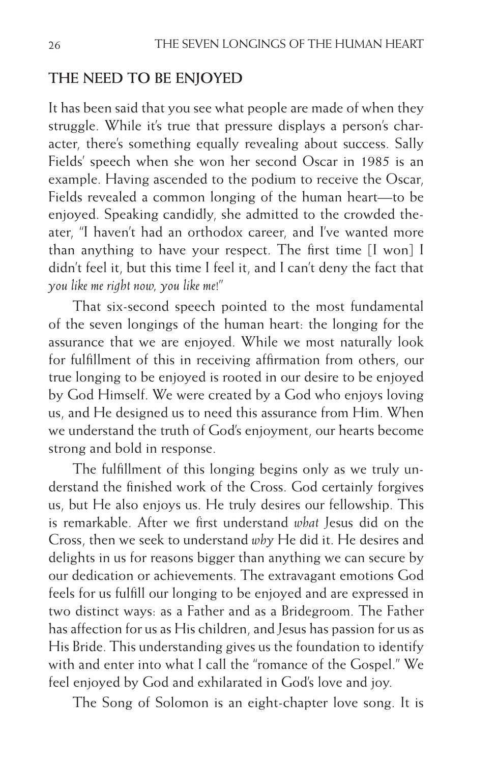## THE NEED TO BE ENJOYED

It has been said that you see what people are made of when they struggle. While it's true that pressure displays a person's character, there's something equally revealing about success. Sally Fields' speech when she won her second Oscar in 1985 is an example. Having ascended to the podium to receive the Oscar, Fields revealed a common longing of the human heart—to be enjoyed. Speaking candidly, she admitted to the crowded theater, "I haven't had an orthodox career, and I've wanted more than anything to have your respect. The first time [I won] I didn't feel it, but this time I feel it, and I can't deny the fact that *you like me right now, you like me*!"

That six-second speech pointed to the most fundamental of the seven longings of the human heart: the longing for the assurance that we are enjoyed. While we most naturally look for fulfillment of this in receiving affirmation from others, our true longing to be enjoyed is rooted in our desire to be enjoyed by God Himself. We were created by a God who enjoys loving us, and He designed us to need this assurance from Him. When we understand the truth of God's enjoyment, our hearts become strong and bold in response.

The fulfillment of this longing begins only as we truly understand the finished work of the Cross. God certainly forgives us, but He also enjoys us. He truly desires our fellowship. This is remarkable. After we first understand *what* Jesus did on the Cross, then we seek to understand *why* He did it. He desires and delights in us for reasons bigger than anything we can secure by our dedication or achievements. The extravagant emotions God feels for us fulfill our longing to be enjoyed and are expressed in two distinct ways: as a Father and as a Bridegroom. The Father has affection for us as His children, and Jesus has passion for us as His Bride. This understanding gives us the foundation to identify with and enter into what I call the "romance of the Gospel." We feel enjoyed by God and exhilarated in God's love and joy.

The Song of Solomon is an eight-chapter love song. It is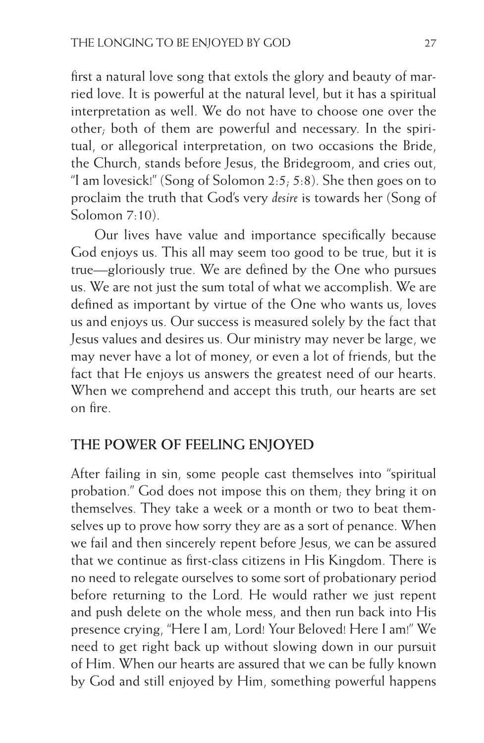first a natural love song that extols the glory and beauty of married love. It is powerful at the natural level, but it has a spiritual interpretation as well. We do not have to choose one over the other; both of them are powerful and necessary. In the spiritual, or allegorical interpretation, on two occasions the Bride, the Church, stands before Jesus, the Bridegroom, and cries out, "I am lovesick!" (Song of Solomon 2:5; 5:8). She then goes on to proclaim the truth that God's very *desire* is towards her (Song of Solomon 7:10).

Our lives have value and importance specifically because God enjoys us. This all may seem too good to be true, but it is true—gloriously true. We are defined by the One who pursues us. We are not just the sum total of what we accomplish. We are defined as important by virtue of the One who wants us, loves us and enjoys us. Our success is measured solely by the fact that Jesus values and desires us. Our ministry may never be large, we may never have a lot of money, or even a lot of friends, but the fact that He enjoys us answers the greatest need of our hearts. When we comprehend and accept this truth, our hearts are set on fire.

## THE POWER OF FEELING ENJOYED

After failing in sin, some people cast themselves into "spiritual probation." God does not impose this on them; they bring it on themselves. They take a week or a month or two to beat themselves up to prove how sorry they are as a sort of penance. When we fail and then sincerely repent before Jesus, we can be assured that we continue as first-class citizens in His Kingdom. There is no need to relegate ourselves to some sort of probationary period before returning to the Lord. He would rather we just repent and push delete on the whole mess, and then run back into His presence crying, "Here I am, Lord! Your Beloved! Here I am!" We need to get right back up without slowing down in our pursuit of Him. When our hearts are assured that we can be fully known by God and still enjoyed by Him, something powerful happens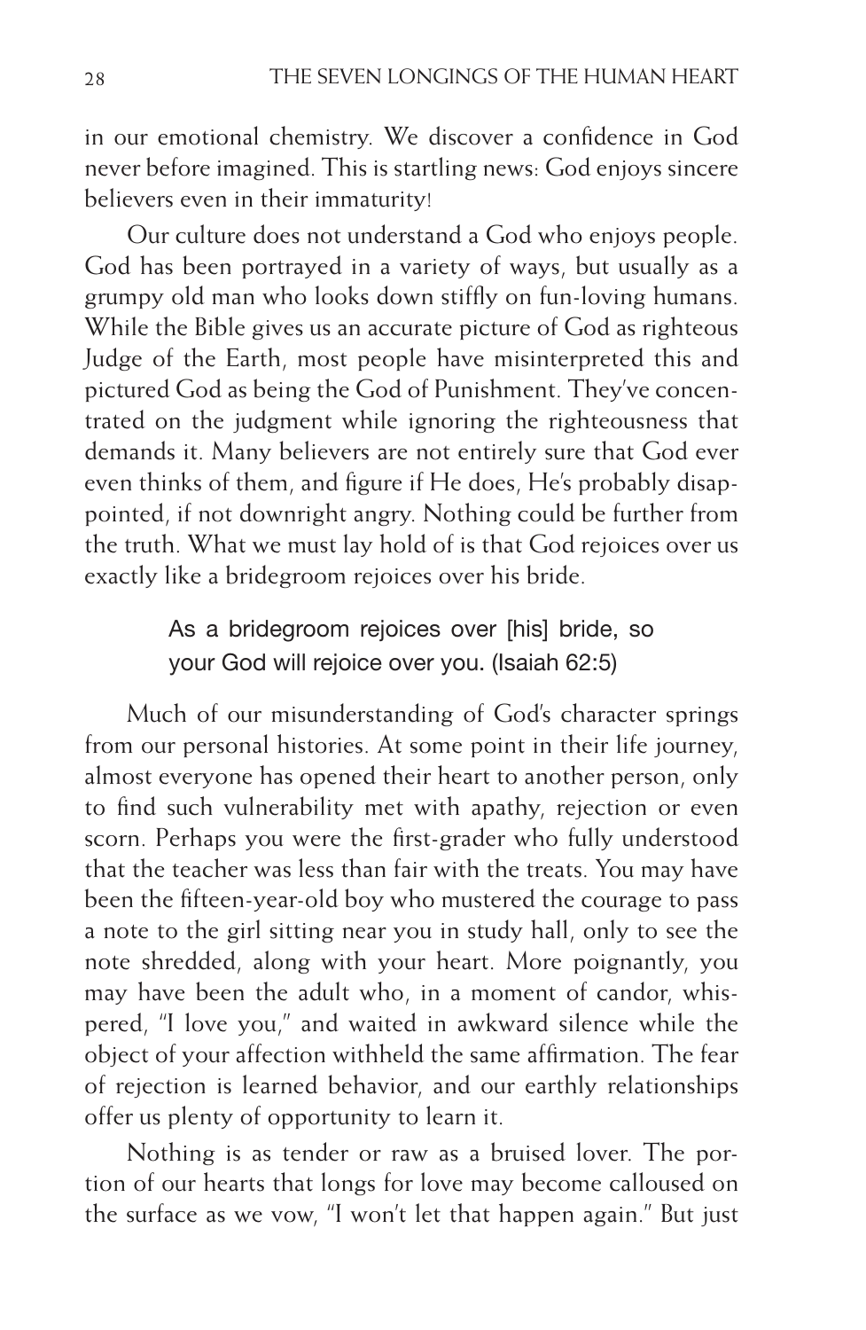in our emotional chemistry. We discover a confidence in God never before imagined. This is startling news: God enjoys sincere believers even in their immaturity!

Our culture does not understand a God who enjoys people. God has been portrayed in a variety of ways, but usually as a grumpy old man who looks down stiffly on fun-loving humans. While the Bible gives us an accurate picture of God as righteous Judge of the Earth, most people have misinterpreted this and pictured God as being the God of Punishment. They've concentrated on the judgment while ignoring the righteousness that demands it. Many believers are not entirely sure that God ever even thinks of them, and figure if He does, He's probably disappointed, if not downright angry. Nothing could be further from the truth. What we must lay hold of is that God rejoices over us exactly like a bridegroom rejoices over his bride.

> As a bridegroom rejoices over [his] bride, so your God will rejoice over you. (Isaiah 62:5)

Much of our misunderstanding of God's character springs from our personal histories. At some point in their life journey, almost everyone has opened their heart to another person, only to find such vulnerability met with apathy, rejection or even scorn. Perhaps you were the first-grader who fully understood that the teacher was less than fair with the treats. You may have been the fifteen-year-old boy who mustered the courage to pass a note to the girl sitting near you in study hall, only to see the note shredded, along with your heart. More poignantly, you may have been the adult who, in a moment of candor, whispered, "I love you," and waited in awkward silence while the object of your affection withheld the same affirmation. The fear of rejection is learned behavior, and our earthly relationships offer us plenty of opportunity to learn it.

Nothing is as tender or raw as a bruised lover. The portion of our hearts that longs for love may become calloused on the surface as we vow, "I won't let that happen again." But just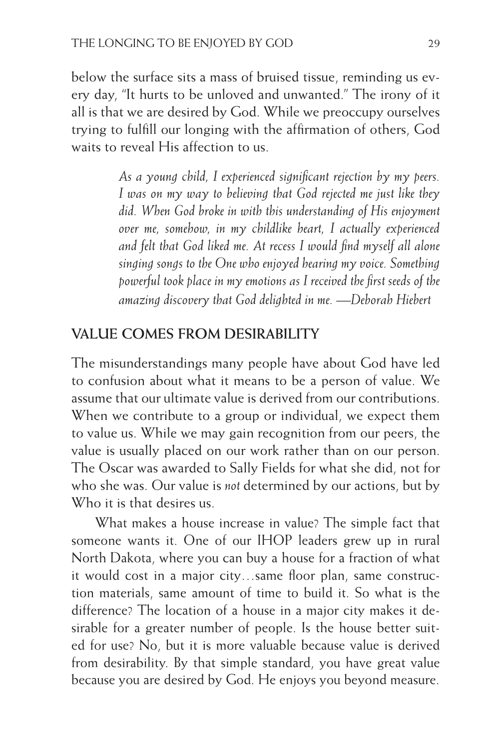below the surface sits a mass of bruised tissue, reminding us every day, "It hurts to be unloved and unwanted." The irony of it all is that we are desired by God. While we preoccupy ourselves trying to fulfill our longing with the affirmation of others, God waits to reveal His affection to us.

> *As a young child, I experienced significant rejection by my peers. I was on my way to believing that God rejected me just like they did. When God broke in with this understanding of His enjoyment over me, somehow, in my childlike heart, I actually experienced and felt that God liked me. At recess I would find myself all alone singing songs to the One who enjoyed hearing my voice. Something powerful took place in my emotions as I received the first seeds of the amazing discovery that God delighted in me. —Deborah Hiebert*

## VALUE COMES FROM DESIRABILITY

The misunderstandings many people have about God have led to confusion about what it means to be a person of value. We assume that our ultimate value is derived from our contributions. When we contribute to a group or individual, we expect them to value us. While we may gain recognition from our peers, the value is usually placed on our work rather than on our person. The Oscar was awarded to Sally Fields for what she did, not for who she was. Our value is *not* determined by our actions, but by Who it is that desires us.

What makes a house increase in value? The simple fact that someone wants it. One of our IHOP leaders grew up in rural North Dakota, where you can buy a house for a fraction of what it would cost in a major city…same floor plan, same construction materials, same amount of time to build it. So what is the difference? The location of a house in a major city makes it desirable for a greater number of people. Is the house better suited for use? No, but it is more valuable because value is derived from desirability. By that simple standard, you have great value because you are desired by God. He enjoys you beyond measure.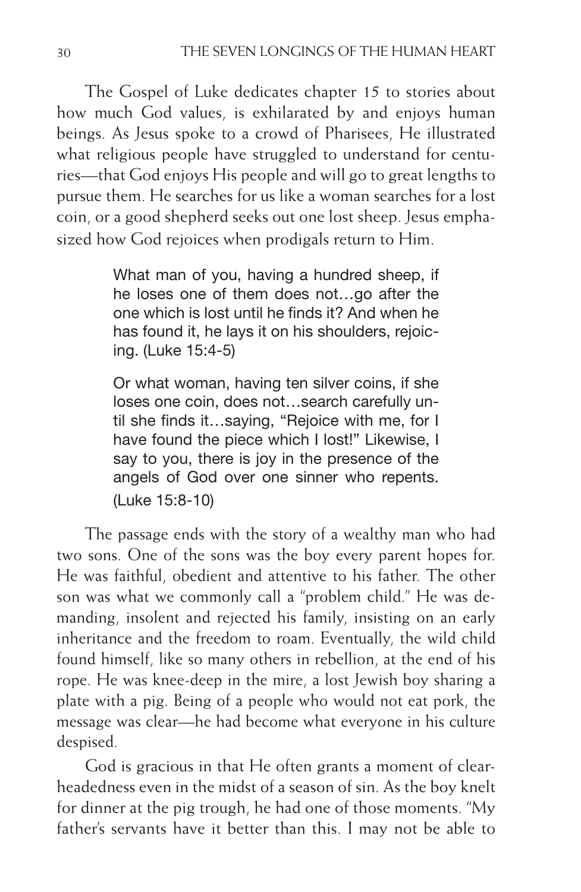The Gospel of Luke dedicates chapter 15 to stories about how much God values, is exhilarated by and enjoys human beings. As Jesus spoke to a crowd of Pharisees, He illustrated what religious people have struggled to understand for centuries—that God enjoys His people and will go to great lengths to pursue them. He searches for us like a woman searches for a lost coin, or a good shepherd seeks out one lost sheep. Jesus emphasized how God rejoices when prodigals return to Him.

> What man of you, having a hundred sheep, if he loses one of them does not…go after the one which is lost until he finds it? And when he has found it, he lays it on his shoulders, rejoicing. (Luke 15:4-5)

> Or what woman, having ten silver coins, if she loses one coin, does not…search carefully until she finds it…saying, "Rejoice with me, for I have found the piece which I lost!" Likewise, I say to you, there is joy in the presence of the angels of God over one sinner who repents. (Luke 15:8-10)

The passage ends with the story of a wealthy man who had two sons. One of the sons was the boy every parent hopes for. He was faithful, obedient and attentive to his father. The other son was what we commonly call a "problem child." He was demanding, insolent and rejected his family, insisting on an early inheritance and the freedom to roam. Eventually, the wild child found himself, like so many others in rebellion, at the end of his rope. He was knee-deep in the mire, a lost Jewish boy sharing a plate with a pig. Being of a people who would not eat pork, the message was clear—he had become what everyone in his culture despised.

God is gracious in that He often grants a moment of clear-headedness even in the midst of a season of sin. As the boy knelt for dinner at the pig trough, he had one of those moments. "My father's servants have it better than this. I may not be able to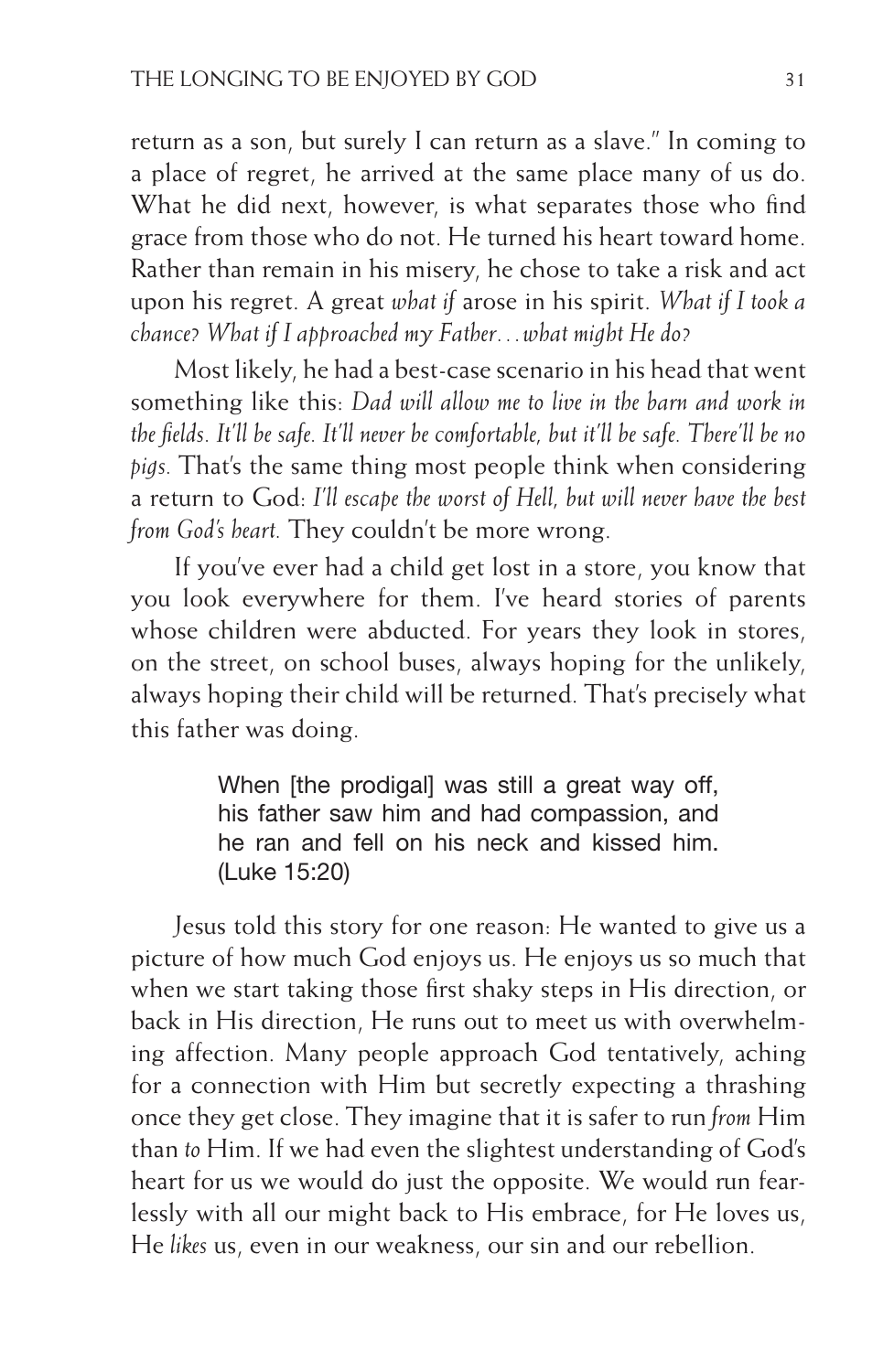return as a son, but surely I can return as a slave." In coming to a place of regret, he arrived at the same place many of us do. What he did next, however, is what separates those who find grace from those who do not. He turned his heart toward home. Rather than remain in his misery, he chose to take a risk and act upon his regret. A great *what if* arose in his spirit. *What if I took a chance? What if I approached my Father…what might He do?*

Most likely, he had a best-case scenario in his head that went something like this: *Dad will allow me to live in the barn and work in the fields. It'll be safe. It'll never be comfortable, but it'll be safe. There'll be no pigs.* That's the same thing most people think when considering a return to God: *I'll escape the worst of Hell, but will never have the best from God's heart.* They couldn't be more wrong.

If you've ever had a child get lost in a store, you know that you look everywhere for them. I've heard stories of parents whose children were abducted. For years they look in stores, on the street, on school buses, always hoping for the unlikely, always hoping their child will be returned. That's precisely what this father was doing.

> When [the prodigal] was still a great way off, his father saw him and had compassion, and he ran and fell on his neck and kissed him. (Luke 15:20)

Jesus told this story for one reason: He wanted to give us a picture of how much God enjoys us. He enjoys us so much that when we start taking those first shaky steps in His direction, or back in His direction, He runs out to meet us with overwhelming affection. Many people approach God tentatively, aching for a connection with Him but secretly expecting a thrashing once they get close. They imagine that it is safer to run *from* Him than *to* Him. If we had even the slightest understanding of God's heart for us we would do just the opposite. We would run fearlessly with all our might back to His embrace, for He loves us, He *likes* us, even in our weakness, our sin and our rebellion.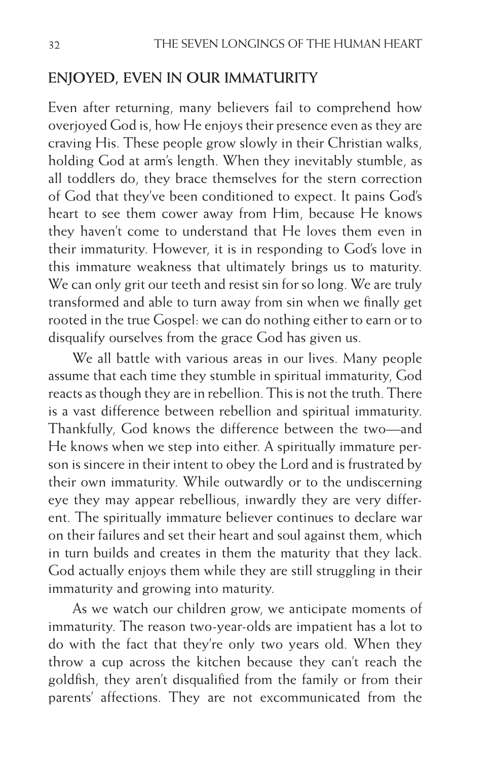## ENJOYED, EVEN IN OUR IMMATURITY

Even after returning, many believers fail to comprehend how overjoyed God is, how He enjoys their presence even as they are craving His. These people grow slowly in their Christian walks, holding God at arm's length. When they inevitably stumble, as all toddlers do, they brace themselves for the stern correction of God that they've been conditioned to expect. It pains God's heart to see them cower away from Him, because He knows they haven't come to understand that He loves them even in their immaturity. However, it is in responding to God's love in this immature weakness that ultimately brings us to maturity. We can only grit our teeth and resist sin for so long. We are truly transformed and able to turn away from sin when we finally get rooted in the true Gospel: we can do nothing either to earn or to disqualify ourselves from the grace God has given us.

We all battle with various areas in our lives. Many people assume that each time they stumble in spiritual immaturity, God reacts as though they are in rebellion. This is not the truth. There is a vast difference between rebellion and spiritual immaturity. Thankfully, God knows the difference between the two—and He knows when we step into either. A spiritually immature person is sincere in their intent to obey the Lord and is frustrated by their own immaturity. While outwardly or to the undiscerning eye they may appear rebellious, inwardly they are very different. The spiritually immature believer continues to declare war on their failures and set their heart and soul against them, which in turn builds and creates in them the maturity that they lack. God actually enjoys them while they are still struggling in their immaturity and growing into maturity.

As we watch our children grow, we anticipate moments of immaturity. The reason two-year-olds are impatient has a lot to do with the fact that they're only two years old. When they throw a cup across the kitchen because they can't reach the goldfish, they aren't disqualified from the family or from their parents' affections. They are not excommunicated from the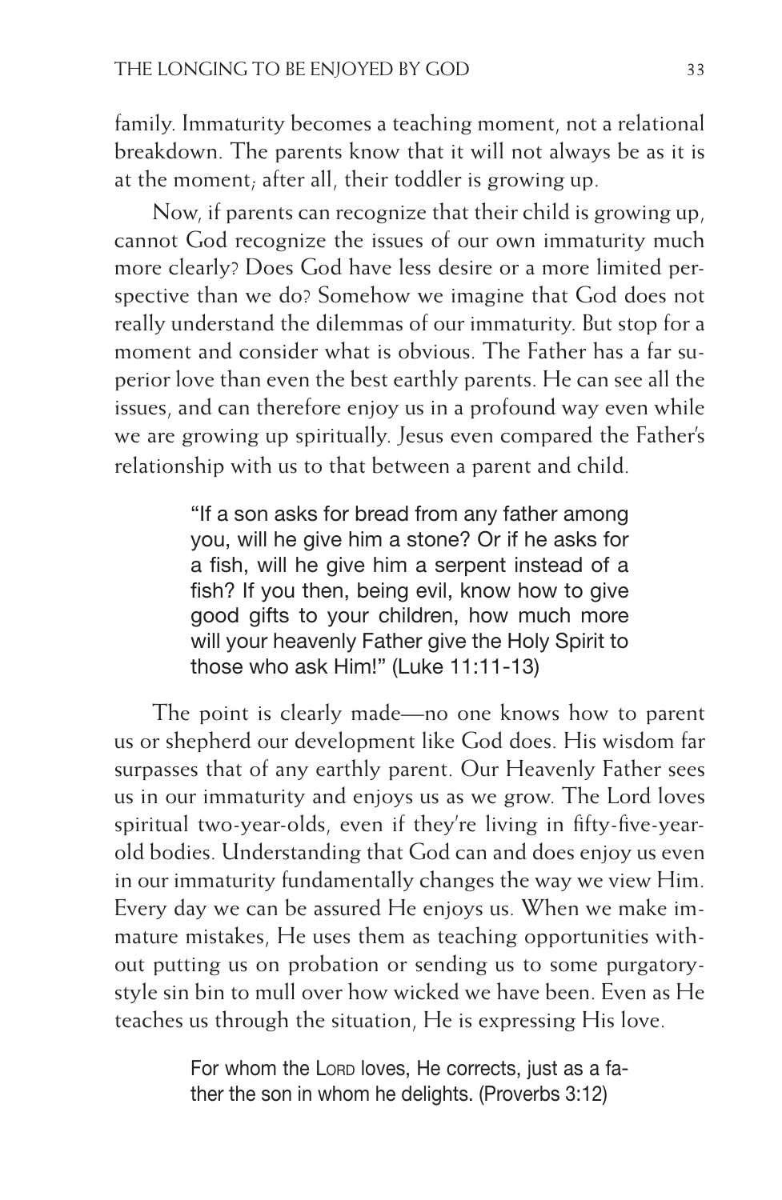family. Immaturity becomes a teaching moment, not a relational breakdown. The parents know that it will not always be as it is at the moment; after all, their toddler is growing up.

Now, if parents can recognize that their child is growing up, cannot God recognize the issues of our own immaturity much more clearly? Does God have less desire or a more limited perspective than we do? Somehow we imagine that God does not really understand the dilemmas of our immaturity. But stop for a moment and consider what is obvious. The Father has a far superior love than even the best earthly parents. He can see all the issues, and can therefore enjoy us in a profound way even while we are growing up spiritually. Jesus even compared the Father's relationship with us to that between a parent and child.

> "If a son asks for bread from any father among you, will he give him a stone? Or if he asks for a fish, will he give him a serpent instead of a fish? If you then, being evil, know how to give good gifts to your children, how much more will your heavenly Father give the Holy Spirit to those who ask Him!" (Luke 11:11-13)

The point is clearly made—no one knows how to parent us or shepherd our development like God does. His wisdom far surpasses that of any earthly parent. Our Heavenly Father sees us in our immaturity and enjoys us as we grow. The Lord loves spiritual two-year-olds, even if they're living in fifty-five-year-old bodies. Understanding that God can and does enjoy us even in our immaturity fundamentally changes the way we view Him. Every day we can be assured He enjoys us. When we make immature mistakes, He uses them as teaching opportunities without putting us on probation or sending us to some purgatory-style sin bin to mull over how wicked we have been. Even as He teaches us through the situation, He is expressing His love.

> For whom the Lord loves, He corrects, just as a father the son in whom he delights. (Proverbs 3:12)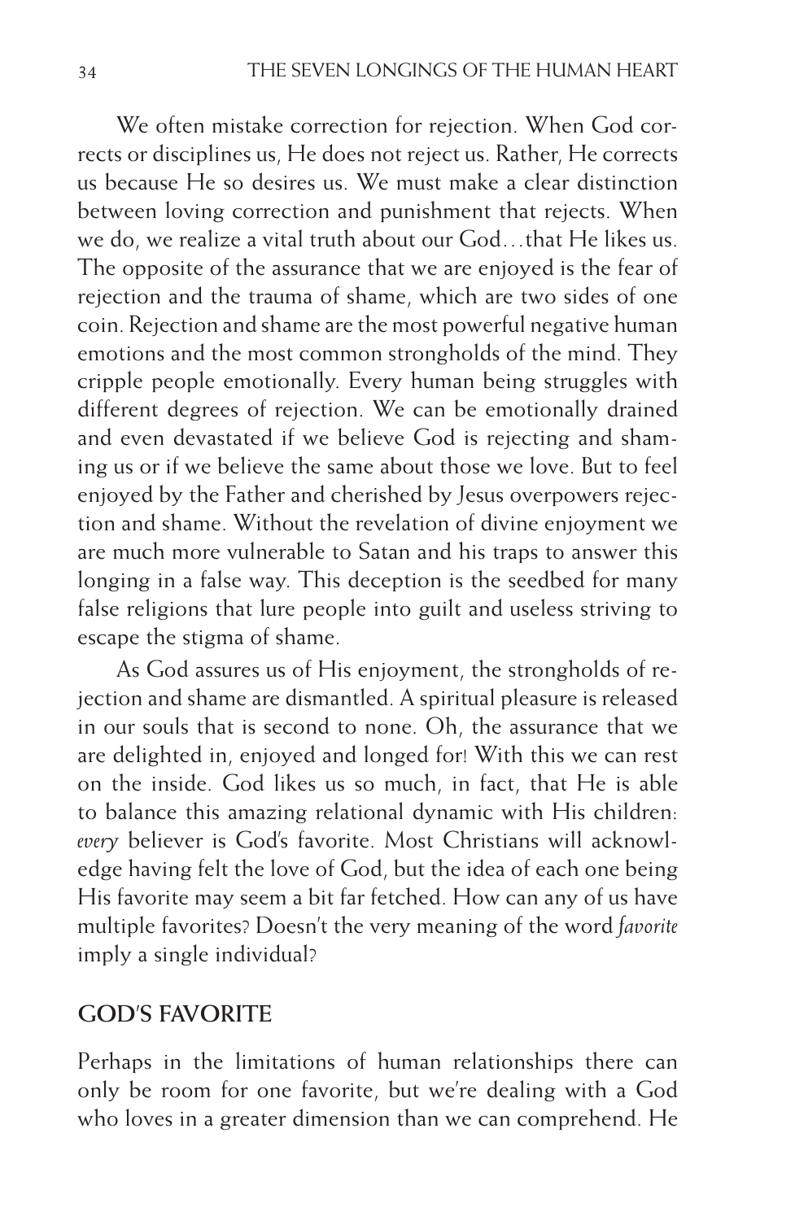We often mistake correction for rejection. When God corrects or disciplines us, He does not reject us. Rather, He corrects us because He so desires us. We must make a clear distinction between loving correction and punishment that rejects. When we do, we realize a vital truth about our God…that He likes us. The opposite of the assurance that we are enjoyed is the fear of rejection and the trauma of shame, which are two sides of one coin. Rejection and shame are the most powerful negative human emotions and the most common strongholds of the mind. They cripple people emotionally. Every human being struggles with different degrees of rejection. We can be emotionally drained and even devastated if we believe God is rejecting and shaming us or if we believe the same about those we love. But to feel enjoyed by the Father and cherished by Jesus overpowers rejection and shame. Without the revelation of divine enjoyment we are much more vulnerable to Satan and his traps to answer this longing in a false way. This deception is the seedbed for many false religions that lure people into guilt and useless striving to escape the stigma of shame.

As God assures us of His enjoyment, the strongholds of rejection and shame are dismantled. A spiritual pleasure is released in our souls that is second to none. Oh, the assurance that we are delighted in, enjoyed and longed for! With this we can rest on the inside. God likes us so much, in fact, that He is able to balance this amazing relational dynamic with His children: *every* believer is God's favorite. Most Christians will acknowledge having felt the love of God, but the idea of each one being His favorite may seem a bit far fetched. How can any of us have multiple favorites? Doesn't the very meaning of the word *favorite* imply a single individual?

## GOD'S FAVORITE

Perhaps in the limitations of human relationships there can only be room for one favorite, but we're dealing with a God who loves in a greater dimension than we can comprehend. He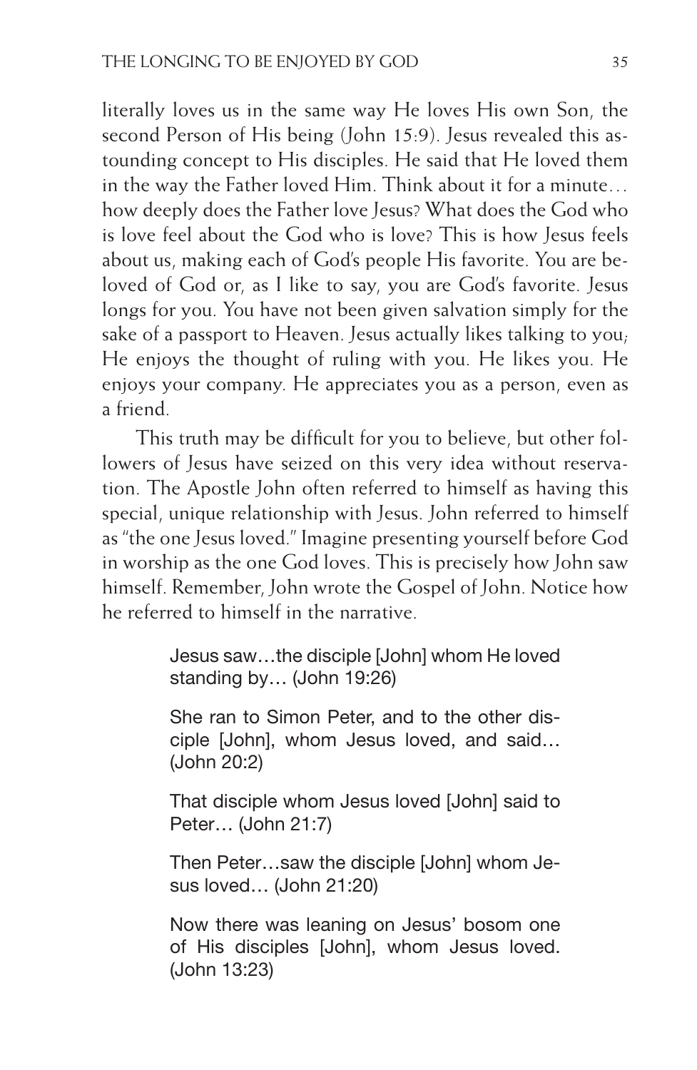literally loves us in the same way He loves His own Son, the second Person of His being (John 15:9). Jesus revealed this astounding concept to His disciples. He said that He loved them in the way the Father loved Him. Think about it for a minute… how deeply does the Father love Jesus? What does the God who is love feel about the God who is love? This is how Jesus feels about us, making each of God's people His favorite. You are beloved of God or, as I like to say, you are God's favorite. Jesus longs for you. You have not been given salvation simply for the sake of a passport to Heaven. Jesus actually likes talking to you; He enjoys the thought of ruling with you. He likes you. He enjoys your company. He appreciates you as a person, even as a friend.

This truth may be difficult for you to believe, but other followers of Jesus have seized on this very idea without reservation. The Apostle John often referred to himself as having this special, unique relationship with Jesus. John referred to himself as "the one Jesus loved." Imagine presenting yourself before God in worship as the one God loves. This is precisely how John saw himself. Remember, John wrote the Gospel of John. Notice how he referred to himself in the narrative.

> Jesus saw…the disciple [John] whom He loved standing by… (John 19:26)
>
> She ran to Simon Peter, and to the other disciple [John], whom Jesus loved, and said… (John 20:2)
>
> That disciple whom Jesus loved [John] said to Peter… (John 21:7)
>
> Then Peter…saw the disciple [John] whom Jesus loved… (John 21:20)
>
> Now there was leaning on Jesus' bosom one of His disciples [John], whom Jesus loved. (John 13:23)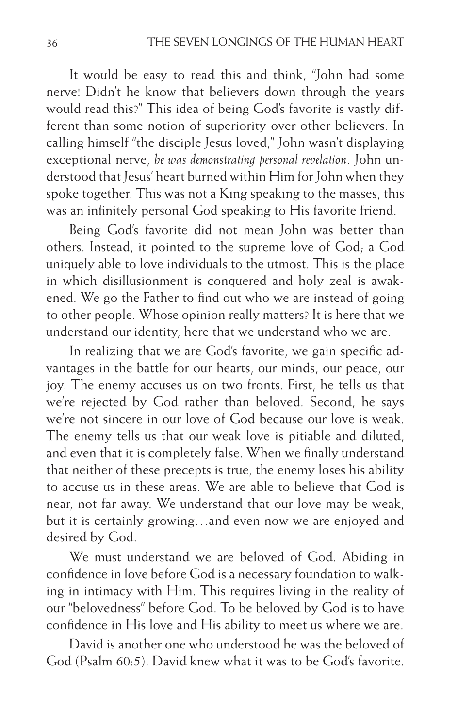It would be easy to read this and think, "John had some nerve! Didn't he know that believers down through the years would read this?" This idea of being God's favorite is vastly different than some notion of superiority over other believers. In calling himself "the disciple Jesus loved," John wasn't displaying exceptional nerve, *he was demonstrating personal revelation*. John understood that Jesus' heart burned within Him for John when they spoke together. This was not a King speaking to the masses, this was an infinitely personal God speaking to His favorite friend.

Being God's favorite did not mean John was better than others. Instead, it pointed to the supreme love of God; a God uniquely able to love individuals to the utmost. This is the place in which disillusionment is conquered and holy zeal is awakened. We go the Father to find out who we are instead of going to other people. Whose opinion really matters? It is here that we understand our identity, here that we understand who we are.

In realizing that we are God's favorite, we gain specific advantages in the battle for our hearts, our minds, our peace, our joy. The enemy accuses us on two fronts. First, he tells us that we're rejected by God rather than beloved. Second, he says we're not sincere in our love of God because our love is weak. The enemy tells us that our weak love is pitiable and diluted, and even that it is completely false. When we finally understand that neither of these precepts is true, the enemy loses his ability to accuse us in these areas. We are able to believe that God is near, not far away. We understand that our love may be weak, but it is certainly growing…and even now we are enjoyed and desired by God.

We must understand we are beloved of God. Abiding in confidence in love before God is a necessary foundation to walking in intimacy with Him. This requires living in the reality of our "belovedness" before God. To be beloved by God is to have confidence in His love and His ability to meet us where we are.

David is another one who understood he was the beloved of God (Psalm 60:5). David knew what it was to be God's favorite.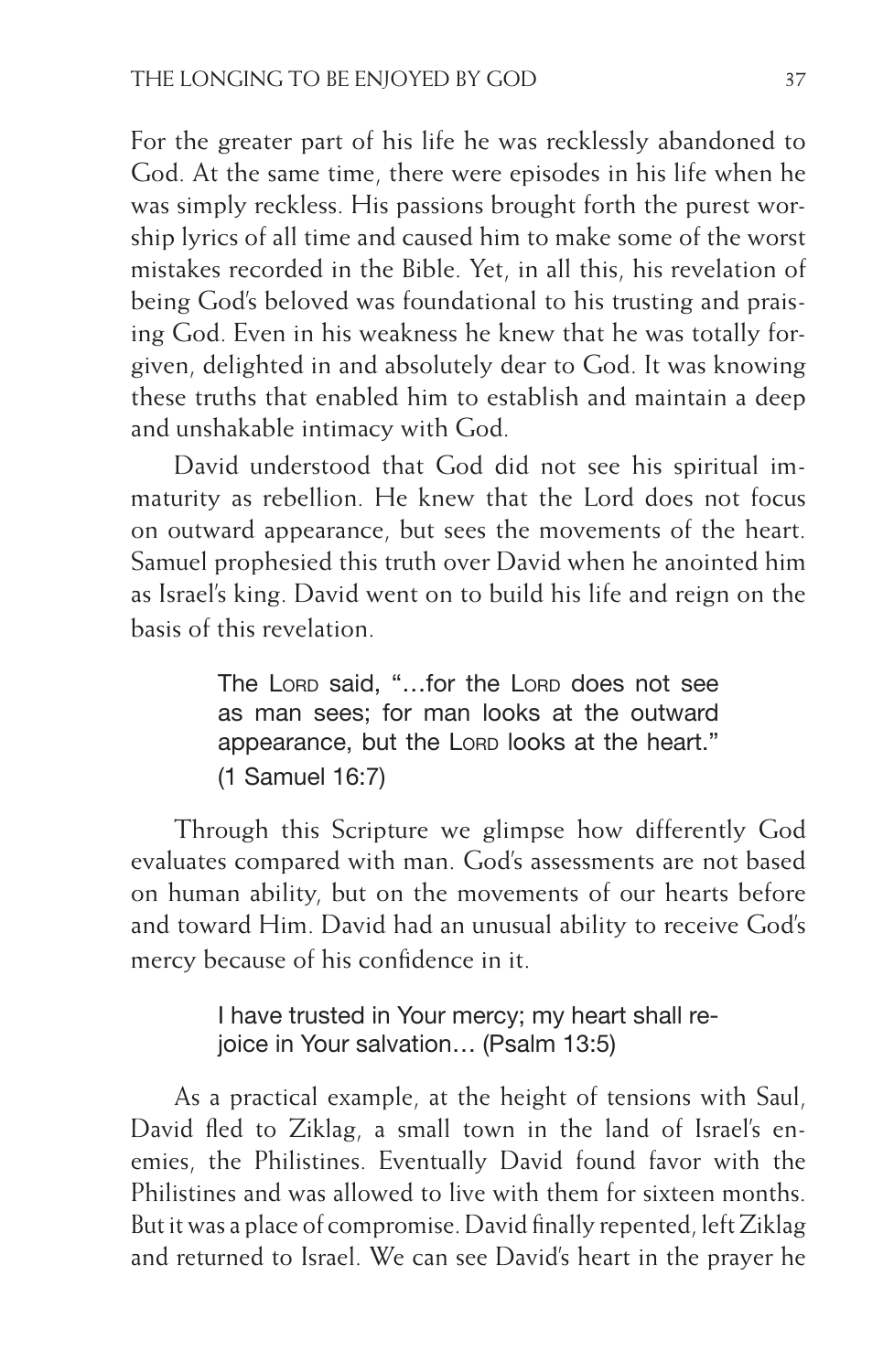For the greater part of his life he was recklessly abandoned to God. At the same time, there were episodes in his life when he was simply reckless. His passions brought forth the purest worship lyrics of all time and caused him to make some of the worst mistakes recorded in the Bible. Yet, in all this, his revelation of being God's beloved was foundational to his trusting and praising God. Even in his weakness he knew that he was totally forgiven, delighted in and absolutely dear to God. It was knowing these truths that enabled him to establish and maintain a deep and unshakable intimacy with God.

David understood that God did not see his spiritual immaturity as rebellion. He knew that the Lord does not focus on outward appearance, but sees the movements of the heart. Samuel prophesied this truth over David when he anointed him as Israel's king. David went on to build his life and reign on the basis of this revelation.

> The Lord said, "…for the Lord does not see as man sees; for man looks at the outward appearance, but the Lord looks at the heart." (1 Samuel 16:7)

Through this Scripture we glimpse how differently God evaluates compared with man. God's assessments are not based on human ability, but on the movements of our hearts before and toward Him. David had an unusual ability to receive God's mercy because of his confidence in it.

> I have trusted in Your mercy; my heart shall rejoice in Your salvation… (Psalm 13:5)

As a practical example, at the height of tensions with Saul, David fled to Ziklag, a small town in the land of Israel's enemies, the Philistines. Eventually David found favor with the Philistines and was allowed to live with them for sixteen months. But it was a place of compromise. David finally repented, left Ziklag and returned to Israel. We can see David's heart in the prayer he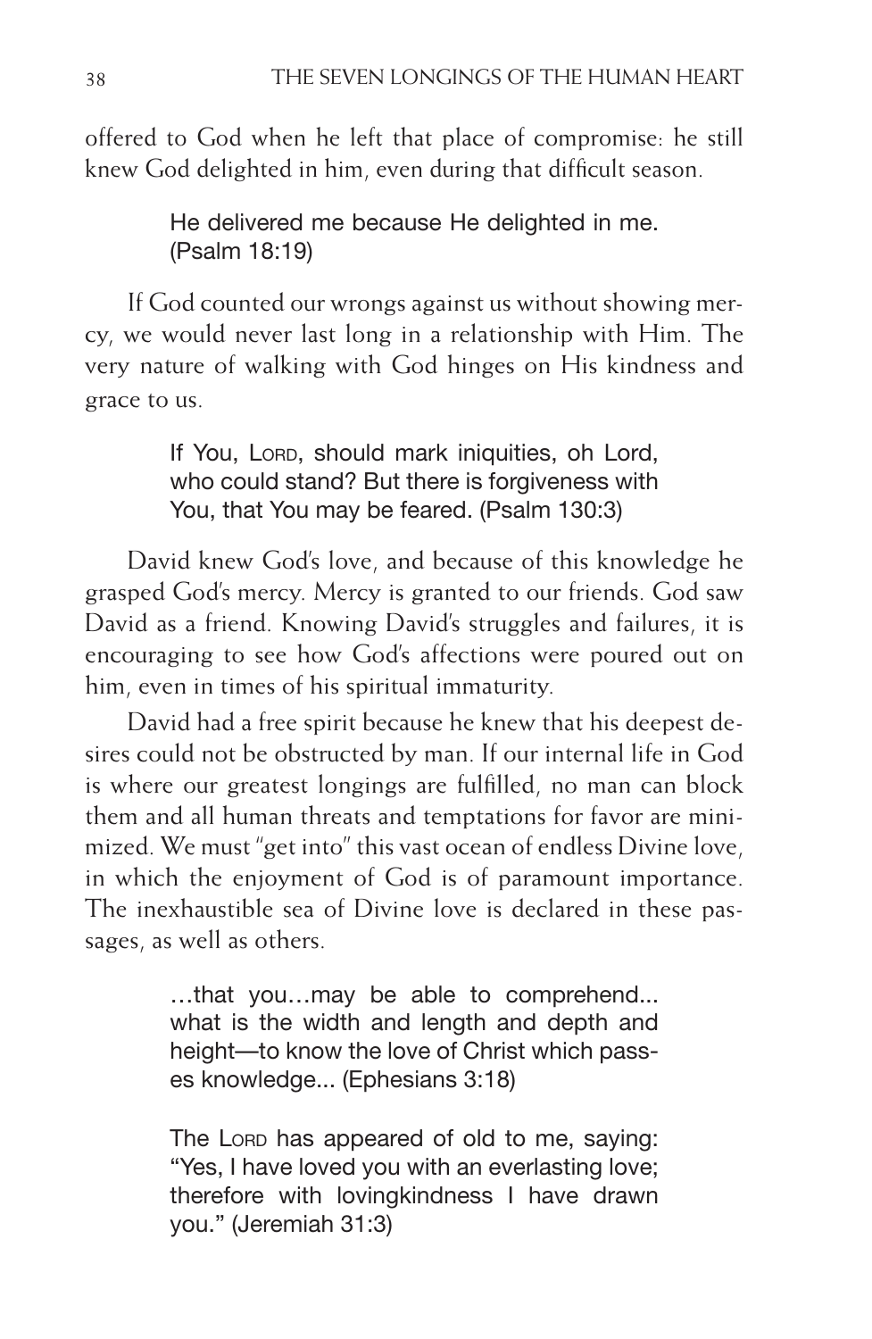offered to God when he left that place of compromise: he still knew God delighted in him, even during that difficult season.

> He delivered me because He delighted in me. (Psalm 18:19)

If God counted our wrongs against us without showing mercy, we would never last long in a relationship with Him. The very nature of walking with God hinges on His kindness and grace to us.

> If You, Lord, should mark iniquities, oh Lord, who could stand? But there is forgiveness with You, that You may be feared. (Psalm 130:3)

David knew God's love, and because of this knowledge he grasped God's mercy. Mercy is granted to our friends. God saw David as a friend. Knowing David's struggles and failures, it is encouraging to see how God's affections were poured out on him, even in times of his spiritual immaturity.

David had a free spirit because he knew that his deepest desires could not be obstructed by man. If our internal life in God is where our greatest longings are fulfilled, no man can block them and all human threats and temptations for favor are minimized. We must "get into" this vast ocean of endless Divine love, in which the enjoyment of God is of paramount importance. The inexhaustible sea of Divine love is declared in these passages, as well as others.

> …that you…may be able to comprehend... what is the width and length and depth and height—to know the love of Christ which passes knowledge... (Ephesians 3:18)

> The Lord has appeared of old to me, saying: "Yes, I have loved you with an everlasting love; therefore with lovingkindness I have drawn you." (Jeremiah 31:3)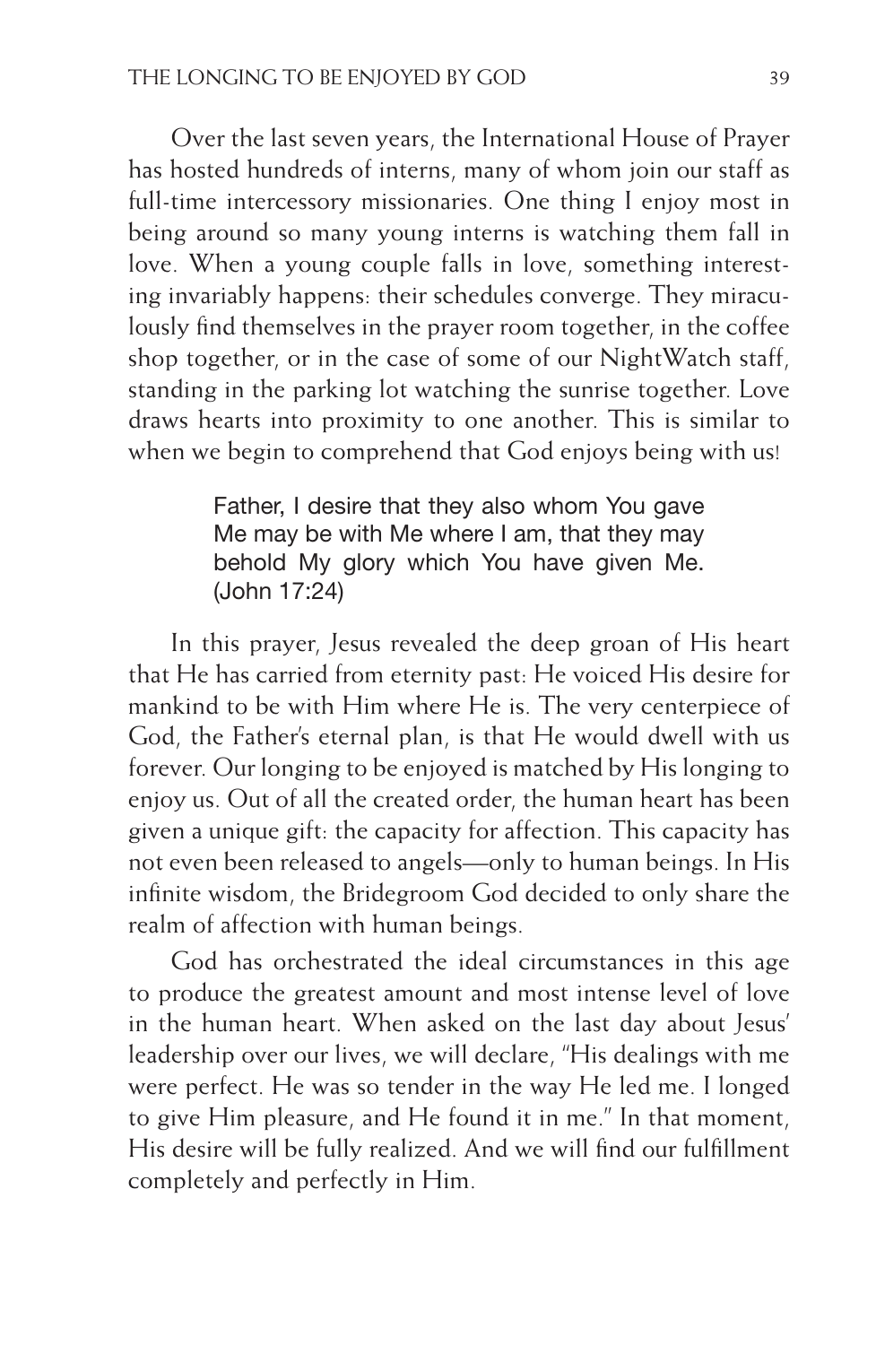Over the last seven years, the International House of Prayer has hosted hundreds of interns, many of whom join our staff as full-time intercessory missionaries. One thing I enjoy most in being around so many young interns is watching them fall in love. When a young couple falls in love, something interesting invariably happens: their schedules converge. They miraculously find themselves in the prayer room together, in the coffee shop together, or in the case of some of our NightWatch staff, standing in the parking lot watching the sunrise together. Love draws hearts into proximity to one another. This is similar to when we begin to comprehend that God enjoys being with us!

> Father, I desire that they also whom You gave Me may be with Me where I am, that they may behold My glory which You have given Me. (John 17:24)

In this prayer, Jesus revealed the deep groan of His heart that He has carried from eternity past: He voiced His desire for mankind to be with Him where He is. The very centerpiece of God, the Father's eternal plan, is that He would dwell with us forever. Our longing to be enjoyed is matched by His longing to enjoy us. Out of all the created order, the human heart has been given a unique gift: the capacity for affection. This capacity has not even been released to angels—only to human beings. In His infinite wisdom, the Bridegroom God decided to only share the realm of affection with human beings.

God has orchestrated the ideal circumstances in this age to produce the greatest amount and most intense level of love in the human heart. When asked on the last day about Jesus' leadership over our lives, we will declare, "His dealings with me were perfect. He was so tender in the way He led me. I longed to give Him pleasure, and He found it in me." In that moment, His desire will be fully realized. And we will find our fulfillment completely and perfectly in Him.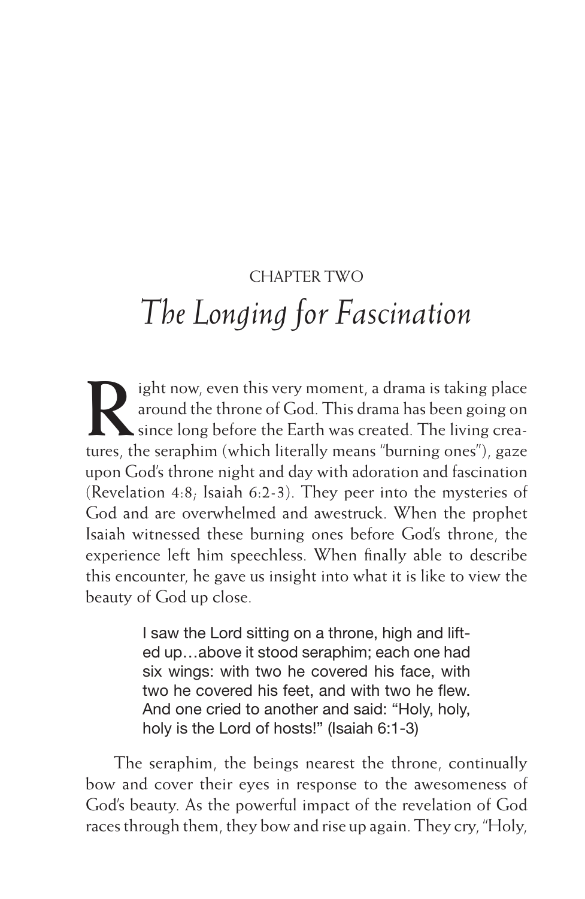CHAPTER TWO

# *The Longing for Fascination*

Right now, even this very moment, a drama is taking place around the throne of God. This drama has been going on since long before the Earth was created. The living creatures, the seraphim (which literally means "burning ones"), gaze upon God's throne night and day with adoration and fascination (Revelation 4:8; Isaiah 6:2-3). They peer into the mysteries of God and are overwhelmed and awestruck. When the prophet Isaiah witnessed these burning ones before God's throne, the experience left him speechless. When finally able to describe this encounter, he gave us insight into what it is like to view the beauty of God up close.

> I saw the Lord sitting on a throne, high and lifted up…above it stood seraphim; each one had six wings: with two he covered his face, with two he covered his feet, and with two he flew. And one cried to another and said: "Holy, holy, holy is the Lord of hosts!" (Isaiah 6:1-3)

The seraphim, the beings nearest the throne, continually bow and cover their eyes in response to the awesomeness of God's beauty. As the powerful impact of the revelation of God races through them, they bow and rise up again. They cry, "Holy,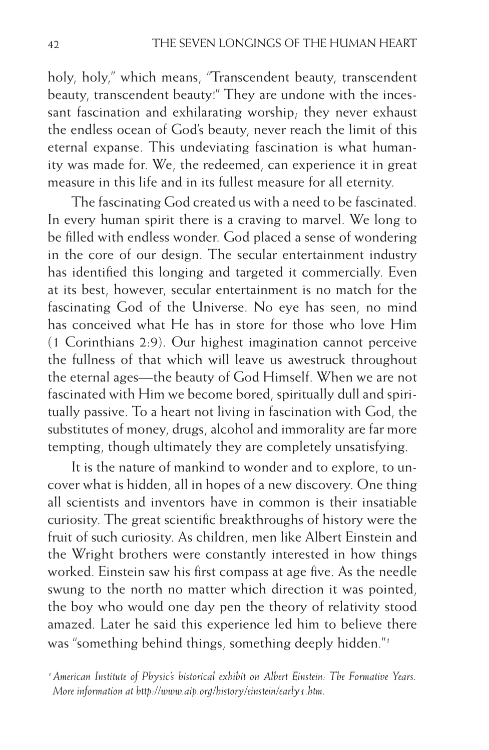holy, holy," which means, "Transcendent beauty, transcendent beauty, transcendent beauty!" They are undone with the incessant fascination and exhilarating worship; they never exhaust the endless ocean of God's beauty, never reach the limit of this eternal expanse. This undeviating fascination is what humanity was made for. We, the redeemed, can experience it in great measure in this life and in its fullest measure for all eternity.

The fascinating God created us with a need to be fascinated. In every human spirit there is a craving to marvel. We long to be filled with endless wonder. God placed a sense of wondering in the core of our design. The secular entertainment industry has identified this longing and targeted it commercially. Even at its best, however, secular entertainment is no match for the fascinating God of the Universe. No eye has seen, no mind has conceived what He has in store for those who love Him (1 Corinthians 2:9). Our highest imagination cannot perceive the fullness of that which will leave us awestruck throughout the eternal ages—the beauty of God Himself. When we are not fascinated with Him we become bored, spiritually dull and spiritually passive. To a heart not living in fascination with God, the substitutes of money, drugs, alcohol and immorality are far more tempting, though ultimately they are completely unsatisfying.

It is the nature of mankind to wonder and to explore, to uncover what is hidden, all in hopes of a new discovery. One thing all scientists and inventors have in common is their insatiable curiosity. The great scientific breakthroughs of history were the fruit of such curiosity. As children, men like Albert Einstein and the Wright brothers were constantly interested in how things worked. Einstein saw his first compass at age five. As the needle swung to the north no matter which direction it was pointed, the boy who would one day pen the theory of relativity stood amazed. Later he said this experience led him to believe there was "something behind things, something deeply hidden."[1]

[1] *American Institute of Physic's historical exhibit on Albert Einstein: The Formative Years. More information at http://www.aip.org/history/einstein/early1.htm.*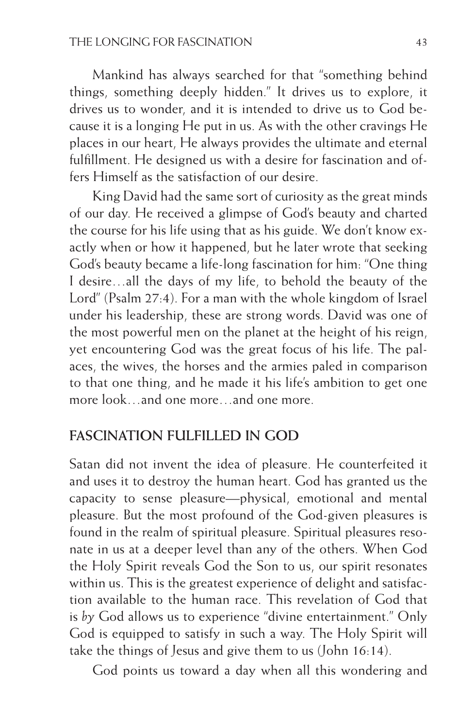Mankind has always searched for that "something behind things, something deeply hidden." It drives us to explore, it drives us to wonder, and it is intended to drive us to God because it is a longing He put in us. As with the other cravings He places in our heart, He always provides the ultimate and eternal fulfillment. He designed us with a desire for fascination and offers Himself as the satisfaction of our desire.

King David had the same sort of curiosity as the great minds of our day. He received a glimpse of God's beauty and charted the course for his life using that as his guide. We don't know exactly when or how it happened, but he later wrote that seeking God's beauty became a life-long fascination for him: "One thing I desire…all the days of my life, to behold the beauty of the Lord" (Psalm 27:4). For a man with the whole kingdom of Israel under his leadership, these are strong words. David was one of the most powerful men on the planet at the height of his reign, yet encountering God was the great focus of his life. The palaces, the wives, the horses and the armies paled in comparison to that one thing, and he made it his life's ambition to get one more look…and one more…and one more.

## FASCINATION FULFILLED IN GOD

Satan did not invent the idea of pleasure. He counterfeited it and uses it to destroy the human heart. God has granted us the capacity to sense pleasure—physical, emotional and mental pleasure. But the most profound of the God-given pleasures is found in the realm of spiritual pleasure. Spiritual pleasures resonate in us at a deeper level than any of the others. When God the Holy Spirit reveals God the Son to us, our spirit resonates within us. This is the greatest experience of delight and satisfaction available to the human race. This revelation of God that is *by* God allows us to experience "divine entertainment." Only God is equipped to satisfy in such a way. The Holy Spirit will take the things of Jesus and give them to us (John 16:14).

God points us toward a day when all this wondering and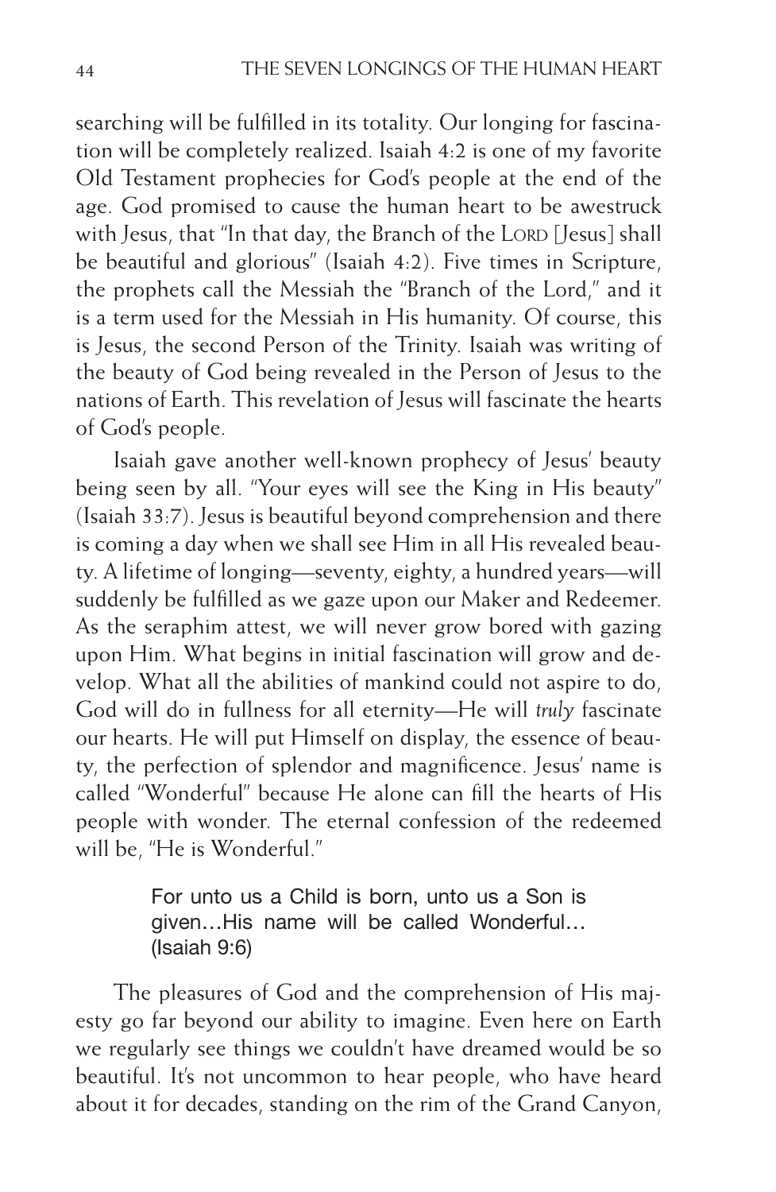searching will be fulfilled in its totality. Our longing for fascination will be completely realized. Isaiah 4:2 is one of my favorite Old Testament prophecies for God's people at the end of the age. God promised to cause the human heart to be awestruck with Jesus, that "In that day, the Branch of the LORD [Jesus] shall be beautiful and glorious" (Isaiah 4:2). Five times in Scripture, the prophets call the Messiah the "Branch of the Lord," and it is a term used for the Messiah in His humanity. Of course, this is Jesus, the second Person of the Trinity. Isaiah was writing of the beauty of God being revealed in the Person of Jesus to the nations of Earth. This revelation of Jesus will fascinate the hearts of God's people.

Isaiah gave another well-known prophecy of Jesus' beauty being seen by all. "Your eyes will see the King in His beauty" (Isaiah 33:7). Jesus is beautiful beyond comprehension and there is coming a day when we shall see Him in all His revealed beauty. A lifetime of longing—seventy, eighty, a hundred years—will suddenly be fulfilled as we gaze upon our Maker and Redeemer. As the seraphim attest, we will never grow bored with gazing upon Him. What begins in initial fascination will grow and develop. What all the abilities of mankind could not aspire to do, God will do in fullness for all eternity—He will *truly* fascinate our hearts. He will put Himself on display, the essence of beauty, the perfection of splendor and magnificence. Jesus' name is called "Wonderful" because He alone can fill the hearts of His people with wonder. The eternal confession of the redeemed will be, "He is Wonderful."

> For unto us a Child is born, unto us a Son is given…His name will be called Wonderful… (Isaiah 9:6)

The pleasures of God and the comprehension of His majesty go far beyond our ability to imagine. Even here on Earth we regularly see things we couldn't have dreamed would be so beautiful. It's not uncommon to hear people, who have heard about it for decades, standing on the rim of the Grand Canyon,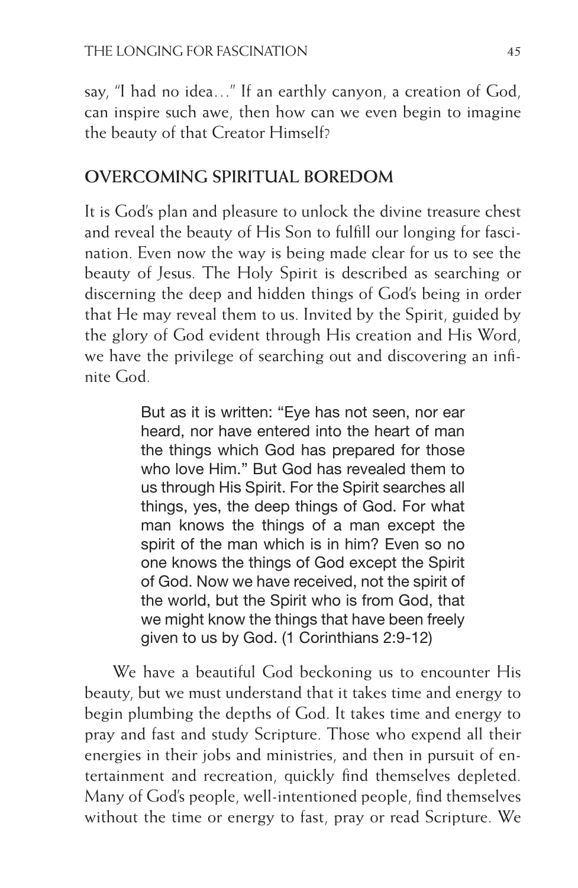say, "I had no idea…" If an earthly canyon, a creation of God, can inspire such awe, then how can we even begin to imagine the beauty of that Creator Himself?

## OVERCOMING SPIRITUAL BOREDOM

It is God's plan and pleasure to unlock the divine treasure chest and reveal the beauty of His Son to fulfill our longing for fascination. Even now the way is being made clear for us to see the beauty of Jesus. The Holy Spirit is described as searching or discerning the deep and hidden things of God's being in order that He may reveal them to us. Invited by the Spirit, guided by the glory of God evident through His creation and His Word, we have the privilege of searching out and discovering an infinite God.

> But as it is written: "Eye has not seen, nor ear heard, nor have entered into the heart of man the things which God has prepared for those who love Him." But God has revealed them to us through His Spirit. For the Spirit searches all things, yes, the deep things of God. For what man knows the things of a man except the spirit of the man which is in him? Even so no one knows the things of God except the Spirit of God. Now we have received, not the spirit of the world, but the Spirit who is from God, that we might know the things that have been freely given to us by God. (1 Corinthians 2:9-12)

We have a beautiful God beckoning us to encounter His beauty, but we must understand that it takes time and energy to begin plumbing the depths of God. It takes time and energy to pray and fast and study Scripture. Those who expend all their energies in their jobs and ministries, and then in pursuit of entertainment and recreation, quickly find themselves depleted. Many of God's people, well-intentioned people, find themselves without the time or energy to fast, pray or read Scripture. We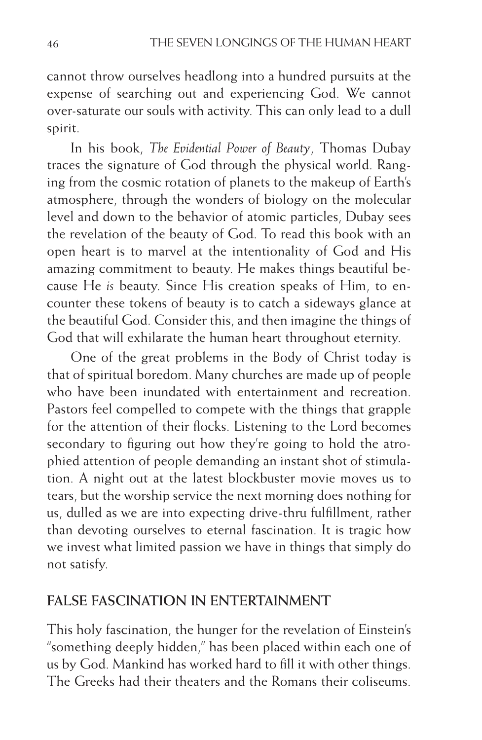cannot throw ourselves headlong into a hundred pursuits at the expense of searching out and experiencing God. We cannot over-saturate our souls with activity. This can only lead to a dull spirit.

In his book, *The Evidential Power of Beauty*, Thomas Dubay traces the signature of God through the physical world. Ranging from the cosmic rotation of planets to the makeup of Earth's atmosphere, through the wonders of biology on the molecular level and down to the behavior of atomic particles, Dubay sees the revelation of the beauty of God. To read this book with an open heart is to marvel at the intentionality of God and His amazing commitment to beauty. He makes things beautiful because He *is* beauty. Since His creation speaks of Him, to encounter these tokens of beauty is to catch a sideways glance at the beautiful God. Consider this, and then imagine the things of God that will exhilarate the human heart throughout eternity.

One of the great problems in the Body of Christ today is that of spiritual boredom. Many churches are made up of people who have been inundated with entertainment and recreation. Pastors feel compelled to compete with the things that grapple for the attention of their flocks. Listening to the Lord becomes secondary to figuring out how they're going to hold the atrophied attention of people demanding an instant shot of stimulation. A night out at the latest blockbuster movie moves us to tears, but the worship service the next morning does nothing for us, dulled as we are into expecting drive-thru fulfillment, rather than devoting ourselves to eternal fascination. It is tragic how we invest what limited passion we have in things that simply do not satisfy.

## FALSE FASCINATION IN ENTERTAINMENT

This holy fascination, the hunger for the revelation of Einstein's "something deeply hidden," has been placed within each one of us by God. Mankind has worked hard to fill it with other things. The Greeks had their theaters and the Romans their coliseums.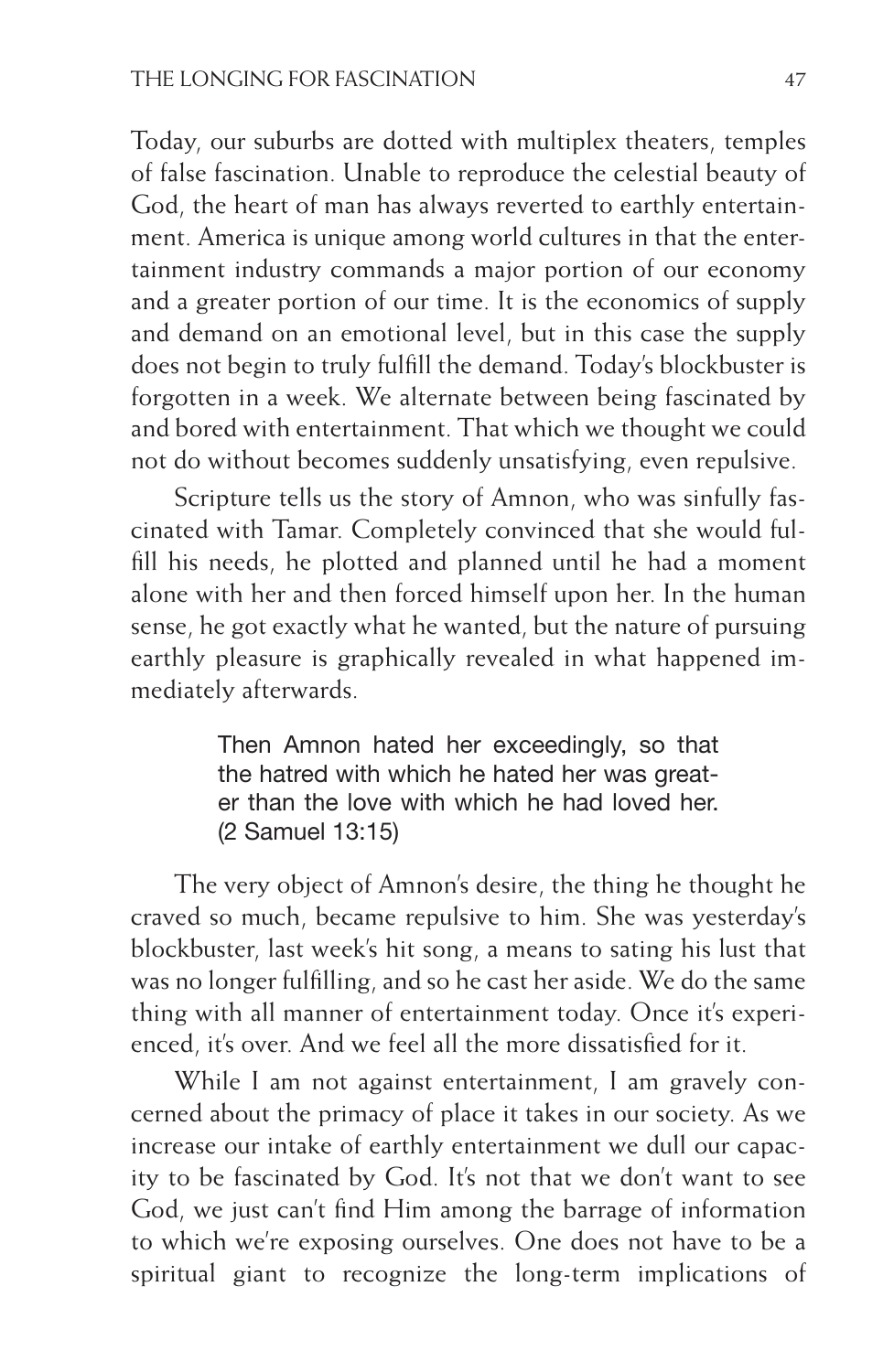Today, our suburbs are dotted with multiplex theaters, temples of false fascination. Unable to reproduce the celestial beauty of God, the heart of man has always reverted to earthly entertainment. America is unique among world cultures in that the entertainment industry commands a major portion of our economy and a greater portion of our time. It is the economics of supply and demand on an emotional level, but in this case the supply does not begin to truly fulfill the demand. Today's blockbuster is forgotten in a week. We alternate between being fascinated by and bored with entertainment. That which we thought we could not do without becomes suddenly unsatisfying, even repulsive.

Scripture tells us the story of Amnon, who was sinfully fascinated with Tamar. Completely convinced that she would fulfill his needs, he plotted and planned until he had a moment alone with her and then forced himself upon her. In the human sense, he got exactly what he wanted, but the nature of pursuing earthly pleasure is graphically revealed in what happened immediately afterwards.

> Then Amnon hated her exceedingly, so that the hatred with which he hated her was greater than the love with which he had loved her. (2 Samuel 13:15)

The very object of Amnon's desire, the thing he thought he craved so much, became repulsive to him. She was yesterday's blockbuster, last week's hit song, a means to sating his lust that was no longer fulfilling, and so he cast her aside. We do the same thing with all manner of entertainment today. Once it's experienced, it's over. And we feel all the more dissatisfied for it.

While I am not against entertainment, I am gravely concerned about the primacy of place it takes in our society. As we increase our intake of earthly entertainment we dull our capacity to be fascinated by God. It's not that we don't want to see God, we just can't find Him among the barrage of information to which we're exposing ourselves. One does not have to be a spiritual giant to recognize the long-term implications of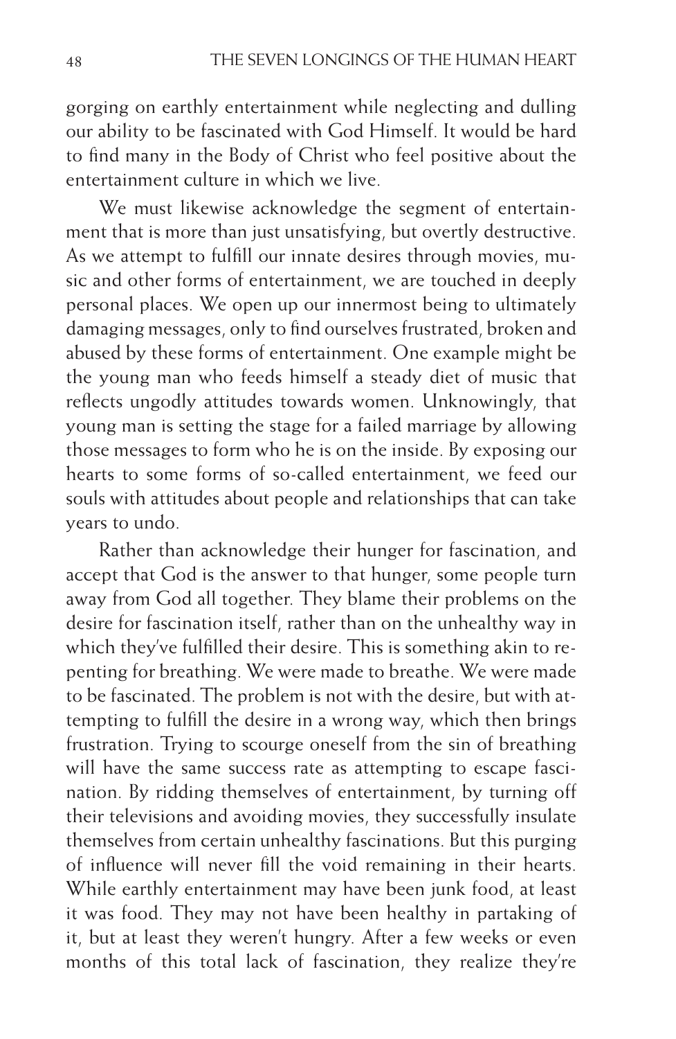gorging on earthly entertainment while neglecting and dulling our ability to be fascinated with God Himself. It would be hard to find many in the Body of Christ who feel positive about the entertainment culture in which we live.

We must likewise acknowledge the segment of entertainment that is more than just unsatisfying, but overtly destructive. As we attempt to fulfill our innate desires through movies, music and other forms of entertainment, we are touched in deeply personal places. We open up our innermost being to ultimately damaging messages, only to find ourselves frustrated, broken and abused by these forms of entertainment. One example might be the young man who feeds himself a steady diet of music that reflects ungodly attitudes towards women. Unknowingly, that young man is setting the stage for a failed marriage by allowing those messages to form who he is on the inside. By exposing our hearts to some forms of so-called entertainment, we feed our souls with attitudes about people and relationships that can take years to undo.

Rather than acknowledge their hunger for fascination, and accept that God is the answer to that hunger, some people turn away from God all together. They blame their problems on the desire for fascination itself, rather than on the unhealthy way in which they've fulfilled their desire. This is something akin to repenting for breathing. We were made to breathe. We were made to be fascinated. The problem is not with the desire, but with attempting to fulfill the desire in a wrong way, which then brings frustration. Trying to scourge oneself from the sin of breathing will have the same success rate as attempting to escape fascination. By ridding themselves of entertainment, by turning off their televisions and avoiding movies, they successfully insulate themselves from certain unhealthy fascinations. But this purging of influence will never fill the void remaining in their hearts. While earthly entertainment may have been junk food, at least it was food. They may not have been healthy in partaking of it, but at least they weren't hungry. After a few weeks or even months of this total lack of fascination, they realize they're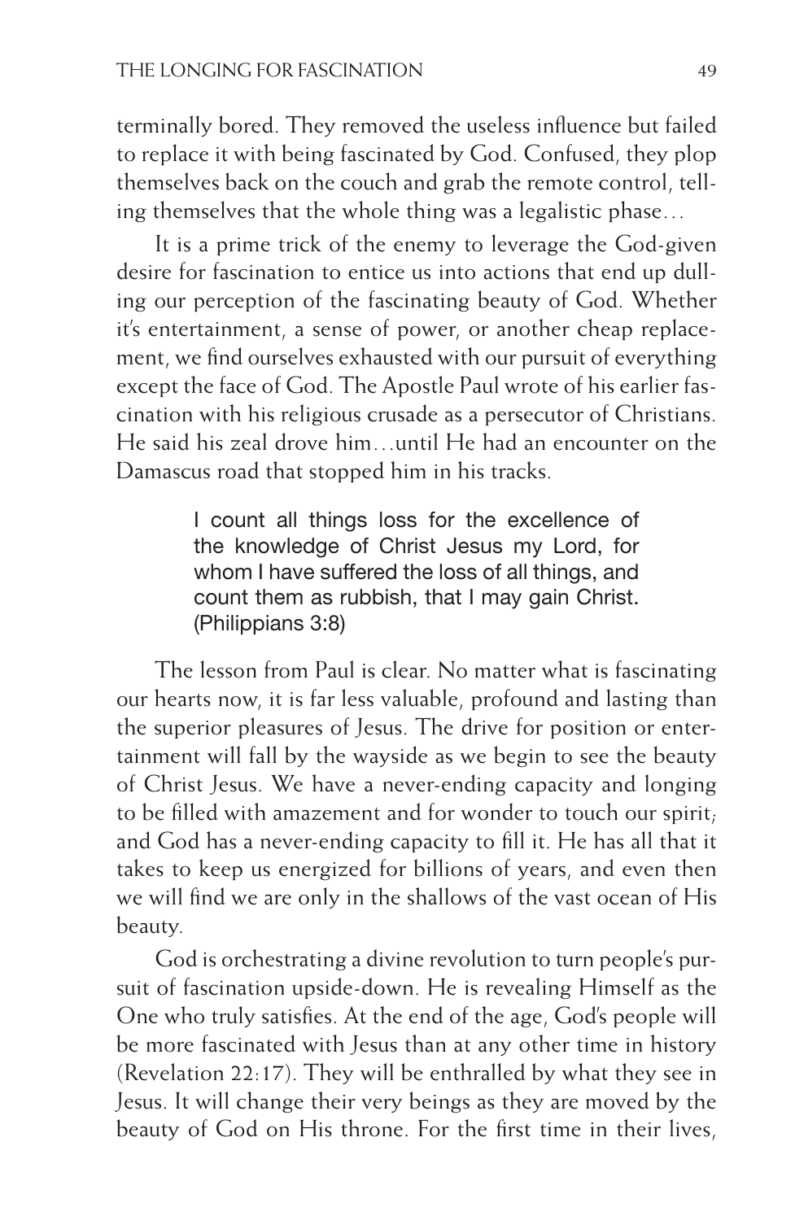terminally bored. They removed the useless influence but failed to replace it with being fascinated by God. Confused, they plop themselves back on the couch and grab the remote control, telling themselves that the whole thing was a legalistic phase…

It is a prime trick of the enemy to leverage the God-given desire for fascination to entice us into actions that end up dulling our perception of the fascinating beauty of God. Whether it's entertainment, a sense of power, or another cheap replacement, we find ourselves exhausted with our pursuit of everything except the face of God. The Apostle Paul wrote of his earlier fascination with his religious crusade as a persecutor of Christians. He said his zeal drove him…until He had an encounter on the Damascus road that stopped him in his tracks.

> I count all things loss for the excellence of the knowledge of Christ Jesus my Lord, for whom I have suffered the loss of all things, and count them as rubbish, that I may gain Christ. (Philippians 3:8)

The lesson from Paul is clear. No matter what is fascinating our hearts now, it is far less valuable, profound and lasting than the superior pleasures of Jesus. The drive for position or entertainment will fall by the wayside as we begin to see the beauty of Christ Jesus. We have a never-ending capacity and longing to be filled with amazement and for wonder to touch our spirit; and God has a never-ending capacity to fill it. He has all that it takes to keep us energized for billions of years, and even then we will find we are only in the shallows of the vast ocean of His beauty.

God is orchestrating a divine revolution to turn people's pursuit of fascination upside-down. He is revealing Himself as the One who truly satisfies. At the end of the age, God's people will be more fascinated with Jesus than at any other time in history (Revelation 22:17). They will be enthralled by what they see in Jesus. It will change their very beings as they are moved by the beauty of God on His throne. For the first time in their lives,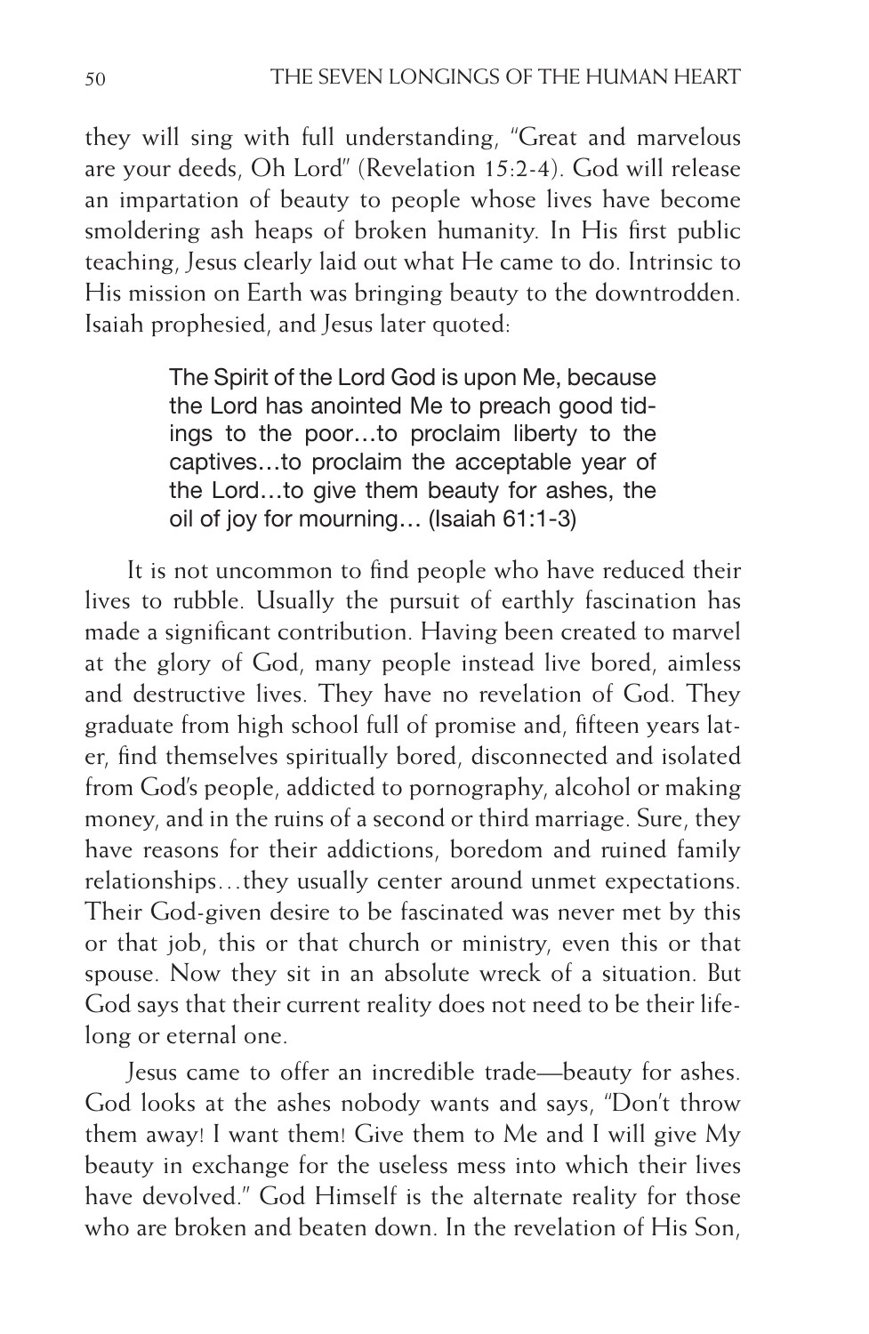they will sing with full understanding, "Great and marvelous are your deeds, Oh Lord" (Revelation 15:2-4). God will release an impartation of beauty to people whose lives have become smoldering ash heaps of broken humanity. In His first public teaching, Jesus clearly laid out what He came to do. Intrinsic to His mission on Earth was bringing beauty to the downtrodden. Isaiah prophesied, and Jesus later quoted:

> The Spirit of the Lord God is upon Me, because the Lord has anointed Me to preach good tidings to the poor…to proclaim liberty to the captives…to proclaim the acceptable year of the Lord…to give them beauty for ashes, the oil of joy for mourning… (Isaiah 61:1-3)

It is not uncommon to find people who have reduced their lives to rubble. Usually the pursuit of earthly fascination has made a significant contribution. Having been created to marvel at the glory of God, many people instead live bored, aimless and destructive lives. They have no revelation of God. They graduate from high school full of promise and, fifteen years later, find themselves spiritually bored, disconnected and isolated from God's people, addicted to pornography, alcohol or making money, and in the ruins of a second or third marriage. Sure, they have reasons for their addictions, boredom and ruined family relationships…they usually center around unmet expectations. Their God-given desire to be fascinated was never met by this or that job, this or that church or ministry, even this or that spouse. Now they sit in an absolute wreck of a situation. But God says that their current reality does not need to be their lifelong or eternal one.

Jesus came to offer an incredible trade—beauty for ashes. God looks at the ashes nobody wants and says, "Don't throw them away! I want them! Give them to Me and I will give My beauty in exchange for the useless mess into which their lives have devolved." God Himself is the alternate reality for those who are broken and beaten down. In the revelation of His Son,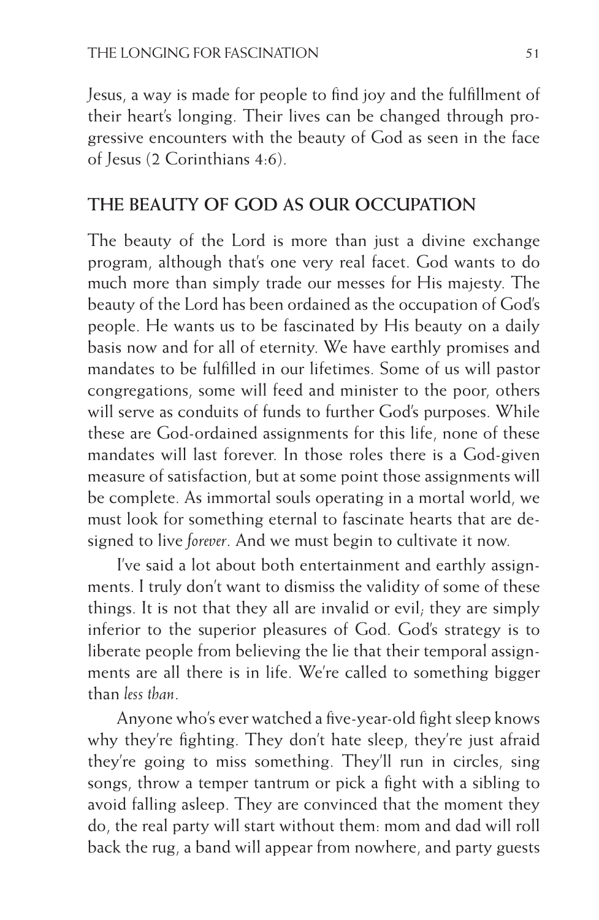Jesus, a way is made for people to find joy and the fulfillment of their heart's longing. Their lives can be changed through progressive encounters with the beauty of God as seen in the face of Jesus (2 Corinthians 4:6).

## THE BEAUTY OF GOD AS OUR OCCUPATION

The beauty of the Lord is more than just a divine exchange program, although that's one very real facet. God wants to do much more than simply trade our messes for His majesty. The beauty of the Lord has been ordained as the occupation of God's people. He wants us to be fascinated by His beauty on a daily basis now and for all of eternity. We have earthly promises and mandates to be fulfilled in our lifetimes. Some of us will pastor congregations, some will feed and minister to the poor, others will serve as conduits of funds to further God's purposes. While these are God-ordained assignments for this life, none of these mandates will last forever. In those roles there is a God-given measure of satisfaction, but at some point those assignments will be complete. As immortal souls operating in a mortal world, we must look for something eternal to fascinate hearts that are designed to live *forever*. And we must begin to cultivate it now.

I've said a lot about both entertainment and earthly assignments. I truly don't want to dismiss the validity of some of these things. It is not that they all are invalid or evil; they are simply inferior to the superior pleasures of God. God's strategy is to liberate people from believing the lie that their temporal assignments are all there is in life. We're called to something bigger than *less than*.

Anyone who's ever watched a five-year-old fight sleep knows why they're fighting. They don't hate sleep, they're just afraid they're going to miss something. They'll run in circles, sing songs, throw a temper tantrum or pick a fight with a sibling to avoid falling asleep. They are convinced that the moment they do, the real party will start without them: mom and dad will roll back the rug, a band will appear from nowhere, and party guests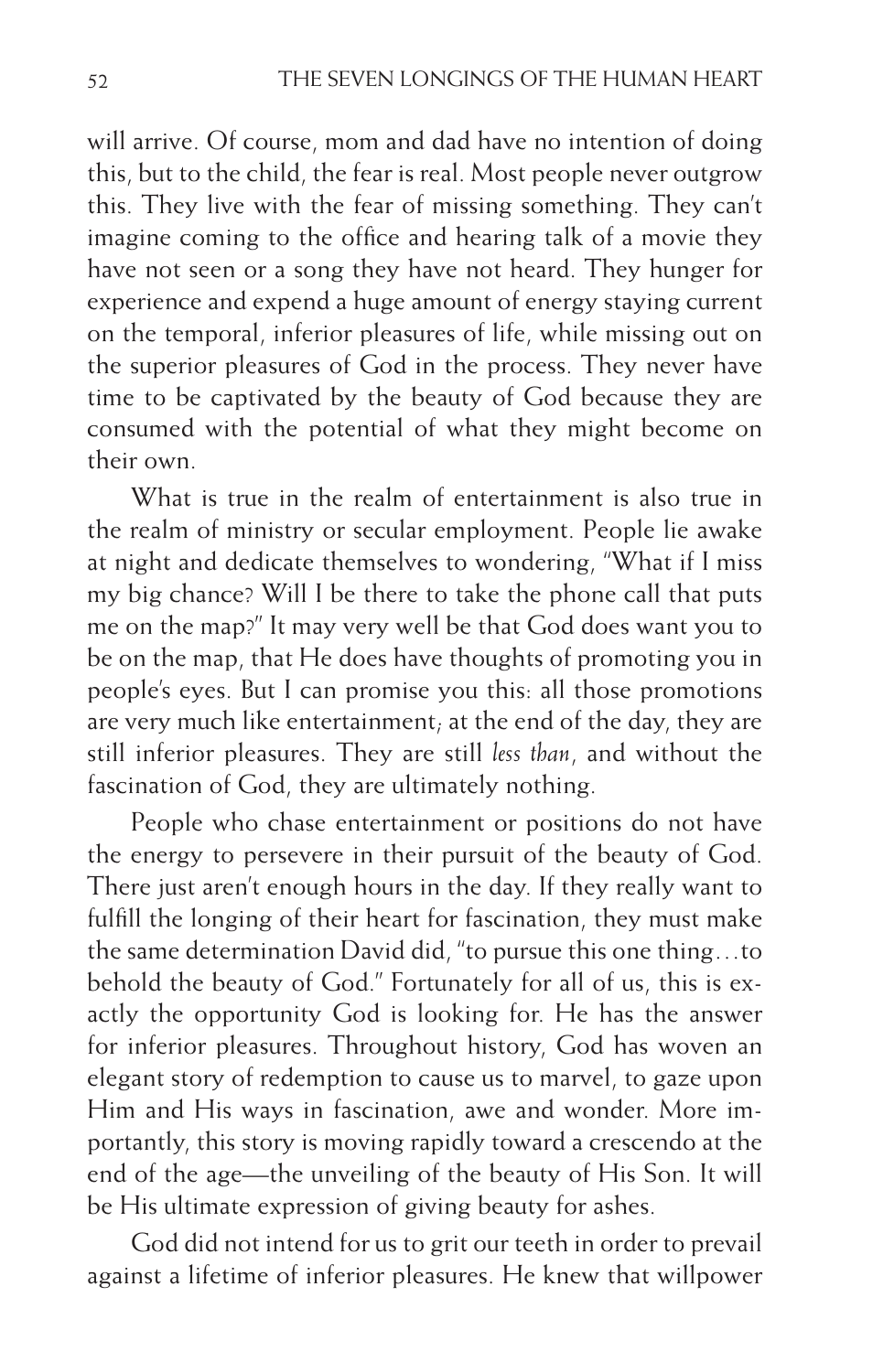will arrive. Of course, mom and dad have no intention of doing this, but to the child, the fear is real. Most people never outgrow this. They live with the fear of missing something. They can't imagine coming to the office and hearing talk of a movie they have not seen or a song they have not heard. They hunger for experience and expend a huge amount of energy staying current on the temporal, inferior pleasures of life, while missing out on the superior pleasures of God in the process. They never have time to be captivated by the beauty of God because they are consumed with the potential of what they might become on their own.

What is true in the realm of entertainment is also true in the realm of ministry or secular employment. People lie awake at night and dedicate themselves to wondering, "What if I miss my big chance? Will I be there to take the phone call that puts me on the map?" It may very well be that God does want you to be on the map, that He does have thoughts of promoting you in people's eyes. But I can promise you this: all those promotions are very much like entertainment; at the end of the day, they are still inferior pleasures. They are still *less than*, and without the fascination of God, they are ultimately nothing.

People who chase entertainment or positions do not have the energy to persevere in their pursuit of the beauty of God. There just aren't enough hours in the day. If they really want to fulfill the longing of their heart for fascination, they must make the same determination David did, "to pursue this one thing…to behold the beauty of God." Fortunately for all of us, this is exactly the opportunity God is looking for. He has the answer for inferior pleasures. Throughout history, God has woven an elegant story of redemption to cause us to marvel, to gaze upon Him and His ways in fascination, awe and wonder. More importantly, this story is moving rapidly toward a crescendo at the end of the age—the unveiling of the beauty of His Son. It will be His ultimate expression of giving beauty for ashes.

God did not intend for us to grit our teeth in order to prevail against a lifetime of inferior pleasures. He knew that willpower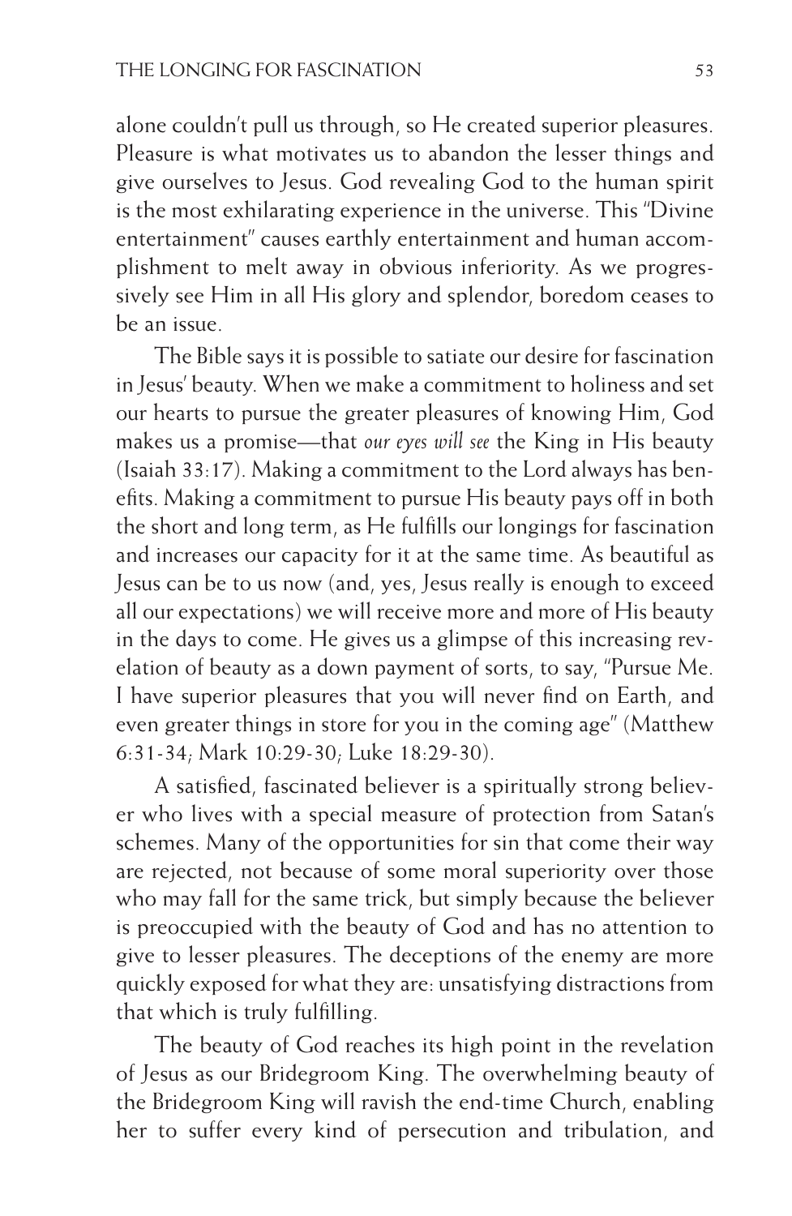alone couldn't pull us through, so He created superior pleasures. Pleasure is what motivates us to abandon the lesser things and give ourselves to Jesus. God revealing God to the human spirit is the most exhilarating experience in the universe. This "Divine entertainment" causes earthly entertainment and human accomplishment to melt away in obvious inferiority. As we progressively see Him in all His glory and splendor, boredom ceases to be an issue.

The Bible says it is possible to satiate our desire for fascination in Jesus' beauty. When we make a commitment to holiness and set our hearts to pursue the greater pleasures of knowing Him, God makes us a promise—that *our eyes will see* the King in His beauty (Isaiah 33:17). Making a commitment to the Lord always has benefits. Making a commitment to pursue His beauty pays off in both the short and long term, as He fulfills our longings for fascination and increases our capacity for it at the same time. As beautiful as Jesus can be to us now (and, yes, Jesus really is enough to exceed all our expectations) we will receive more and more of His beauty in the days to come. He gives us a glimpse of this increasing revelation of beauty as a down payment of sorts, to say, "Pursue Me. I have superior pleasures that you will never find on Earth, and even greater things in store for you in the coming age" (Matthew 6:31-34; Mark 10:29-30; Luke 18:29-30).

A satisfied, fascinated believer is a spiritually strong believer who lives with a special measure of protection from Satan's schemes. Many of the opportunities for sin that come their way are rejected, not because of some moral superiority over those who may fall for the same trick, but simply because the believer is preoccupied with the beauty of God and has no attention to give to lesser pleasures. The deceptions of the enemy are more quickly exposed for what they are: unsatisfying distractions from that which is truly fulfilling.

The beauty of God reaches its high point in the revelation of Jesus as our Bridegroom King. The overwhelming beauty of the Bridegroom King will ravish the end-time Church, enabling her to suffer every kind of persecution and tribulation, and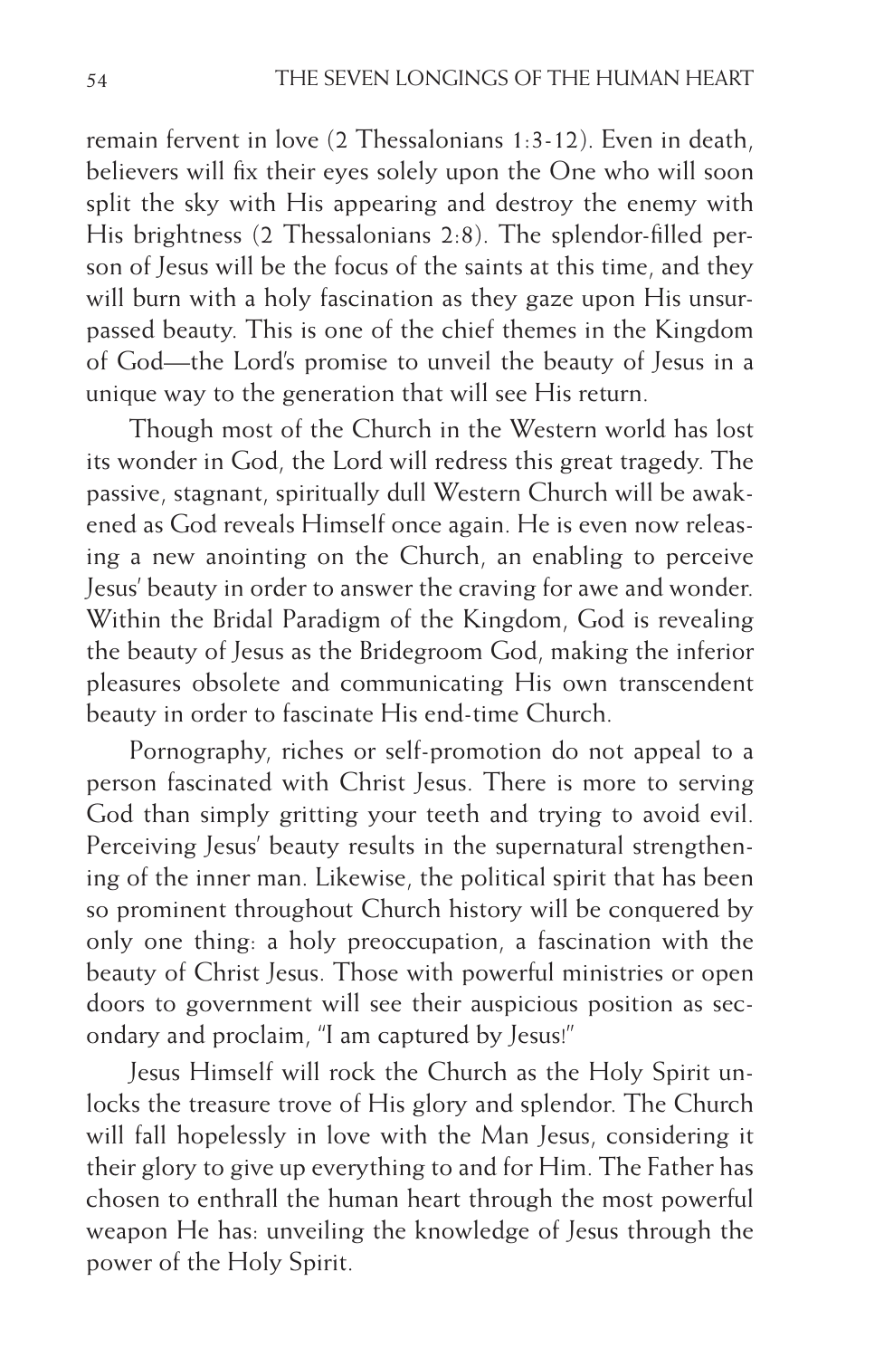remain fervent in love (2 Thessalonians 1:3-12). Even in death, believers will fix their eyes solely upon the One who will soon split the sky with His appearing and destroy the enemy with His brightness (2 Thessalonians 2:8). The splendor-filled person of Jesus will be the focus of the saints at this time, and they will burn with a holy fascination as they gaze upon His unsurpassed beauty. This is one of the chief themes in the Kingdom of God—the Lord's promise to unveil the beauty of Jesus in a unique way to the generation that will see His return.

Though most of the Church in the Western world has lost its wonder in God, the Lord will redress this great tragedy. The passive, stagnant, spiritually dull Western Church will be awakened as God reveals Himself once again. He is even now releasing a new anointing on the Church, an enabling to perceive Jesus' beauty in order to answer the craving for awe and wonder. Within the Bridal Paradigm of the Kingdom, God is revealing the beauty of Jesus as the Bridegroom God, making the inferior pleasures obsolete and communicating His own transcendent beauty in order to fascinate His end-time Church.

Pornography, riches or self-promotion do not appeal to a person fascinated with Christ Jesus. There is more to serving God than simply gritting your teeth and trying to avoid evil. Perceiving Jesus' beauty results in the supernatural strengthening of the inner man. Likewise, the political spirit that has been so prominent throughout Church history will be conquered by only one thing: a holy preoccupation, a fascination with the beauty of Christ Jesus. Those with powerful ministries or open doors to government will see their auspicious position as secondary and proclaim, "I am captured by Jesus!"

Jesus Himself will rock the Church as the Holy Spirit unlocks the treasure trove of His glory and splendor. The Church will fall hopelessly in love with the Man Jesus, considering it their glory to give up everything to and for Him. The Father has chosen to enthrall the human heart through the most powerful weapon He has: unveiling the knowledge of Jesus through the power of the Holy Spirit.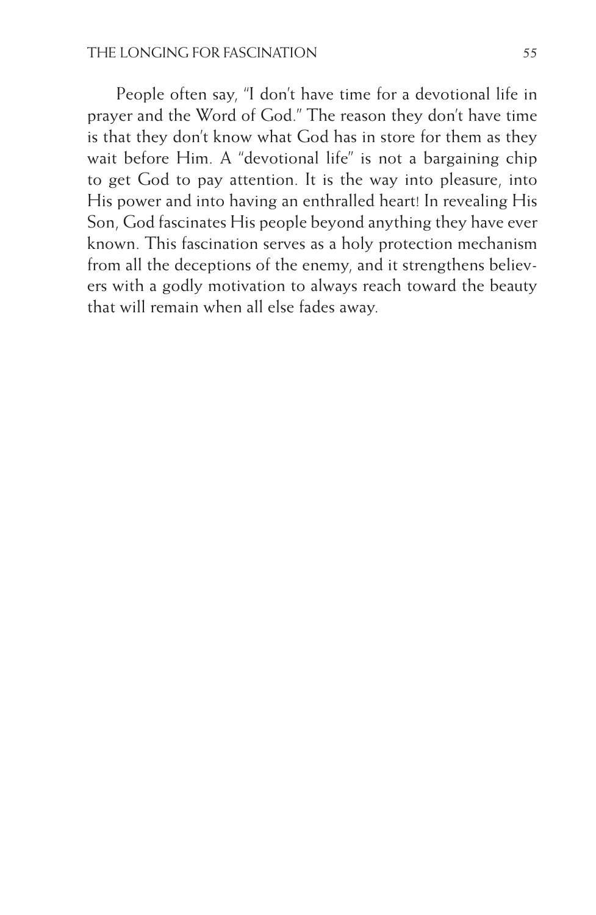People often say, "I don't have time for a devotional life in prayer and the Word of God." The reason they don't have time is that they don't know what God has in store for them as they wait before Him. A "devotional life" is not a bargaining chip to get God to pay attention. It is the way into pleasure, into His power and into having an enthralled heart! In revealing His Son, God fascinates His people beyond anything they have ever known. This fascination serves as a holy protection mechanism from all the deceptions of the enemy, and it strengthens believers with a godly motivation to always reach toward the beauty that will remain when all else fades away.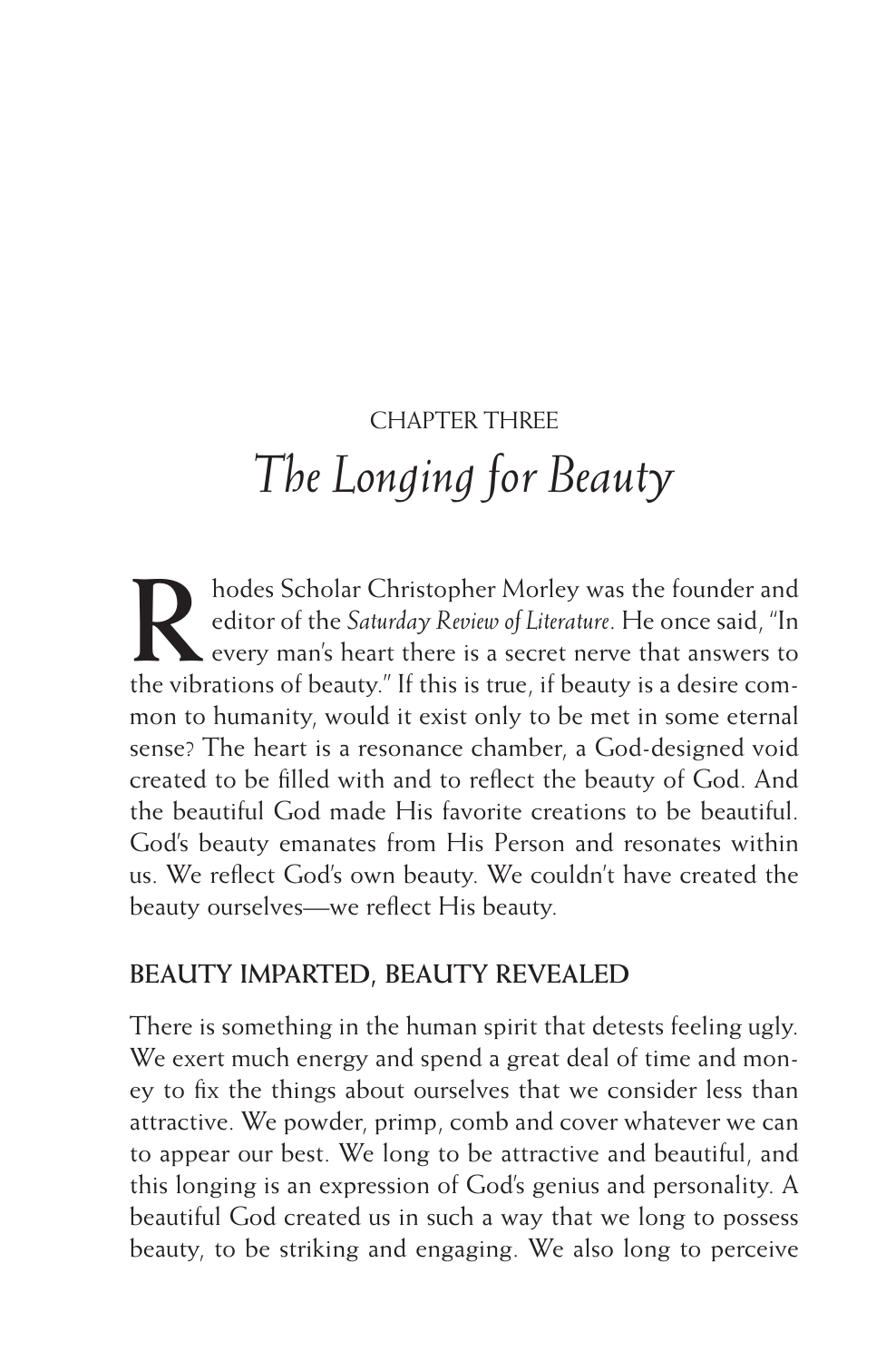CHAPTER THREE

# *The Longing for Beauty*

Rhodes Scholar Christopher Morley was the founder and editor of the *Saturday Review of Literature*. He once said, "In every man's heart there is a secret nerve that answers to the vibrations of beauty." If this is true, if beauty is a desire common to humanity, would it exist only to be met in some eternal sense? The heart is a resonance chamber, a God-designed void created to be filled with and to reflect the beauty of God. And the beautiful God made His favorite creations to be beautiful. God's beauty emanates from His Person and resonates within us. We reflect God's own beauty. We couldn't have created the beauty ourselves—we reflect His beauty.

## BEAUTY IMPARTED, BEAUTY REVEALED

There is something in the human spirit that detests feeling ugly. We exert much energy and spend a great deal of time and money to fix the things about ourselves that we consider less than attractive. We powder, primp, comb and cover whatever we can to appear our best. We long to be attractive and beautiful, and this longing is an expression of God's genius and personality. A beautiful God created us in such a way that we long to possess beauty, to be striking and engaging. We also long to perceive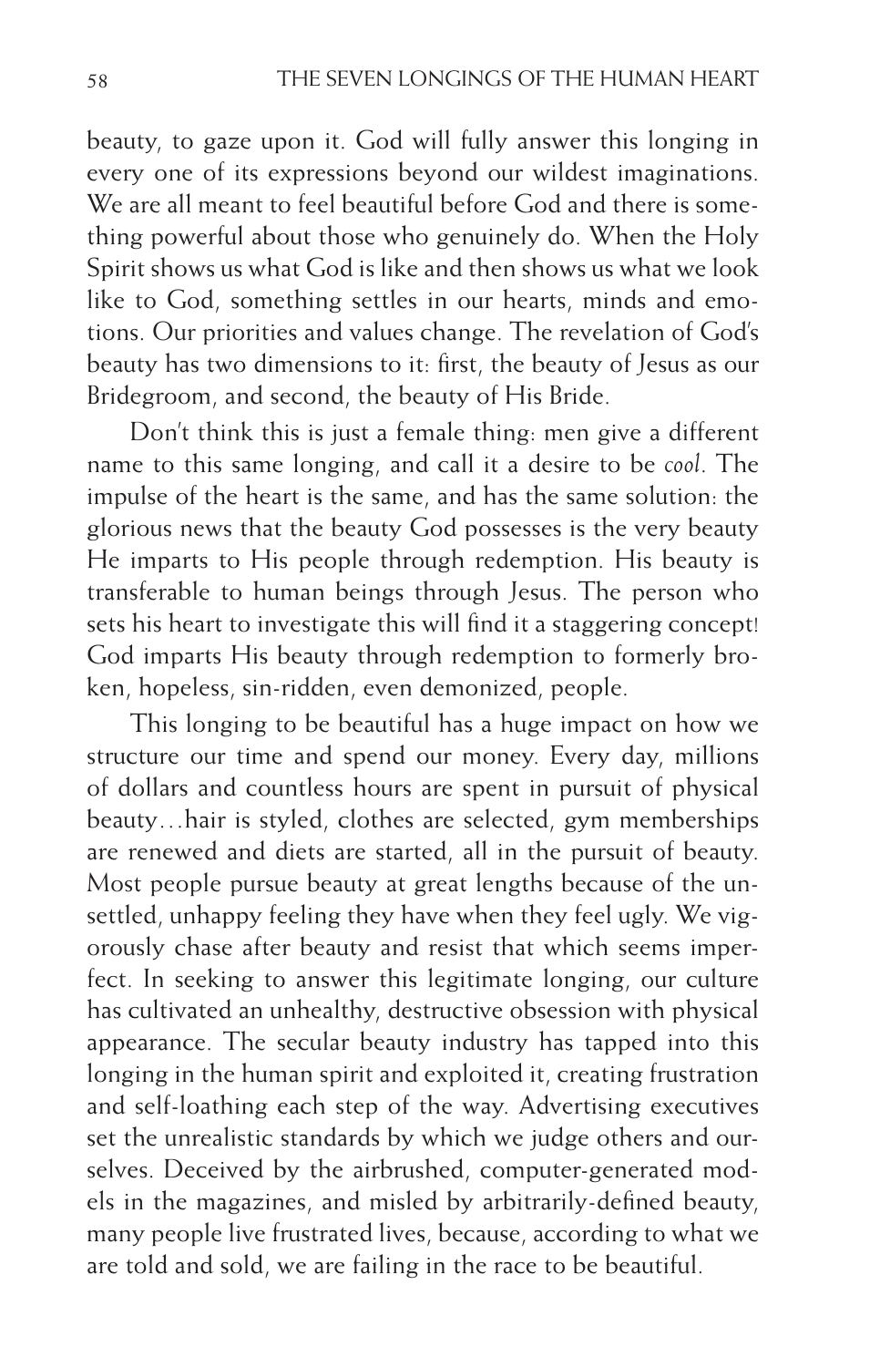beauty, to gaze upon it. God will fully answer this longing in every one of its expressions beyond our wildest imaginations. We are all meant to feel beautiful before God and there is something powerful about those who genuinely do. When the Holy Spirit shows us what God is like and then shows us what we look like to God, something settles in our hearts, minds and emotions. Our priorities and values change. The revelation of God's beauty has two dimensions to it: first, the beauty of Jesus as our Bridegroom, and second, the beauty of His Bride.

Don't think this is just a female thing: men give a different name to this same longing, and call it a desire to be *cool*. The impulse of the heart is the same, and has the same solution: the glorious news that the beauty God possesses is the very beauty He imparts to His people through redemption. His beauty is transferable to human beings through Jesus. The person who sets his heart to investigate this will find it a staggering concept! God imparts His beauty through redemption to formerly broken, hopeless, sin-ridden, even demonized, people.

This longing to be beautiful has a huge impact on how we structure our time and spend our money. Every day, millions of dollars and countless hours are spent in pursuit of physical beauty…hair is styled, clothes are selected, gym memberships are renewed and diets are started, all in the pursuit of beauty. Most people pursue beauty at great lengths because of the unsettled, unhappy feeling they have when they feel ugly. We vigorously chase after beauty and resist that which seems imperfect. In seeking to answer this legitimate longing, our culture has cultivated an unhealthy, destructive obsession with physical appearance. The secular beauty industry has tapped into this longing in the human spirit and exploited it, creating frustration and self-loathing each step of the way. Advertising executives set the unrealistic standards by which we judge others and ourselves. Deceived by the airbrushed, computer-generated models in the magazines, and misled by arbitrarily-defined beauty, many people live frustrated lives, because, according to what we are told and sold, we are failing in the race to be beautiful.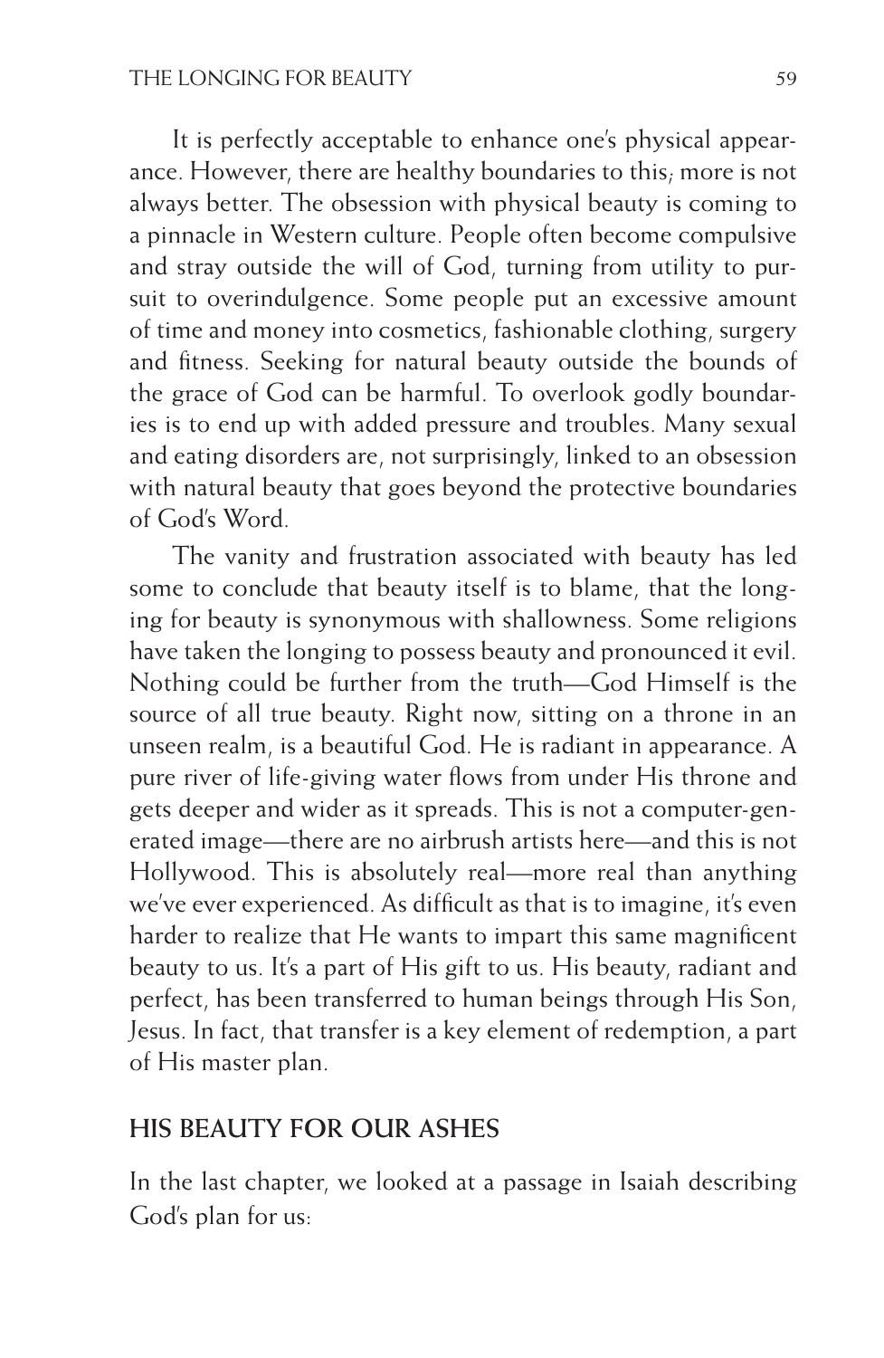It is perfectly acceptable to enhance one's physical appearance. However, there are healthy boundaries to this; more is not always better. The obsession with physical beauty is coming to a pinnacle in Western culture. People often become compulsive and stray outside the will of God, turning from utility to pursuit to overindulgence. Some people put an excessive amount of time and money into cosmetics, fashionable clothing, surgery and fitness. Seeking for natural beauty outside the bounds of the grace of God can be harmful. To overlook godly boundaries is to end up with added pressure and troubles. Many sexual and eating disorders are, not surprisingly, linked to an obsession with natural beauty that goes beyond the protective boundaries of God's Word.

The vanity and frustration associated with beauty has led some to conclude that beauty itself is to blame, that the longing for beauty is synonymous with shallowness. Some religions have taken the longing to possess beauty and pronounced it evil. Nothing could be further from the truth—God Himself is the source of all true beauty. Right now, sitting on a throne in an unseen realm, is a beautiful God. He is radiant in appearance. A pure river of life-giving water flows from under His throne and gets deeper and wider as it spreads. This is not a computer-generated image—there are no airbrush artists here—and this is not Hollywood. This is absolutely real—more real than anything we've ever experienced. As difficult as that is to imagine, it's even harder to realize that He wants to impart this same magnificent beauty to us. It's a part of His gift to us. His beauty, radiant and perfect, has been transferred to human beings through His Son, Jesus. In fact, that transfer is a key element of redemption, a part of His master plan.

## HIS BEAUTY FOR OUR ASHES

In the last chapter, we looked at a passage in Isaiah describing God's plan for us: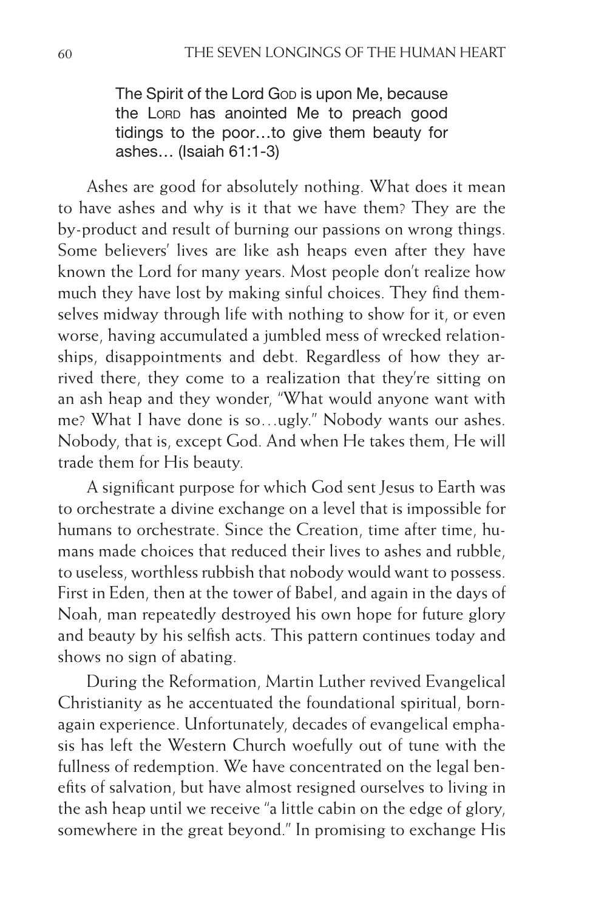> The Spirit of the Lord GOD is upon Me, because the LORD has anointed Me to preach good tidings to the poor…to give them beauty for ashes… (Isaiah 61:1-3)

Ashes are good for absolutely nothing. What does it mean to have ashes and why is it that we have them? They are the by-product and result of burning our passions on wrong things. Some believers' lives are like ash heaps even after they have known the Lord for many years. Most people don't realize how much they have lost by making sinful choices. They find themselves midway through life with nothing to show for it, or even worse, having accumulated a jumbled mess of wrecked relationships, disappointments and debt. Regardless of how they arrived there, they come to a realization that they're sitting on an ash heap and they wonder, "What would anyone want with me? What I have done is so…ugly." Nobody wants our ashes. Nobody, that is, except God. And when He takes them, He will trade them for His beauty.

A significant purpose for which God sent Jesus to Earth was to orchestrate a divine exchange on a level that is impossible for humans to orchestrate. Since the Creation, time after time, humans made choices that reduced their lives to ashes and rubble, to useless, worthless rubbish that nobody would want to possess. First in Eden, then at the tower of Babel, and again in the days of Noah, man repeatedly destroyed his own hope for future glory and beauty by his selfish acts. This pattern continues today and shows no sign of abating.

During the Reformation, Martin Luther revived Evangelical Christianity as he accentuated the foundational spiritual, born-again experience. Unfortunately, decades of evangelical emphasis has left the Western Church woefully out of tune with the fullness of redemption. We have concentrated on the legal benefits of salvation, but have almost resigned ourselves to living in the ash heap until we receive "a little cabin on the edge of glory, somewhere in the great beyond." In promising to exchange His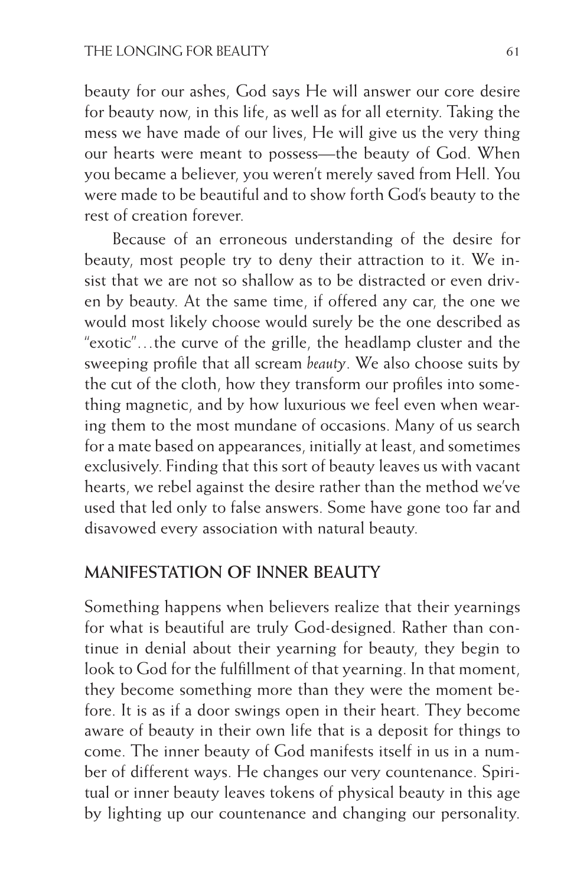beauty for our ashes, God says He will answer our core desire for beauty now, in this life, as well as for all eternity. Taking the mess we have made of our lives, He will give us the very thing our hearts were meant to possess—the beauty of God. When you became a believer, you weren't merely saved from Hell. You were made to be beautiful and to show forth God's beauty to the rest of creation forever.

Because of an erroneous understanding of the desire for beauty, most people try to deny their attraction to it. We insist that we are not so shallow as to be distracted or even driven by beauty. At the same time, if offered any car, the one we would most likely choose would surely be the one described as "exotic"…the curve of the grille, the headlamp cluster and the sweeping profile that all scream *beauty*. We also choose suits by the cut of the cloth, how they transform our profiles into something magnetic, and by how luxurious we feel even when wearing them to the most mundane of occasions. Many of us search for a mate based on appearances, initially at least, and sometimes exclusively. Finding that this sort of beauty leaves us with vacant hearts, we rebel against the desire rather than the method we've used that led only to false answers. Some have gone too far and disavowed every association with natural beauty.

## MANIFESTATION OF INNER BEAUTY

Something happens when believers realize that their yearnings for what is beautiful are truly God-designed. Rather than continue in denial about their yearning for beauty, they begin to look to God for the fulfillment of that yearning. In that moment, they become something more than they were the moment before. It is as if a door swings open in their heart. They become aware of beauty in their own life that is a deposit for things to come. The inner beauty of God manifests itself in us in a number of different ways. He changes our very countenance. Spiritual or inner beauty leaves tokens of physical beauty in this age by lighting up our countenance and changing our personality.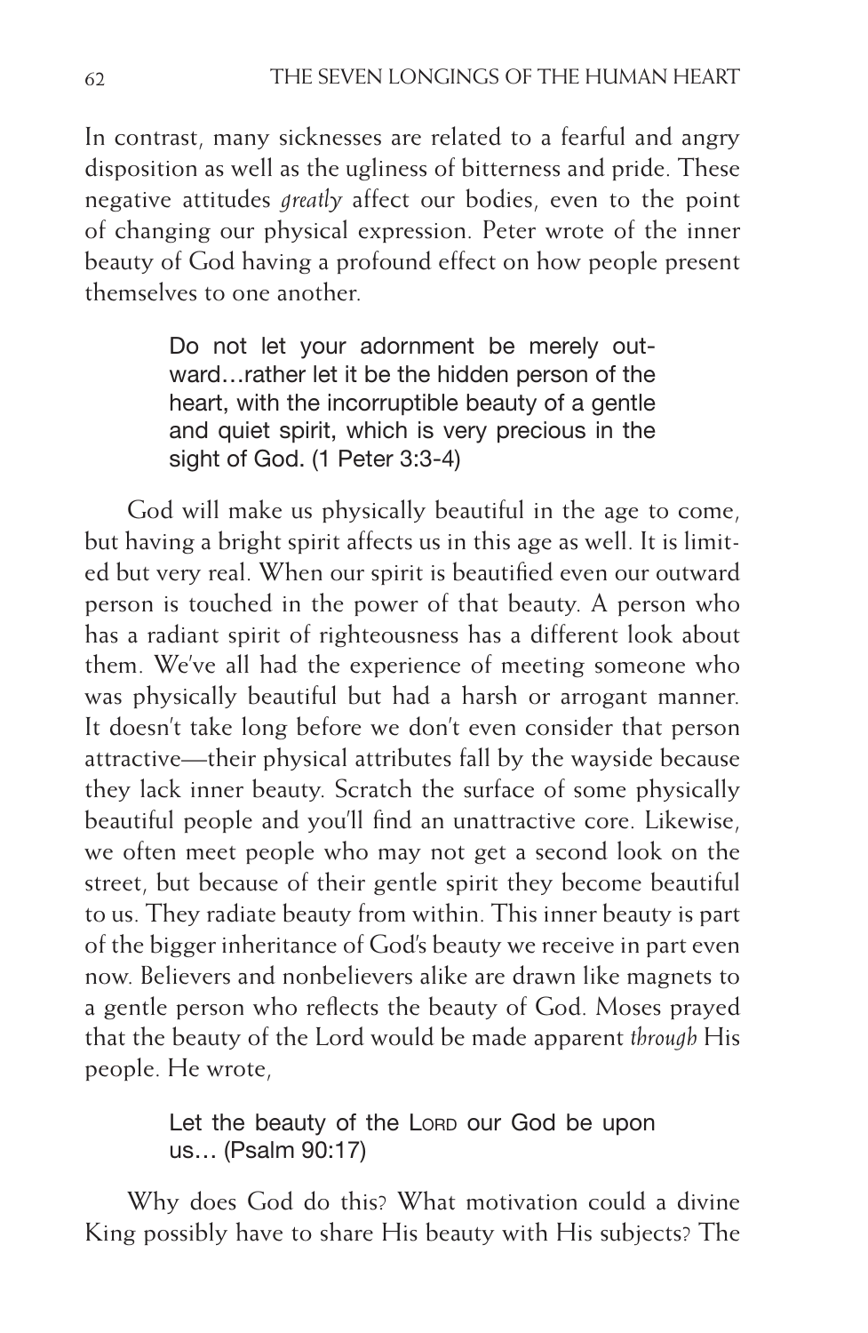In contrast, many sicknesses are related to a fearful and angry disposition as well as the ugliness of bitterness and pride. These negative attitudes *greatly* affect our bodies, even to the point of changing our physical expression. Peter wrote of the inner beauty of God having a profound effect on how people present themselves to one another.

> Do not let your adornment be merely outward…rather let it be the hidden person of the heart, with the incorruptible beauty of a gentle and quiet spirit, which is very precious in the sight of God. (1 Peter 3:3-4)

God will make us physically beautiful in the age to come, but having a bright spirit affects us in this age as well. It is limited but very real. When our spirit is beautified even our outward person is touched in the power of that beauty. A person who has a radiant spirit of righteousness has a different look about them. We've all had the experience of meeting someone who was physically beautiful but had a harsh or arrogant manner. It doesn't take long before we don't even consider that person attractive—their physical attributes fall by the wayside because they lack inner beauty. Scratch the surface of some physically beautiful people and you'll find an unattractive core. Likewise, we often meet people who may not get a second look on the street, but because of their gentle spirit they become beautiful to us. They radiate beauty from within. This inner beauty is part of the bigger inheritance of God's beauty we receive in part even now. Believers and nonbelievers alike are drawn like magnets to a gentle person who reflects the beauty of God. Moses prayed that the beauty of the Lord would be made apparent *through* His people. He wrote,

> Let the beauty of the LORD our God be upon us… (Psalm 90:17)

Why does God do this? What motivation could a divine King possibly have to share His beauty with His subjects? The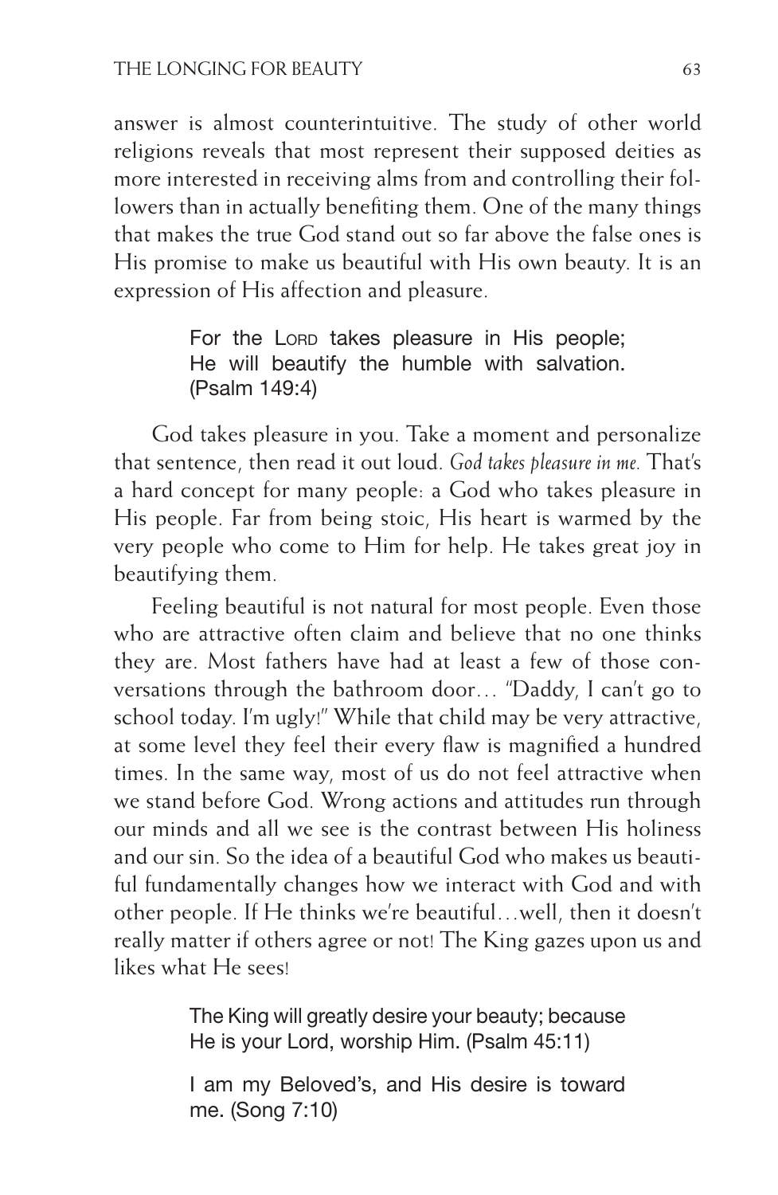answer is almost counterintuitive. The study of other world religions reveals that most represent their supposed deities as more interested in receiving alms from and controlling their followers than in actually benefiting them. One of the many things that makes the true God stand out so far above the false ones is His promise to make us beautiful with His own beauty. It is an expression of His affection and pleasure.

> For the LORD takes pleasure in His people; He will beautify the humble with salvation. (Psalm 149:4)

God takes pleasure in you. Take a moment and personalize that sentence, then read it out loud. *God takes pleasure in me.* That's a hard concept for many people: a God who takes pleasure in His people. Far from being stoic, His heart is warmed by the very people who come to Him for help. He takes great joy in beautifying them.

Feeling beautiful is not natural for most people. Even those who are attractive often claim and believe that no one thinks they are. Most fathers have had at least a few of those conversations through the bathroom door… "Daddy, I can't go to school today. I'm ugly!" While that child may be very attractive, at some level they feel their every flaw is magnified a hundred times. In the same way, most of us do not feel attractive when we stand before God. Wrong actions and attitudes run through our minds and all we see is the contrast between His holiness and our sin. So the idea of a beautiful God who makes us beautiful fundamentally changes how we interact with God and with other people. If He thinks we're beautiful…well, then it doesn't really matter if others agree or not! The King gazes upon us and likes what He sees!

> The King will greatly desire your beauty; because He is your Lord, worship Him. (Psalm 45:11)

> I am my Beloved's, and His desire is toward me. (Song 7:10)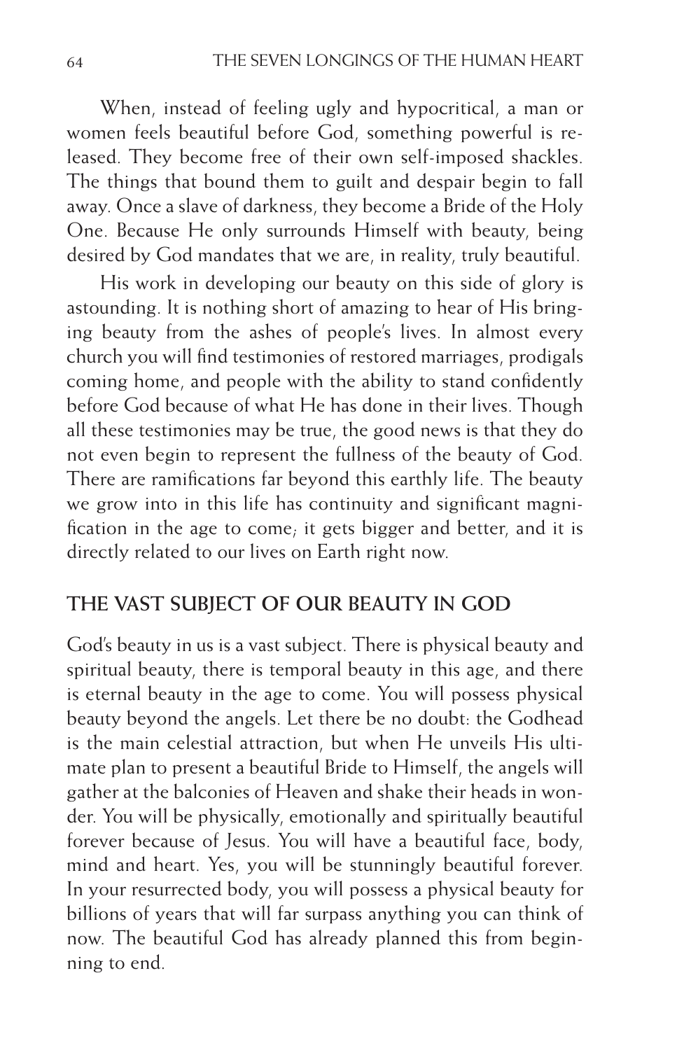When, instead of feeling ugly and hypocritical, a man or women feels beautiful before God, something powerful is released. They become free of their own self-imposed shackles. The things that bound them to guilt and despair begin to fall away. Once a slave of darkness, they become a Bride of the Holy One. Because He only surrounds Himself with beauty, being desired by God mandates that we are, in reality, truly beautiful.

His work in developing our beauty on this side of glory is astounding. It is nothing short of amazing to hear of His bringing beauty from the ashes of people's lives. In almost every church you will find testimonies of restored marriages, prodigals coming home, and people with the ability to stand confidently before God because of what He has done in their lives. Though all these testimonies may be true, the good news is that they do not even begin to represent the fullness of the beauty of God. There are ramifications far beyond this earthly life. The beauty we grow into in this life has continuity and significant magnification in the age to come; it gets bigger and better, and it is directly related to our lives on Earth right now.

## THE VAST SUBJECT OF OUR BEAUTY IN GOD

God's beauty in us is a vast subject. There is physical beauty and spiritual beauty, there is temporal beauty in this age, and there is eternal beauty in the age to come. You will possess physical beauty beyond the angels. Let there be no doubt: the Godhead is the main celestial attraction, but when He unveils His ultimate plan to present a beautiful Bride to Himself, the angels will gather at the balconies of Heaven and shake their heads in wonder. You will be physically, emotionally and spiritually beautiful forever because of Jesus. You will have a beautiful face, body, mind and heart. Yes, you will be stunningly beautiful forever. In your resurrected body, you will possess a physical beauty for billions of years that will far surpass anything you can think of now. The beautiful God has already planned this from beginning to end.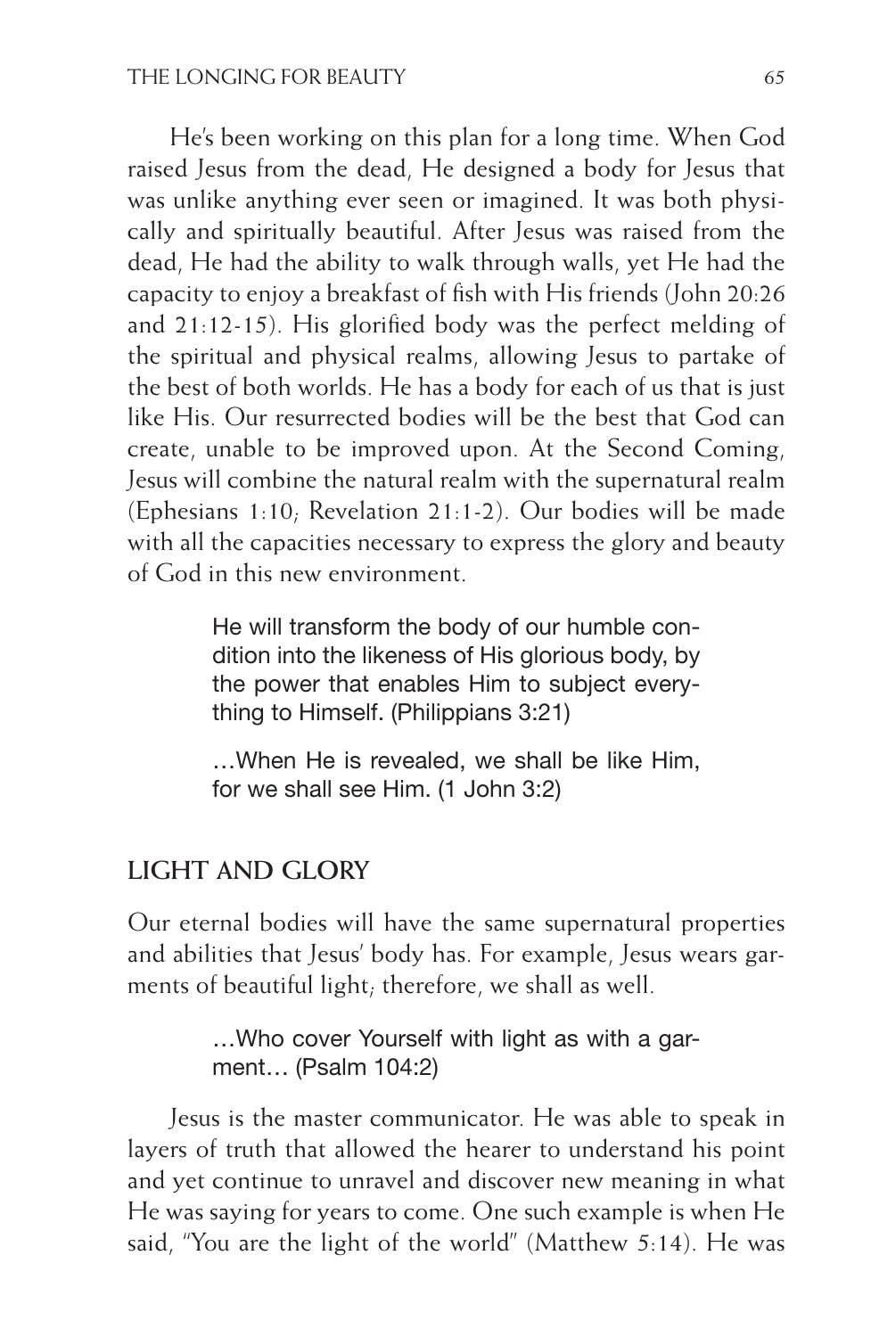He's been working on this plan for a long time. When God raised Jesus from the dead, He designed a body for Jesus that was unlike anything ever seen or imagined. It was both physically and spiritually beautiful. After Jesus was raised from the dead, He had the ability to walk through walls, yet He had the capacity to enjoy a breakfast of fish with His friends (John 20:26 and 21:12-15). His glorified body was the perfect melding of the spiritual and physical realms, allowing Jesus to partake of the best of both worlds. He has a body for each of us that is just like His. Our resurrected bodies will be the best that God can create, unable to be improved upon. At the Second Coming, Jesus will combine the natural realm with the supernatural realm (Ephesians 1:10; Revelation 21:1-2). Our bodies will be made with all the capacities necessary to express the glory and beauty of God in this new environment.

> He will transform the body of our humble condition into the likeness of His glorious body, by the power that enables Him to subject everything to Himself. (Philippians 3:21)
>
> …When He is revealed, we shall be like Him, for we shall see Him. (1 John 3:2)

## LIGHT AND GLORY

Our eternal bodies will have the same supernatural properties and abilities that Jesus' body has. For example, Jesus wears garments of beautiful light; therefore, we shall as well.

> …Who cover Yourself with light as with a garment… (Psalm 104:2)

Jesus is the master communicator. He was able to speak in layers of truth that allowed the hearer to understand his point and yet continue to unravel and discover new meaning in what He was saying for years to come. One such example is when He said, "You are the light of the world" (Matthew 5:14). He was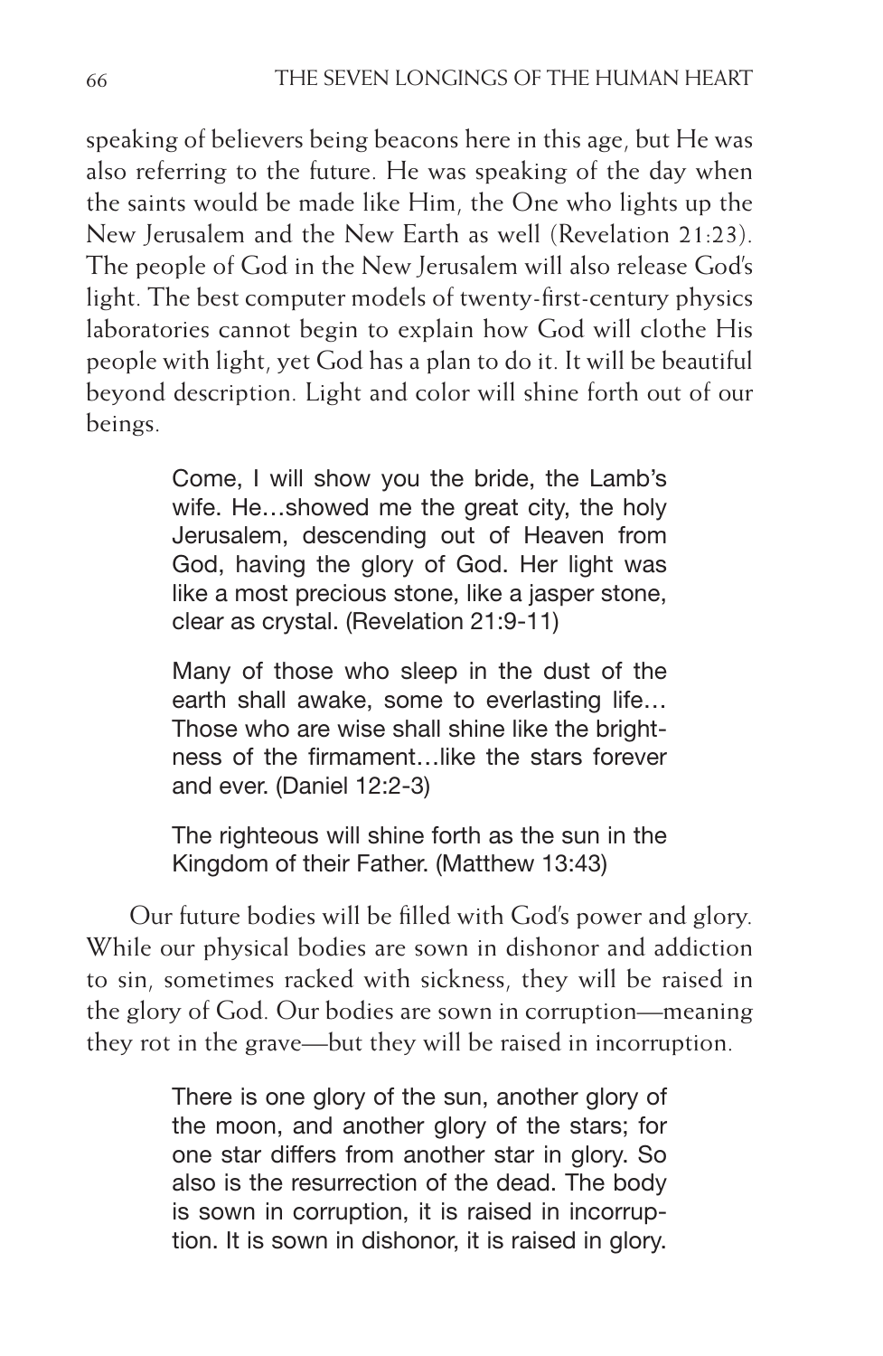speaking of believers being beacons here in this age, but He was also referring to the future. He was speaking of the day when the saints would be made like Him, the One who lights up the New Jerusalem and the New Earth as well (Revelation 21:23). The people of God in the New Jerusalem will also release God's light. The best computer models of twenty-first-century physics laboratories cannot begin to explain how God will clothe His people with light, yet God has a plan to do it. It will be beautiful beyond description. Light and color will shine forth out of our beings.

> Come, I will show you the bride, the Lamb's wife. He…showed me the great city, the holy Jerusalem, descending out of Heaven from God, having the glory of God. Her light was like a most precious stone, like a jasper stone, clear as crystal. (Revelation 21:9-11)

> Many of those who sleep in the dust of the earth shall awake, some to everlasting life… Those who are wise shall shine like the brightness of the firmament…like the stars forever and ever. (Daniel 12:2-3)

> The righteous will shine forth as the sun in the Kingdom of their Father. (Matthew 13:43)

Our future bodies will be filled with God's power and glory. While our physical bodies are sown in dishonor and addiction to sin, sometimes racked with sickness, they will be raised in the glory of God. Our bodies are sown in corruption—meaning they rot in the grave—but they will be raised in incorruption.

> There is one glory of the sun, another glory of the moon, and another glory of the stars; for one star differs from another star in glory. So also is the resurrection of the dead. The body is sown in corruption, it is raised in incorruption. It is sown in dishonor, it is raised in glory.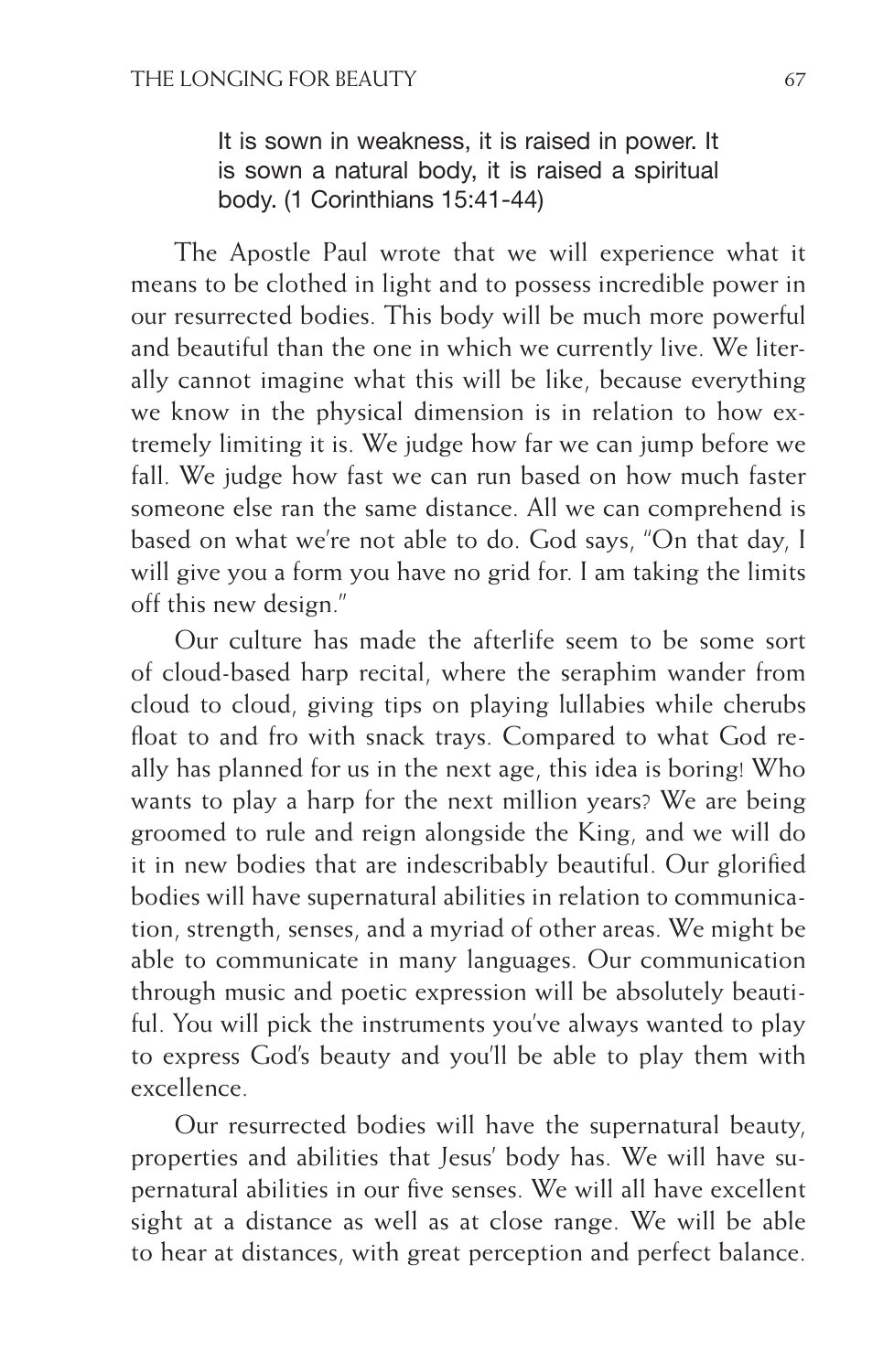> It is sown in weakness, it is raised in power. It is sown a natural body, it is raised a spiritual body. (1 Corinthians 15:41-44)

The Apostle Paul wrote that we will experience what it means to be clothed in light and to possess incredible power in our resurrected bodies. This body will be much more powerful and beautiful than the one in which we currently live. We literally cannot imagine what this will be like, because everything we know in the physical dimension is in relation to how extremely limiting it is. We judge how far we can jump before we fall. We judge how fast we can run based on how much faster someone else ran the same distance. All we can comprehend is based on what we're not able to do. God says, "On that day, I will give you a form you have no grid for. I am taking the limits off this new design."

Our culture has made the afterlife seem to be some sort of cloud-based harp recital, where the seraphim wander from cloud to cloud, giving tips on playing lullabies while cherubs float to and fro with snack trays. Compared to what God really has planned for us in the next age, this idea is boring! Who wants to play a harp for the next million years? We are being groomed to rule and reign alongside the King, and we will do it in new bodies that are indescribably beautiful. Our glorified bodies will have supernatural abilities in relation to communication, strength, senses, and a myriad of other areas. We might be able to communicate in many languages. Our communication through music and poetic expression will be absolutely beautiful. You will pick the instruments you've always wanted to play to express God's beauty and you'll be able to play them with excellence.

Our resurrected bodies will have the supernatural beauty, properties and abilities that Jesus' body has. We will have supernatural abilities in our five senses. We will all have excellent sight at a distance as well as at close range. We will be able to hear at distances, with great perception and perfect balance.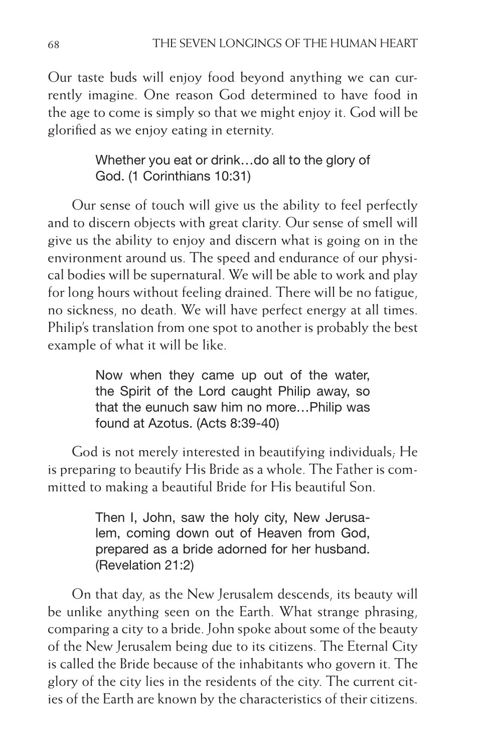Our taste buds will enjoy food beyond anything we can currently imagine. One reason God determined to have food in the age to come is simply so that we might enjoy it. God will be glorified as we enjoy eating in eternity.

> Whether you eat or drink…do all to the glory of God. (1 Corinthians 10:31)

Our sense of touch will give us the ability to feel perfectly and to discern objects with great clarity. Our sense of smell will give us the ability to enjoy and discern what is going on in the environment around us. The speed and endurance of our physical bodies will be supernatural. We will be able to work and play for long hours without feeling drained. There will be no fatigue, no sickness, no death. We will have perfect energy at all times. Philip's translation from one spot to another is probably the best example of what it will be like.

> Now when they came up out of the water, the Spirit of the Lord caught Philip away, so that the eunuch saw him no more…Philip was found at Azotus. (Acts 8:39-40)

God is not merely interested in beautifying individuals; He is preparing to beautify His Bride as a whole. The Father is committed to making a beautiful Bride for His beautiful Son.

> Then I, John, saw the holy city, New Jerusalem, coming down out of Heaven from God, prepared as a bride adorned for her husband. (Revelation 21:2)

On that day, as the New Jerusalem descends, its beauty will be unlike anything seen on the Earth. What strange phrasing, comparing a city to a bride. John spoke about some of the beauty of the New Jerusalem being due to its citizens. The Eternal City is called the Bride because of the inhabitants who govern it. The glory of the city lies in the residents of the city. The current cities of the Earth are known by the characteristics of their citizens.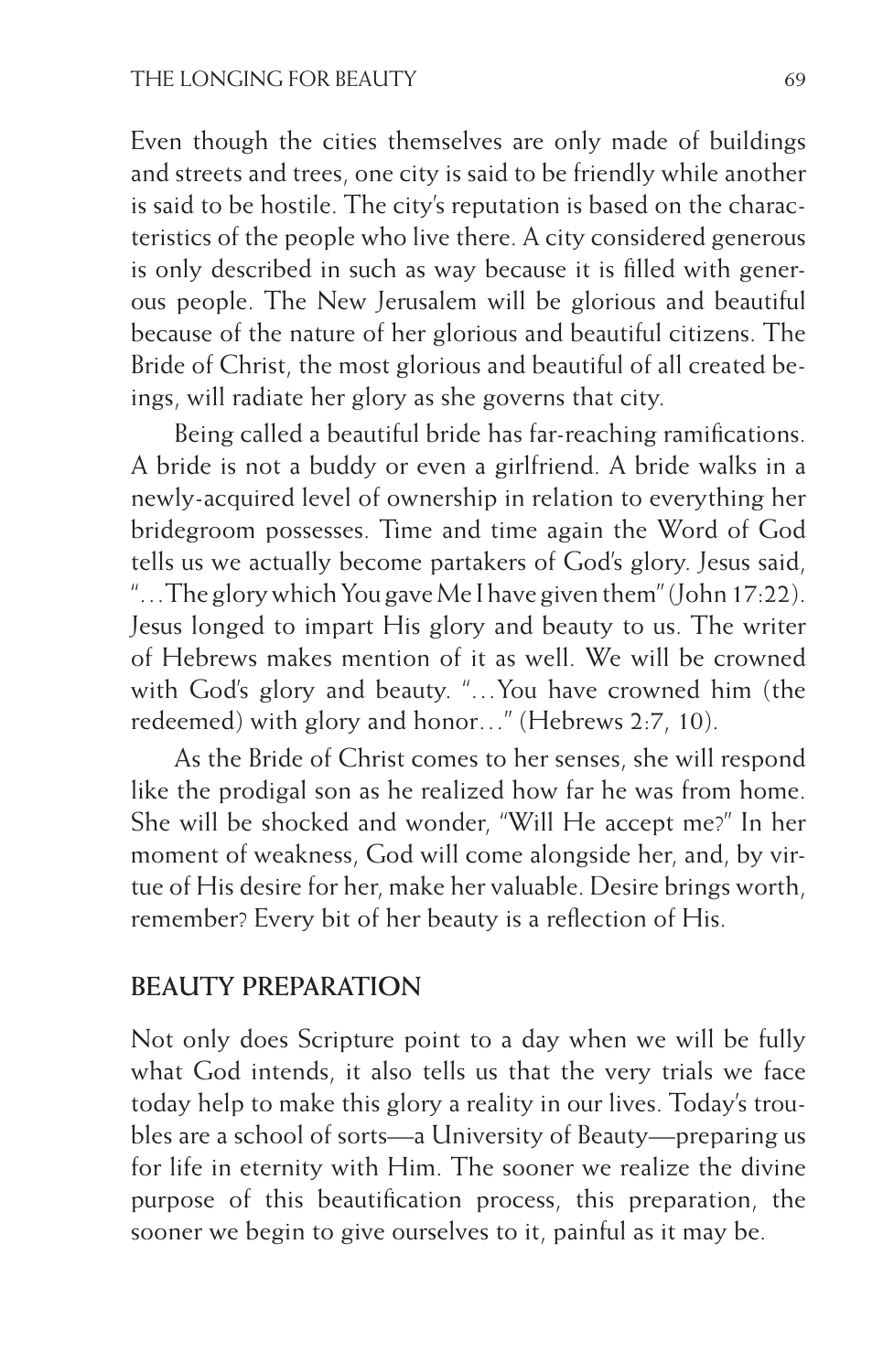Even though the cities themselves are only made of buildings and streets and trees, one city is said to be friendly while another is said to be hostile. The city's reputation is based on the characteristics of the people who live there. A city considered generous is only described in such as way because it is filled with generous people. The New Jerusalem will be glorious and beautiful because of the nature of her glorious and beautiful citizens. The Bride of Christ, the most glorious and beautiful of all created beings, will radiate her glory as she governs that city.

Being called a beautiful bride has far-reaching ramifications. A bride is not a buddy or even a girlfriend. A bride walks in a newly-acquired level of ownership in relation to everything her bridegroom possesses. Time and time again the Word of God tells us we actually become partakers of God's glory. Jesus said, "…The glory which You gave Me I have given them" (John 17:22). Jesus longed to impart His glory and beauty to us. The writer of Hebrews makes mention of it as well. We will be crowned with God's glory and beauty. "…You have crowned him (the redeemed) with glory and honor…" (Hebrews 2:7, 10).

As the Bride of Christ comes to her senses, she will respond like the prodigal son as he realized how far he was from home. She will be shocked and wonder, "Will He accept me?" In her moment of weakness, God will come alongside her, and, by virtue of His desire for her, make her valuable. Desire brings worth, remember? Every bit of her beauty is a reflection of His.

## BEAUTY PREPARATION

Not only does Scripture point to a day when we will be fully what God intends, it also tells us that the very trials we face today help to make this glory a reality in our lives. Today's troubles are a school of sorts—a University of Beauty—preparing us for life in eternity with Him. The sooner we realize the divine purpose of this beautification process, this preparation, the sooner we begin to give ourselves to it, painful as it may be.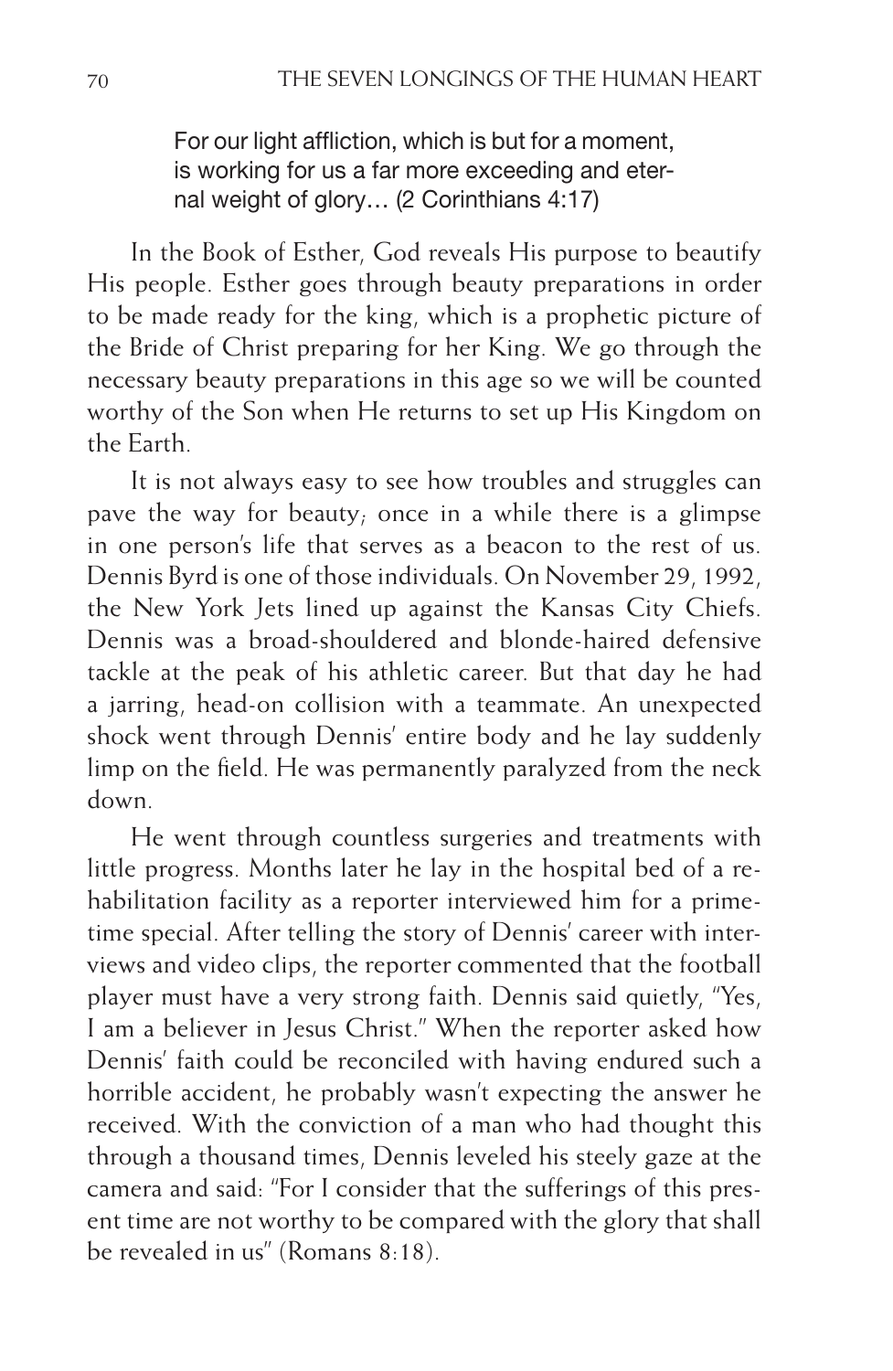> For our light affliction, which is but for a moment, is working for us a far more exceeding and eternal weight of glory… (2 Corinthians 4:17)

In the Book of Esther, God reveals His purpose to beautify His people. Esther goes through beauty preparations in order to be made ready for the king, which is a prophetic picture of the Bride of Christ preparing for her King. We go through the necessary beauty preparations in this age so we will be counted worthy of the Son when He returns to set up His Kingdom on the Earth.

It is not always easy to see how troubles and struggles can pave the way for beauty; once in a while there is a glimpse in one person's life that serves as a beacon to the rest of us. Dennis Byrd is one of those individuals. On November 29, 1992, the New York Jets lined up against the Kansas City Chiefs. Dennis was a broad-shouldered and blonde-haired defensive tackle at the peak of his athletic career. But that day he had a jarring, head-on collision with a teammate. An unexpected shock went through Dennis' entire body and he lay suddenly limp on the field. He was permanently paralyzed from the neck down.

He went through countless surgeries and treatments with little progress. Months later he lay in the hospital bed of a rehabilitation facility as a reporter interviewed him for a prime-time special. After telling the story of Dennis' career with interviews and video clips, the reporter commented that the football player must have a very strong faith. Dennis said quietly, "Yes, I am a believer in Jesus Christ." When the reporter asked how Dennis' faith could be reconciled with having endured such a horrible accident, he probably wasn't expecting the answer he received. With the conviction of a man who had thought this through a thousand times, Dennis leveled his steely gaze at the camera and said: "For I consider that the sufferings of this present time are not worthy to be compared with the glory that shall be revealed in us" (Romans 8:18).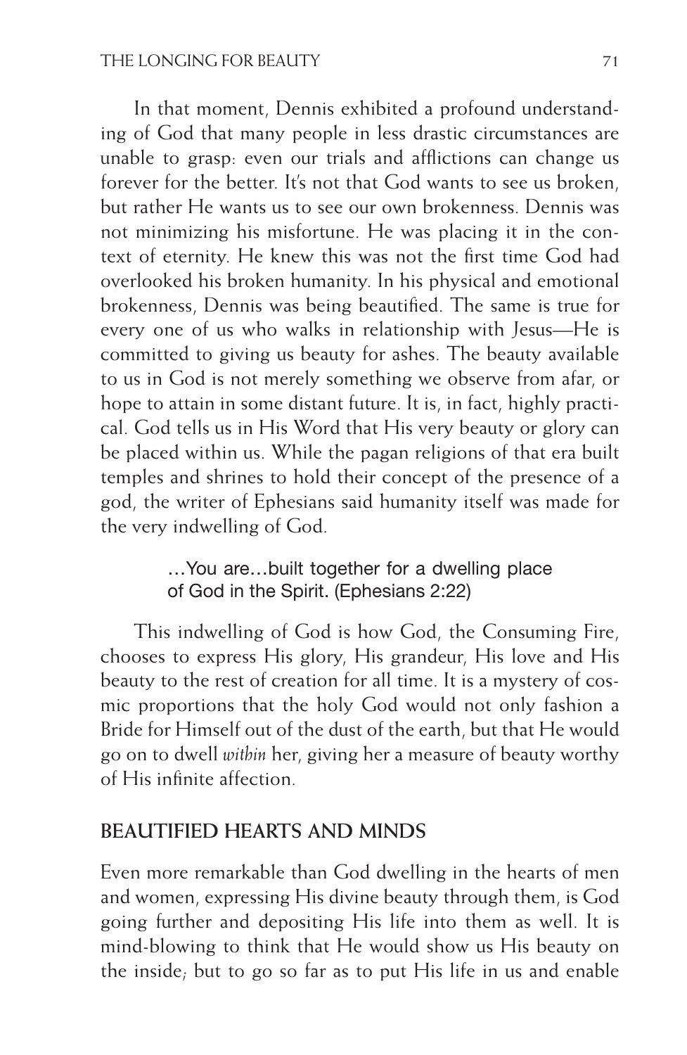In that moment, Dennis exhibited a profound understanding of God that many people in less drastic circumstances are unable to grasp: even our trials and afflictions can change us forever for the better. It's not that God wants to see us broken, but rather He wants us to see our own brokenness. Dennis was not minimizing his misfortune. He was placing it in the context of eternity. He knew this was not the first time God had overlooked his broken humanity. In his physical and emotional brokenness, Dennis was being beautified. The same is true for every one of us who walks in relationship with Jesus—He is committed to giving us beauty for ashes. The beauty available to us in God is not merely something we observe from afar, or hope to attain in some distant future. It is, in fact, highly practical. God tells us in His Word that His very beauty or glory can be placed within us. While the pagan religions of that era built temples and shrines to hold their concept of the presence of a god, the writer of Ephesians said humanity itself was made for the very indwelling of God.

> …You are…built together for a dwelling place of God in the Spirit. (Ephesians 2:22)

This indwelling of God is how God, the Consuming Fire, chooses to express His glory, His grandeur, His love and His beauty to the rest of creation for all time. It is a mystery of cosmic proportions that the holy God would not only fashion a Bride for Himself out of the dust of the earth, but that He would go on to dwell *within* her, giving her a measure of beauty worthy of His infinite affection.

## BEAUTIFIED HEARTS AND MINDS

Even more remarkable than God dwelling in the hearts of men and women, expressing His divine beauty through them, is God going further and depositing His life into them as well. It is mind-blowing to think that He would show us His beauty on the inside; but to go so far as to put His life in us and enable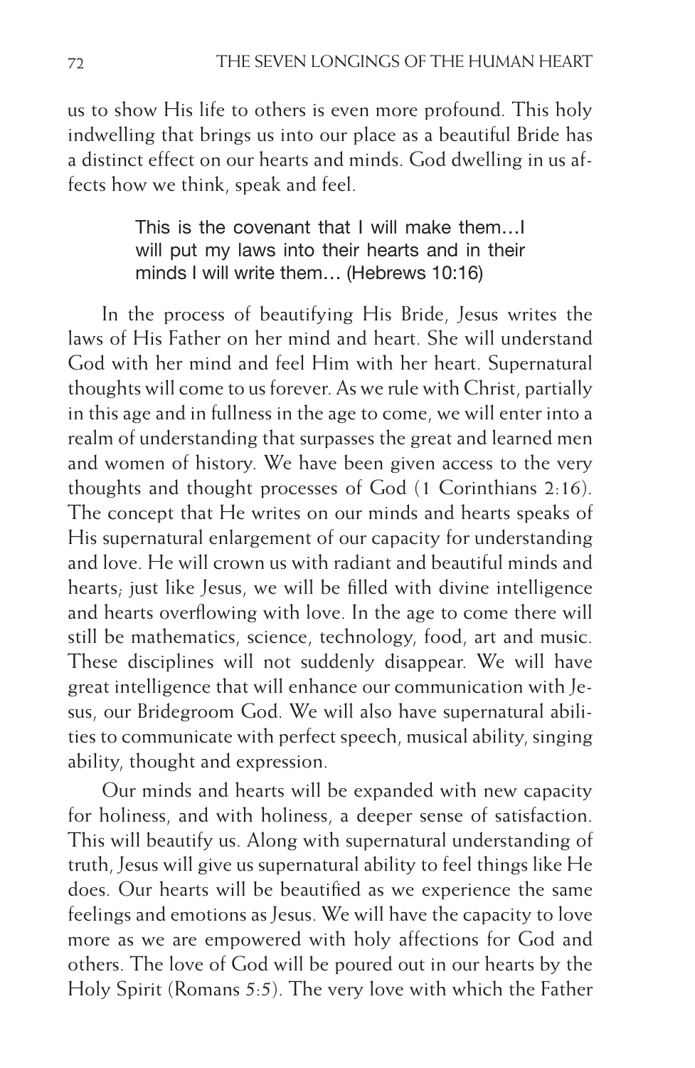us to show His life to others is even more profound. This holy indwelling that brings us into our place as a beautiful Bride has a distinct effect on our hearts and minds. God dwelling in us affects how we think, speak and feel.

> This is the covenant that I will make them…I will put my laws into their hearts and in their minds I will write them… (Hebrews 10:16)

In the process of beautifying His Bride, Jesus writes the laws of His Father on her mind and heart. She will understand God with her mind and feel Him with her heart. Supernatural thoughts will come to us forever. As we rule with Christ, partially in this age and in fullness in the age to come, we will enter into a realm of understanding that surpasses the great and learned men and women of history. We have been given access to the very thoughts and thought processes of God (1 Corinthians 2:16). The concept that He writes on our minds and hearts speaks of His supernatural enlargement of our capacity for understanding and love. He will crown us with radiant and beautiful minds and hearts; just like Jesus, we will be filled with divine intelligence and hearts overflowing with love. In the age to come there will still be mathematics, science, technology, food, art and music. These disciplines will not suddenly disappear. We will have great intelligence that will enhance our communication with Jesus, our Bridegroom God. We will also have supernatural abilities to communicate with perfect speech, musical ability, singing ability, thought and expression.

Our minds and hearts will be expanded with new capacity for holiness, and with holiness, a deeper sense of satisfaction. This will beautify us. Along with supernatural understanding of truth, Jesus will give us supernatural ability to feel things like He does. Our hearts will be beautified as we experience the same feelings and emotions as Jesus. We will have the capacity to love more as we are empowered with holy affections for God and others. The love of God will be poured out in our hearts by the Holy Spirit (Romans 5:5). The very love with which the Father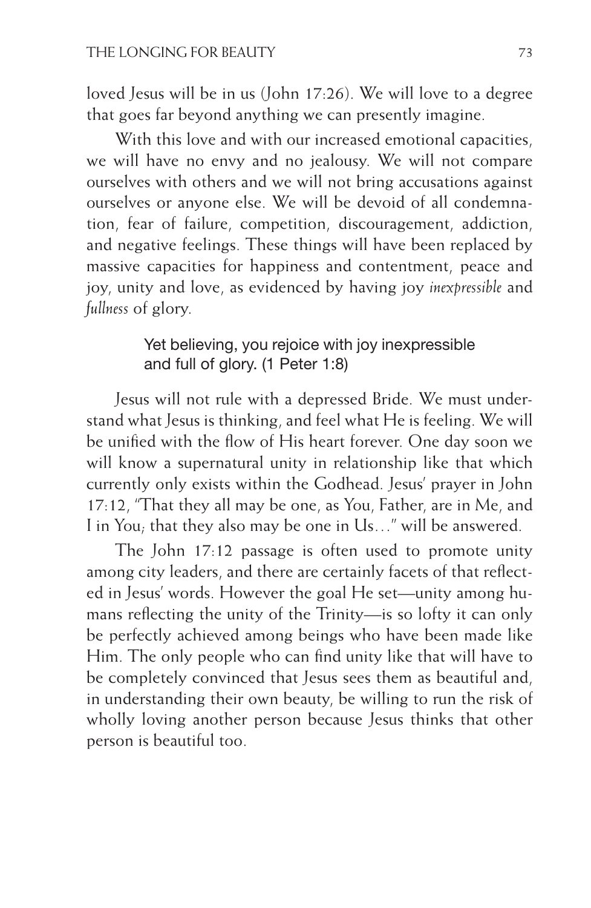loved Jesus will be in us (John 17:26). We will love to a degree that goes far beyond anything we can presently imagine.

With this love and with our increased emotional capacities, we will have no envy and no jealousy. We will not compare ourselves with others and we will not bring accusations against ourselves or anyone else. We will be devoid of all condemnation, fear of failure, competition, discouragement, addiction, and negative feelings. These things will have been replaced by massive capacities for happiness and contentment, peace and joy, unity and love, as evidenced by having joy *inexpressible* and *fullness* of glory.

> Yet believing, you rejoice with joy inexpressible and full of glory. (1 Peter 1:8)

Jesus will not rule with a depressed Bride. We must understand what Jesus is thinking, and feel what He is feeling. We will be unified with the flow of His heart forever. One day soon we will know a supernatural unity in relationship like that which currently only exists within the Godhead. Jesus' prayer in John 17:12, "That they all may be one, as You, Father, are in Me, and I in You; that they also may be one in Us…" will be answered.

The John 17:12 passage is often used to promote unity among city leaders, and there are certainly facets of that reflected in Jesus' words. However the goal He set—unity among humans reflecting the unity of the Trinity—is so lofty it can only be perfectly achieved among beings who have been made like Him. The only people who can find unity like that will have to be completely convinced that Jesus sees them as beautiful and, in understanding their own beauty, be willing to run the risk of wholly loving another person because Jesus thinks that other person is beautiful too.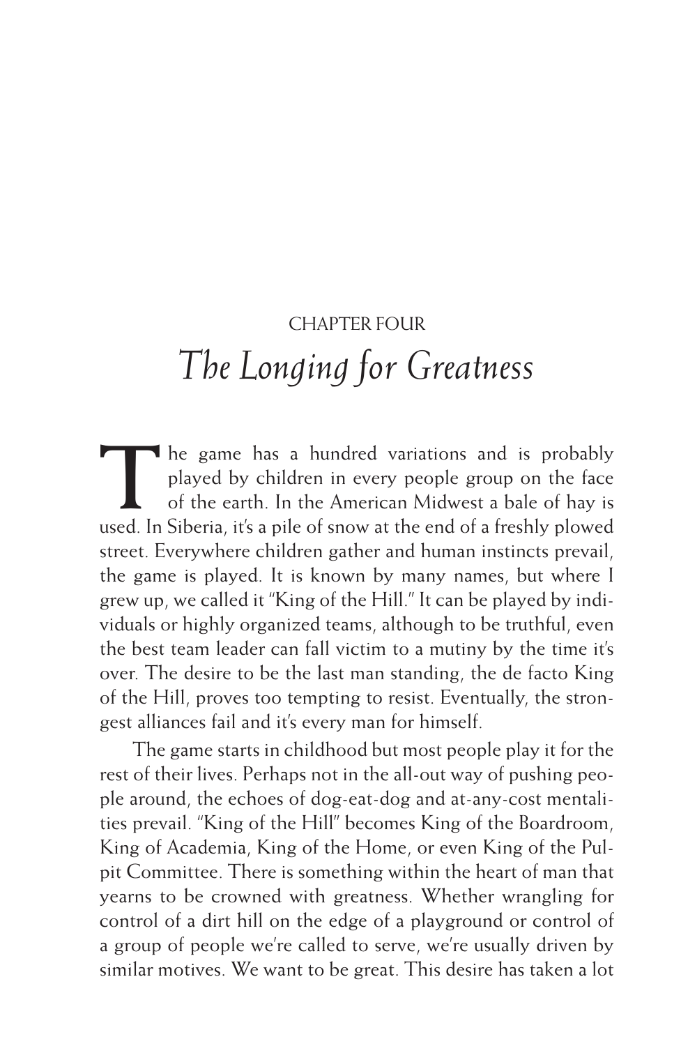CHAPTER FOUR

# *The Longing for Greatness*

The game has a hundred variations and is probably played by children in every people group on the face of the earth. In the American Midwest a bale of hay is used. In Siberia, it's a pile of snow at the end of a freshly plowed street. Everywhere children gather and human instincts prevail, the game is played. It is known by many names, but where I grew up, we called it "King of the Hill." It can be played by individuals or highly organized teams, although to be truthful, even the best team leader can fall victim to a mutiny by the time it's over. The desire to be the last man standing, the de facto King of the Hill, proves too tempting to resist. Eventually, the strongest alliances fail and it's every man for himself.

The game starts in childhood but most people play it for the rest of their lives. Perhaps not in the all-out way of pushing people around, the echoes of dog-eat-dog and at-any-cost mentalities prevail. "King of the Hill" becomes King of the Boardroom, King of Academia, King of the Home, or even King of the Pulpit Committee. There is something within the heart of man that yearns to be crowned with greatness. Whether wrangling for control of a dirt hill on the edge of a playground or control of a group of people we're called to serve, we're usually driven by similar motives. We want to be great. This desire has taken a lot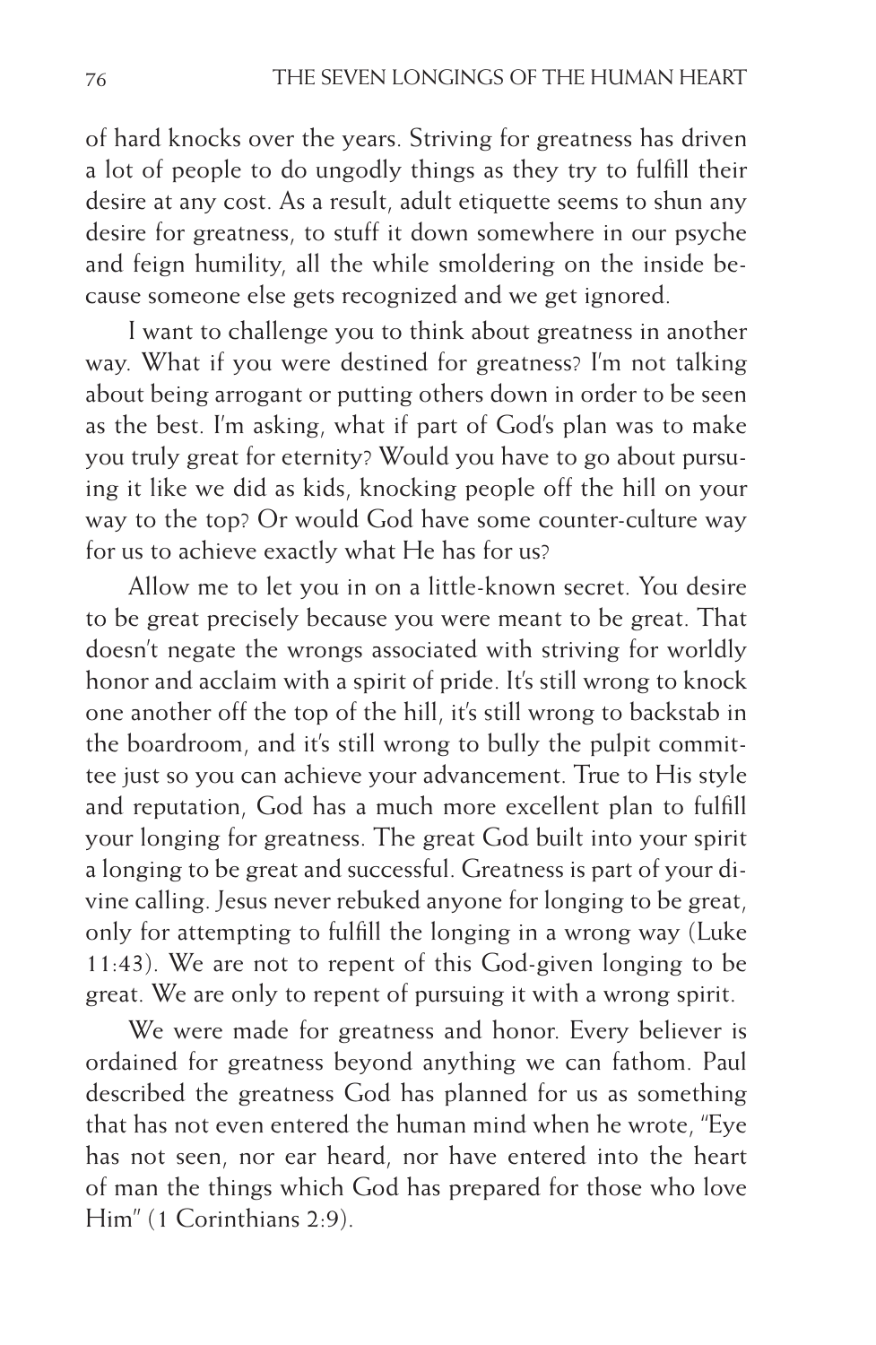of hard knocks over the years. Striving for greatness has driven a lot of people to do ungodly things as they try to fulfill their desire at any cost. As a result, adult etiquette seems to shun any desire for greatness, to stuff it down somewhere in our psyche and feign humility, all the while smoldering on the inside because someone else gets recognized and we get ignored.

I want to challenge you to think about greatness in another way. What if you were destined for greatness? I'm not talking about being arrogant or putting others down in order to be seen as the best. I'm asking, what if part of God's plan was to make you truly great for eternity? Would you have to go about pursuing it like we did as kids, knocking people off the hill on your way to the top? Or would God have some counter-culture way for us to achieve exactly what He has for us?

Allow me to let you in on a little-known secret. You desire to be great precisely because you were meant to be great. That doesn't negate the wrongs associated with striving for worldly honor and acclaim with a spirit of pride. It's still wrong to knock one another off the top of the hill, it's still wrong to backstab in the boardroom, and it's still wrong to bully the pulpit committee just so you can achieve your advancement. True to His style and reputation, God has a much more excellent plan to fulfill your longing for greatness. The great God built into your spirit a longing to be great and successful. Greatness is part of your divine calling. Jesus never rebuked anyone for longing to be great, only for attempting to fulfill the longing in a wrong way (Luke 11:43). We are not to repent of this God-given longing to be great. We are only to repent of pursuing it with a wrong spirit.

We were made for greatness and honor. Every believer is ordained for greatness beyond anything we can fathom. Paul described the greatness God has planned for us as something that has not even entered the human mind when he wrote, "Eye has not seen, nor ear heard, nor have entered into the heart of man the things which God has prepared for those who love Him" (1 Corinthians 2:9).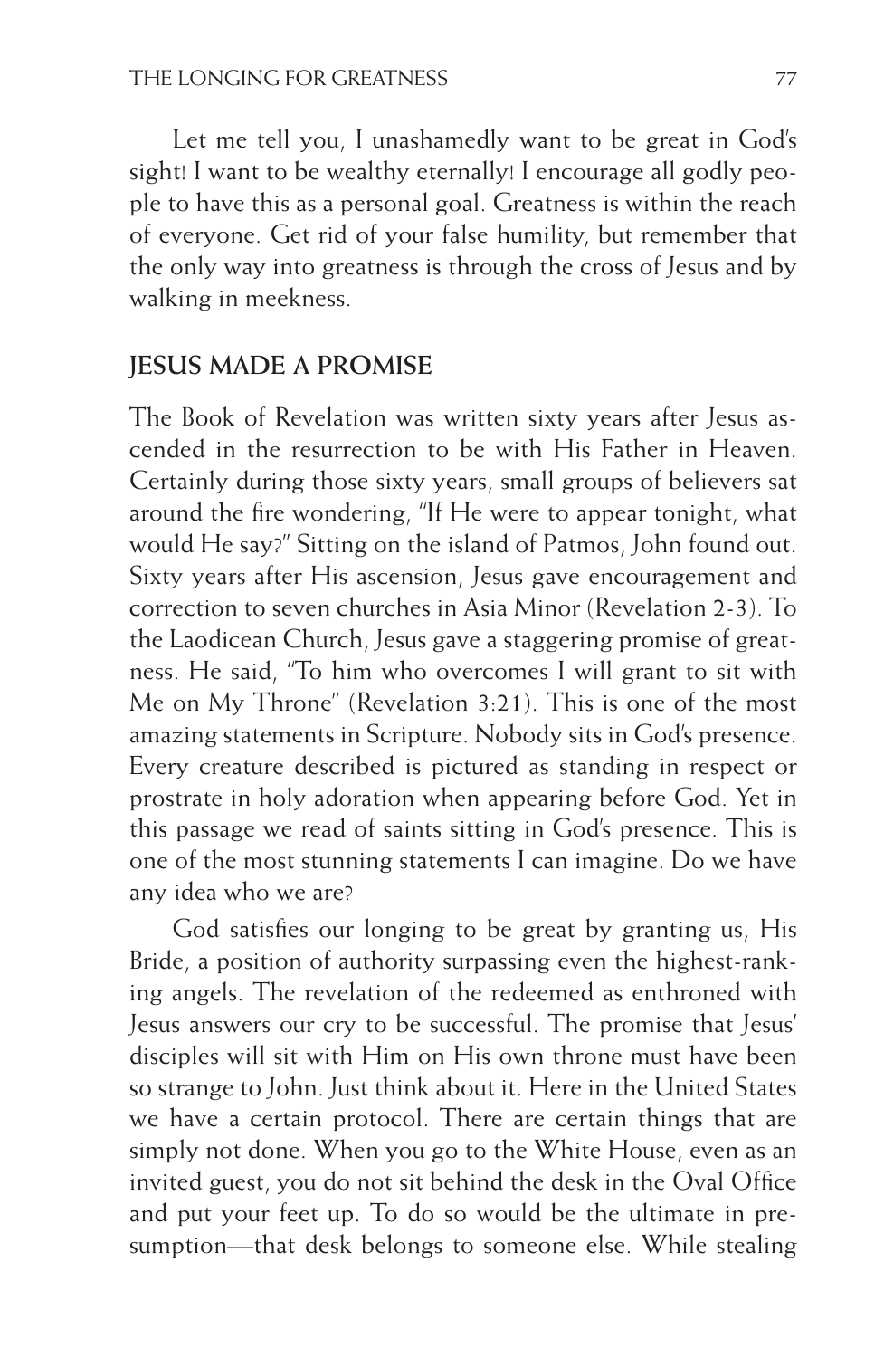Let me tell you, I unashamedly want to be great in God's sight! I want to be wealthy eternally! I encourage all godly people to have this as a personal goal. Greatness is within the reach of everyone. Get rid of your false humility, but remember that the only way into greatness is through the cross of Jesus and by walking in meekness.

## JESUS MADE A PROMISE

The Book of Revelation was written sixty years after Jesus ascended in the resurrection to be with His Father in Heaven. Certainly during those sixty years, small groups of believers sat around the fire wondering, "If He were to appear tonight, what would He say?" Sitting on the island of Patmos, John found out. Sixty years after His ascension, Jesus gave encouragement and correction to seven churches in Asia Minor (Revelation 2-3). To the Laodicean Church, Jesus gave a staggering promise of greatness. He said, "To him who overcomes I will grant to sit with Me on My Throne" (Revelation 3:21). This is one of the most amazing statements in Scripture. Nobody sits in God's presence. Every creature described is pictured as standing in respect or prostrate in holy adoration when appearing before God. Yet in this passage we read of saints sitting in God's presence. This is one of the most stunning statements I can imagine. Do we have any idea who we are?

God satisfies our longing to be great by granting us, His Bride, a position of authority surpassing even the highest-ranking angels. The revelation of the redeemed as enthroned with Jesus answers our cry to be successful. The promise that Jesus' disciples will sit with Him on His own throne must have been so strange to John. Just think about it. Here in the United States we have a certain protocol. There are certain things that are simply not done. When you go to the White House, even as an invited guest, you do not sit behind the desk in the Oval Office and put your feet up. To do so would be the ultimate in presumption—that desk belongs to someone else. While stealing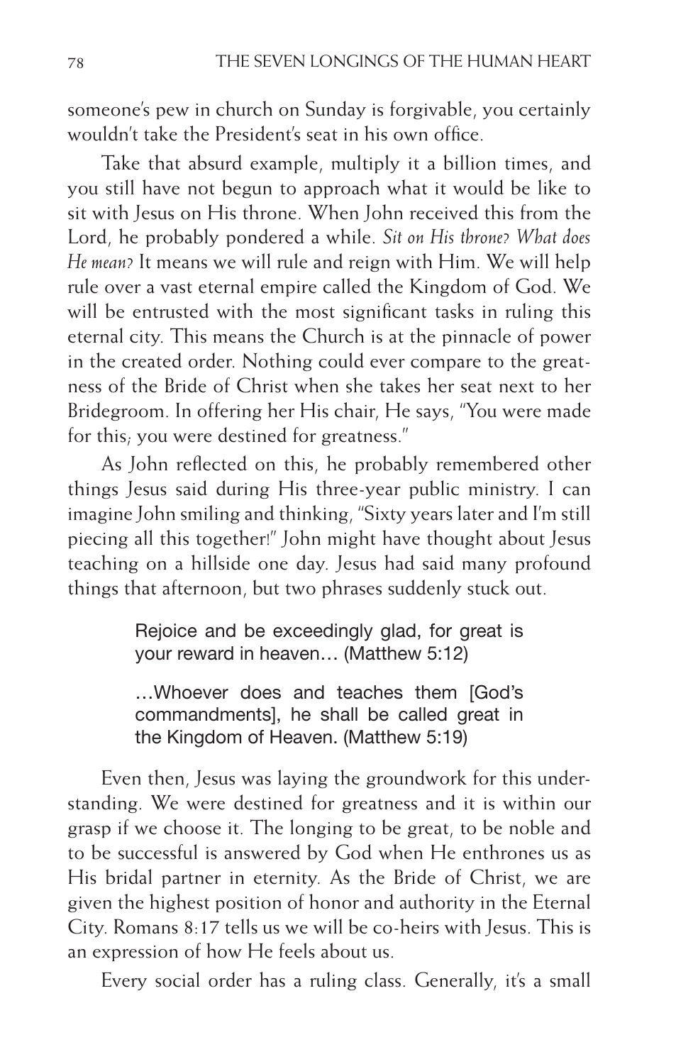someone's pew in church on Sunday is forgivable, you certainly wouldn't take the President's seat in his own office.

Take that absurd example, multiply it a billion times, and you still have not begun to approach what it would be like to sit with Jesus on His throne. When John received this from the Lord, he probably pondered a while. *Sit on His throne? What does He mean?* It means we will rule and reign with Him. We will help rule over a vast eternal empire called the Kingdom of God. We will be entrusted with the most significant tasks in ruling this eternal city. This means the Church is at the pinnacle of power in the created order. Nothing could ever compare to the greatness of the Bride of Christ when she takes her seat next to her Bridegroom. In offering her His chair, He says, "You were made for this; you were destined for greatness."

As John reflected on this, he probably remembered other things Jesus said during His three-year public ministry. I can imagine John smiling and thinking, "Sixty years later and I'm still piecing all this together!" John might have thought about Jesus teaching on a hillside one day. Jesus had said many profound things that afternoon, but two phrases suddenly stuck out.

> Rejoice and be exceedingly glad, for great is your reward in heaven… (Matthew 5:12)
>
> …Whoever does and teaches them [God's commandments], he shall be called great in the Kingdom of Heaven. (Matthew 5:19)

Even then, Jesus was laying the groundwork for this understanding. We were destined for greatness and it is within our grasp if we choose it. The longing to be great, to be noble and to be successful is answered by God when He enthrones us as His bridal partner in eternity. As the Bride of Christ, we are given the highest position of honor and authority in the Eternal City. Romans 8:17 tells us we will be co-heirs with Jesus. This is an expression of how He feels about us.

Every social order has a ruling class. Generally, it's a small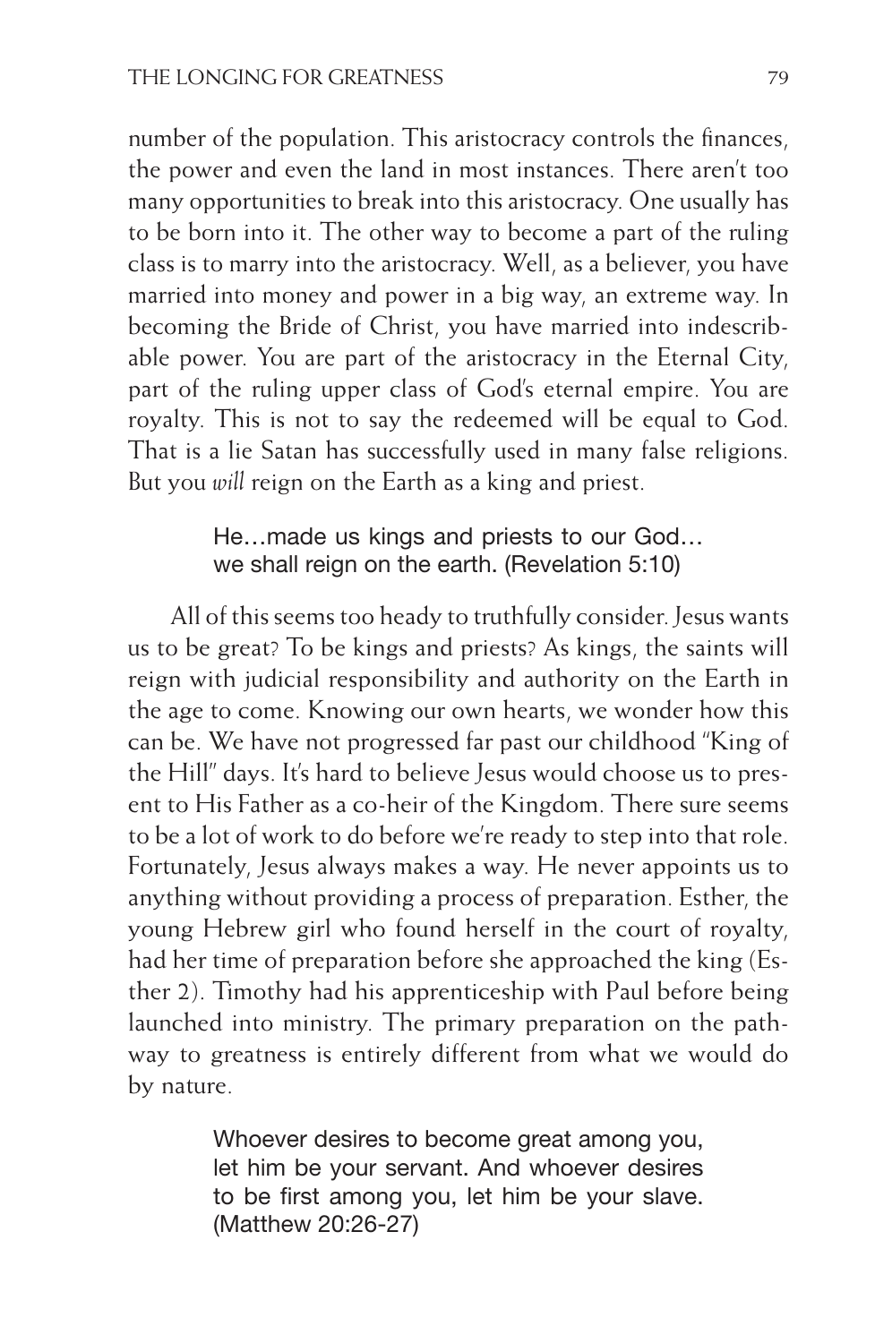number of the population. This aristocracy controls the finances, the power and even the land in most instances. There aren't too many opportunities to break into this aristocracy. One usually has to be born into it. The other way to become a part of the ruling class is to marry into the aristocracy. Well, as a believer, you have married into money and power in a big way, an extreme way. In becoming the Bride of Christ, you have married into indescribable power. You are part of the aristocracy in the Eternal City, part of the ruling upper class of God's eternal empire. You are royalty. This is not to say the redeemed will be equal to God. That is a lie Satan has successfully used in many false religions. But you *will* reign on the Earth as a king and priest.

> He…made us kings and priests to our God… we shall reign on the earth. (Revelation 5:10)

All of this seems too heady to truthfully consider. Jesus wants us to be great? To be kings and priests? As kings, the saints will reign with judicial responsibility and authority on the Earth in the age to come. Knowing our own hearts, we wonder how this can be. We have not progressed far past our childhood "King of the Hill" days. It's hard to believe Jesus would choose us to present to His Father as a co-heir of the Kingdom. There sure seems to be a lot of work to do before we're ready to step into that role. Fortunately, Jesus always makes a way. He never appoints us to anything without providing a process of preparation. Esther, the young Hebrew girl who found herself in the court of royalty, had her time of preparation before she approached the king (Esther 2). Timothy had his apprenticeship with Paul before being launched into ministry. The primary preparation on the pathway to greatness is entirely different from what we would do by nature.

> Whoever desires to become great among you, let him be your servant. And whoever desires to be first among you, let him be your slave. (Matthew 20:26-27)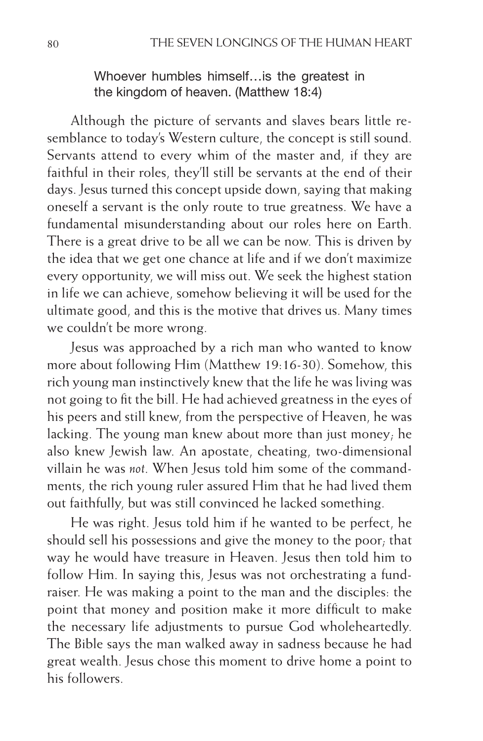> Whoever humbles himself…is the greatest in the kingdom of heaven. (Matthew 18:4)

Although the picture of servants and slaves bears little resemblance to today's Western culture, the concept is still sound. Servants attend to every whim of the master and, if they are faithful in their roles, they'll still be servants at the end of their days. Jesus turned this concept upside down, saying that making oneself a servant is the only route to true greatness. We have a fundamental misunderstanding about our roles here on Earth. There is a great drive to be all we can be now. This is driven by the idea that we get one chance at life and if we don't maximize every opportunity, we will miss out. We seek the highest station in life we can achieve, somehow believing it will be used for the ultimate good, and this is the motive that drives us. Many times we couldn't be more wrong.

Jesus was approached by a rich man who wanted to know more about following Him (Matthew 19:16-30). Somehow, this rich young man instinctively knew that the life he was living was not going to fit the bill. He had achieved greatness in the eyes of his peers and still knew, from the perspective of Heaven, he was lacking. The young man knew about more than just money; he also knew Jewish law. An apostate, cheating, two-dimensional villain he was *not*. When Jesus told him some of the commandments, the rich young ruler assured Him that he had lived them out faithfully, but was still convinced he lacked something.

He was right. Jesus told him if he wanted to be perfect, he should sell his possessions and give the money to the poor; that way he would have treasure in Heaven. Jesus then told him to follow Him. In saying this, Jesus was not orchestrating a fundraiser. He was making a point to the man and the disciples: the point that money and position make it more difficult to make the necessary life adjustments to pursue God wholeheartedly. The Bible says the man walked away in sadness because he had great wealth. Jesus chose this moment to drive home a point to his followers.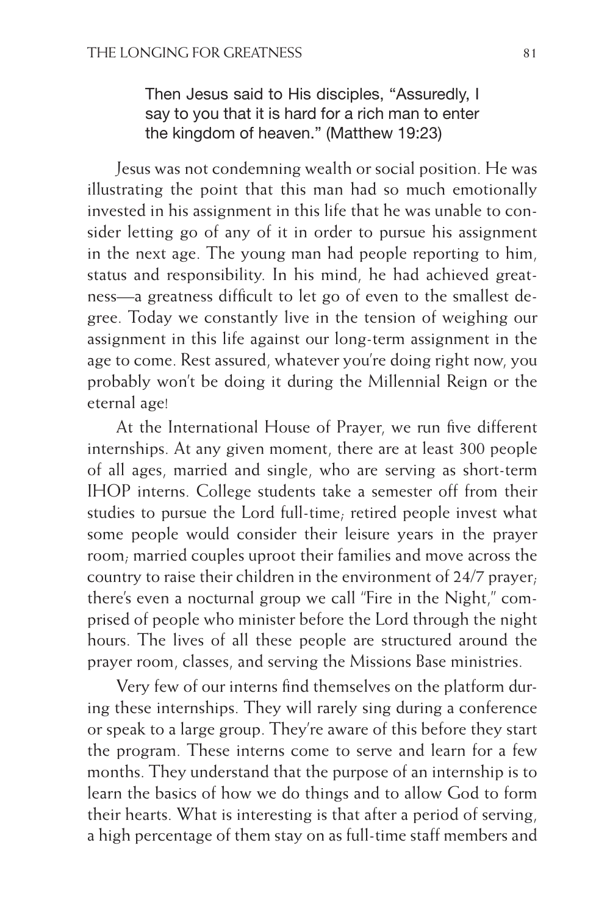> Then Jesus said to His disciples, "Assuredly, I say to you that it is hard for a rich man to enter the kingdom of heaven." (Matthew 19:23)

Jesus was not condemning wealth or social position. He was illustrating the point that this man had so much emotionally invested in his assignment in this life that he was unable to consider letting go of any of it in order to pursue his assignment in the next age. The young man had people reporting to him, status and responsibility. In his mind, he had achieved greatness—a greatness difficult to let go of even to the smallest degree. Today we constantly live in the tension of weighing our assignment in this life against our long-term assignment in the age to come. Rest assured, whatever you're doing right now, you probably won't be doing it during the Millennial Reign or the eternal age!

At the International House of Prayer, we run five different internships. At any given moment, there are at least 300 people of all ages, married and single, who are serving as short-term IHOP interns. College students take a semester off from their studies to pursue the Lord full-time; retired people invest what some people would consider their leisure years in the prayer room; married couples uproot their families and move across the country to raise their children in the environment of 24/7 prayer; there's even a nocturnal group we call "Fire in the Night," comprised of people who minister before the Lord through the night hours. The lives of all these people are structured around the prayer room, classes, and serving the Missions Base ministries.

Very few of our interns find themselves on the platform during these internships. They will rarely sing during a conference or speak to a large group. They're aware of this before they start the program. These interns come to serve and learn for a few months. They understand that the purpose of an internship is to learn the basics of how we do things and to allow God to form their hearts. What is interesting is that after a period of serving, a high percentage of them stay on as full-time staff members and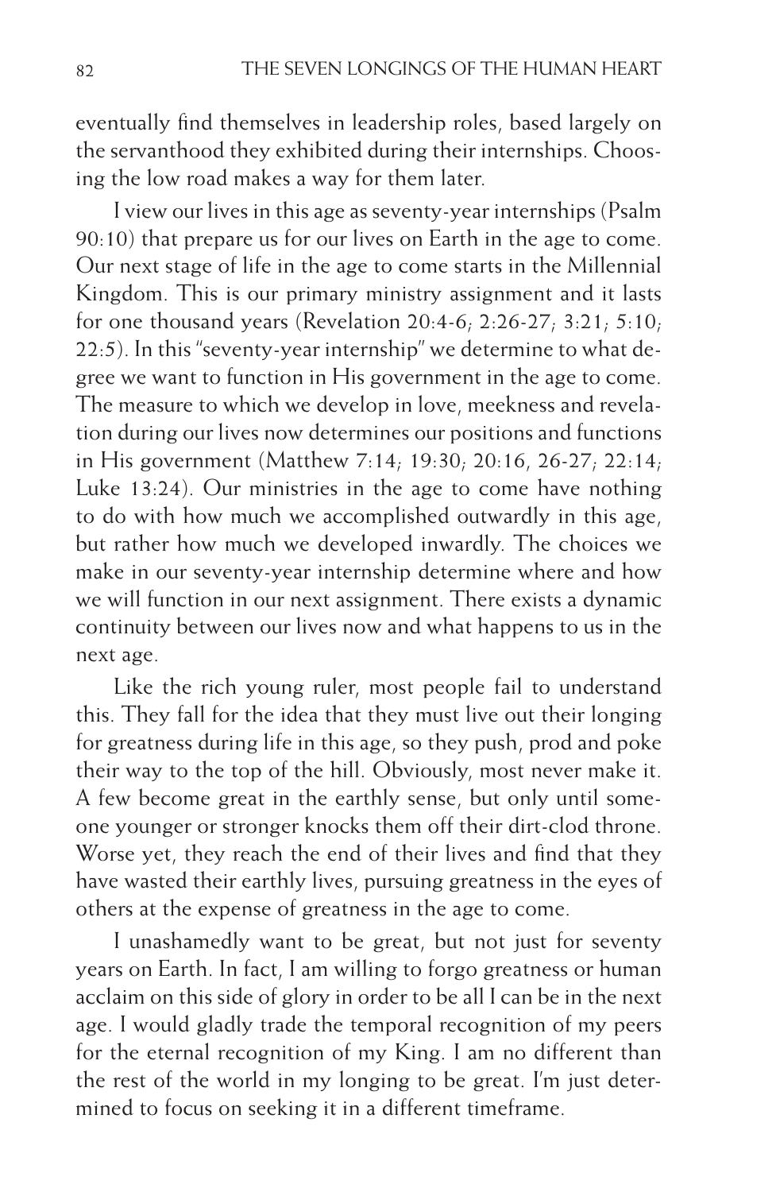eventually find themselves in leadership roles, based largely on the servanthood they exhibited during their internships. Choosing the low road makes a way for them later.

I view our lives in this age as seventy-year internships (Psalm 90:10) that prepare us for our lives on Earth in the age to come. Our next stage of life in the age to come starts in the Millennial Kingdom. This is our primary ministry assignment and it lasts for one thousand years (Revelation 20:4-6; 2:26-27; 3:21; 5:10; 22:5). In this "seventy-year internship" we determine to what degree we want to function in His government in the age to come. The measure to which we develop in love, meekness and revelation during our lives now determines our positions and functions in His government (Matthew 7:14; 19:30; 20:16, 26-27; 22:14; Luke 13:24). Our ministries in the age to come have nothing to do with how much we accomplished outwardly in this age, but rather how much we developed inwardly. The choices we make in our seventy-year internship determine where and how we will function in our next assignment. There exists a dynamic continuity between our lives now and what happens to us in the next age.

Like the rich young ruler, most people fail to understand this. They fall for the idea that they must live out their longing for greatness during life in this age, so they push, prod and poke their way to the top of the hill. Obviously, most never make it. A few become great in the earthly sense, but only until someone younger or stronger knocks them off their dirt-clod throne. Worse yet, they reach the end of their lives and find that they have wasted their earthly lives, pursuing greatness in the eyes of others at the expense of greatness in the age to come.

I unashamedly want to be great, but not just for seventy years on Earth. In fact, I am willing to forgo greatness or human acclaim on this side of glory in order to be all I can be in the next age. I would gladly trade the temporal recognition of my peers for the eternal recognition of my King. I am no different than the rest of the world in my longing to be great. I'm just determined to focus on seeking it in a different timeframe.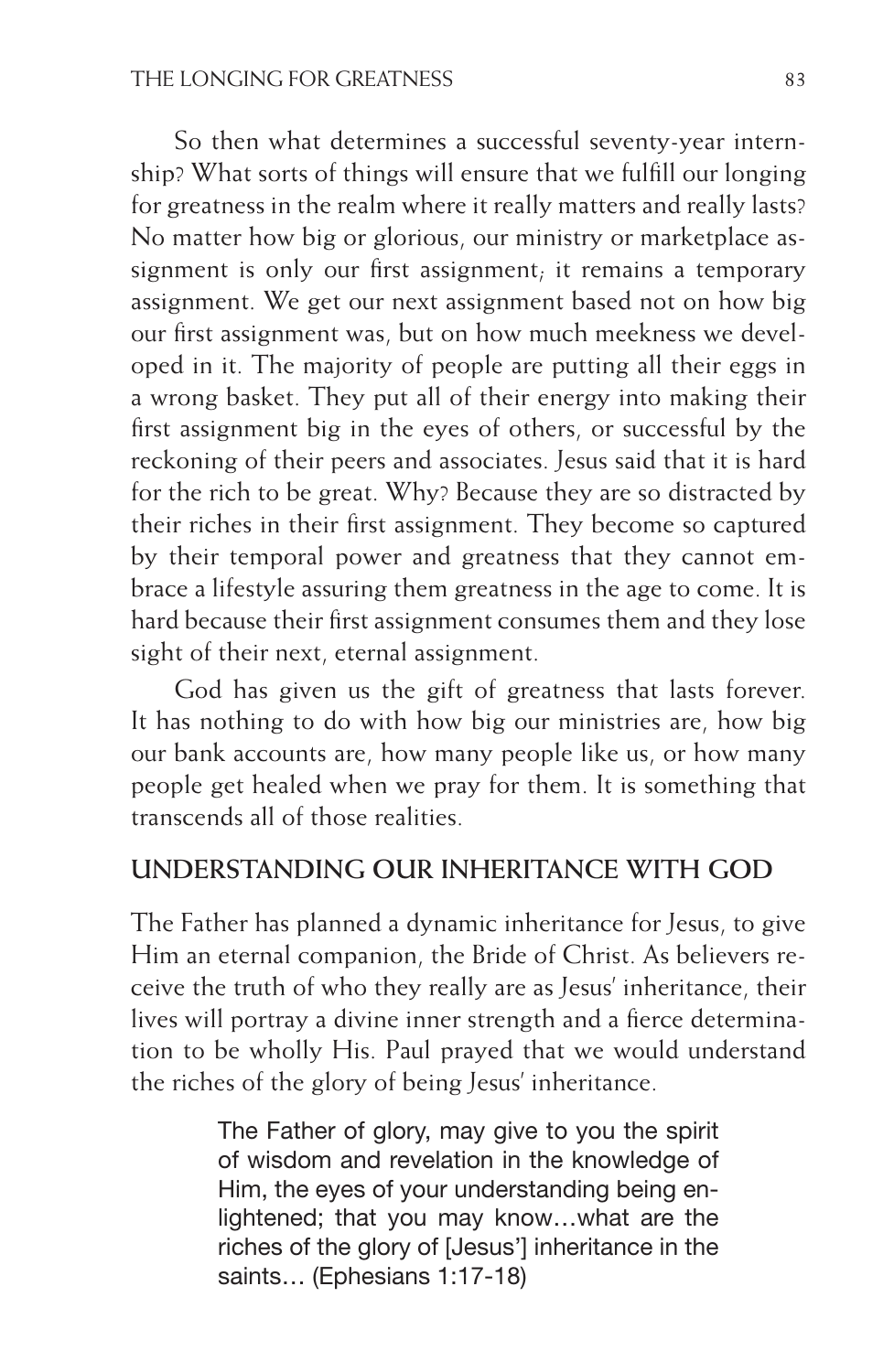So then what determines a successful seventy-year internship? What sorts of things will ensure that we fulfill our longing for greatness in the realm where it really matters and really lasts? No matter how big or glorious, our ministry or marketplace assignment is only our first assignment; it remains a temporary assignment. We get our next assignment based not on how big our first assignment was, but on how much meekness we developed in it. The majority of people are putting all their eggs in a wrong basket. They put all of their energy into making their first assignment big in the eyes of others, or successful by the reckoning of their peers and associates. Jesus said that it is hard for the rich to be great. Why? Because they are so distracted by their riches in their first assignment. They become so captured by their temporal power and greatness that they cannot embrace a lifestyle assuring them greatness in the age to come. It is hard because their first assignment consumes them and they lose sight of their next, eternal assignment.

God has given us the gift of greatness that lasts forever. It has nothing to do with how big our ministries are, how big our bank accounts are, how many people like us, or how many people get healed when we pray for them. It is something that transcends all of those realities.

## UNDERSTANDING OUR INHERITANCE WITH GOD

The Father has planned a dynamic inheritance for Jesus, to give Him an eternal companion, the Bride of Christ. As believers receive the truth of who they really are as Jesus' inheritance, their lives will portray a divine inner strength and a fierce determination to be wholly His. Paul prayed that we would understand the riches of the glory of being Jesus' inheritance.

> The Father of glory, may give to you the spirit of wisdom and revelation in the knowledge of Him, the eyes of your understanding being enlightened; that you may know…what are the riches of the glory of [Jesus'] inheritance in the saints… (Ephesians 1:17-18)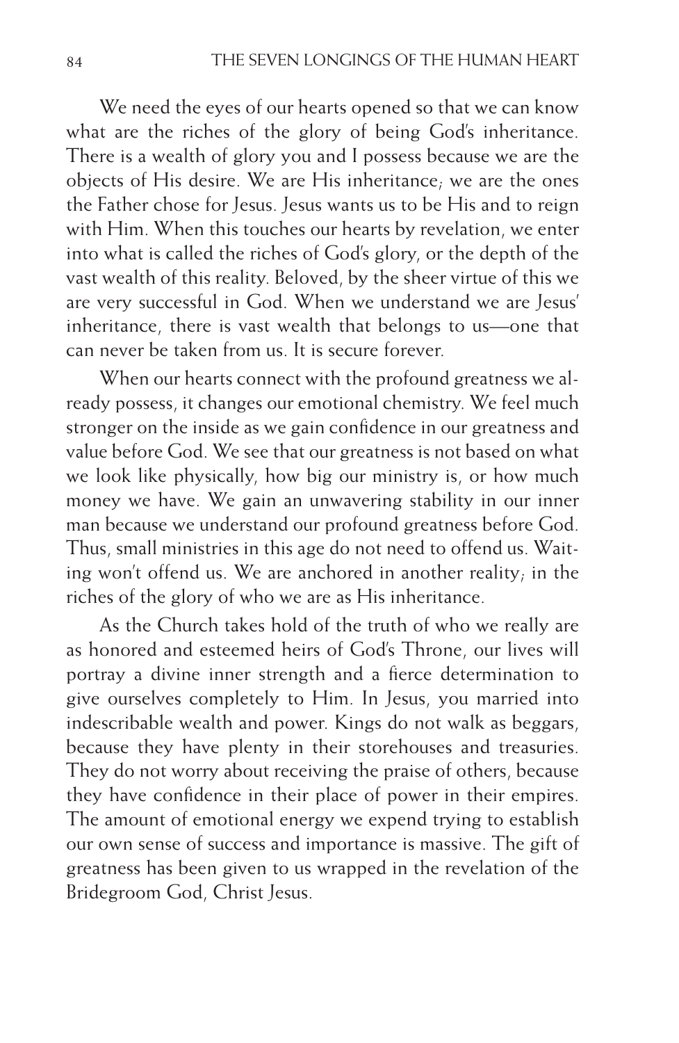We need the eyes of our hearts opened so that we can know what are the riches of the glory of being God's inheritance. There is a wealth of glory you and I possess because we are the objects of His desire. We are His inheritance; we are the ones the Father chose for Jesus. Jesus wants us to be His and to reign with Him. When this touches our hearts by revelation, we enter into what is called the riches of God's glory, or the depth of the vast wealth of this reality. Beloved, by the sheer virtue of this we are very successful in God. When we understand we are Jesus' inheritance, there is vast wealth that belongs to us—one that can never be taken from us. It is secure forever.

When our hearts connect with the profound greatness we already possess, it changes our emotional chemistry. We feel much stronger on the inside as we gain confidence in our greatness and value before God. We see that our greatness is not based on what we look like physically, how big our ministry is, or how much money we have. We gain an unwavering stability in our inner man because we understand our profound greatness before God. Thus, small ministries in this age do not need to offend us. Waiting won't offend us. We are anchored in another reality; in the riches of the glory of who we are as His inheritance.

As the Church takes hold of the truth of who we really are as honored and esteemed heirs of God's Throne, our lives will portray a divine inner strength and a fierce determination to give ourselves completely to Him. In Jesus, you married into indescribable wealth and power. Kings do not walk as beggars, because they have plenty in their storehouses and treasuries. They do not worry about receiving the praise of others, because they have confidence in their place of power in their empires. The amount of emotional energy we expend trying to establish our own sense of success and importance is massive. The gift of greatness has been given to us wrapped in the revelation of the Bridegroom God, Christ Jesus.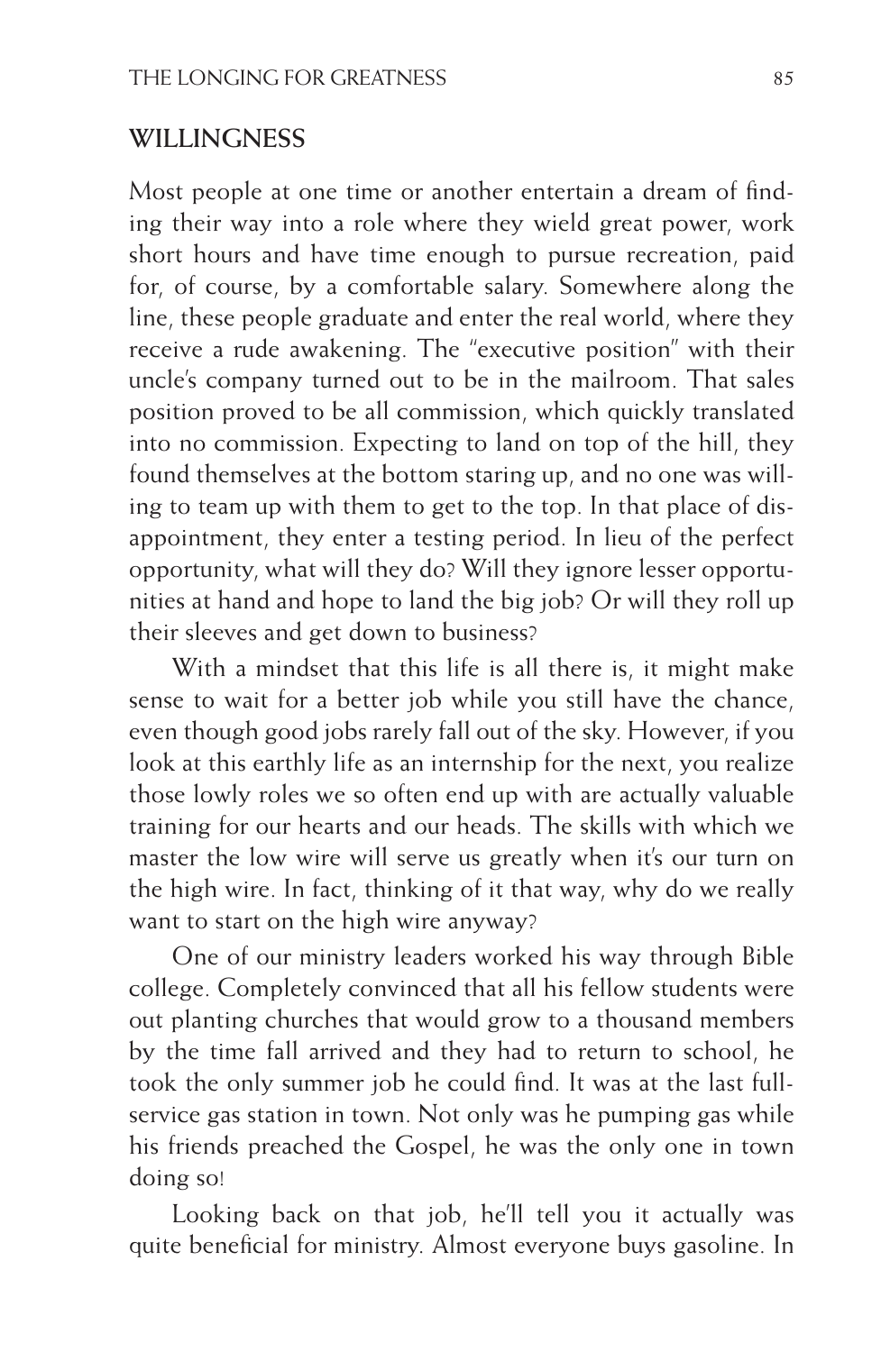## WILLINGNESS

Most people at one time or another entertain a dream of finding their way into a role where they wield great power, work short hours and have time enough to pursue recreation, paid for, of course, by a comfortable salary. Somewhere along the line, these people graduate and enter the real world, where they receive a rude awakening. The "executive position" with their uncle's company turned out to be in the mailroom. That sales position proved to be all commission, which quickly translated into no commission. Expecting to land on top of the hill, they found themselves at the bottom staring up, and no one was willing to team up with them to get to the top. In that place of disappointment, they enter a testing period. In lieu of the perfect opportunity, what will they do? Will they ignore lesser opportunities at hand and hope to land the big job? Or will they roll up their sleeves and get down to business?

With a mindset that this life is all there is, it might make sense to wait for a better job while you still have the chance, even though good jobs rarely fall out of the sky. However, if you look at this earthly life as an internship for the next, you realize those lowly roles we so often end up with are actually valuable training for our hearts and our heads. The skills with which we master the low wire will serve us greatly when it's our turn on the high wire. In fact, thinking of it that way, why do we really want to start on the high wire anyway?

One of our ministry leaders worked his way through Bible college. Completely convinced that all his fellow students were out planting churches that would grow to a thousand members by the time fall arrived and they had to return to school, he took the only summer job he could find. It was at the last full-service gas station in town. Not only was he pumping gas while his friends preached the Gospel, he was the only one in town doing so!

Looking back on that job, he'll tell you it actually was quite beneficial for ministry. Almost everyone buys gasoline. In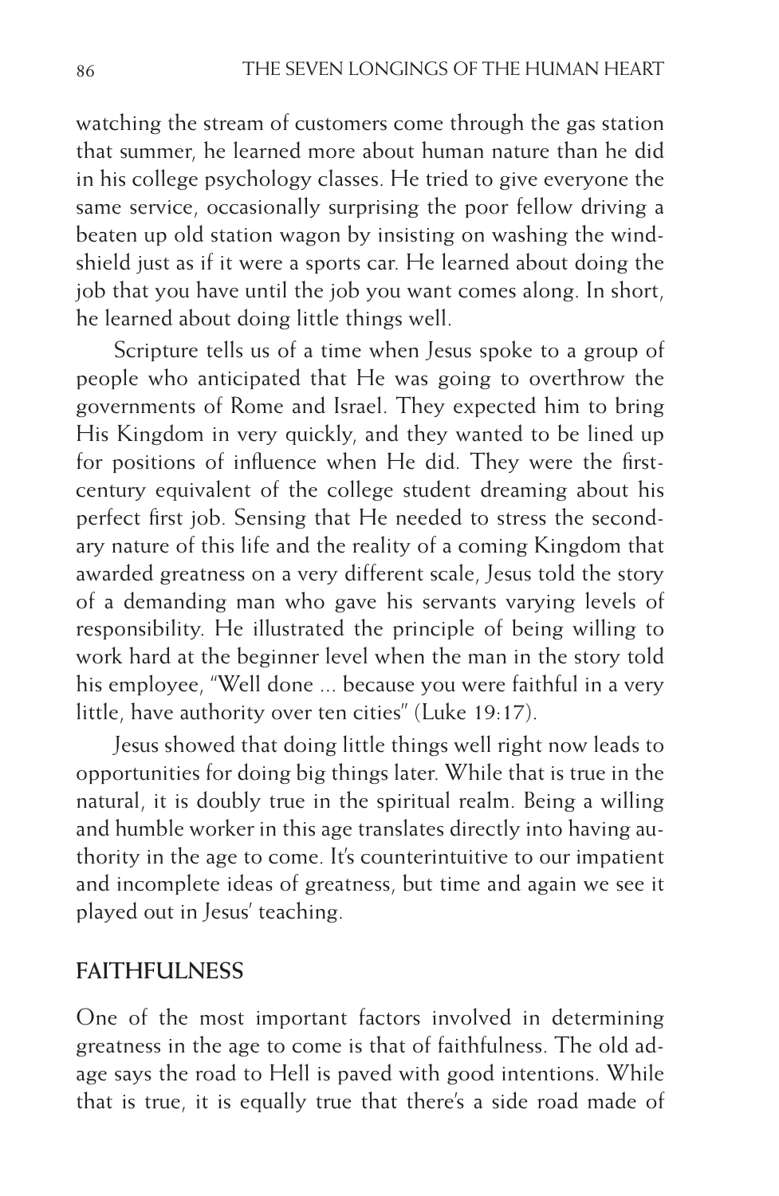watching the stream of customers come through the gas station that summer, he learned more about human nature than he did in his college psychology classes. He tried to give everyone the same service, occasionally surprising the poor fellow driving a beaten up old station wagon by insisting on washing the windshield just as if it were a sports car. He learned about doing the job that you have until the job you want comes along. In short, he learned about doing little things well.

Scripture tells us of a time when Jesus spoke to a group of people who anticipated that He was going to overthrow the governments of Rome and Israel. They expected him to bring His Kingdom in very quickly, and they wanted to be lined up for positions of influence when He did. They were the first-century equivalent of the college student dreaming about his perfect first job. Sensing that He needed to stress the secondary nature of this life and the reality of a coming Kingdom that awarded greatness on a very different scale, Jesus told the story of a demanding man who gave his servants varying levels of responsibility. He illustrated the principle of being willing to work hard at the beginner level when the man in the story told his employee, "Well done ... because you were faithful in a very little, have authority over ten cities" (Luke 19:17).

Jesus showed that doing little things well right now leads to opportunities for doing big things later. While that is true in the natural, it is doubly true in the spiritual realm. Being a willing and humble worker in this age translates directly into having authority in the age to come. It's counterintuitive to our impatient and incomplete ideas of greatness, but time and again we see it played out in Jesus' teaching.

## FAITHFULNESS

One of the most important factors involved in determining greatness in the age to come is that of faithfulness. The old adage says the road to Hell is paved with good intentions. While that is true, it is equally true that there's a side road made of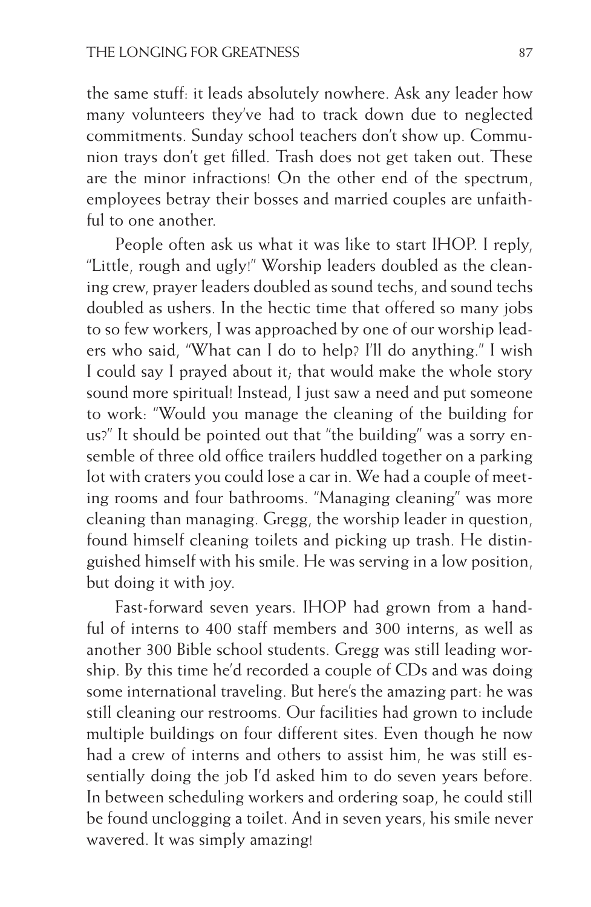the same stuff: it leads absolutely nowhere. Ask any leader how many volunteers they've had to track down due to neglected commitments. Sunday school teachers don't show up. Communion trays don't get filled. Trash does not get taken out. These are the minor infractions! On the other end of the spectrum, employees betray their bosses and married couples are unfaithful to one another.

People often ask us what it was like to start IHOP. I reply, "Little, rough and ugly!" Worship leaders doubled as the cleaning crew, prayer leaders doubled as sound techs, and sound techs doubled as ushers. In the hectic time that offered so many jobs to so few workers, I was approached by one of our worship leaders who said, "What can I do to help? I'll do anything." I wish I could say I prayed about it; that would make the whole story sound more spiritual! Instead, I just saw a need and put someone to work: "Would you manage the cleaning of the building for us?" It should be pointed out that "the building" was a sorry ensemble of three old office trailers huddled together on a parking lot with craters you could lose a car in. We had a couple of meeting rooms and four bathrooms. "Managing cleaning" was more cleaning than managing. Gregg, the worship leader in question, found himself cleaning toilets and picking up trash. He distinguished himself with his smile. He was serving in a low position, but doing it with joy.

Fast-forward seven years. IHOP had grown from a handful of interns to 400 staff members and 300 interns, as well as another 300 Bible school students. Gregg was still leading worship. By this time he'd recorded a couple of CDs and was doing some international traveling. But here's the amazing part: he was still cleaning our restrooms. Our facilities had grown to include multiple buildings on four different sites. Even though he now had a crew of interns and others to assist him, he was still essentially doing the job I'd asked him to do seven years before. In between scheduling workers and ordering soap, he could still be found unclogging a toilet. And in seven years, his smile never wavered. It was simply amazing!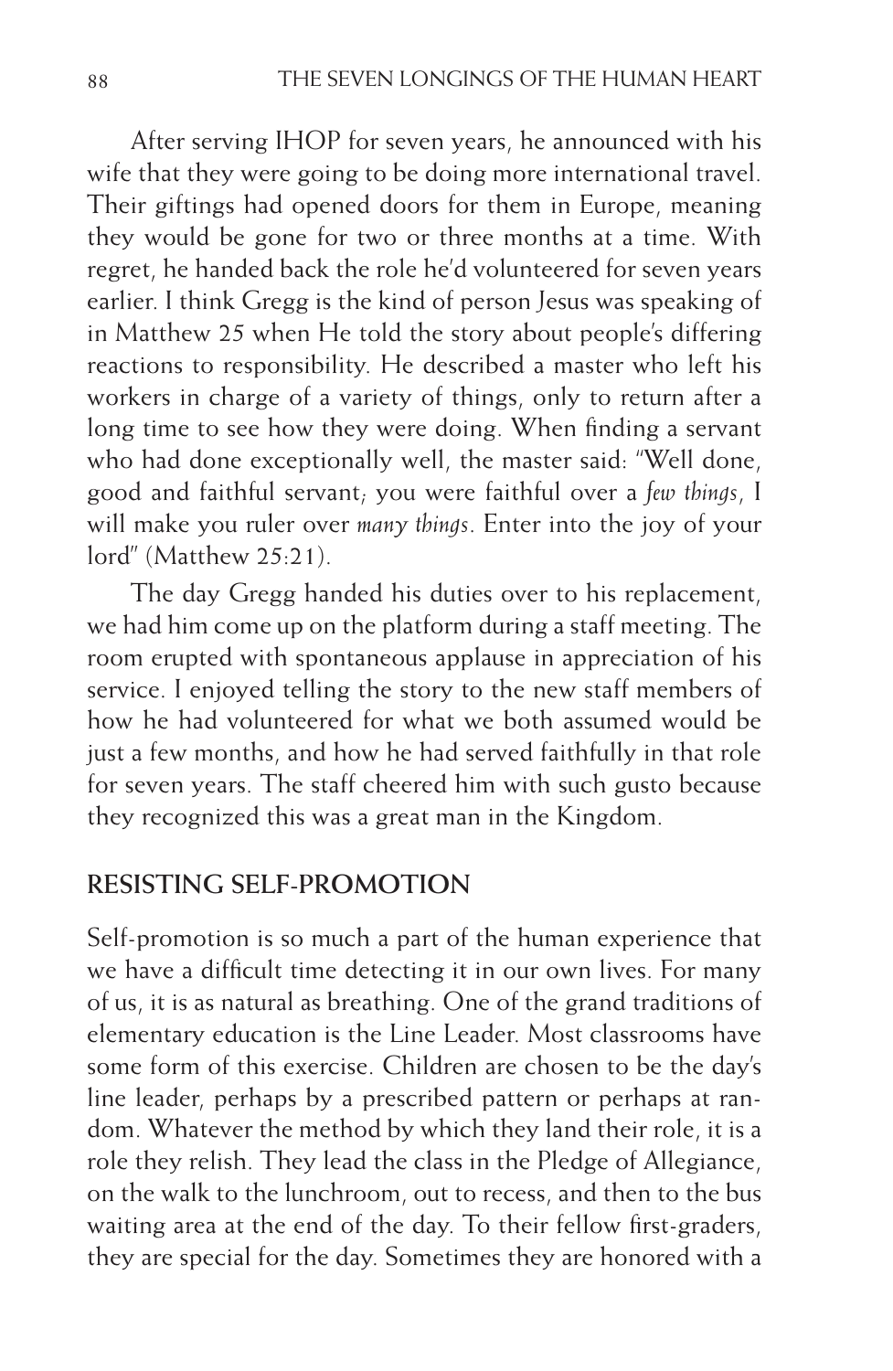After serving IHOP for seven years, he announced with his wife that they were going to be doing more international travel. Their giftings had opened doors for them in Europe, meaning they would be gone for two or three months at a time. With regret, he handed back the role he'd volunteered for seven years earlier. I think Gregg is the kind of person Jesus was speaking of in Matthew 25 when He told the story about people's differing reactions to responsibility. He described a master who left his workers in charge of a variety of things, only to return after a long time to see how they were doing. When finding a servant who had done exceptionally well, the master said: "Well done, good and faithful servant; you were faithful over a *few things*, I will make you ruler over *many things*. Enter into the joy of your lord" (Matthew 25:21).

The day Gregg handed his duties over to his replacement, we had him come up on the platform during a staff meeting. The room erupted with spontaneous applause in appreciation of his service. I enjoyed telling the story to the new staff members of how he had volunteered for what we both assumed would be just a few months, and how he had served faithfully in that role for seven years. The staff cheered him with such gusto because they recognized this was a great man in the Kingdom.

## RESISTING SELF-PROMOTION

Self-promotion is so much a part of the human experience that we have a difficult time detecting it in our own lives. For many of us, it is as natural as breathing. One of the grand traditions of elementary education is the Line Leader. Most classrooms have some form of this exercise. Children are chosen to be the day's line leader, perhaps by a prescribed pattern or perhaps at random. Whatever the method by which they land their role, it is a role they relish. They lead the class in the Pledge of Allegiance, on the walk to the lunchroom, out to recess, and then to the bus waiting area at the end of the day. To their fellow first-graders, they are special for the day. Sometimes they are honored with a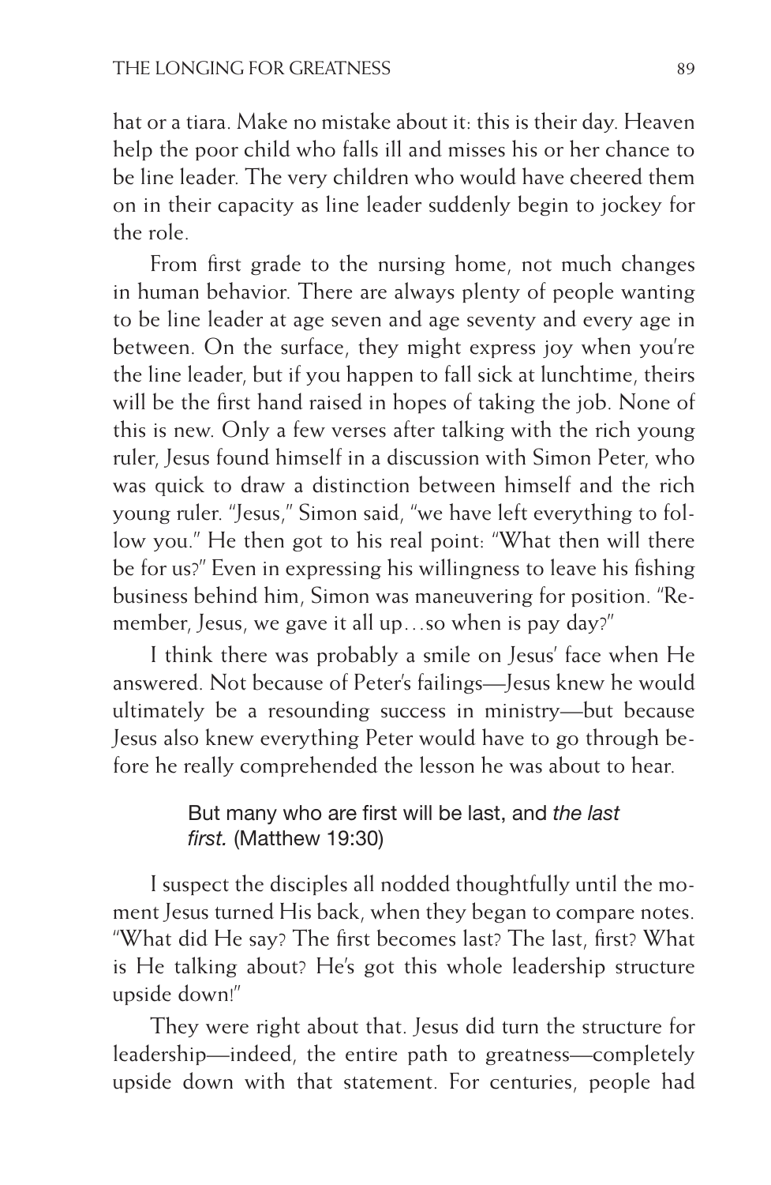hat or a tiara. Make no mistake about it: this is their day. Heaven help the poor child who falls ill and misses his or her chance to be line leader. The very children who would have cheered them on in their capacity as line leader suddenly begin to jockey for the role.

From first grade to the nursing home, not much changes in human behavior. There are always plenty of people wanting to be line leader at age seven and age seventy and every age in between. On the surface, they might express joy when you're the line leader, but if you happen to fall sick at lunchtime, theirs will be the first hand raised in hopes of taking the job. None of this is new. Only a few verses after talking with the rich young ruler, Jesus found himself in a discussion with Simon Peter, who was quick to draw a distinction between himself and the rich young ruler. "Jesus," Simon said, "we have left everything to follow you." He then got to his real point: "What then will there be for us?" Even in expressing his willingness to leave his fishing business behind him, Simon was maneuvering for position. "Remember, Jesus, we gave it all up…so when is pay day?"

I think there was probably a smile on Jesus' face when He answered. Not because of Peter's failings—Jesus knew he would ultimately be a resounding success in ministry—but because Jesus also knew everything Peter would have to go through before he really comprehended the lesson he was about to hear.

> But many who are first will be last, and *the last first.* (Matthew 19:30)

I suspect the disciples all nodded thoughtfully until the moment Jesus turned His back, when they began to compare notes. "What did He say? The first becomes last? The last, first? What is He talking about? He's got this whole leadership structure upside down!"

They were right about that. Jesus did turn the structure for leadership—indeed, the entire path to greatness—completely upside down with that statement. For centuries, people had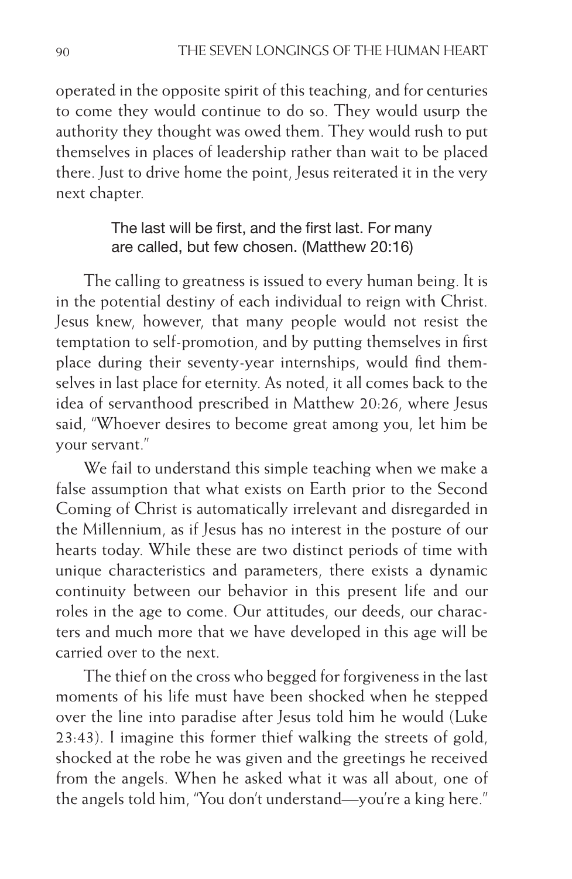operated in the opposite spirit of this teaching, and for centuries to come they would continue to do so. They would usurp the authority they thought was owed them. They would rush to put themselves in places of leadership rather than wait to be placed there. Just to drive home the point, Jesus reiterated it in the very next chapter.

> The last will be first, and the first last. For many are called, but few chosen. (Matthew 20:16)

The calling to greatness is issued to every human being. It is in the potential destiny of each individual to reign with Christ. Jesus knew, however, that many people would not resist the temptation to self-promotion, and by putting themselves in first place during their seventy-year internships, would find themselves in last place for eternity. As noted, it all comes back to the idea of servanthood prescribed in Matthew 20:26, where Jesus said, "Whoever desires to become great among you, let him be your servant."

We fail to understand this simple teaching when we make a false assumption that what exists on Earth prior to the Second Coming of Christ is automatically irrelevant and disregarded in the Millennium, as if Jesus has no interest in the posture of our hearts today. While these are two distinct periods of time with unique characteristics and parameters, there exists a dynamic continuity between our behavior in this present life and our roles in the age to come. Our attitudes, our deeds, our characters and much more that we have developed in this age will be carried over to the next.

The thief on the cross who begged for forgiveness in the last moments of his life must have been shocked when he stepped over the line into paradise after Jesus told him he would (Luke 23:43). I imagine this former thief walking the streets of gold, shocked at the robe he was given and the greetings he received from the angels. When he asked what it was all about, one of the angels told him, "You don't understand—you're a king here."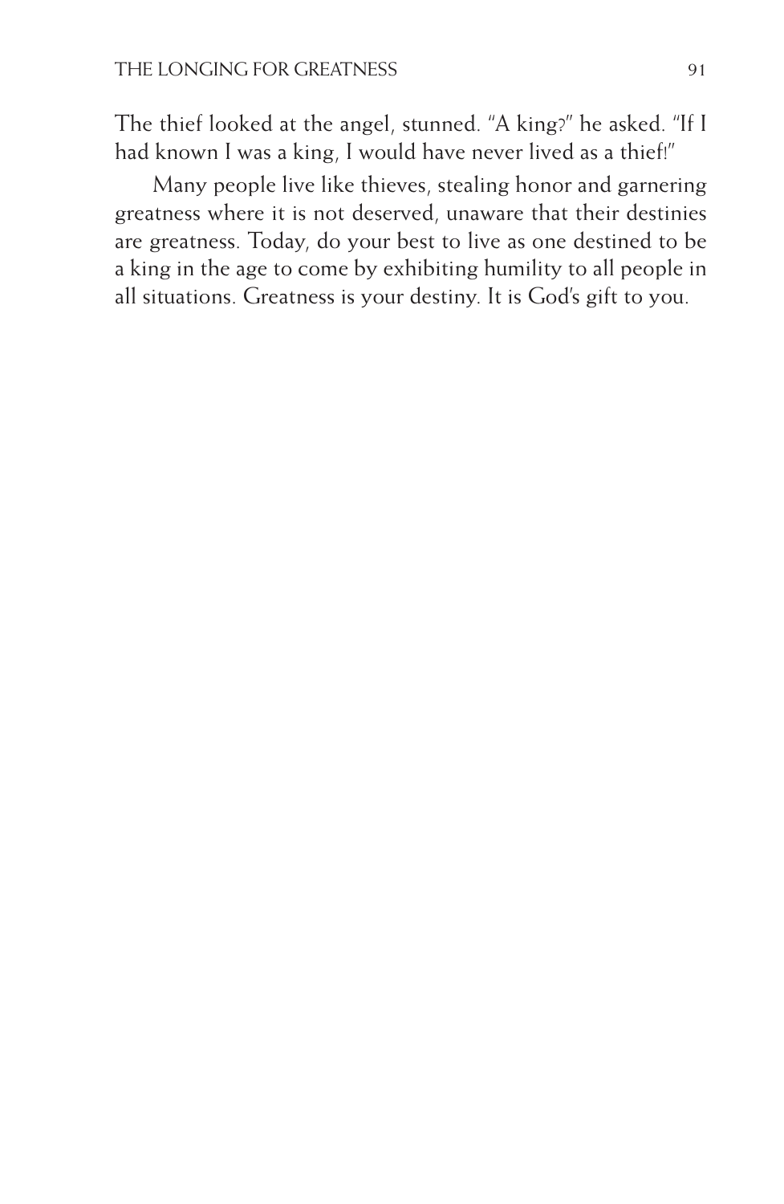The thief looked at the angel, stunned. "A king?" he asked. "If I had known I was a king, I would have never lived as a thief!"

Many people live like thieves, stealing honor and garnering greatness where it is not deserved, unaware that their destinies are greatness. Today, do your best to live as one destined to be a king in the age to come by exhibiting humility to all people in all situations. Greatness is your destiny. It is God's gift to you.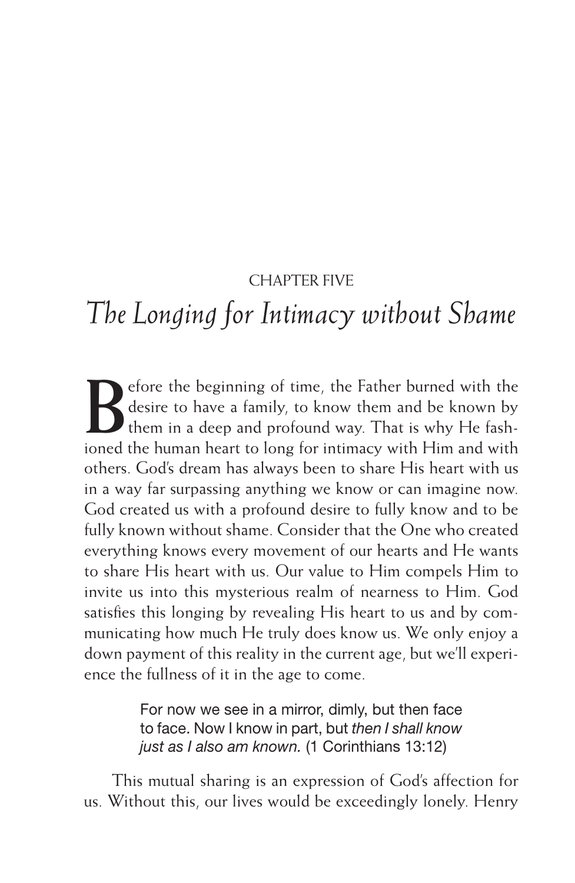CHAPTER FIVE

# *The Longing for Intimacy without Shame*

Before the beginning of time, the Father burned with the desire to have a family, to know them and be known by them in a deep and profound way. That is why He fashioned the human heart to long for intimacy with Him and with others. God's dream has always been to share His heart with us in a way far surpassing anything we know or can imagine now. God created us with a profound desire to fully know and to be fully known without shame. Consider that the One who created everything knows every movement of our hearts and He wants to share His heart with us. Our value to Him compels Him to invite us into this mysterious realm of nearness to Him. God satisfies this longing by revealing His heart to us and by communicating how much He truly does know us. We only enjoy a down payment of this reality in the current age, but we'll experience the fullness of it in the age to come.

> For now we see in a mirror, dimly, but then face to face. Now I know in part, but *then I shall know just as I also am known.* (1 Corinthians 13:12)

This mutual sharing is an expression of God's affection for us. Without this, our lives would be exceedingly lonely. Henry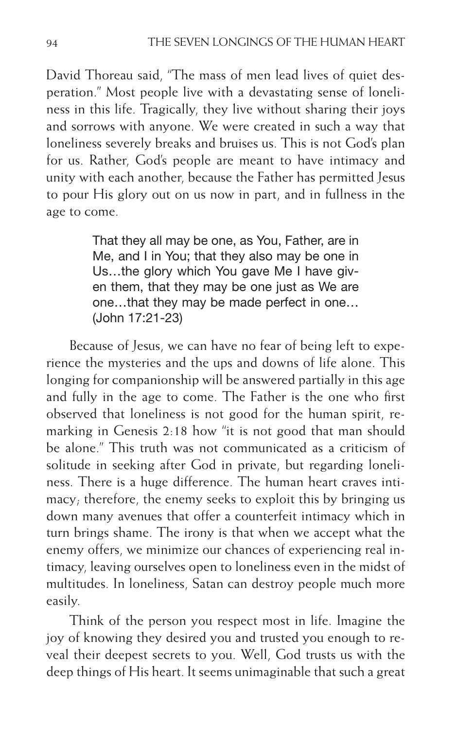David Thoreau said, "The mass of men lead lives of quiet desperation." Most people live with a devastating sense of loneliness in this life. Tragically, they live without sharing their joys and sorrows with anyone. We were created in such a way that loneliness severely breaks and bruises us. This is not God's plan for us. Rather, God's people are meant to have intimacy and unity with each another, because the Father has permitted Jesus to pour His glory out on us now in part, and in fullness in the age to come.

> That they all may be one, as You, Father, are in Me, and I in You; that they also may be one in Us…the glory which You gave Me I have given them, that they may be one just as We are one…that they may be made perfect in one… (John 17:21-23)

Because of Jesus, we can have no fear of being left to experience the mysteries and the ups and downs of life alone. This longing for companionship will be answered partially in this age and fully in the age to come. The Father is the one who first observed that loneliness is not good for the human spirit, remarking in Genesis 2:18 how "it is not good that man should be alone." This truth was not communicated as a criticism of solitude in seeking after God in private, but regarding loneliness. There is a huge difference. The human heart craves intimacy; therefore, the enemy seeks to exploit this by bringing us down many avenues that offer a counterfeit intimacy which in turn brings shame. The irony is that when we accept what the enemy offers, we minimize our chances of experiencing real intimacy, leaving ourselves open to loneliness even in the midst of multitudes. In loneliness, Satan can destroy people much more easily.

Think of the person you respect most in life. Imagine the joy of knowing they desired you and trusted you enough to reveal their deepest secrets to you. Well, God trusts us with the deep things of His heart. It seems unimaginable that such a great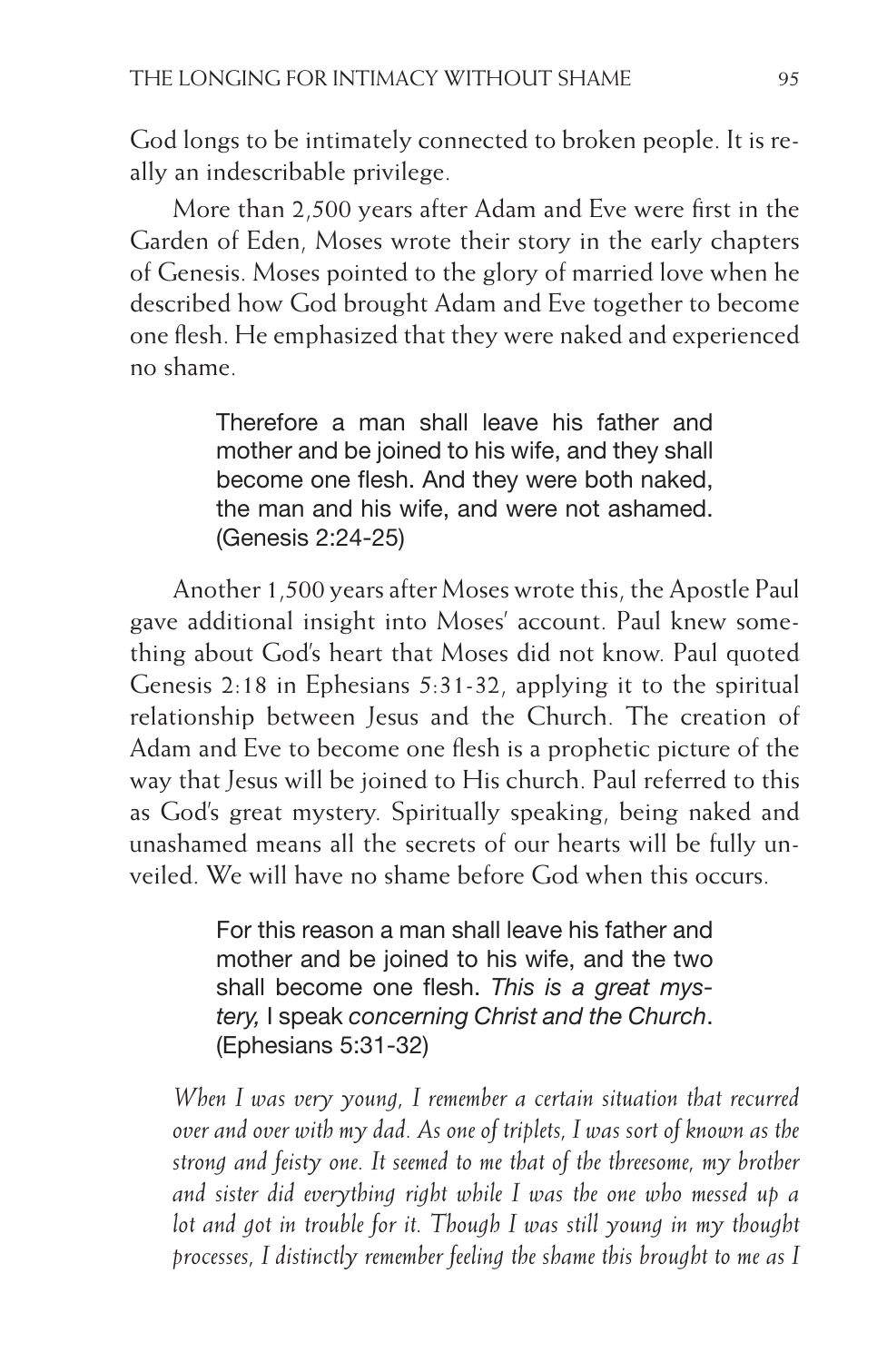God longs to be intimately connected to broken people. It is really an indescribable privilege.

More than 2,500 years after Adam and Eve were first in the Garden of Eden, Moses wrote their story in the early chapters of Genesis. Moses pointed to the glory of married love when he described how God brought Adam and Eve together to become one flesh. He emphasized that they were naked and experienced no shame.

> Therefore a man shall leave his father and mother and be joined to his wife, and they shall become one flesh. And they were both naked, the man and his wife, and were not ashamed. (Genesis 2:24-25)

Another 1,500 years after Moses wrote this, the Apostle Paul gave additional insight into Moses' account. Paul knew something about God's heart that Moses did not know. Paul quoted Genesis 2:18 in Ephesians 5:31-32, applying it to the spiritual relationship between Jesus and the Church. The creation of Adam and Eve to become one flesh is a prophetic picture of the way that Jesus will be joined to His church. Paul referred to this as God's great mystery. Spiritually speaking, being naked and unashamed means all the secrets of our hearts will be fully unveiled. We will have no shame before God when this occurs.

> For this reason a man shall leave his father and mother and be joined to his wife, and the two shall become one flesh. *This is a great mystery,* I speak *concerning Christ and the Church*. (Ephesians 5:31-32)

*When I was very young, I remember a certain situation that recurred over and over with my dad. As one of triplets, I was sort of known as the strong and feisty one. It seemed to me that of the threesome, my brother and sister did everything right while I was the one who messed up a lot and got in trouble for it. Though I was still young in my thought processes, I distinctly remember feeling the shame this brought to me as I*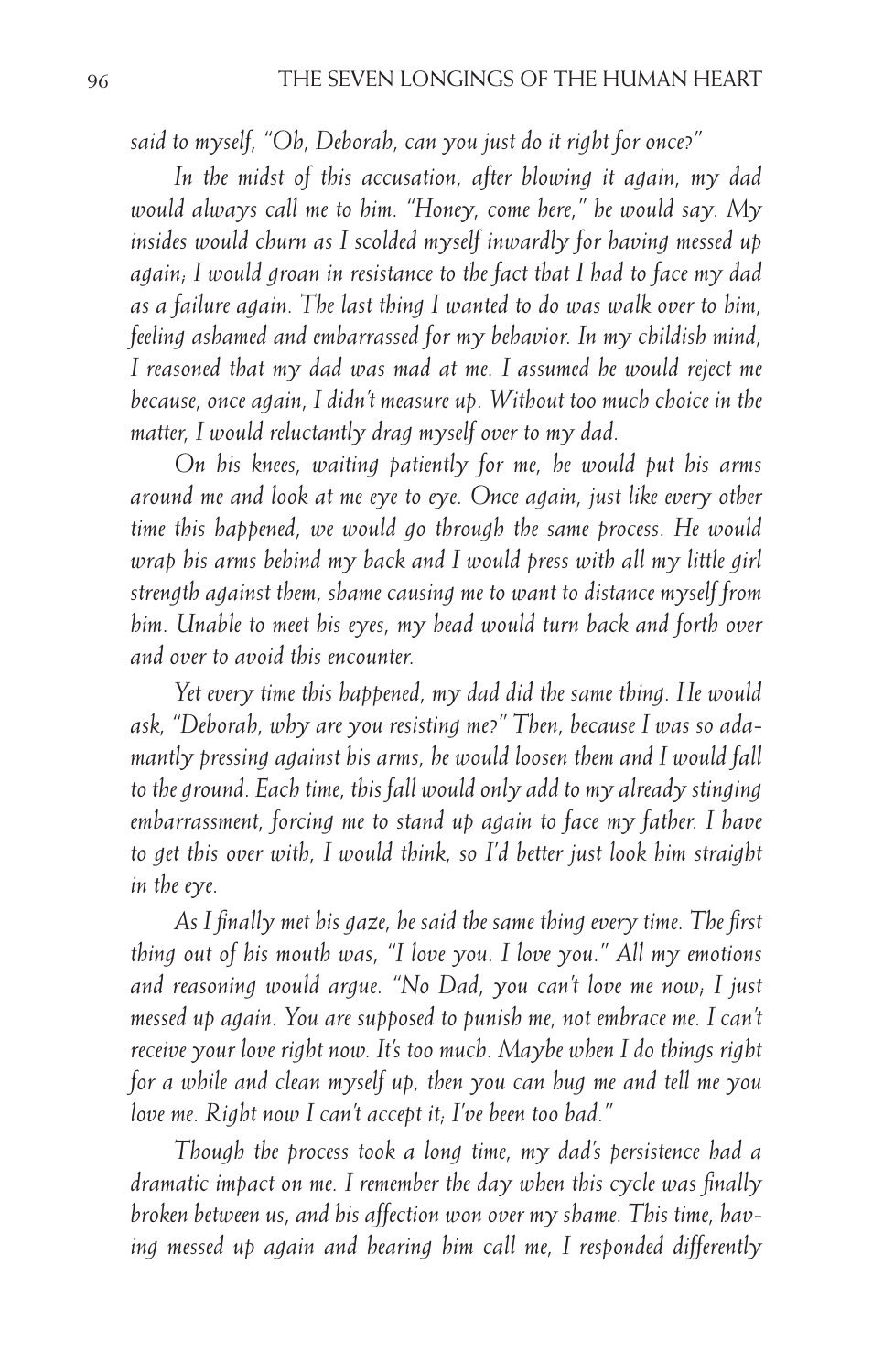*said to myself, "Oh, Deborah, can you just do it right for once?"*

*In the midst of this accusation, after blowing it again, my dad would always call me to him. "Honey, come here," he would say. My insides would churn as I scolded myself inwardly for having messed up again; I would groan in resistance to the fact that I had to face my dad as a failure again. The last thing I wanted to do was walk over to him, feeling ashamed and embarrassed for my behavior. In my childish mind, I reasoned that my dad was mad at me. I assumed he would reject me because, once again, I didn't measure up. Without too much choice in the matter, I would reluctantly drag myself over to my dad.*

*On his knees, waiting patiently for me, he would put his arms around me and look at me eye to eye. Once again, just like every other time this happened, we would go through the same process. He would wrap his arms behind my back and I would press with all my little girl strength against them, shame causing me to want to distance myself from him. Unable to meet his eyes, my head would turn back and forth over and over to avoid this encounter.*

*Yet every time this happened, my dad did the same thing. He would ask, "Deborah, why are you resisting me?" Then, because I was so adamantly pressing against his arms, he would loosen them and I would fall to the ground. Each time, this fall would only add to my already stinging embarrassment, forcing me to stand up again to face my father. I have to get this over with, I would think, so I'd better just look him straight in the eye.*

*As I finally met his gaze, he said the same thing every time. The first thing out of his mouth was, "I love you. I love you." All my emotions and reasoning would argue. "No Dad, you can't love me now; I just messed up again. You are supposed to punish me, not embrace me. I can't receive your love right now. It's too much. Maybe when I do things right for a while and clean myself up, then you can hug me and tell me you love me. Right now I can't accept it; I've been too bad."*

*Though the process took a long time, my dad's persistence had a dramatic impact on me. I remember the day when this cycle was finally broken between us, and his affection won over my shame. This time, having messed up again and hearing him call me, I responded differently*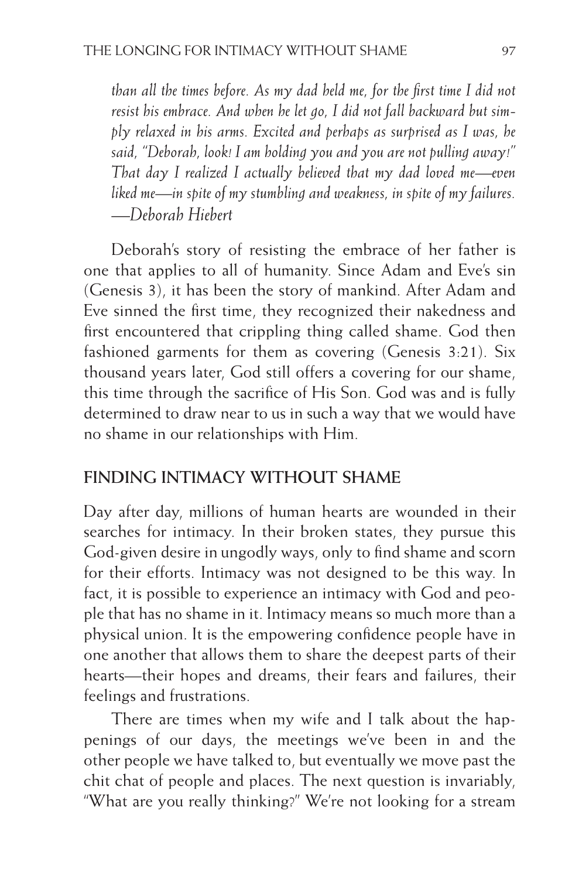*than all the times before. As my dad held me, for the first time I did not resist his embrace. And when he let go, I did not fall backward but simply relaxed in his arms. Excited and perhaps as surprised as I was, he said, "Deborah, look! I am holding you and you are not pulling away!" That day I realized I actually believed that my dad loved me—even liked me—in spite of my stumbling and weakness, in spite of my failures.*
*—Deborah Hiebert*

Deborah's story of resisting the embrace of her father is one that applies to all of humanity. Since Adam and Eve's sin (Genesis 3), it has been the story of mankind. After Adam and Eve sinned the first time, they recognized their nakedness and first encountered that crippling thing called shame. God then fashioned garments for them as covering (Genesis 3:21). Six thousand years later, God still offers a covering for our shame, this time through the sacrifice of His Son. God was and is fully determined to draw near to us in such a way that we would have no shame in our relationships with Him.

## FINDING INTIMACY WITHOUT SHAME

Day after day, millions of human hearts are wounded in their searches for intimacy. In their broken states, they pursue this God-given desire in ungodly ways, only to find shame and scorn for their efforts. Intimacy was not designed to be this way. In fact, it is possible to experience an intimacy with God and people that has no shame in it. Intimacy means so much more than a physical union. It is the empowering confidence people have in one another that allows them to share the deepest parts of their hearts—their hopes and dreams, their fears and failures, their feelings and frustrations.

There are times when my wife and I talk about the happenings of our days, the meetings we've been in and the other people we have talked to, but eventually we move past the chit chat of people and places. The next question is invariably, "What are you really thinking?" We're not looking for a stream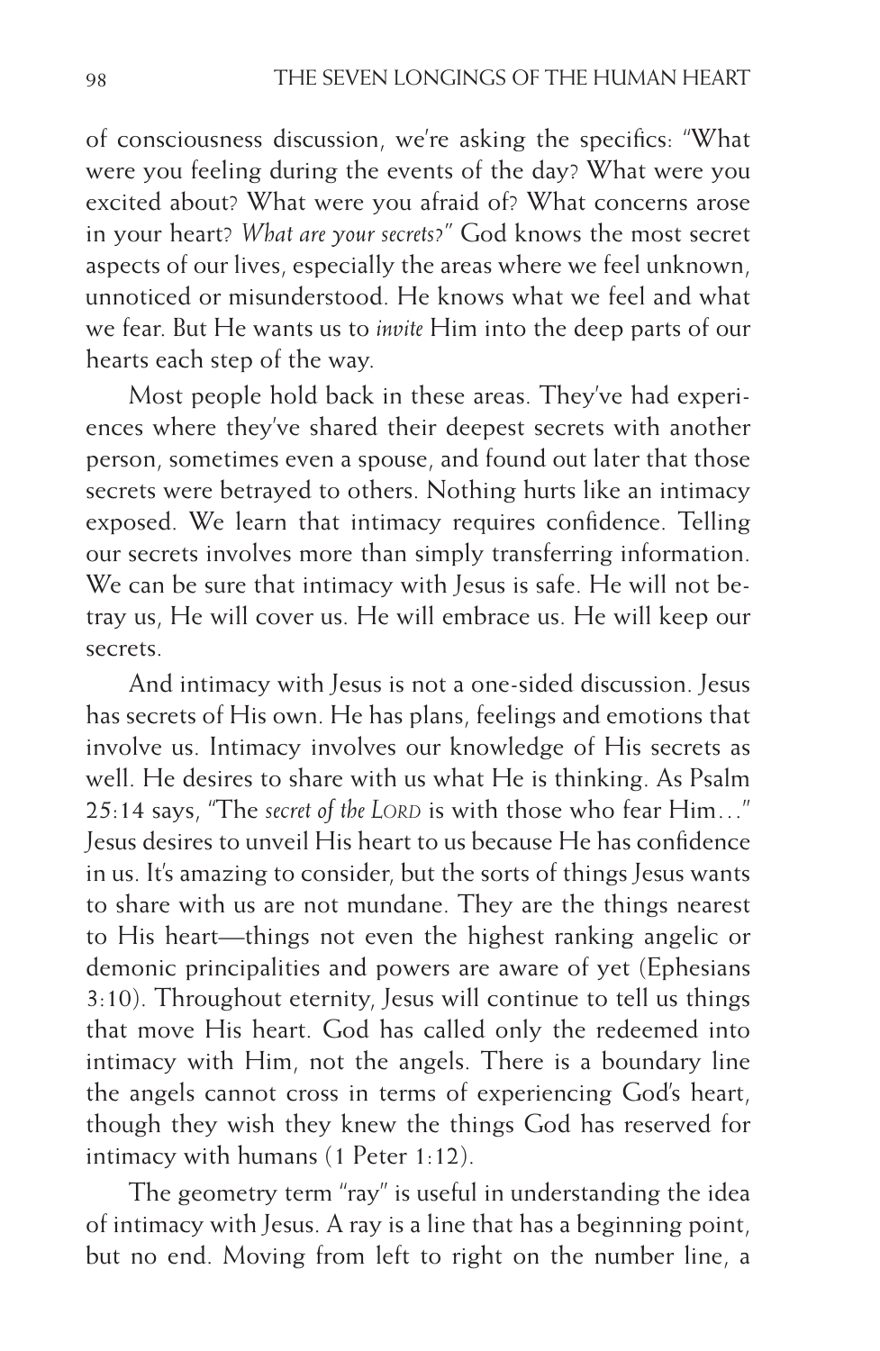of consciousness discussion, we're asking the specifics: "What were you feeling during the events of the day? What were you excited about? What were you afraid of? What concerns arose in your heart? *What are your secrets?*" God knows the most secret aspects of our lives, especially the areas where we feel unknown, unnoticed or misunderstood. He knows what we feel and what we fear. But He wants us to *invite* Him into the deep parts of our hearts each step of the way.

Most people hold back in these areas. They've had experiences where they've shared their deepest secrets with another person, sometimes even a spouse, and found out later that those secrets were betrayed to others. Nothing hurts like an intimacy exposed. We learn that intimacy requires confidence. Telling our secrets involves more than simply transferring information. We can be sure that intimacy with Jesus is safe. He will not betray us, He will cover us. He will embrace us. He will keep our secrets.

And intimacy with Jesus is not a one-sided discussion. Jesus has secrets of His own. He has plans, feelings and emotions that involve us. Intimacy involves our knowledge of His secrets as well. He desires to share with us what He is thinking. As Psalm 25:14 says, "The *secret of the LORD* is with those who fear Him…" Jesus desires to unveil His heart to us because He has confidence in us. It's amazing to consider, but the sorts of things Jesus wants to share with us are not mundane. They are the things nearest to His heart—things not even the highest ranking angelic or demonic principalities and powers are aware of yet (Ephesians 3:10). Throughout eternity, Jesus will continue to tell us things that move His heart. God has called only the redeemed into intimacy with Him, not the angels. There is a boundary line the angels cannot cross in terms of experiencing God's heart, though they wish they knew the things God has reserved for intimacy with humans (1 Peter 1:12).

The geometry term "ray" is useful in understanding the idea of intimacy with Jesus. A ray is a line that has a beginning point, but no end. Moving from left to right on the number line, a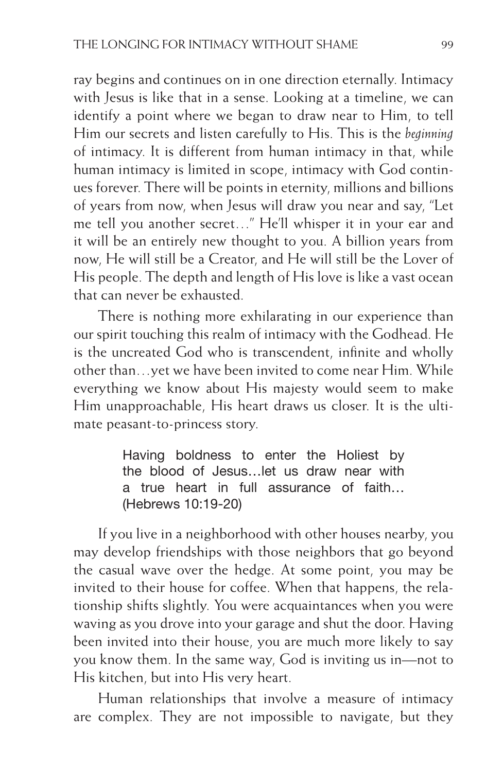ray begins and continues on in one direction eternally. Intimacy with Jesus is like that in a sense. Looking at a timeline, we can identify a point where we began to draw near to Him, to tell Him our secrets and listen carefully to His. This is the *beginning* of intimacy. It is different from human intimacy in that, while human intimacy is limited in scope, intimacy with God continues forever. There will be points in eternity, millions and billions of years from now, when Jesus will draw you near and say, "Let me tell you another secret…" He'll whisper it in your ear and it will be an entirely new thought to you. A billion years from now, He will still be a Creator, and He will still be the Lover of His people. The depth and length of His love is like a vast ocean that can never be exhausted.

There is nothing more exhilarating in our experience than our spirit touching this realm of intimacy with the Godhead. He is the uncreated God who is transcendent, infinite and wholly other than…yet we have been invited to come near Him. While everything we know about His majesty would seem to make Him unapproachable, His heart draws us closer. It is the ultimate peasant-to-princess story.

> Having boldness to enter the Holiest by the blood of Jesus…let us draw near with a true heart in full assurance of faith… (Hebrews 10:19-20)

If you live in a neighborhood with other houses nearby, you may develop friendships with those neighbors that go beyond the casual wave over the hedge. At some point, you may be invited to their house for coffee. When that happens, the relationship shifts slightly. You were acquaintances when you were waving as you drove into your garage and shut the door. Having been invited into their house, you are much more likely to say you know them. In the same way, God is inviting us in—not to His kitchen, but into His very heart.

Human relationships that involve a measure of intimacy are complex. They are not impossible to navigate, but they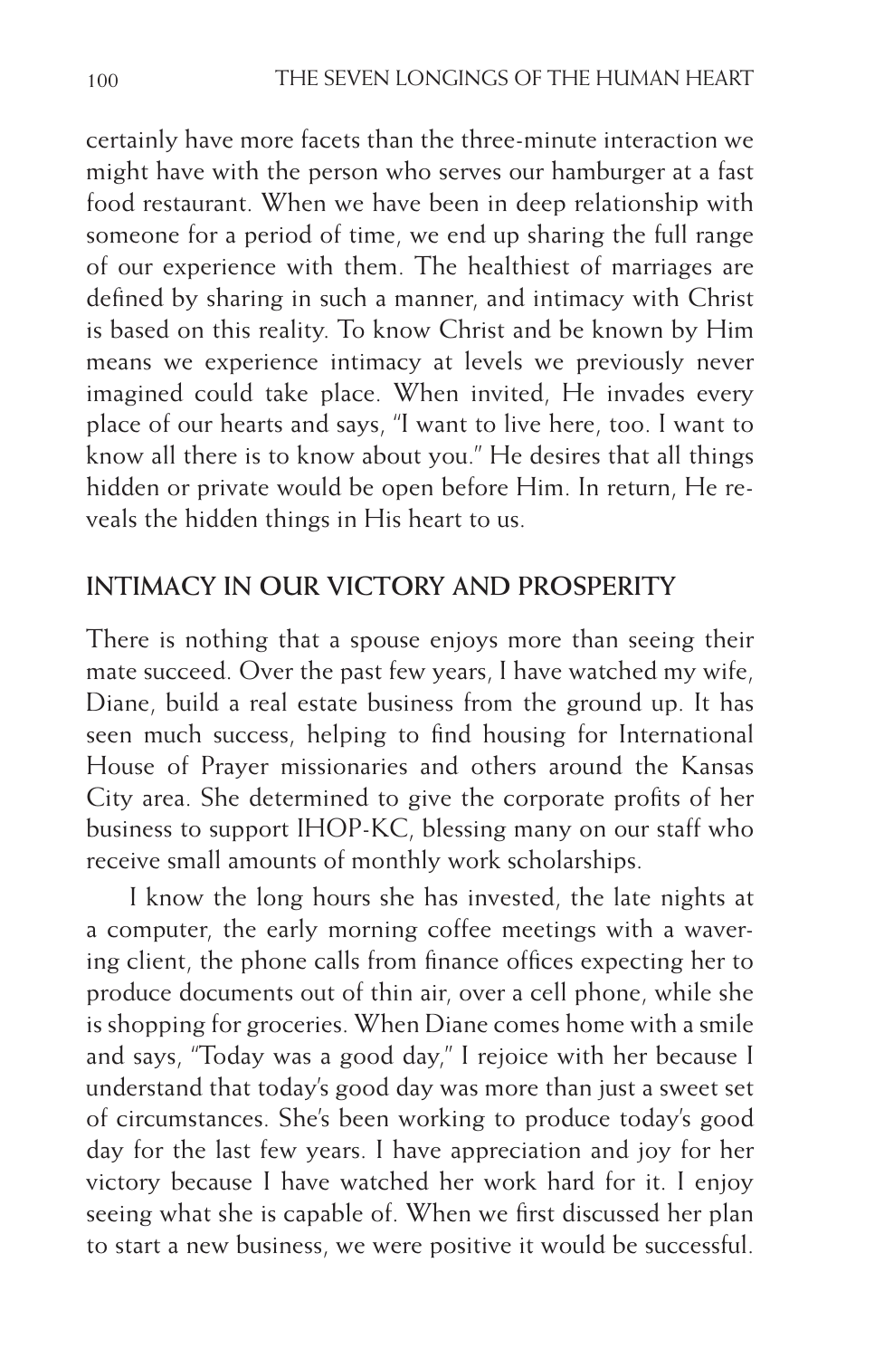certainly have more facets than the three-minute interaction we might have with the person who serves our hamburger at a fast food restaurant. When we have been in deep relationship with someone for a period of time, we end up sharing the full range of our experience with them. The healthiest of marriages are defined by sharing in such a manner, and intimacy with Christ is based on this reality. To know Christ and be known by Him means we experience intimacy at levels we previously never imagined could take place. When invited, He invades every place of our hearts and says, "I want to live here, too. I want to know all there is to know about you." He desires that all things hidden or private would be open before Him. In return, He reveals the hidden things in His heart to us.

## INTIMACY IN OUR VICTORY AND PROSPERITY

There is nothing that a spouse enjoys more than seeing their mate succeed. Over the past few years, I have watched my wife, Diane, build a real estate business from the ground up. It has seen much success, helping to find housing for International House of Prayer missionaries and others around the Kansas City area. She determined to give the corporate profits of her business to support IHOP-KC, blessing many on our staff who receive small amounts of monthly work scholarships.

I know the long hours she has invested, the late nights at a computer, the early morning coffee meetings with a wavering client, the phone calls from finance offices expecting her to produce documents out of thin air, over a cell phone, while she is shopping for groceries. When Diane comes home with a smile and says, "Today was a good day," I rejoice with her because I understand that today's good day was more than just a sweet set of circumstances. She's been working to produce today's good day for the last few years. I have appreciation and joy for her victory because I have watched her work hard for it. I enjoy seeing what she is capable of. When we first discussed her plan to start a new business, we were positive it would be successful.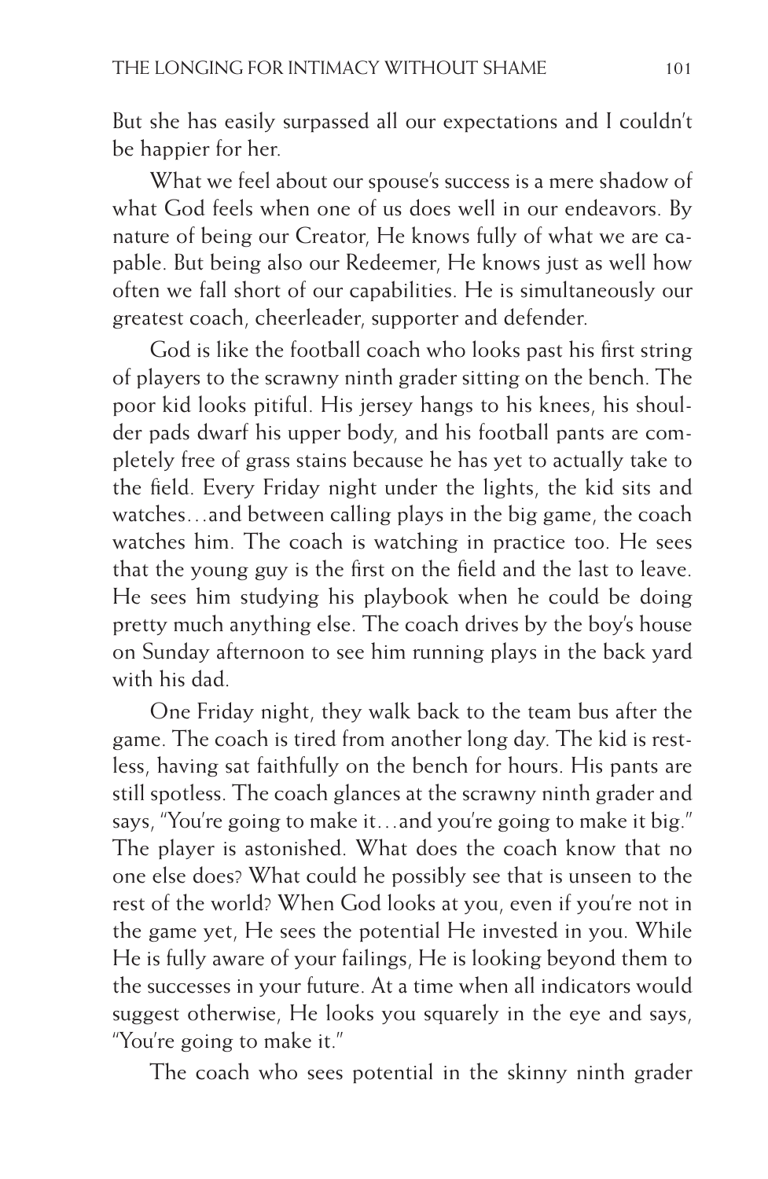But she has easily surpassed all our expectations and I couldn't be happier for her.

What we feel about our spouse's success is a mere shadow of what God feels when one of us does well in our endeavors. By nature of being our Creator, He knows fully of what we are capable. But being also our Redeemer, He knows just as well how often we fall short of our capabilities. He is simultaneously our greatest coach, cheerleader, supporter and defender.

God is like the football coach who looks past his first string of players to the scrawny ninth grader sitting on the bench. The poor kid looks pitiful. His jersey hangs to his knees, his shoulder pads dwarf his upper body, and his football pants are completely free of grass stains because he has yet to actually take to the field. Every Friday night under the lights, the kid sits and watches…and between calling plays in the big game, the coach watches him. The coach is watching in practice too. He sees that the young guy is the first on the field and the last to leave. He sees him studying his playbook when he could be doing pretty much anything else. The coach drives by the boy's house on Sunday afternoon to see him running plays in the back yard with his dad.

One Friday night, they walk back to the team bus after the game. The coach is tired from another long day. The kid is restless, having sat faithfully on the bench for hours. His pants are still spotless. The coach glances at the scrawny ninth grader and says, "You're going to make it…and you're going to make it big." The player is astonished. What does the coach know that no one else does? What could he possibly see that is unseen to the rest of the world? When God looks at you, even if you're not in the game yet, He sees the potential He invested in you. While He is fully aware of your failings, He is looking beyond them to the successes in your future. At a time when all indicators would suggest otherwise, He looks you squarely in the eye and says, "You're going to make it."

The coach who sees potential in the skinny ninth grader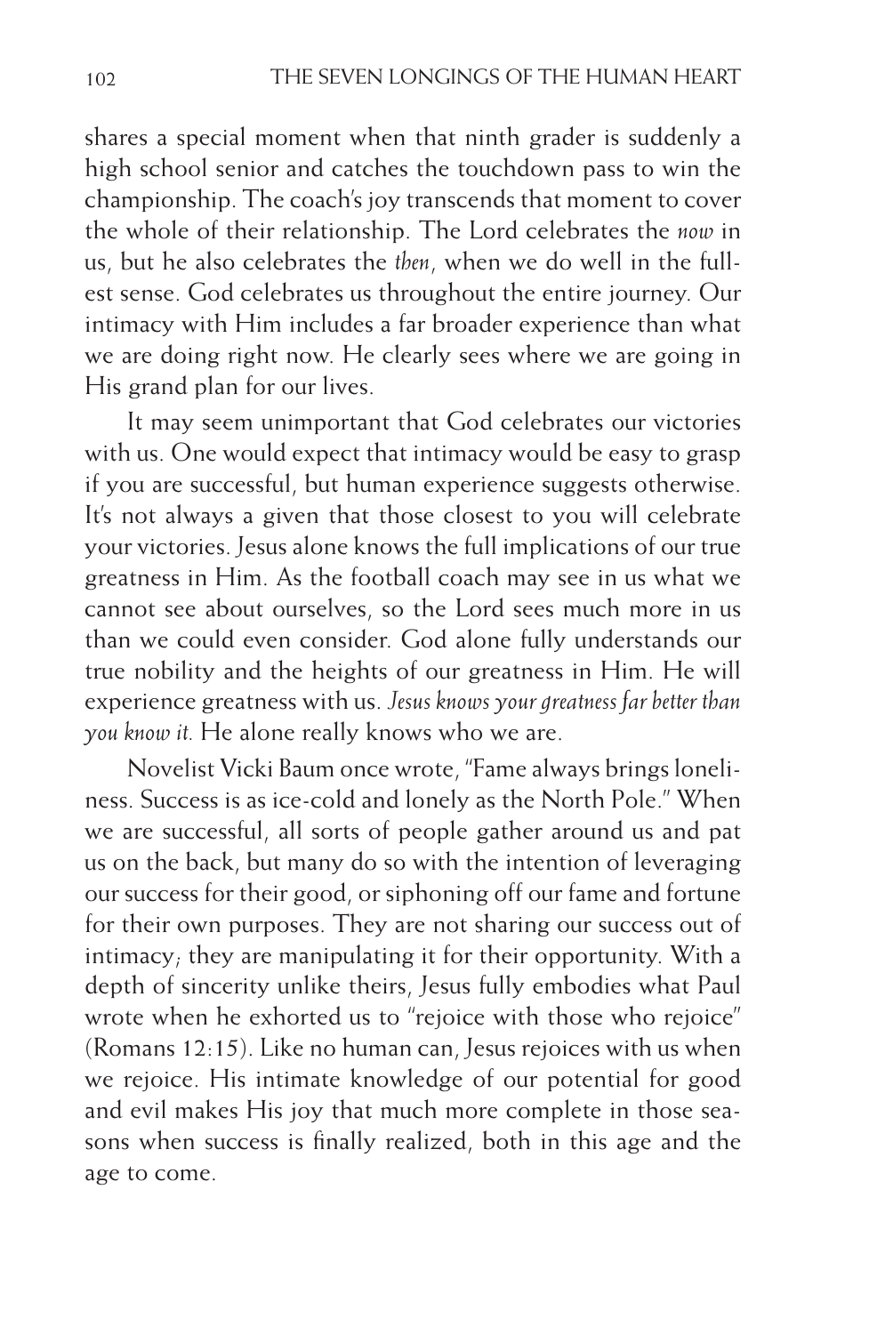shares a special moment when that ninth grader is suddenly a high school senior and catches the touchdown pass to win the championship. The coach's joy transcends that moment to cover the whole of their relationship. The Lord celebrates the *now* in us, but he also celebrates the *then*, when we do well in the fullest sense. God celebrates us throughout the entire journey. Our intimacy with Him includes a far broader experience than what we are doing right now. He clearly sees where we are going in His grand plan for our lives.

It may seem unimportant that God celebrates our victories with us. One would expect that intimacy would be easy to grasp if you are successful, but human experience suggests otherwise. It's not always a given that those closest to you will celebrate your victories. Jesus alone knows the full implications of our true greatness in Him. As the football coach may see in us what we cannot see about ourselves, so the Lord sees much more in us than we could even consider. God alone fully understands our true nobility and the heights of our greatness in Him. He will experience greatness with us. *Jesus knows your greatness far better than you know it.* He alone really knows who we are.

Novelist Vicki Baum once wrote, "Fame always brings loneliness. Success is as ice-cold and lonely as the North Pole." When we are successful, all sorts of people gather around us and pat us on the back, but many do so with the intention of leveraging our success for their good, or siphoning off our fame and fortune for their own purposes. They are not sharing our success out of intimacy; they are manipulating it for their opportunity. With a depth of sincerity unlike theirs, Jesus fully embodies what Paul wrote when he exhorted us to "rejoice with those who rejoice" (Romans 12:15). Like no human can, Jesus rejoices with us when we rejoice. His intimate knowledge of our potential for good and evil makes His joy that much more complete in those seasons when success is finally realized, both in this age and the age to come.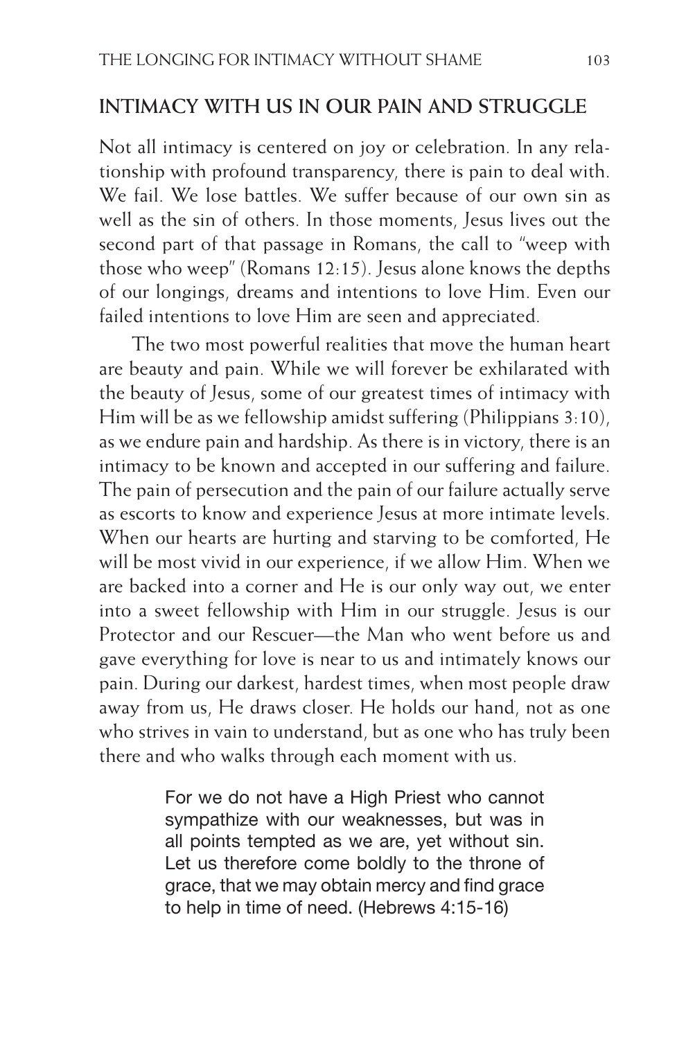## INTIMACY WITH US IN OUR PAIN AND STRUGGLE

Not all intimacy is centered on joy or celebration. In any relationship with profound transparency, there is pain to deal with. We fail. We lose battles. We suffer because of our own sin as well as the sin of others. In those moments, Jesus lives out the second part of that passage in Romans, the call to "weep with those who weep" (Romans 12:15). Jesus alone knows the depths of our longings, dreams and intentions to love Him. Even our failed intentions to love Him are seen and appreciated.

The two most powerful realities that move the human heart are beauty and pain. While we will forever be exhilarated with the beauty of Jesus, some of our greatest times of intimacy with Him will be as we fellowship amidst suffering (Philippians 3:10), as we endure pain and hardship. As there is in victory, there is an intimacy to be known and accepted in our suffering and failure. The pain of persecution and the pain of our failure actually serve as escorts to know and experience Jesus at more intimate levels. When our hearts are hurting and starving to be comforted, He will be most vivid in our experience, if we allow Him. When we are backed into a corner and He is our only way out, we enter into a sweet fellowship with Him in our struggle. Jesus is our Protector and our Rescuer—the Man who went before us and gave everything for love is near to us and intimately knows our pain. During our darkest, hardest times, when most people draw away from us, He draws closer. He holds our hand, not as one who strives in vain to understand, but as one who has truly been there and who walks through each moment with us.

> For we do not have a High Priest who cannot sympathize with our weaknesses, but was in all points tempted as we are, yet without sin. Let us therefore come boldly to the throne of grace, that we may obtain mercy and find grace to help in time of need. (Hebrews 4:15-16)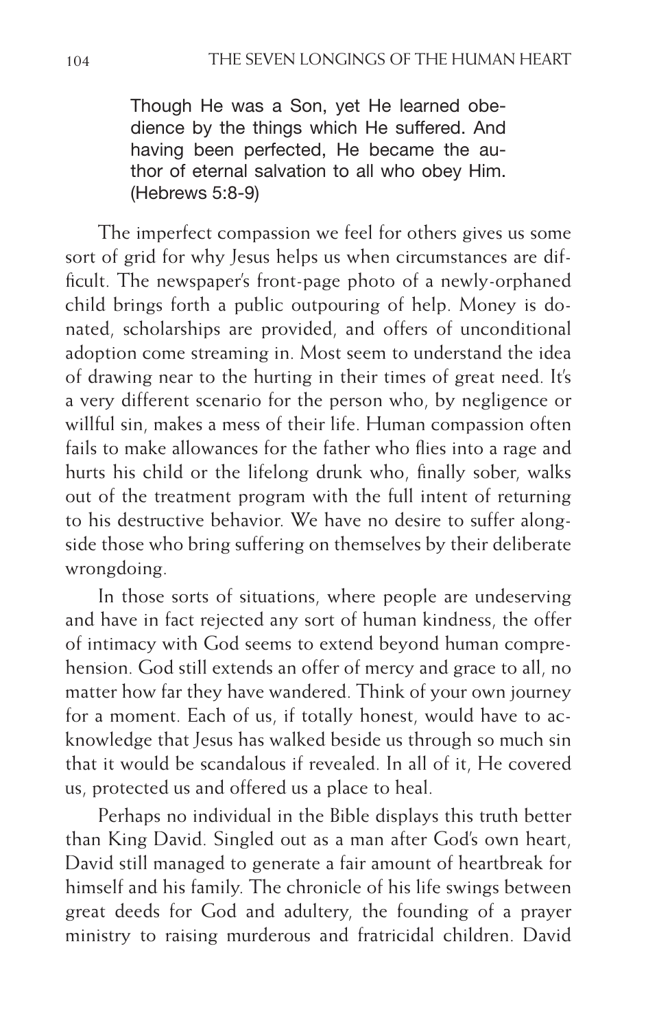> Though He was a Son, yet He learned obedience by the things which He suffered. And having been perfected, He became the author of eternal salvation to all who obey Him. (Hebrews 5:8-9)

The imperfect compassion we feel for others gives us some sort of grid for why Jesus helps us when circumstances are difficult. The newspaper's front-page photo of a newly-orphaned child brings forth a public outpouring of help. Money is donated, scholarships are provided, and offers of unconditional adoption come streaming in. Most seem to understand the idea of drawing near to the hurting in their times of great need. It's a very different scenario for the person who, by negligence or willful sin, makes a mess of their life. Human compassion often fails to make allowances for the father who flies into a rage and hurts his child or the lifelong drunk who, finally sober, walks out of the treatment program with the full intent of returning to his destructive behavior. We have no desire to suffer alongside those who bring suffering on themselves by their deliberate wrongdoing.

In those sorts of situations, where people are undeserving and have in fact rejected any sort of human kindness, the offer of intimacy with God seems to extend beyond human comprehension. God still extends an offer of mercy and grace to all, no matter how far they have wandered. Think of your own journey for a moment. Each of us, if totally honest, would have to acknowledge that Jesus has walked beside us through so much sin that it would be scandalous if revealed. In all of it, He covered us, protected us and offered us a place to heal.

Perhaps no individual in the Bible displays this truth better than King David. Singled out as a man after God's own heart, David still managed to generate a fair amount of heartbreak for himself and his family. The chronicle of his life swings between great deeds for God and adultery, the founding of a prayer ministry to raising murderous and fratricidal children. David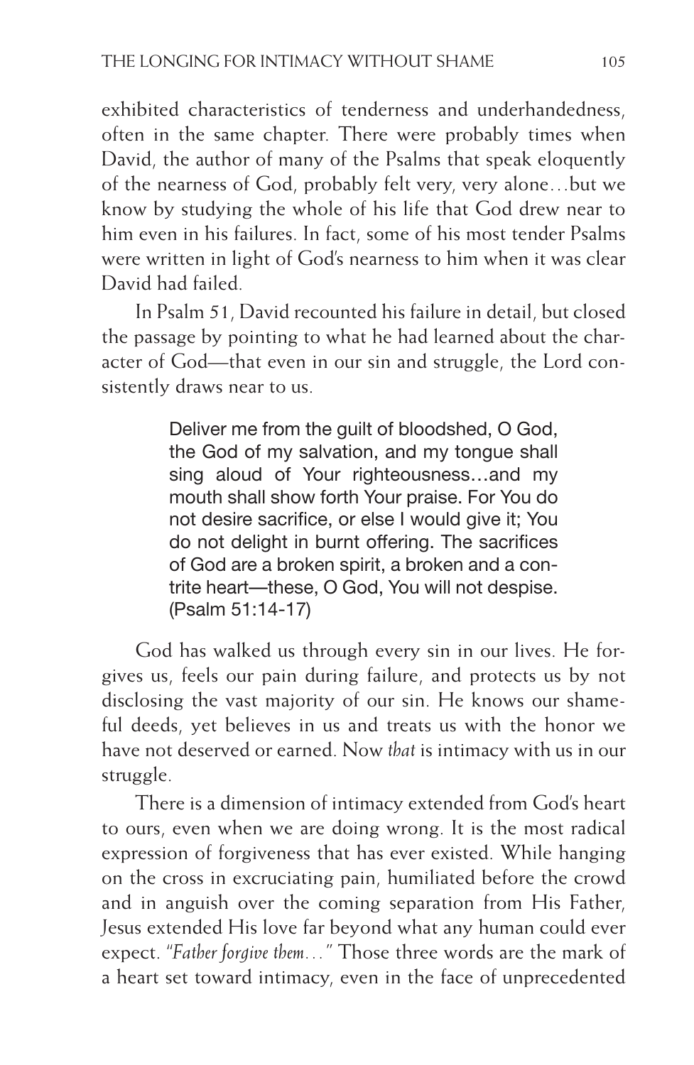exhibited characteristics of tenderness and underhandedness, often in the same chapter. There were probably times when David, the author of many of the Psalms that speak eloquently of the nearness of God, probably felt very, very alone…but we know by studying the whole of his life that God drew near to him even in his failures. In fact, some of his most tender Psalms were written in light of God's nearness to him when it was clear David had failed.

In Psalm 51, David recounted his failure in detail, but closed the passage by pointing to what he had learned about the character of God—that even in our sin and struggle, the Lord consistently draws near to us.

> Deliver me from the guilt of bloodshed, O God, the God of my salvation, and my tongue shall sing aloud of Your righteousness…and my mouth shall show forth Your praise. For You do not desire sacrifice, or else I would give it; You do not delight in burnt offering. The sacrifices of God are a broken spirit, a broken and a contrite heart—these, O God, You will not despise. (Psalm 51:14-17)

God has walked us through every sin in our lives. He forgives us, feels our pain during failure, and protects us by not disclosing the vast majority of our sin. He knows our shameful deeds, yet believes in us and treats us with the honor we have not deserved or earned. Now *that* is intimacy with us in our struggle.

There is a dimension of intimacy extended from God's heart to ours, even when we are doing wrong. It is the most radical expression of forgiveness that has ever existed. While hanging on the cross in excruciating pain, humiliated before the crowd and in anguish over the coming separation from His Father, Jesus extended His love far beyond what any human could ever expect. *"Father forgive them…"* Those three words are the mark of a heart set toward intimacy, even in the face of unprecedented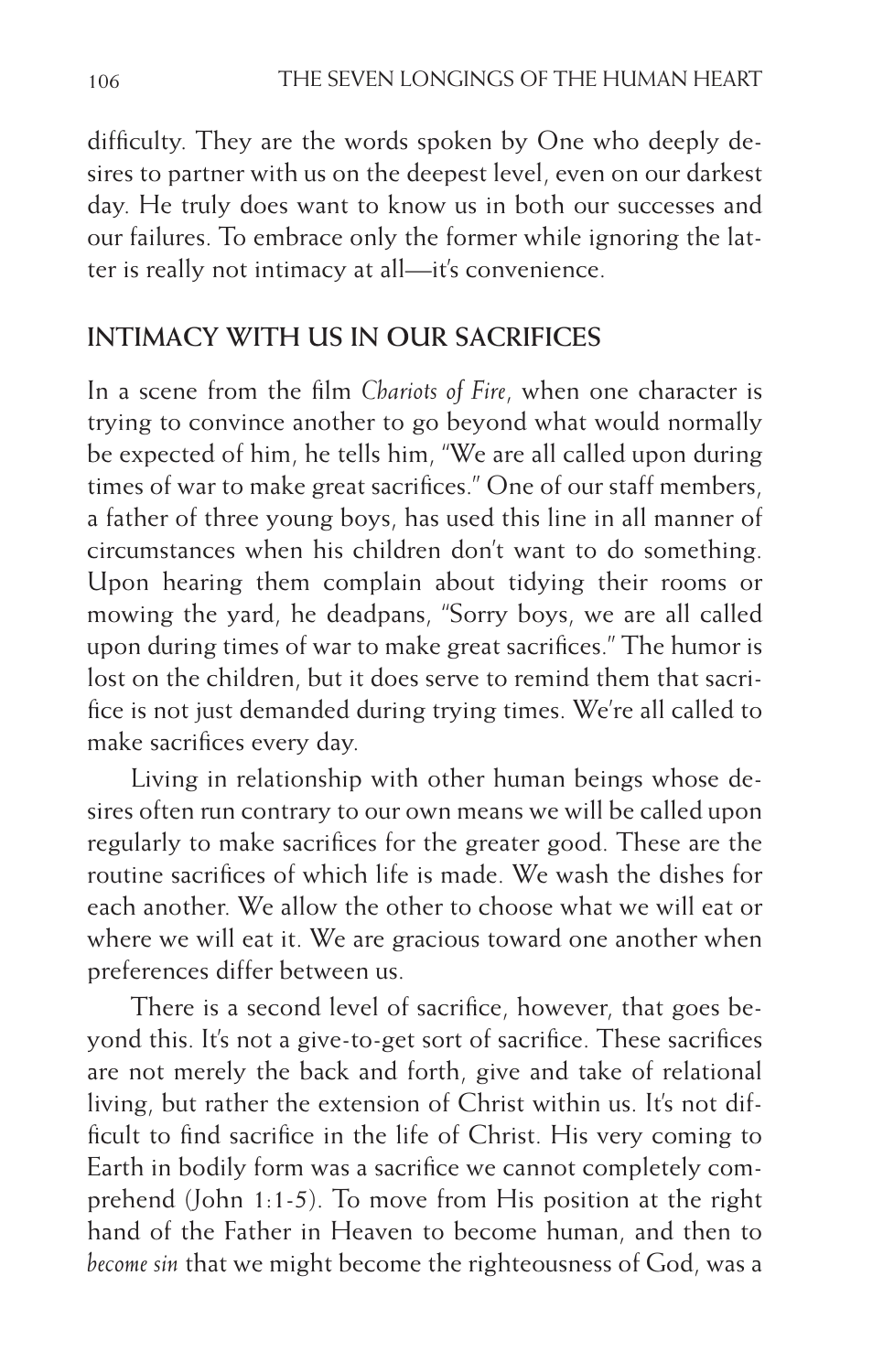difficulty. They are the words spoken by One who deeply desires to partner with us on the deepest level, even on our darkest day. He truly does want to know us in both our successes and our failures. To embrace only the former while ignoring the latter is really not intimacy at all—it's convenience.

## INTIMACY WITH US IN OUR SACRIFICES

In a scene from the film *Chariots of Fire*, when one character is trying to convince another to go beyond what would normally be expected of him, he tells him, "We are all called upon during times of war to make great sacrifices." One of our staff members, a father of three young boys, has used this line in all manner of circumstances when his children don't want to do something. Upon hearing them complain about tidying their rooms or mowing the yard, he deadpans, "Sorry boys, we are all called upon during times of war to make great sacrifices." The humor is lost on the children, but it does serve to remind them that sacrifice is not just demanded during trying times. We're all called to make sacrifices every day.

Living in relationship with other human beings whose desires often run contrary to our own means we will be called upon regularly to make sacrifices for the greater good. These are the routine sacrifices of which life is made. We wash the dishes for each another. We allow the other to choose what we will eat or where we will eat it. We are gracious toward one another when preferences differ between us.

There is a second level of sacrifice, however, that goes beyond this. It's not a give-to-get sort of sacrifice. These sacrifices are not merely the back and forth, give and take of relational living, but rather the extension of Christ within us. It's not difficult to find sacrifice in the life of Christ. His very coming to Earth in bodily form was a sacrifice we cannot completely comprehend (John 1:1-5). To move from His position at the right hand of the Father in Heaven to become human, and then to *become sin* that we might become the righteousness of God, was a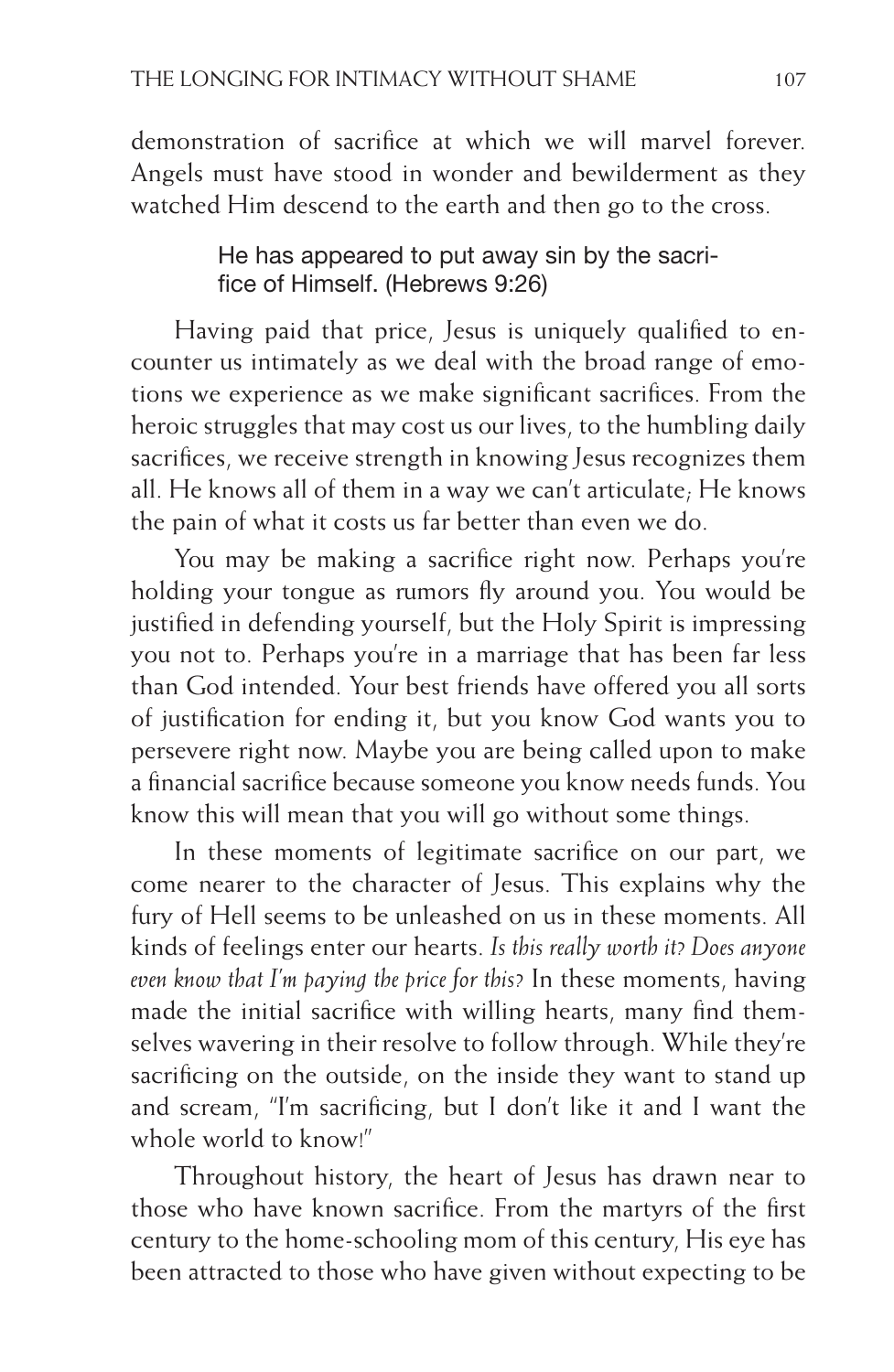demonstration of sacrifice at which we will marvel forever. Angels must have stood in wonder and bewilderment as they watched Him descend to the earth and then go to the cross.

> He has appeared to put away sin by the sacrifice of Himself. (Hebrews 9:26)

Having paid that price, Jesus is uniquely qualified to encounter us intimately as we deal with the broad range of emotions we experience as we make significant sacrifices. From the heroic struggles that may cost us our lives, to the humbling daily sacrifices, we receive strength in knowing Jesus recognizes them all. He knows all of them in a way we can't articulate; He knows the pain of what it costs us far better than even we do.

You may be making a sacrifice right now. Perhaps you're holding your tongue as rumors fly around you. You would be justified in defending yourself, but the Holy Spirit is impressing you not to. Perhaps you're in a marriage that has been far less than God intended. Your best friends have offered you all sorts of justification for ending it, but you know God wants you to persevere right now. Maybe you are being called upon to make a financial sacrifice because someone you know needs funds. You know this will mean that you will go without some things.

In these moments of legitimate sacrifice on our part, we come nearer to the character of Jesus. This explains why the fury of Hell seems to be unleashed on us in these moments. All kinds of feelings enter our hearts. *Is this really worth it? Does anyone even know that I'm paying the price for this?* In these moments, having made the initial sacrifice with willing hearts, many find themselves wavering in their resolve to follow through. While they're sacrificing on the outside, on the inside they want to stand up and scream, "I'm sacrificing, but I don't like it and I want the whole world to know!"

Throughout history, the heart of Jesus has drawn near to those who have known sacrifice. From the martyrs of the first century to the home-schooling mom of this century, His eye has been attracted to those who have given without expecting to be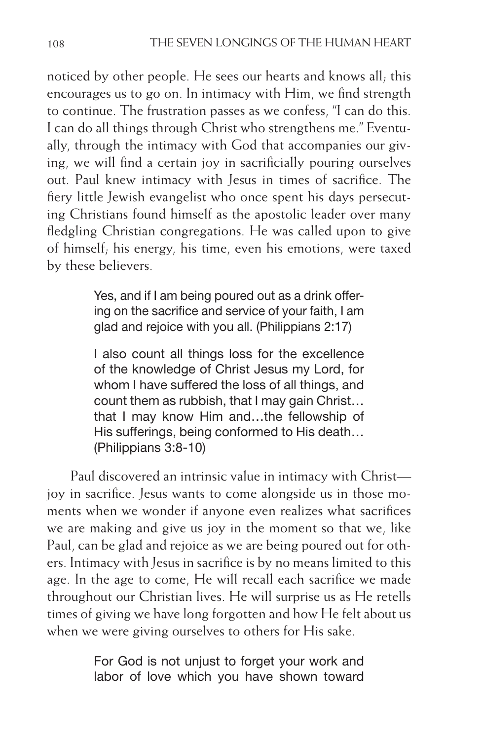noticed by other people. He sees our hearts and knows all; this encourages us to go on. In intimacy with Him, we find strength to continue. The frustration passes as we confess, "I can do this. I can do all things through Christ who strengthens me." Eventually, through the intimacy with God that accompanies our giving, we will find a certain joy in sacrificially pouring ourselves out. Paul knew intimacy with Jesus in times of sacrifice. The fiery little Jewish evangelist who once spent his days persecuting Christians found himself as the apostolic leader over many fledgling Christian congregations. He was called upon to give of himself; his energy, his time, even his emotions, were taxed by these believers.

> Yes, and if I am being poured out as a drink offering on the sacrifice and service of your faith, I am glad and rejoice with you all. (Philippians 2:17)
>
> I also count all things loss for the excellence of the knowledge of Christ Jesus my Lord, for whom I have suffered the loss of all things, and count them as rubbish, that I may gain Christ… that I may know Him and…the fellowship of His sufferings, being conformed to His death… (Philippians 3:8-10)

Paul discovered an intrinsic value in intimacy with Christ—joy in sacrifice. Jesus wants to come alongside us in those moments when we wonder if anyone even realizes what sacrifices we are making and give us joy in the moment so that we, like Paul, can be glad and rejoice as we are being poured out for others. Intimacy with Jesus in sacrifice is by no means limited to this age. In the age to come, He will recall each sacrifice we made throughout our Christian lives. He will surprise us as He retells times of giving we have long forgotten and how He felt about us when we were giving ourselves to others for His sake.

> For God is not unjust to forget your work and labor of love which you have shown toward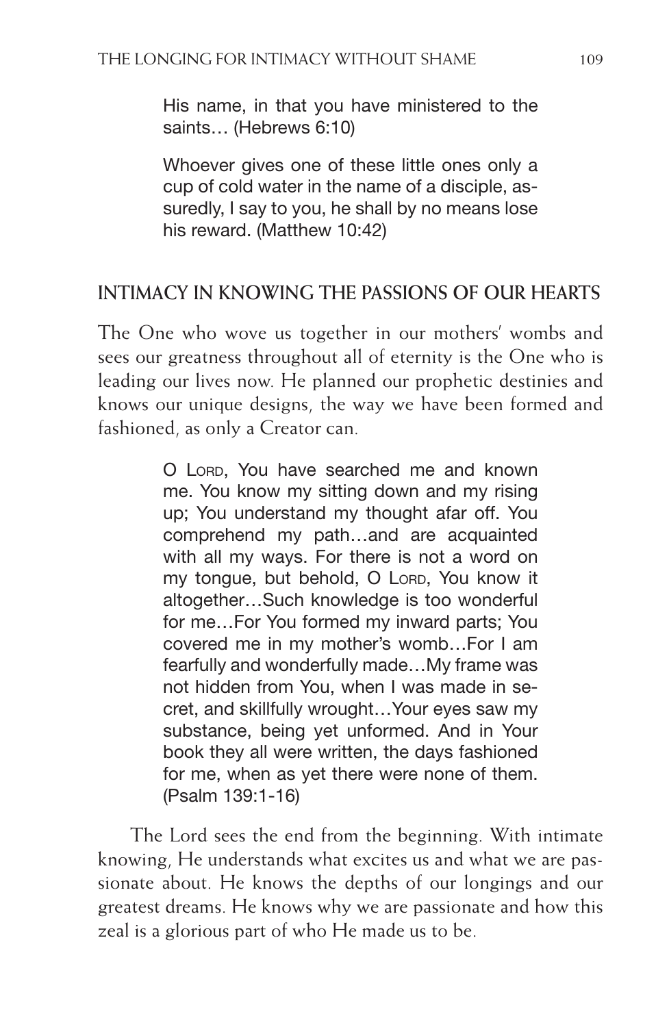> His name, in that you have ministered to the saints… (Hebrews 6:10)

> Whoever gives one of these little ones only a cup of cold water in the name of a disciple, assuredly, I say to you, he shall by no means lose his reward. (Matthew 10:42)

## INTIMACY IN KNOWING THE PASSIONS OF OUR HEARTS

The One who wove us together in our mothers' wombs and sees our greatness throughout all of eternity is the One who is leading our lives now. He planned our prophetic destinies and knows our unique designs, the way we have been formed and fashioned, as only a Creator can.

> O LORD, You have searched me and known me. You know my sitting down and my rising up; You understand my thought afar off. You comprehend my path…and are acquainted with all my ways. For there is not a word on my tongue, but behold, O LORD, You know it altogether…Such knowledge is too wonderful for me…For You formed my inward parts; You covered me in my mother's womb…For I am fearfully and wonderfully made…My frame was not hidden from You, when I was made in secret, and skillfully wrought…Your eyes saw my substance, being yet unformed. And in Your book they all were written, the days fashioned for me, when as yet there were none of them. (Psalm 139:1-16)

The Lord sees the end from the beginning. With intimate knowing, He understands what excites us and what we are passionate about. He knows the depths of our longings and our greatest dreams. He knows why we are passionate and how this zeal is a glorious part of who He made us to be.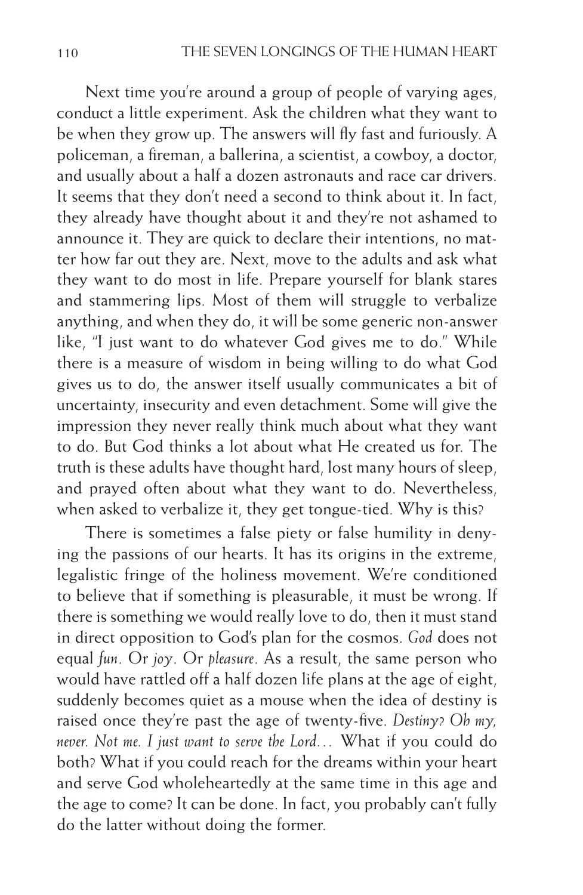Next time you're around a group of people of varying ages, conduct a little experiment. Ask the children what they want to be when they grow up. The answers will fly fast and furiously. A policeman, a fireman, a ballerina, a scientist, a cowboy, a doctor, and usually about a half a dozen astronauts and race car drivers. It seems that they don't need a second to think about it. In fact, they already have thought about it and they're not ashamed to announce it. They are quick to declare their intentions, no matter how far out they are. Next, move to the adults and ask what they want to do most in life. Prepare yourself for blank stares and stammering lips. Most of them will struggle to verbalize anything, and when they do, it will be some generic non-answer like, "I just want to do whatever God gives me to do." While there is a measure of wisdom in being willing to do what God gives us to do, the answer itself usually communicates a bit of uncertainty, insecurity and even detachment. Some will give the impression they never really think much about what they want to do. But God thinks a lot about what He created us for. The truth is these adults have thought hard, lost many hours of sleep, and prayed often about what they want to do. Nevertheless, when asked to verbalize it, they get tongue-tied. Why is this?

There is sometimes a false piety or false humility in denying the passions of our hearts. It has its origins in the extreme, legalistic fringe of the holiness movement. We're conditioned to believe that if something is pleasurable, it must be wrong. If there is something we would really love to do, then it must stand in direct opposition to God's plan for the cosmos. *God* does not equal *fun*. Or *joy*. Or *pleasure*. As a result, the same person who would have rattled off a half dozen life plans at the age of eight, suddenly becomes quiet as a mouse when the idea of destiny is raised once they're past the age of twenty-five. *Destiny? Oh my, never. Not me. I just want to serve the Lord...* What if you could do both? What if you could reach for the dreams within your heart and serve God wholeheartedly at the same time in this age and the age to come? It can be done. In fact, you probably can't fully do the latter without doing the former.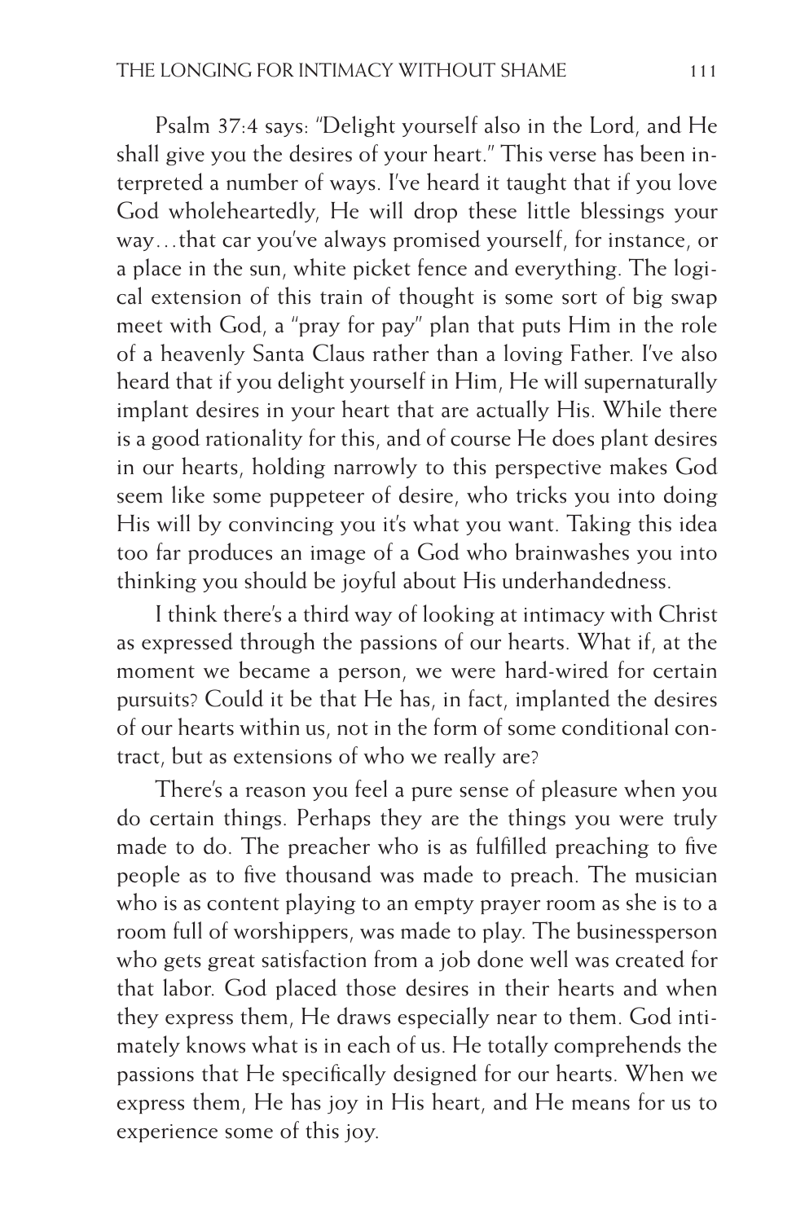Psalm 37:4 says: "Delight yourself also in the Lord, and He shall give you the desires of your heart." This verse has been interpreted a number of ways. I've heard it taught that if you love God wholeheartedly, He will drop these little blessings your way…that car you've always promised yourself, for instance, or a place in the sun, white picket fence and everything. The logical extension of this train of thought is some sort of big swap meet with God, a "pray for pay" plan that puts Him in the role of a heavenly Santa Claus rather than a loving Father. I've also heard that if you delight yourself in Him, He will supernaturally implant desires in your heart that are actually His. While there is a good rationality for this, and of course He does plant desires in our hearts, holding narrowly to this perspective makes God seem like some puppeteer of desire, who tricks you into doing His will by convincing you it's what you want. Taking this idea too far produces an image of a God who brainwashes you into thinking you should be joyful about His underhandedness.

I think there's a third way of looking at intimacy with Christ as expressed through the passions of our hearts. What if, at the moment we became a person, we were hard-wired for certain pursuits? Could it be that He has, in fact, implanted the desires of our hearts within us, not in the form of some conditional contract, but as extensions of who we really are?

There's a reason you feel a pure sense of pleasure when you do certain things. Perhaps they are the things you were truly made to do. The preacher who is as fulfilled preaching to five people as to five thousand was made to preach. The musician who is as content playing to an empty prayer room as she is to a room full of worshippers, was made to play. The businessperson who gets great satisfaction from a job done well was created for that labor. God placed those desires in their hearts and when they express them, He draws especially near to them. God intimately knows what is in each of us. He totally comprehends the passions that He specifically designed for our hearts. When we express them, He has joy in His heart, and He means for us to experience some of this joy.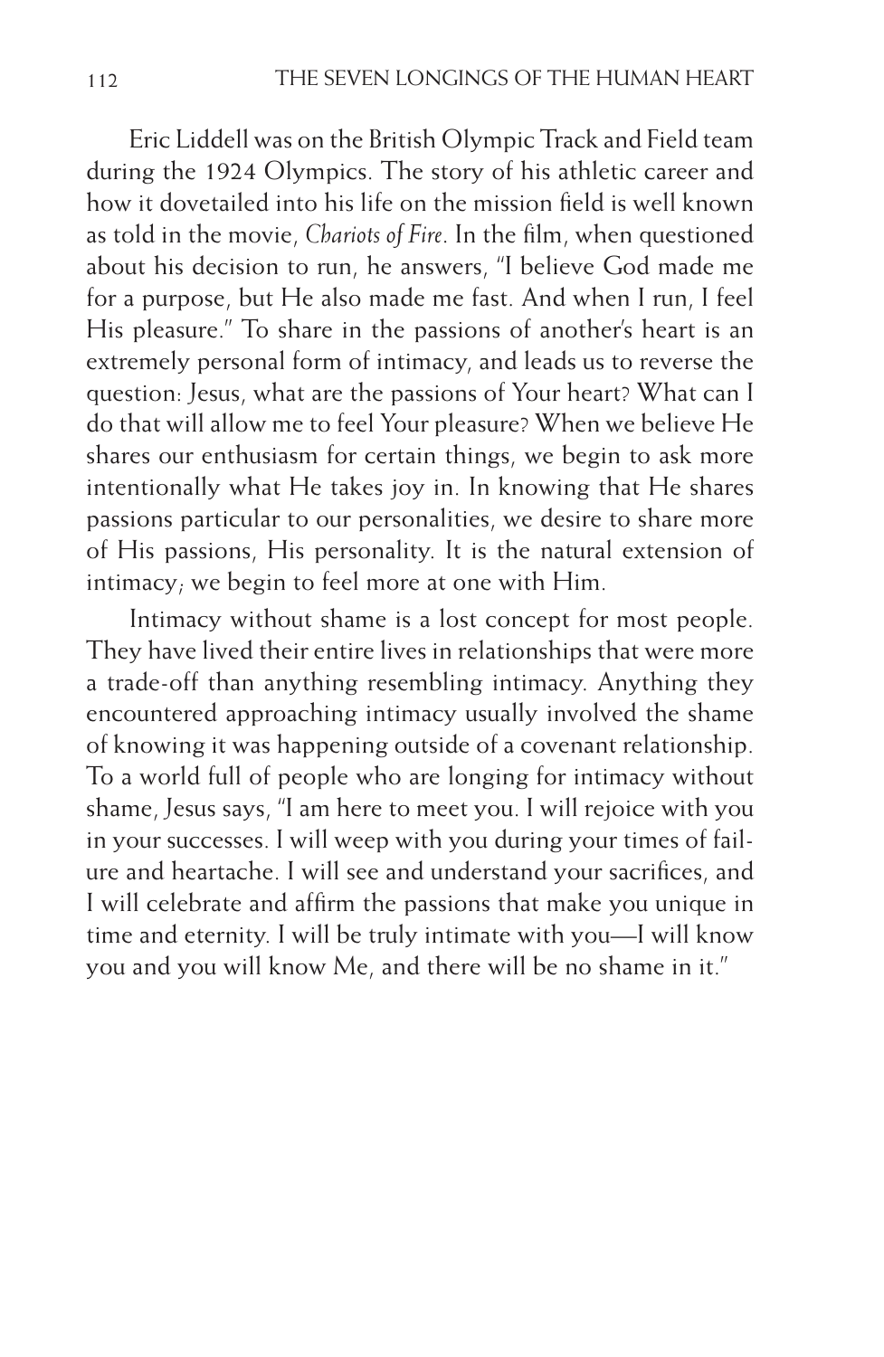Eric Liddell was on the British Olympic Track and Field team during the 1924 Olympics. The story of his athletic career and how it dovetailed into his life on the mission field is well known as told in the movie, *Chariots of Fire*. In the film, when questioned about his decision to run, he answers, "I believe God made me for a purpose, but He also made me fast. And when I run, I feel His pleasure." To share in the passions of another's heart is an extremely personal form of intimacy, and leads us to reverse the question: Jesus, what are the passions of Your heart? What can I do that will allow me to feel Your pleasure? When we believe He shares our enthusiasm for certain things, we begin to ask more intentionally what He takes joy in. In knowing that He shares passions particular to our personalities, we desire to share more of His passions, His personality. It is the natural extension of intimacy; we begin to feel more at one with Him.

Intimacy without shame is a lost concept for most people. They have lived their entire lives in relationships that were more a trade-off than anything resembling intimacy. Anything they encountered approaching intimacy usually involved the shame of knowing it was happening outside of a covenant relationship. To a world full of people who are longing for intimacy without shame, Jesus says, "I am here to meet you. I will rejoice with you in your successes. I will weep with you during your times of failure and heartache. I will see and understand your sacrifices, and I will celebrate and affirm the passions that make you unique in time and eternity. I will be truly intimate with you—I will know you and you will know Me, and there will be no shame in it."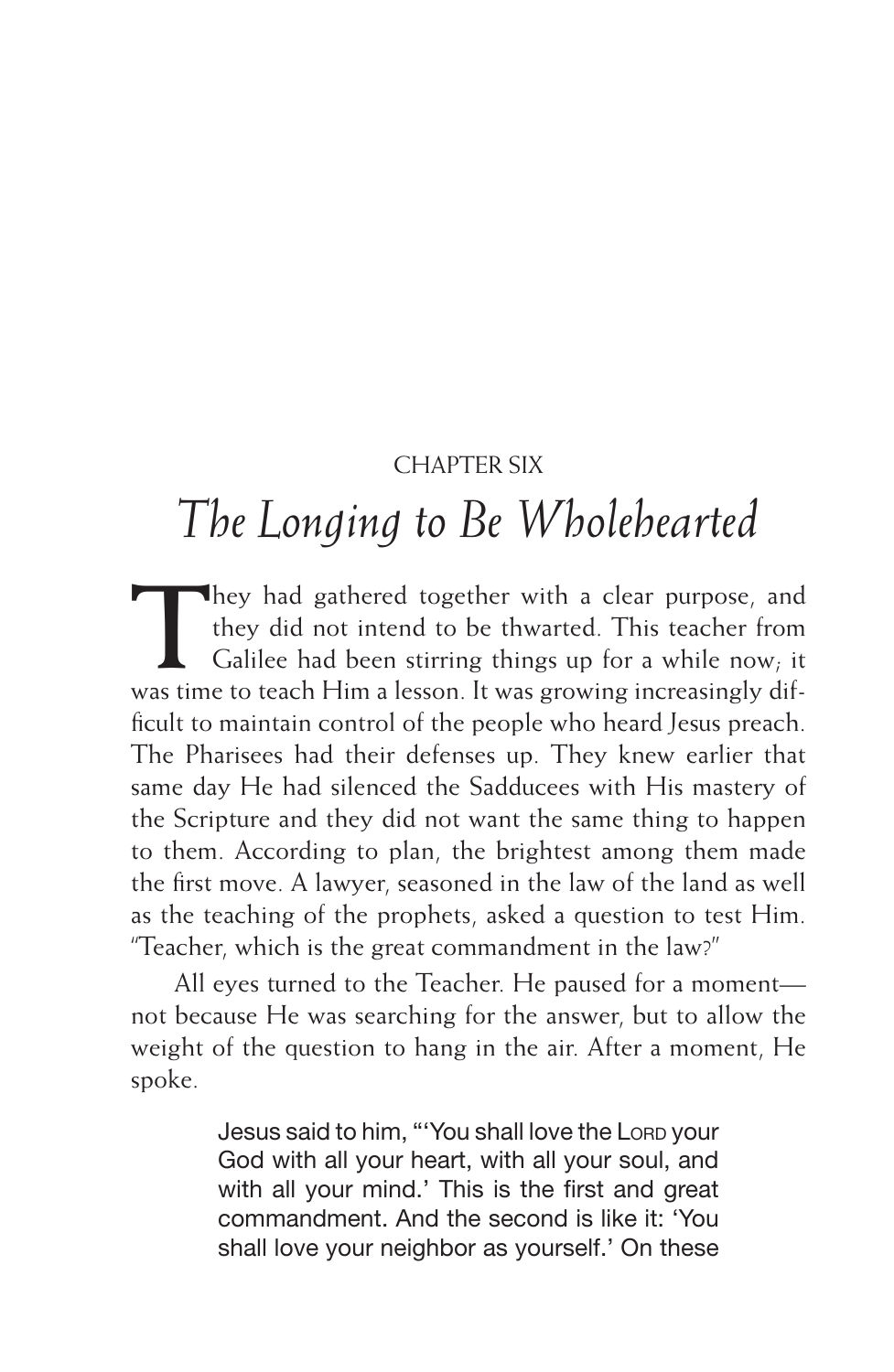CHAPTER SIX

# *The Longing to Be Wholehearted*

They had gathered together with a clear purpose, and they did not intend to be thwarted. This teacher from Galilee had been stirring things up for a while now; it was time to teach Him a lesson. It was growing increasingly difficult to maintain control of the people who heard Jesus preach. The Pharisees had their defenses up. They knew earlier that same day He had silenced the Sadducees with His mastery of the Scripture and they did not want the same thing to happen to them. According to plan, the brightest among them made the first move. A lawyer, seasoned in the law of the land as well as the teaching of the prophets, asked a question to test Him. "Teacher, which is the great commandment in the law?"

All eyes turned to the Teacher. He paused for a moment—not because He was searching for the answer, but to allow the weight of the question to hang in the air. After a moment, He spoke.

> Jesus said to him, "'You shall love the LORD your God with all your heart, with all your soul, and with all your mind.' This is the first and great commandment. And the second is like it: 'You shall love your neighbor as yourself.' On these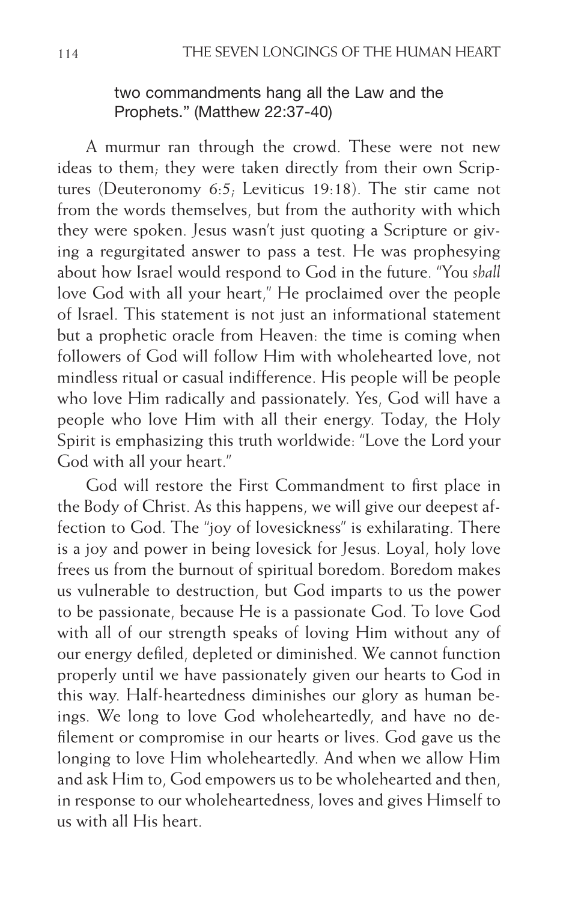two commandments hang all the Law and the Prophets." (Matthew 22:37-40)

A murmur ran through the crowd. These were not new ideas to them; they were taken directly from their own Scriptures (Deuteronomy 6:5; Leviticus 19:18). The stir came not from the words themselves, but from the authority with which they were spoken. Jesus wasn't just quoting a Scripture or giving a regurgitated answer to pass a test. He was prophesying about how Israel would respond to God in the future. "You *shall* love God with all your heart," He proclaimed over the people of Israel. This statement is not just an informational statement but a prophetic oracle from Heaven: the time is coming when followers of God will follow Him with wholehearted love, not mindless ritual or casual indifference. His people will be people who love Him radically and passionately. Yes, God will have a people who love Him with all their energy. Today, the Holy Spirit is emphasizing this truth worldwide: "Love the Lord your God with all your heart."

God will restore the First Commandment to first place in the Body of Christ. As this happens, we will give our deepest affection to God. The "joy of lovesickness" is exhilarating. There is a joy and power in being lovesick for Jesus. Loyal, holy love frees us from the burnout of spiritual boredom. Boredom makes us vulnerable to destruction, but God imparts to us the power to be passionate, because He is a passionate God. To love God with all of our strength speaks of loving Him without any of our energy defiled, depleted or diminished. We cannot function properly until we have passionately given our hearts to God in this way. Half-heartedness diminishes our glory as human beings. We long to love God wholeheartedly, and have no defilement or compromise in our hearts or lives. God gave us the longing to love Him wholeheartedly. And when we allow Him and ask Him to, God empowers us to be wholehearted and then, in response to our wholeheartedness, loves and gives Himself to us with all His heart.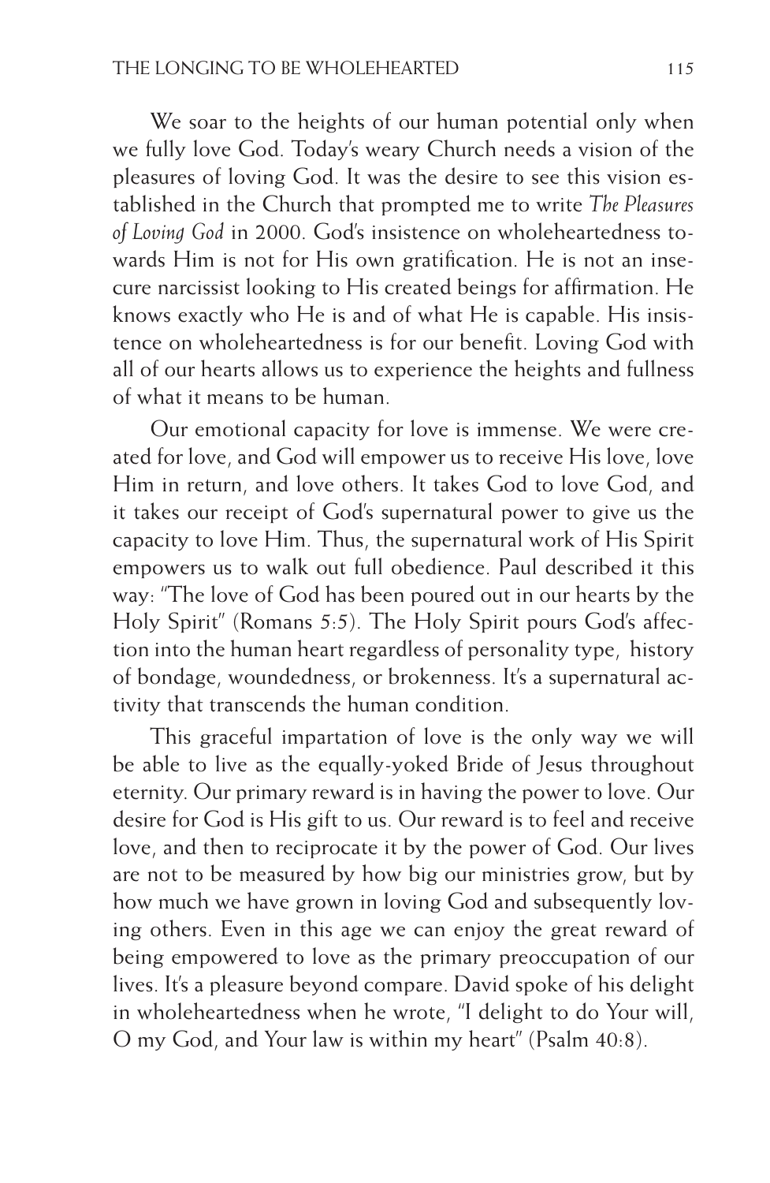We soar to the heights of our human potential only when we fully love God. Today's weary Church needs a vision of the pleasures of loving God. It was the desire to see this vision established in the Church that prompted me to write *The Pleasures of Loving God* in 2000. God's insistence on wholeheartedness towards Him is not for His own gratification. He is not an insecure narcissist looking to His created beings for affirmation. He knows exactly who He is and of what He is capable. His insistence on wholeheartedness is for our benefit. Loving God with all of our hearts allows us to experience the heights and fullness of what it means to be human.

Our emotional capacity for love is immense. We were created for love, and God will empower us to receive His love, love Him in return, and love others. It takes God to love God, and it takes our receipt of God's supernatural power to give us the capacity to love Him. Thus, the supernatural work of His Spirit empowers us to walk out full obedience. Paul described it this way: "The love of God has been poured out in our hearts by the Holy Spirit" (Romans 5:5). The Holy Spirit pours God's affection into the human heart regardless of personality type, history of bondage, woundedness, or brokenness. It's a supernatural activity that transcends the human condition.

This graceful impartation of love is the only way we will be able to live as the equally-yoked Bride of Jesus throughout eternity. Our primary reward is in having the power to love. Our desire for God is His gift to us. Our reward is to feel and receive love, and then to reciprocate it by the power of God. Our lives are not to be measured by how big our ministries grow, but by how much we have grown in loving God and subsequently loving others. Even in this age we can enjoy the great reward of being empowered to love as the primary preoccupation of our lives. It's a pleasure beyond compare. David spoke of his delight in wholeheartedness when he wrote, "I delight to do Your will, O my God, and Your law is within my heart" (Psalm 40:8).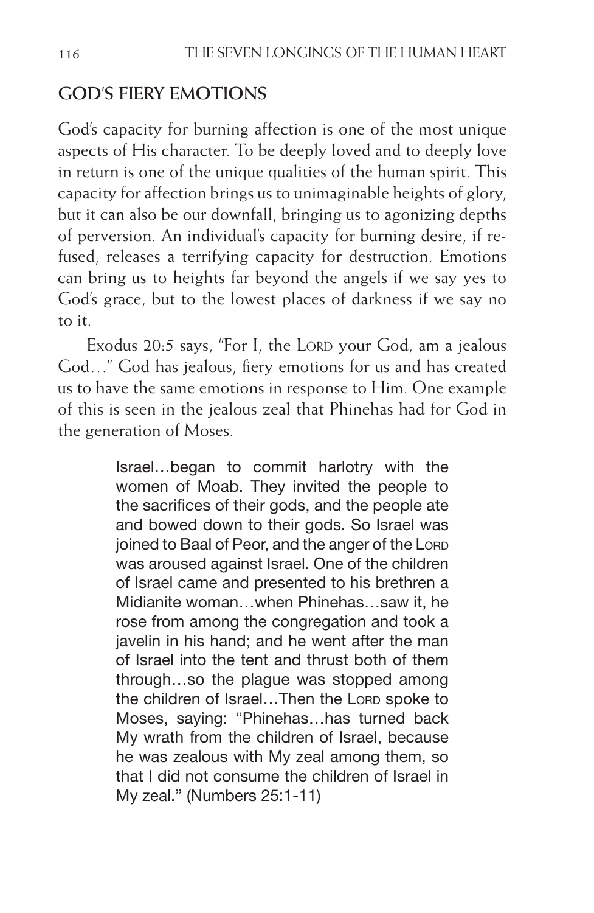## GOD'S FIERY EMOTIONS

God's capacity for burning affection is one of the most unique aspects of His character. To be deeply loved and to deeply love in return is one of the unique qualities of the human spirit. This capacity for affection brings us to unimaginable heights of glory, but it can also be our downfall, bringing us to agonizing depths of perversion. An individual's capacity for burning desire, if refused, releases a terrifying capacity for destruction. Emotions can bring us to heights far beyond the angels if we say yes to God's grace, but to the lowest places of darkness if we say no to it.

Exodus 20:5 says, "For I, the LORD your God, am a jealous God…" God has jealous, fiery emotions for us and has created us to have the same emotions in response to Him. One example of this is seen in the jealous zeal that Phinehas had for God in the generation of Moses.

> Israel…began to commit harlotry with the women of Moab. They invited the people to the sacrifices of their gods, and the people ate and bowed down to their gods. So Israel was joined to Baal of Peor, and the anger of the LORD was aroused against Israel. One of the children of Israel came and presented to his brethren a Midianite woman…when Phinehas…saw it, he rose from among the congregation and took a javelin in his hand; and he went after the man of Israel into the tent and thrust both of them through…so the plague was stopped among the children of Israel…Then the LORD spoke to Moses, saying: "Phinehas…has turned back My wrath from the children of Israel, because he was zealous with My zeal among them, so that I did not consume the children of Israel in My zeal." (Numbers 25:1-11)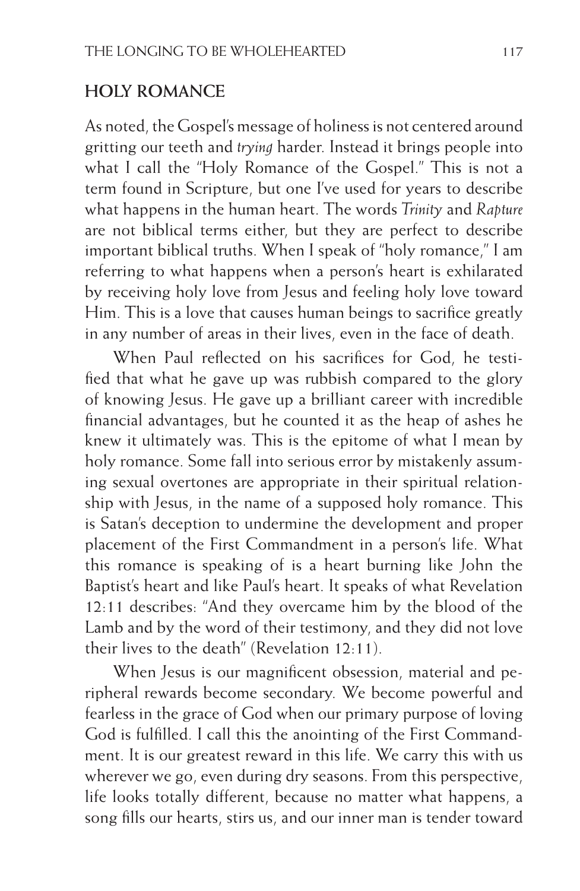## HOLY ROMANCE

As noted, the Gospel's message of holiness is not centered around gritting our teeth and *trying* harder. Instead it brings people into what I call the "Holy Romance of the Gospel." This is not a term found in Scripture, but one I've used for years to describe what happens in the human heart. The words *Trinity* and *Rapture* are not biblical terms either, but they are perfect to describe important biblical truths. When I speak of "holy romance," I am referring to what happens when a person's heart is exhilarated by receiving holy love from Jesus and feeling holy love toward Him. This is a love that causes human beings to sacrifice greatly in any number of areas in their lives, even in the face of death.

When Paul reflected on his sacrifices for God, he testified that what he gave up was rubbish compared to the glory of knowing Jesus. He gave up a brilliant career with incredible financial advantages, but he counted it as the heap of ashes he knew it ultimately was. This is the epitome of what I mean by holy romance. Some fall into serious error by mistakenly assuming sexual overtones are appropriate in their spiritual relationship with Jesus, in the name of a supposed holy romance. This is Satan's deception to undermine the development and proper placement of the First Commandment in a person's life. What this romance is speaking of is a heart burning like John the Baptist's heart and like Paul's heart. It speaks of what Revelation 12:11 describes: "And they overcame him by the blood of the Lamb and by the word of their testimony, and they did not love their lives to the death" (Revelation 12:11).

When Jesus is our magnificent obsession, material and peripheral rewards become secondary. We become powerful and fearless in the grace of God when our primary purpose of loving God is fulfilled. I call this the anointing of the First Commandment. It is our greatest reward in this life. We carry this with us wherever we go, even during dry seasons. From this perspective, life looks totally different, because no matter what happens, a song fills our hearts, stirs us, and our inner man is tender toward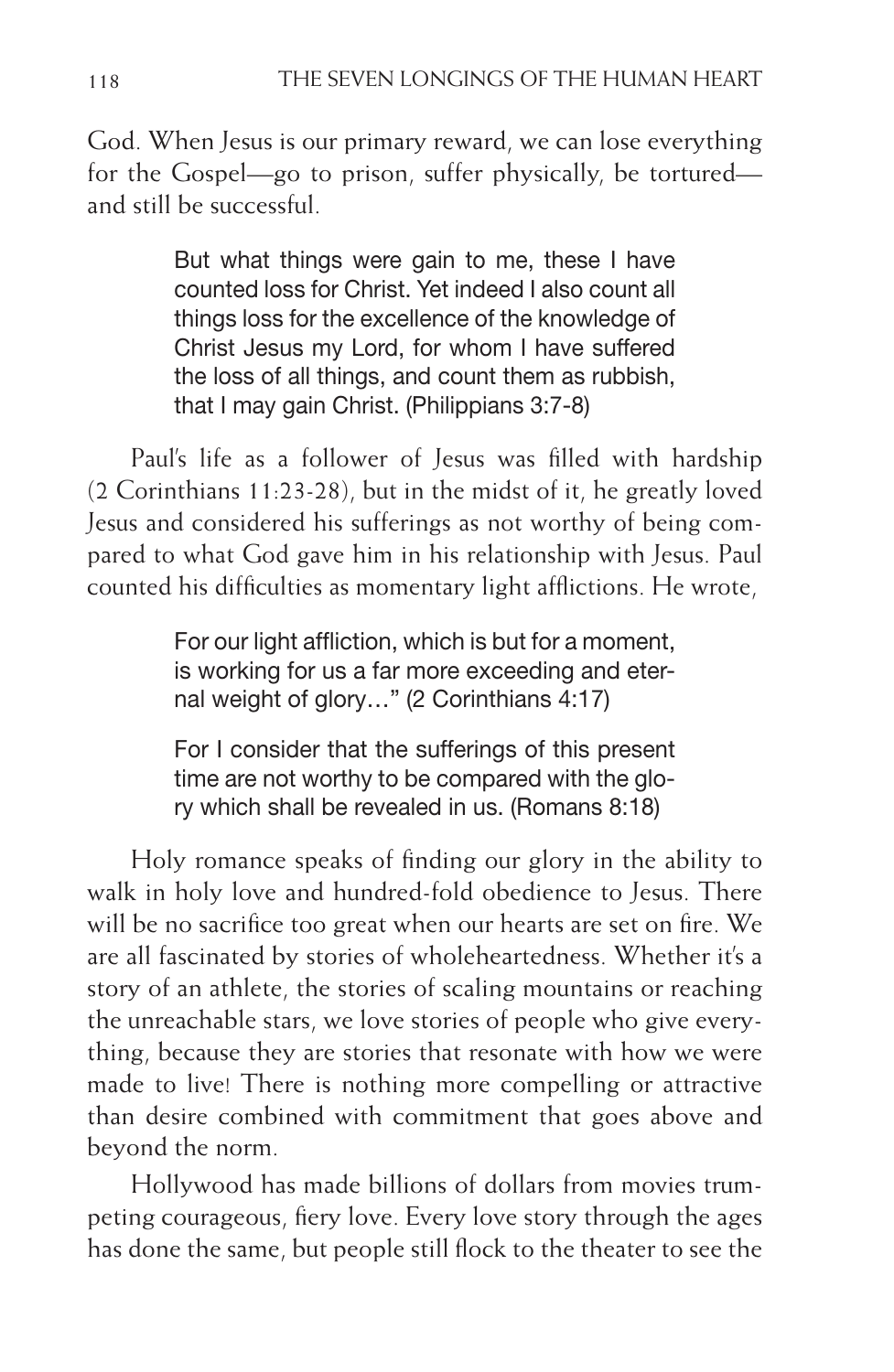God. When Jesus is our primary reward, we can lose everything for the Gospel—go to prison, suffer physically, be tortured—and still be successful.

> But what things were gain to me, these I have counted loss for Christ. Yet indeed I also count all things loss for the excellence of the knowledge of Christ Jesus my Lord, for whom I have suffered the loss of all things, and count them as rubbish, that I may gain Christ. (Philippians 3:7-8)

Paul's life as a follower of Jesus was filled with hardship (2 Corinthians 11:23-28), but in the midst of it, he greatly loved Jesus and considered his sufferings as not worthy of being compared to what God gave him in his relationship with Jesus. Paul counted his difficulties as momentary light afflictions. He wrote,

> For our light affliction, which is but for a moment, is working for us a far more exceeding and eternal weight of glory…" (2 Corinthians 4:17)

> For I consider that the sufferings of this present time are not worthy to be compared with the glory which shall be revealed in us. (Romans 8:18)

Holy romance speaks of finding our glory in the ability to walk in holy love and hundred-fold obedience to Jesus. There will be no sacrifice too great when our hearts are set on fire. We are all fascinated by stories of wholeheartedness. Whether it's a story of an athlete, the stories of scaling mountains or reaching the unreachable stars, we love stories of people who give everything, because they are stories that resonate with how we were made to live! There is nothing more compelling or attractive than desire combined with commitment that goes above and beyond the norm.

Hollywood has made billions of dollars from movies trumpeting courageous, fiery love. Every love story through the ages has done the same, but people still flock to the theater to see the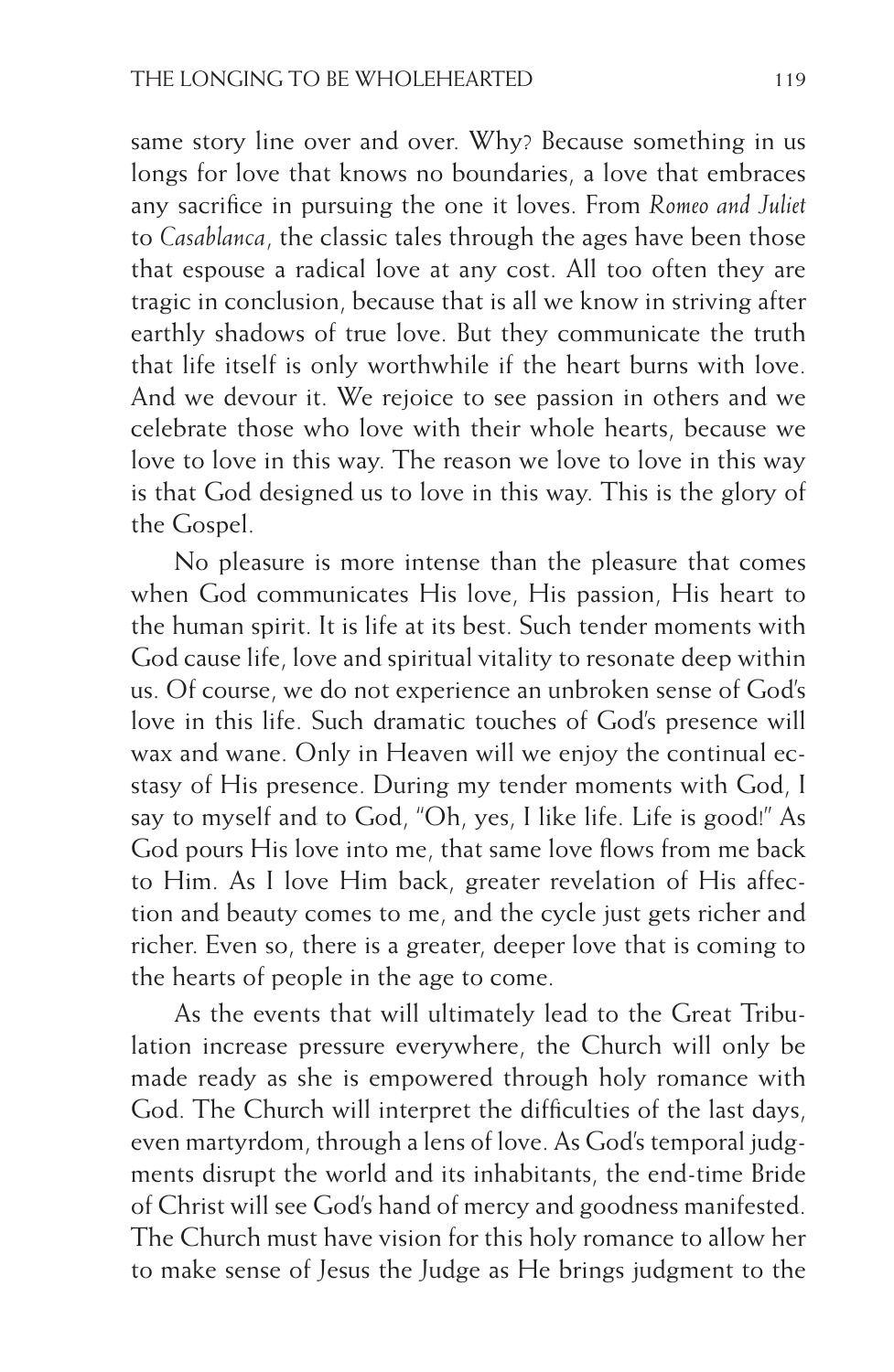same story line over and over. Why? Because something in us longs for love that knows no boundaries, a love that embraces any sacrifice in pursuing the one it loves. From *Romeo and Juliet* to *Casablanca*, the classic tales through the ages have been those that espouse a radical love at any cost. All too often they are tragic in conclusion, because that is all we know in striving after earthly shadows of true love. But they communicate the truth that life itself is only worthwhile if the heart burns with love. And we devour it. We rejoice to see passion in others and we celebrate those who love with their whole hearts, because we love to love in this way. The reason we love to love in this way is that God designed us to love in this way. This is the glory of the Gospel.

No pleasure is more intense than the pleasure that comes when God communicates His love, His passion, His heart to the human spirit. It is life at its best. Such tender moments with God cause life, love and spiritual vitality to resonate deep within us. Of course, we do not experience an unbroken sense of God's love in this life. Such dramatic touches of God's presence will wax and wane. Only in Heaven will we enjoy the continual ecstasy of His presence. During my tender moments with God, I say to myself and to God, "Oh, yes, I like life. Life is good!" As God pours His love into me, that same love flows from me back to Him. As I love Him back, greater revelation of His affection and beauty comes to me, and the cycle just gets richer and richer. Even so, there is a greater, deeper love that is coming to the hearts of people in the age to come.

As the events that will ultimately lead to the Great Tribulation increase pressure everywhere, the Church will only be made ready as she is empowered through holy romance with God. The Church will interpret the difficulties of the last days, even martyrdom, through a lens of love. As God's temporal judgments disrupt the world and its inhabitants, the end-time Bride of Christ will see God's hand of mercy and goodness manifested. The Church must have vision for this holy romance to allow her to make sense of Jesus the Judge as He brings judgment to the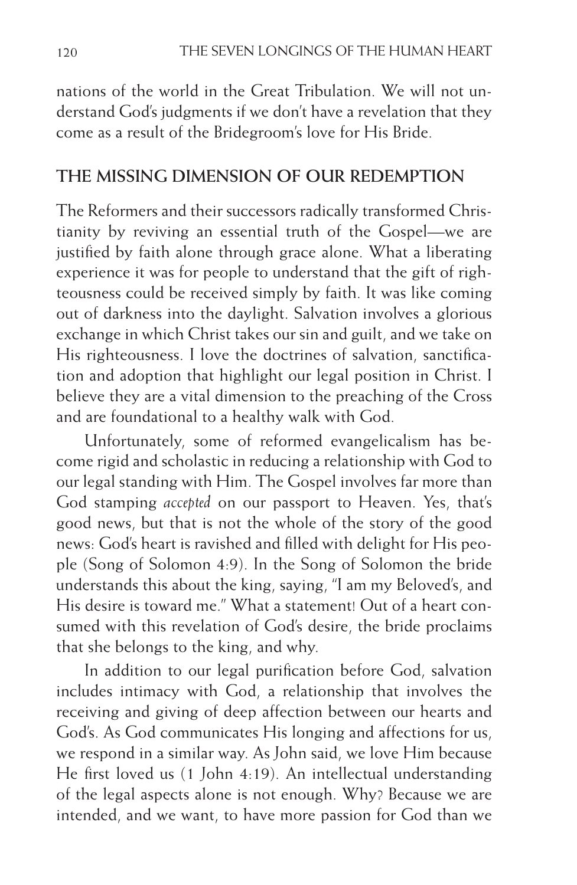nations of the world in the Great Tribulation. We will not understand God's judgments if we don't have a revelation that they come as a result of the Bridegroom's love for His Bride.

## THE MISSING DIMENSION OF OUR REDEMPTION

The Reformers and their successors radically transformed Christianity by reviving an essential truth of the Gospel—we are justified by faith alone through grace alone. What a liberating experience it was for people to understand that the gift of righteousness could be received simply by faith. It was like coming out of darkness into the daylight. Salvation involves a glorious exchange in which Christ takes our sin and guilt, and we take on His righteousness. I love the doctrines of salvation, sanctification and adoption that highlight our legal position in Christ. I believe they are a vital dimension to the preaching of the Cross and are foundational to a healthy walk with God.

Unfortunately, some of reformed evangelicalism has become rigid and scholastic in reducing a relationship with God to our legal standing with Him. The Gospel involves far more than God stamping *accepted* on our passport to Heaven. Yes, that's good news, but that is not the whole of the story of the good news: God's heart is ravished and filled with delight for His people (Song of Solomon 4:9). In the Song of Solomon the bride understands this about the king, saying, "I am my Beloved's, and His desire is toward me." What a statement! Out of a heart consumed with this revelation of God's desire, the bride proclaims that she belongs to the king, and why.

In addition to our legal purification before God, salvation includes intimacy with God, a relationship that involves the receiving and giving of deep affection between our hearts and God's. As God communicates His longing and affections for us, we respond in a similar way. As John said, we love Him because He first loved us (1 John 4:19). An intellectual understanding of the legal aspects alone is not enough. Why? Because we are intended, and we want, to have more passion for God than we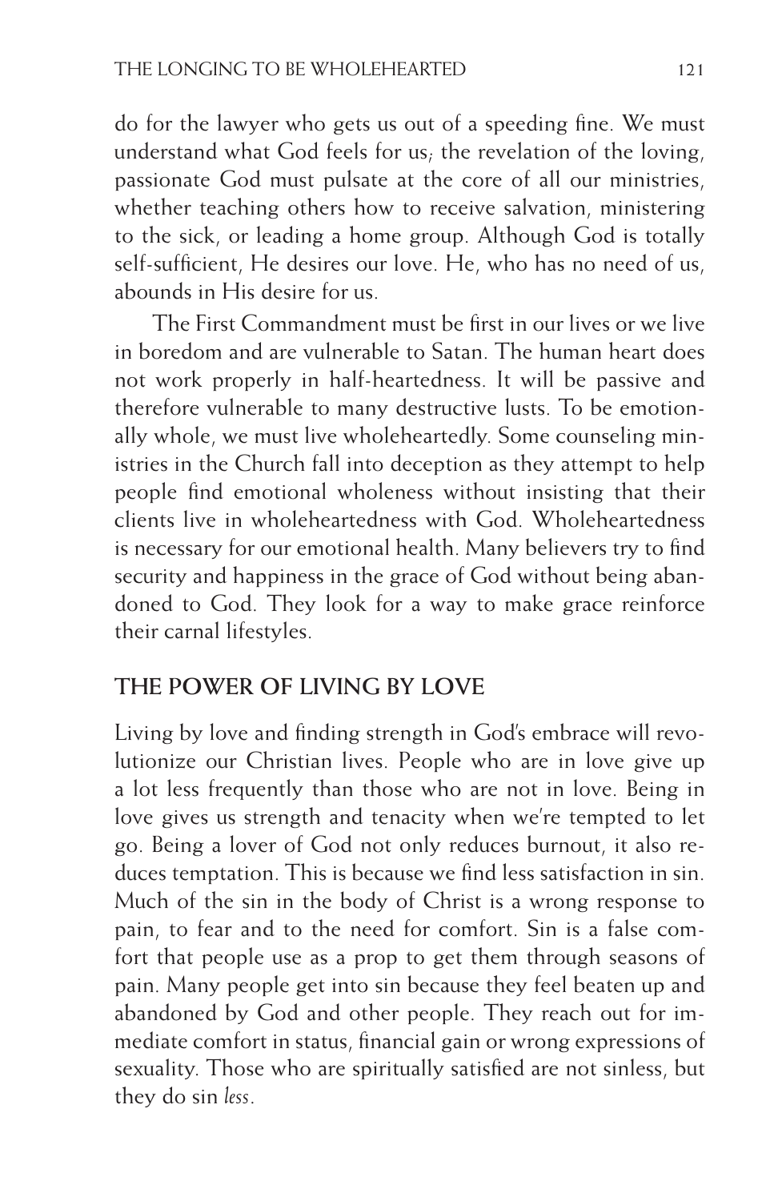do for the lawyer who gets us out of a speeding fine. We must understand what God feels for us; the revelation of the loving, passionate God must pulsate at the core of all our ministries, whether teaching others how to receive salvation, ministering to the sick, or leading a home group. Although God is totally self-sufficient, He desires our love. He, who has no need of us, abounds in His desire for us.

The First Commandment must be first in our lives or we live in boredom and are vulnerable to Satan. The human heart does not work properly in half-heartedness. It will be passive and therefore vulnerable to many destructive lusts. To be emotionally whole, we must live wholeheartedly. Some counseling ministries in the Church fall into deception as they attempt to help people find emotional wholeness without insisting that their clients live in wholeheartedness with God. Wholeheartedness is necessary for our emotional health. Many believers try to find security and happiness in the grace of God without being abandoned to God. They look for a way to make grace reinforce their carnal lifestyles.

## THE POWER OF LIVING BY LOVE

Living by love and finding strength in God's embrace will revolutionize our Christian lives. People who are in love give up a lot less frequently than those who are not in love. Being in love gives us strength and tenacity when we're tempted to let go. Being a lover of God not only reduces burnout, it also reduces temptation. This is because we find less satisfaction in sin. Much of the sin in the body of Christ is a wrong response to pain, to fear and to the need for comfort. Sin is a false comfort that people use as a prop to get them through seasons of pain. Many people get into sin because they feel beaten up and abandoned by God and other people. They reach out for immediate comfort in status, financial gain or wrong expressions of sexuality. Those who are spiritually satisfied are not sinless, but they do sin *less*.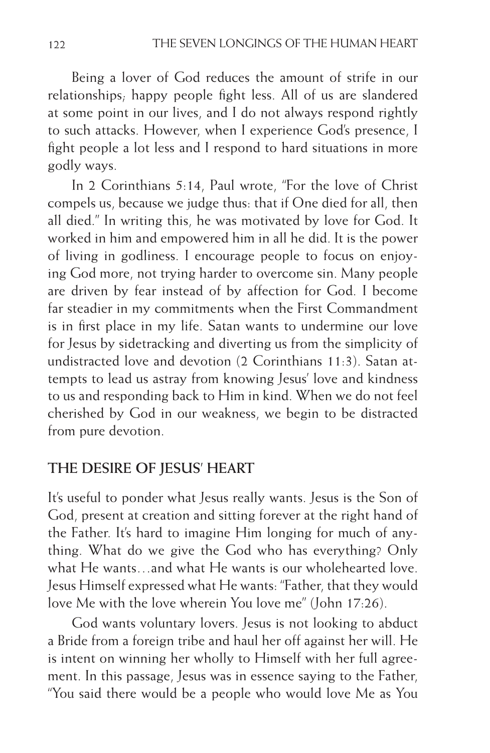Being a lover of God reduces the amount of strife in our relationships; happy people fight less. All of us are slandered at some point in our lives, and I do not always respond rightly to such attacks. However, when I experience God's presence, I fight people a lot less and I respond to hard situations in more godly ways.

In 2 Corinthians 5:14, Paul wrote, "For the love of Christ compels us, because we judge thus: that if One died for all, then all died." In writing this, he was motivated by love for God. It worked in him and empowered him in all he did. It is the power of living in godliness. I encourage people to focus on enjoying God more, not trying harder to overcome sin. Many people are driven by fear instead of by affection for God. I become far steadier in my commitments when the First Commandment is in first place in my life. Satan wants to undermine our love for Jesus by sidetracking and diverting us from the simplicity of undistracted love and devotion (2 Corinthians 11:3). Satan attempts to lead us astray from knowing Jesus' love and kindness to us and responding back to Him in kind. When we do not feel cherished by God in our weakness, we begin to be distracted from pure devotion.

## THE DESIRE OF JESUS' HEART

It's useful to ponder what Jesus really wants. Jesus is the Son of God, present at creation and sitting forever at the right hand of the Father. It's hard to imagine Him longing for much of anything. What do we give the God who has everything? Only what He wants…and what He wants is our wholehearted love. Jesus Himself expressed what He wants: "Father, that they would love Me with the love wherein You love me" (John 17:26).

God wants voluntary lovers. Jesus is not looking to abduct a Bride from a foreign tribe and haul her off against her will. He is intent on winning her wholly to Himself with her full agreement. In this passage, Jesus was in essence saying to the Father, "You said there would be a people who would love Me as You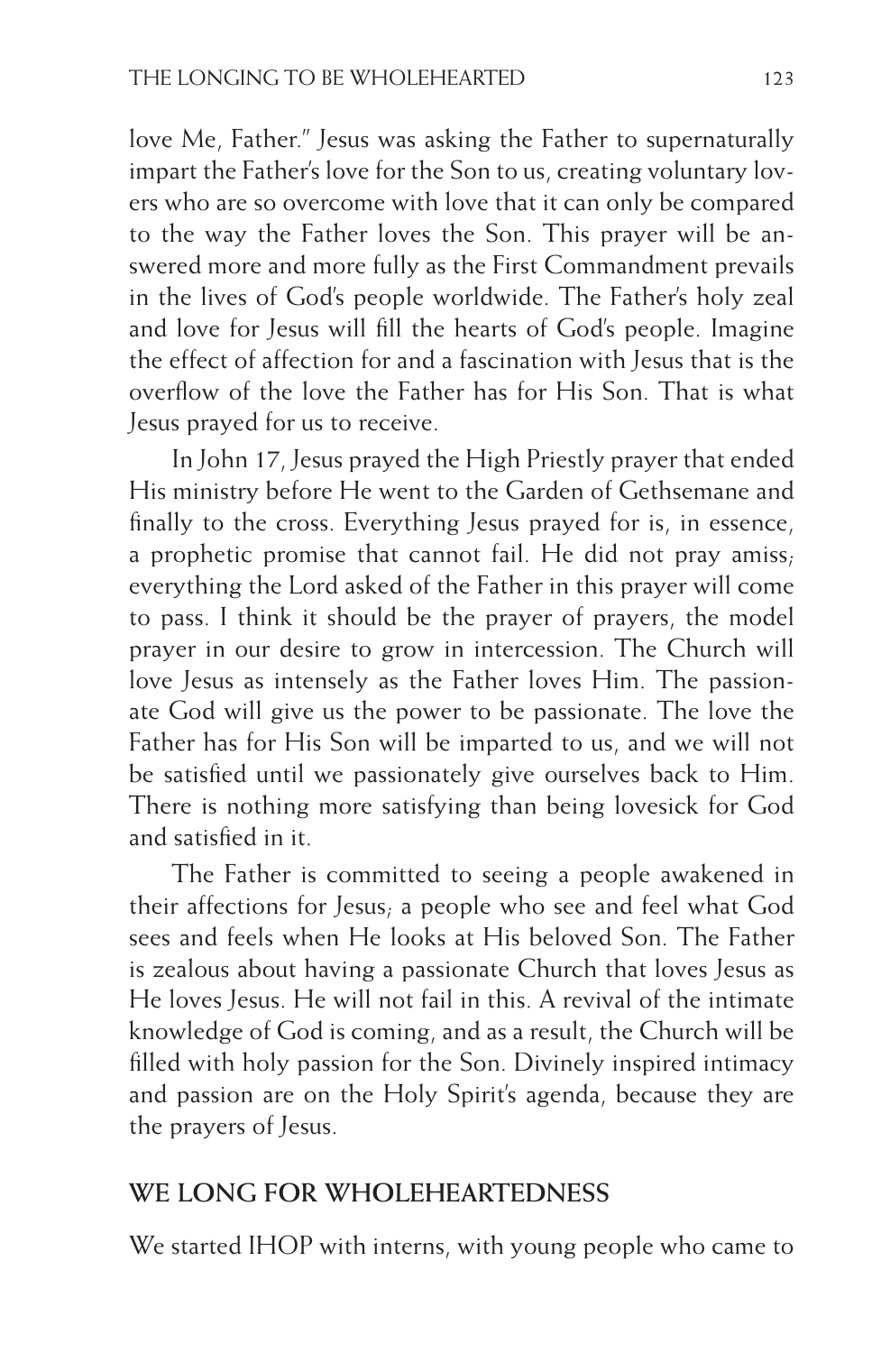love Me, Father." Jesus was asking the Father to supernaturally impart the Father's love for the Son to us, creating voluntary lovers who are so overcome with love that it can only be compared to the way the Father loves the Son. This prayer will be answered more and more fully as the First Commandment prevails in the lives of God's people worldwide. The Father's holy zeal and love for Jesus will fill the hearts of God's people. Imagine the effect of affection for and a fascination with Jesus that is the overflow of the love the Father has for His Son. That is what Jesus prayed for us to receive.

In John 17, Jesus prayed the High Priestly prayer that ended His ministry before He went to the Garden of Gethsemane and finally to the cross. Everything Jesus prayed for is, in essence, a prophetic promise that cannot fail. He did not pray amiss; everything the Lord asked of the Father in this prayer will come to pass. I think it should be the prayer of prayers, the model prayer in our desire to grow in intercession. The Church will love Jesus as intensely as the Father loves Him. The passionate God will give us the power to be passionate. The love the Father has for His Son will be imparted to us, and we will not be satisfied until we passionately give ourselves back to Him. There is nothing more satisfying than being lovesick for God and satisfied in it.

The Father is committed to seeing a people awakened in their affections for Jesus; a people who see and feel what God sees and feels when He looks at His beloved Son. The Father is zealous about having a passionate Church that loves Jesus as He loves Jesus. He will not fail in this. A revival of the intimate knowledge of God is coming, and as a result, the Church will be filled with holy passion for the Son. Divinely inspired intimacy and passion are on the Holy Spirit's agenda, because they are the prayers of Jesus.

## WE LONG FOR WHOLEHEARTEDNESS

We started IHOP with interns, with young people who came to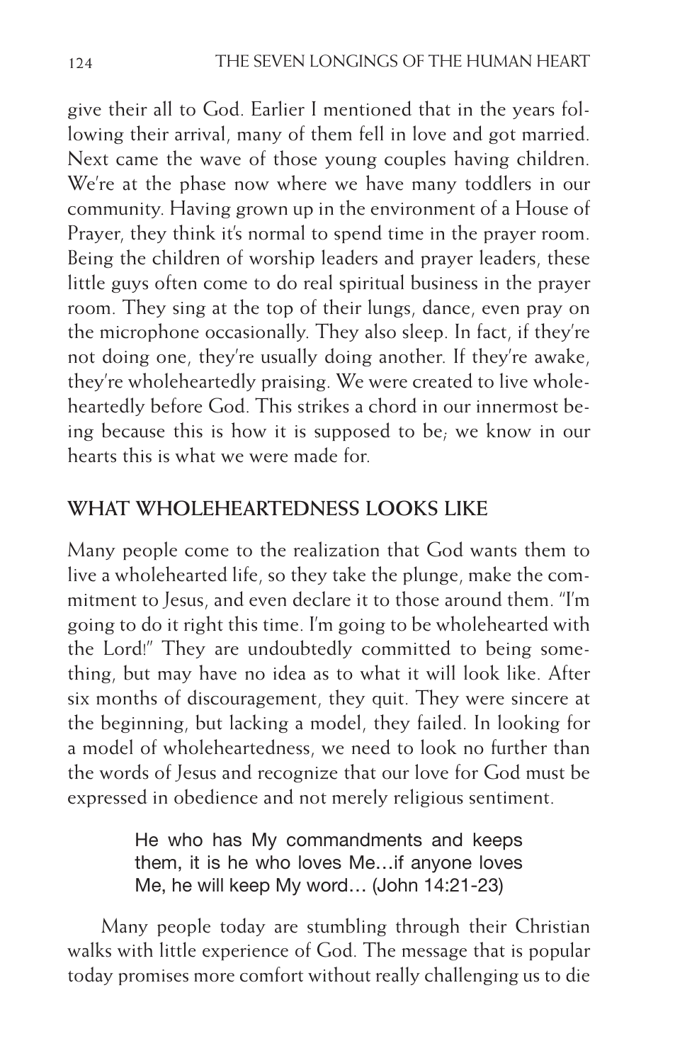give their all to God. Earlier I mentioned that in the years following their arrival, many of them fell in love and got married. Next came the wave of those young couples having children. We're at the phase now where we have many toddlers in our community. Having grown up in the environment of a House of Prayer, they think it's normal to spend time in the prayer room. Being the children of worship leaders and prayer leaders, these little guys often come to do real spiritual business in the prayer room. They sing at the top of their lungs, dance, even pray on the microphone occasionally. They also sleep. In fact, if they're not doing one, they're usually doing another. If they're awake, they're wholeheartedly praising. We were created to live wholeheartedly before God. This strikes a chord in our innermost being because this is how it is supposed to be; we know in our hearts this is what we were made for.

## WHAT WHOLEHEARTEDNESS LOOKS LIKE

Many people come to the realization that God wants them to live a wholehearted life, so they take the plunge, make the commitment to Jesus, and even declare it to those around them. "I'm going to do it right this time. I'm going to be wholehearted with the Lord!" They are undoubtedly committed to being something, but may have no idea as to what it will look like. After six months of discouragement, they quit. They were sincere at the beginning, but lacking a model, they failed. In looking for a model of wholeheartedness, we need to look no further than the words of Jesus and recognize that our love for God must be expressed in obedience and not merely religious sentiment.

> He who has My commandments and keeps them, it is he who loves Me…if anyone loves Me, he will keep My word… (John 14:21-23)

Many people today are stumbling through their Christian walks with little experience of God. The message that is popular today promises more comfort without really challenging us to die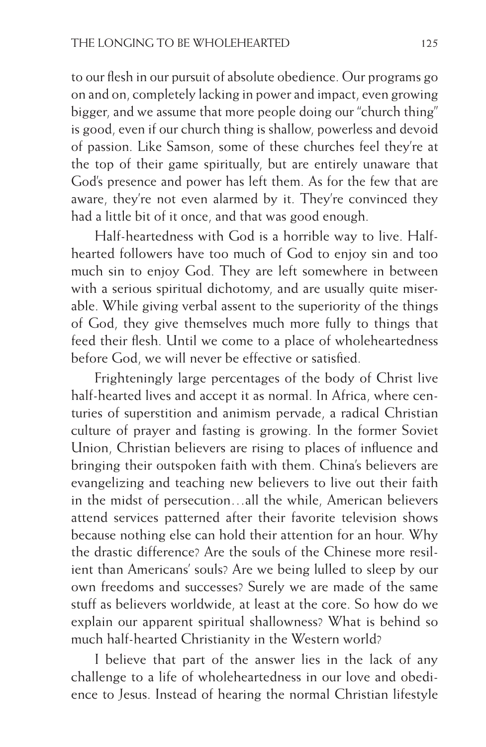to our flesh in our pursuit of absolute obedience. Our programs go on and on, completely lacking in power and impact, even growing bigger, and we assume that more people doing our "church thing" is good, even if our church thing is shallow, powerless and devoid of passion. Like Samson, some of these churches feel they're at the top of their game spiritually, but are entirely unaware that God's presence and power has left them. As for the few that are aware, they're not even alarmed by it. They're convinced they had a little bit of it once, and that was good enough.

Half-heartedness with God is a horrible way to live. Half-hearted followers have too much of God to enjoy sin and too much sin to enjoy God. They are left somewhere in between with a serious spiritual dichotomy, and are usually quite miserable. While giving verbal assent to the superiority of the things of God, they give themselves much more fully to things that feed their flesh. Until we come to a place of wholeheartedness before God, we will never be effective or satisfied.

Frighteningly large percentages of the body of Christ live half-hearted lives and accept it as normal. In Africa, where centuries of superstition and animism pervade, a radical Christian culture of prayer and fasting is growing. In the former Soviet Union, Christian believers are rising to places of influence and bringing their outspoken faith with them. China's believers are evangelizing and teaching new believers to live out their faith in the midst of persecution…all the while, American believers attend services patterned after their favorite television shows because nothing else can hold their attention for an hour. Why the drastic difference? Are the souls of the Chinese more resilient than Americans' souls? Are we being lulled to sleep by our own freedoms and successes? Surely we are made of the same stuff as believers worldwide, at least at the core. So how do we explain our apparent spiritual shallowness? What is behind so much half-hearted Christianity in the Western world?

I believe that part of the answer lies in the lack of any challenge to a life of wholeheartedness in our love and obedience to Jesus. Instead of hearing the normal Christian lifestyle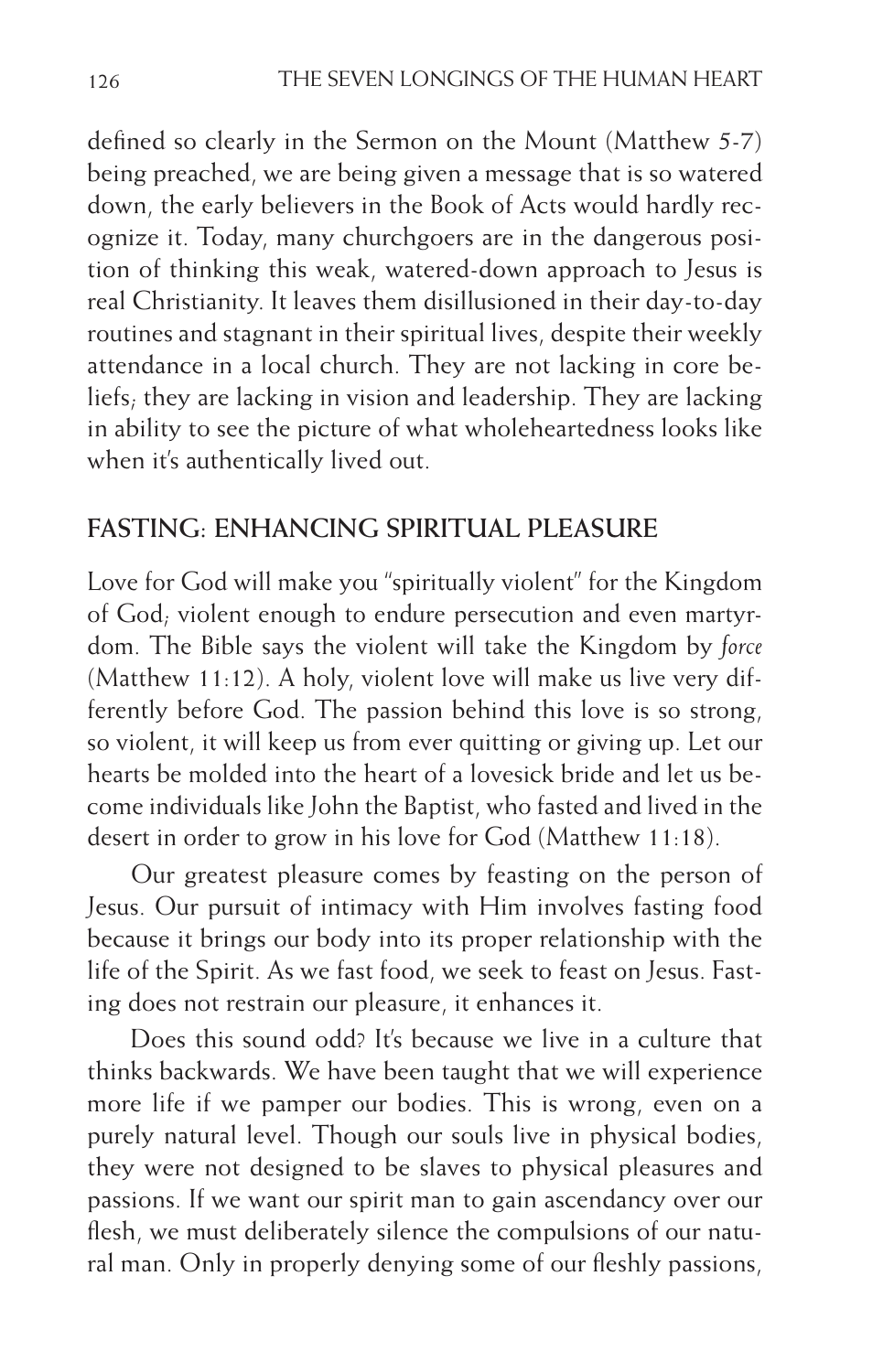defined so clearly in the Sermon on the Mount (Matthew 5-7) being preached, we are being given a message that is so watered down, the early believers in the Book of Acts would hardly recognize it. Today, many churchgoers are in the dangerous position of thinking this weak, watered-down approach to Jesus is real Christianity. It leaves them disillusioned in their day-to-day routines and stagnant in their spiritual lives, despite their weekly attendance in a local church. They are not lacking in core beliefs; they are lacking in vision and leadership. They are lacking in ability to see the picture of what wholeheartedness looks like when it's authentically lived out.

## FASTING: ENHANCING SPIRITUAL PLEASURE

Love for God will make you "spiritually violent" for the Kingdom of God; violent enough to endure persecution and even martyrdom. The Bible says the violent will take the Kingdom by *force* (Matthew 11:12). A holy, violent love will make us live very differently before God. The passion behind this love is so strong, so violent, it will keep us from ever quitting or giving up. Let our hearts be molded into the heart of a lovesick bride and let us become individuals like John the Baptist, who fasted and lived in the desert in order to grow in his love for God (Matthew 11:18).

Our greatest pleasure comes by feasting on the person of Jesus. Our pursuit of intimacy with Him involves fasting food because it brings our body into its proper relationship with the life of the Spirit. As we fast food, we seek to feast on Jesus. Fasting does not restrain our pleasure, it enhances it.

Does this sound odd? It's because we live in a culture that thinks backwards. We have been taught that we will experience more life if we pamper our bodies. This is wrong, even on a purely natural level. Though our souls live in physical bodies, they were not designed to be slaves to physical pleasures and passions. If we want our spirit man to gain ascendancy over our flesh, we must deliberately silence the compulsions of our natural man. Only in properly denying some of our fleshly passions,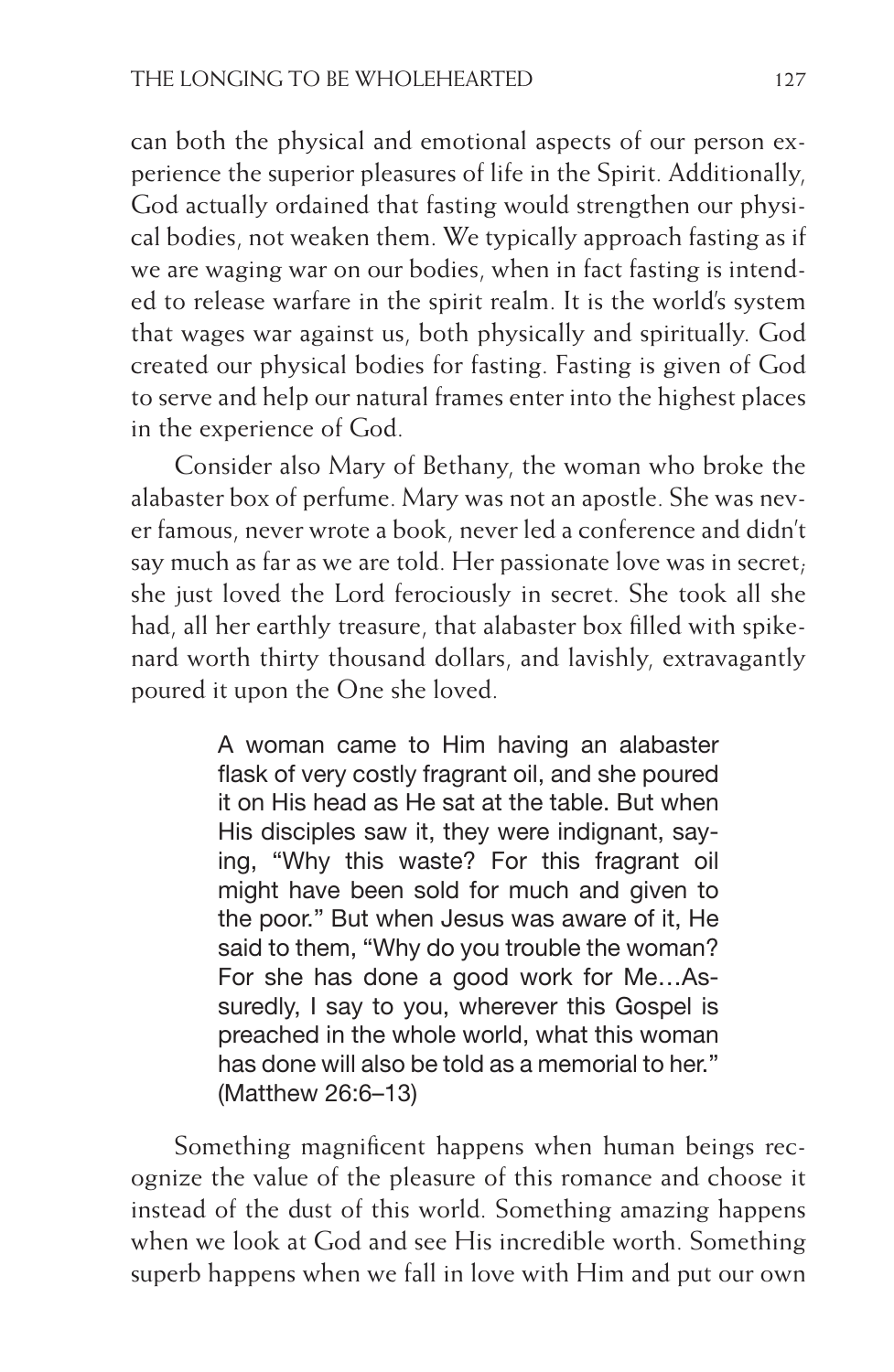can both the physical and emotional aspects of our person experience the superior pleasures of life in the Spirit. Additionally, God actually ordained that fasting would strengthen our physical bodies, not weaken them. We typically approach fasting as if we are waging war on our bodies, when in fact fasting is intended to release warfare in the spirit realm. It is the world's system that wages war against us, both physically and spiritually. God created our physical bodies for fasting. Fasting is given of God to serve and help our natural frames enter into the highest places in the experience of God.

Consider also Mary of Bethany, the woman who broke the alabaster box of perfume. Mary was not an apostle. She was never famous, never wrote a book, never led a conference and didn't say much as far as we are told. Her passionate love was in secret; she just loved the Lord ferociously in secret. She took all she had, all her earthly treasure, that alabaster box filled with spikenard worth thirty thousand dollars, and lavishly, extravagantly poured it upon the One she loved.

> A woman came to Him having an alabaster flask of very costly fragrant oil, and she poured it on His head as He sat at the table. But when His disciples saw it, they were indignant, saying, "Why this waste? For this fragrant oil might have been sold for much and given to the poor." But when Jesus was aware of it, He said to them, "Why do you trouble the woman? For she has done a good work for Me…Assuredly, I say to you, wherever this Gospel is preached in the whole world, what this woman has done will also be told as a memorial to her." (Matthew 26:6–13)

Something magnificent happens when human beings recognize the value of the pleasure of this romance and choose it instead of the dust of this world. Something amazing happens when we look at God and see His incredible worth. Something superb happens when we fall in love with Him and put our own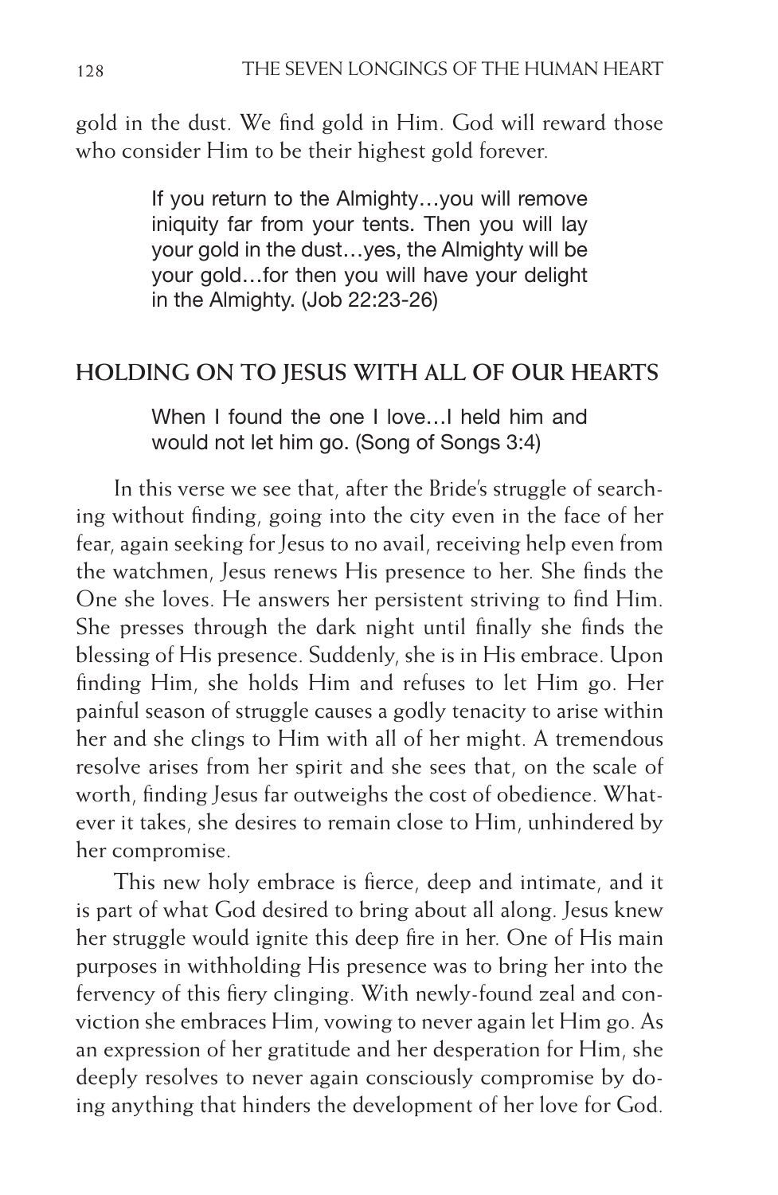gold in the dust. We find gold in Him. God will reward those who consider Him to be their highest gold forever.

> If you return to the Almighty…you will remove iniquity far from your tents. Then you will lay your gold in the dust…yes, the Almighty will be your gold…for then you will have your delight in the Almighty. (Job 22:23-26)

## HOLDING ON TO JESUS WITH ALL OF OUR HEARTS

> When I found the one I love…I held him and would not let him go. (Song of Songs 3:4)

In this verse we see that, after the Bride's struggle of searching without finding, going into the city even in the face of her fear, again seeking for Jesus to no avail, receiving help even from the watchmen, Jesus renews His presence to her. She finds the One she loves. He answers her persistent striving to find Him. She presses through the dark night until finally she finds the blessing of His presence. Suddenly, she is in His embrace. Upon finding Him, she holds Him and refuses to let Him go. Her painful season of struggle causes a godly tenacity to arise within her and she clings to Him with all of her might. A tremendous resolve arises from her spirit and she sees that, on the scale of worth, finding Jesus far outweighs the cost of obedience. Whatever it takes, she desires to remain close to Him, unhindered by her compromise.

This new holy embrace is fierce, deep and intimate, and it is part of what God desired to bring about all along. Jesus knew her struggle would ignite this deep fire in her. One of His main purposes in withholding His presence was to bring her into the fervency of this fiery clinging. With newly-found zeal and conviction she embraces Him, vowing to never again let Him go. As an expression of her gratitude and her desperation for Him, she deeply resolves to never again consciously compromise by doing anything that hinders the development of her love for God.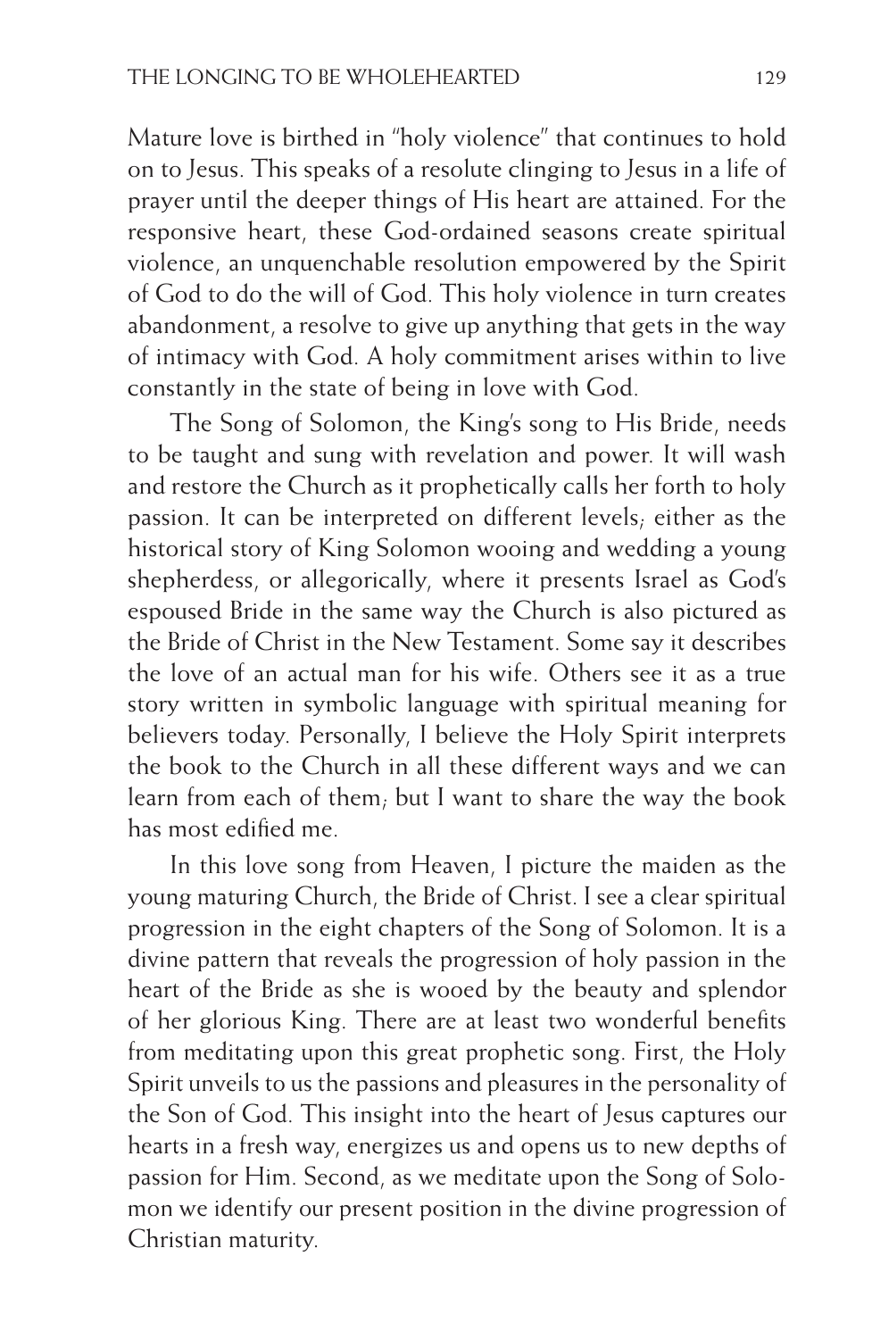Mature love is birthed in "holy violence" that continues to hold on to Jesus. This speaks of a resolute clinging to Jesus in a life of prayer until the deeper things of His heart are attained. For the responsive heart, these God-ordained seasons create spiritual violence, an unquenchable resolution empowered by the Spirit of God to do the will of God. This holy violence in turn creates abandonment, a resolve to give up anything that gets in the way of intimacy with God. A holy commitment arises within to live constantly in the state of being in love with God.

The Song of Solomon, the King's song to His Bride, needs to be taught and sung with revelation and power. It will wash and restore the Church as it prophetically calls her forth to holy passion. It can be interpreted on different levels; either as the historical story of King Solomon wooing and wedding a young shepherdess, or allegorically, where it presents Israel as God's espoused Bride in the same way the Church is also pictured as the Bride of Christ in the New Testament. Some say it describes the love of an actual man for his wife. Others see it as a true story written in symbolic language with spiritual meaning for believers today. Personally, I believe the Holy Spirit interprets the book to the Church in all these different ways and we can learn from each of them; but I want to share the way the book has most edified me.

In this love song from Heaven, I picture the maiden as the young maturing Church, the Bride of Christ. I see a clear spiritual progression in the eight chapters of the Song of Solomon. It is a divine pattern that reveals the progression of holy passion in the heart of the Bride as she is wooed by the beauty and splendor of her glorious King. There are at least two wonderful benefits from meditating upon this great prophetic song. First, the Holy Spirit unveils to us the passions and pleasures in the personality of the Son of God. This insight into the heart of Jesus captures our hearts in a fresh way, energizes us and opens us to new depths of passion for Him. Second, as we meditate upon the Song of Solomon we identify our present position in the divine progression of Christian maturity.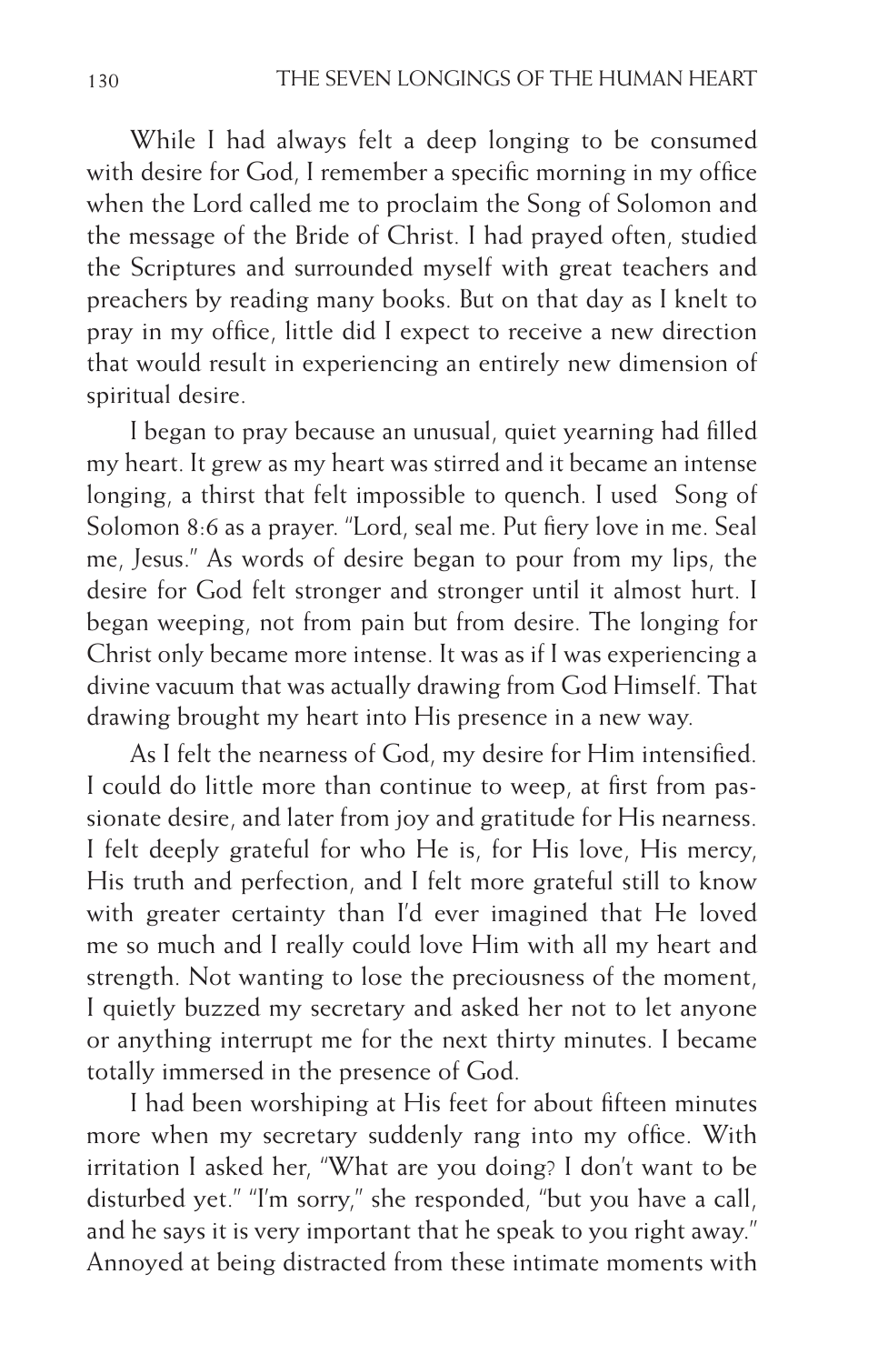While I had always felt a deep longing to be consumed with desire for God, I remember a specific morning in my office when the Lord called me to proclaim the Song of Solomon and the message of the Bride of Christ. I had prayed often, studied the Scriptures and surrounded myself with great teachers and preachers by reading many books. But on that day as I knelt to pray in my office, little did I expect to receive a new direction that would result in experiencing an entirely new dimension of spiritual desire.

I began to pray because an unusual, quiet yearning had filled my heart. It grew as my heart was stirred and it became an intense longing, a thirst that felt impossible to quench. I used Song of Solomon 8:6 as a prayer. "Lord, seal me. Put fiery love in me. Seal me, Jesus." As words of desire began to pour from my lips, the desire for God felt stronger and stronger until it almost hurt. I began weeping, not from pain but from desire. The longing for Christ only became more intense. It was as if I was experiencing a divine vacuum that was actually drawing from God Himself. That drawing brought my heart into His presence in a new way.

As I felt the nearness of God, my desire for Him intensified. I could do little more than continue to weep, at first from passionate desire, and later from joy and gratitude for His nearness. I felt deeply grateful for who He is, for His love, His mercy, His truth and perfection, and I felt more grateful still to know with greater certainty than I'd ever imagined that He loved me so much and I really could love Him with all my heart and strength. Not wanting to lose the preciousness of the moment, I quietly buzzed my secretary and asked her not to let anyone or anything interrupt me for the next thirty minutes. I became totally immersed in the presence of God.

I had been worshiping at His feet for about fifteen minutes more when my secretary suddenly rang into my office. With irritation I asked her, "What are you doing? I don't want to be disturbed yet." "I'm sorry," she responded, "but you have a call, and he says it is very important that he speak to you right away." Annoyed at being distracted from these intimate moments with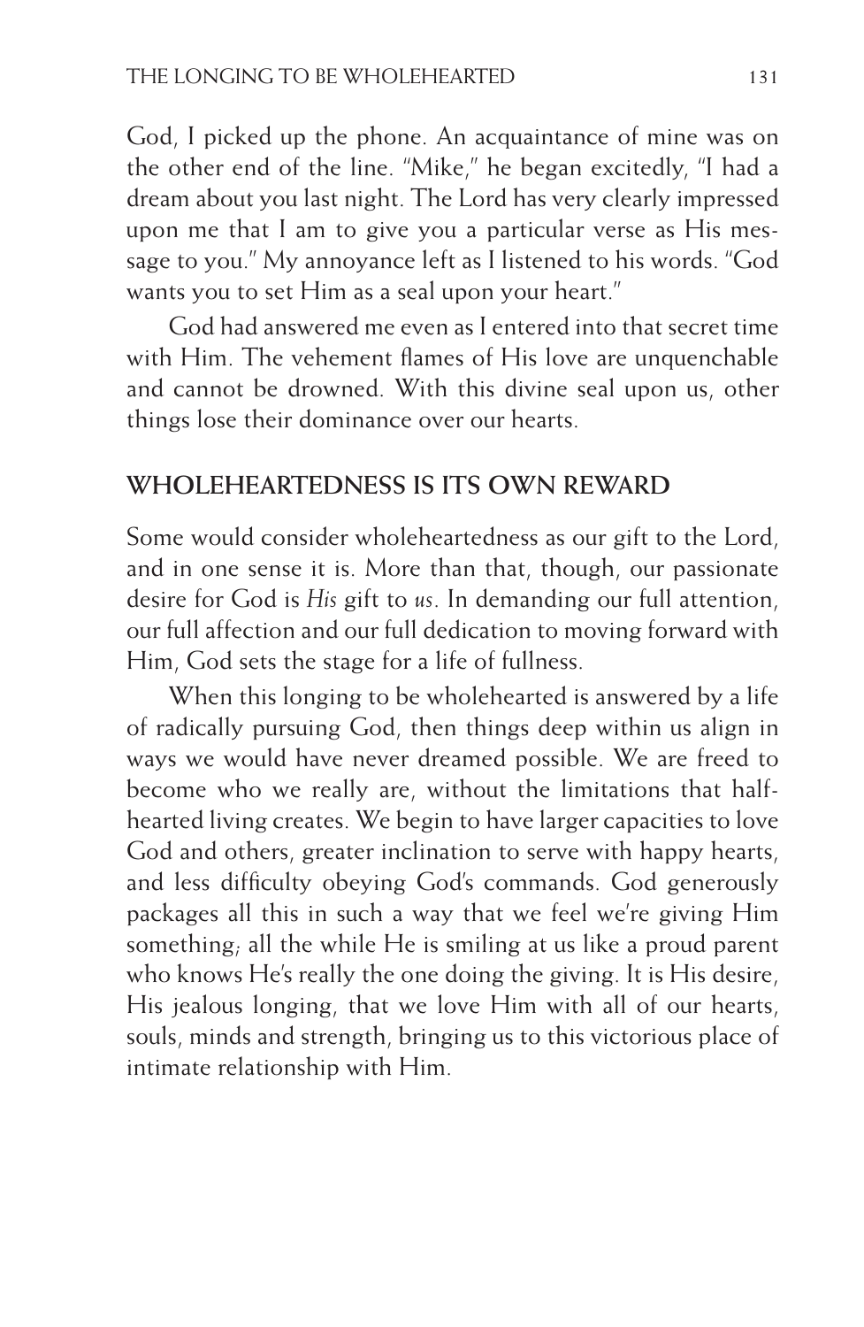God, I picked up the phone. An acquaintance of mine was on the other end of the line. "Mike," he began excitedly, "I had a dream about you last night. The Lord has very clearly impressed upon me that I am to give you a particular verse as His message to you." My annoyance left as I listened to his words. "God wants you to set Him as a seal upon your heart."

God had answered me even as I entered into that secret time with Him. The vehement flames of His love are unquenchable and cannot be drowned. With this divine seal upon us, other things lose their dominance over our hearts.

## WHOLEHEARTEDNESS IS ITS OWN REWARD

Some would consider wholeheartedness as our gift to the Lord, and in one sense it is. More than that, though, our passionate desire for God is *His* gift to *us*. In demanding our full attention, our full affection and our full dedication to moving forward with Him, God sets the stage for a life of fullness.

When this longing to be wholehearted is answered by a life of radically pursuing God, then things deep within us align in ways we would have never dreamed possible. We are freed to become who we really are, without the limitations that half-hearted living creates. We begin to have larger capacities to love God and others, greater inclination to serve with happy hearts, and less difficulty obeying God's commands. God generously packages all this in such a way that we feel we're giving Him something; all the while He is smiling at us like a proud parent who knows He's really the one doing the giving. It is His desire, His jealous longing, that we love Him with all of our hearts, souls, minds and strength, bringing us to this victorious place of intimate relationship with Him.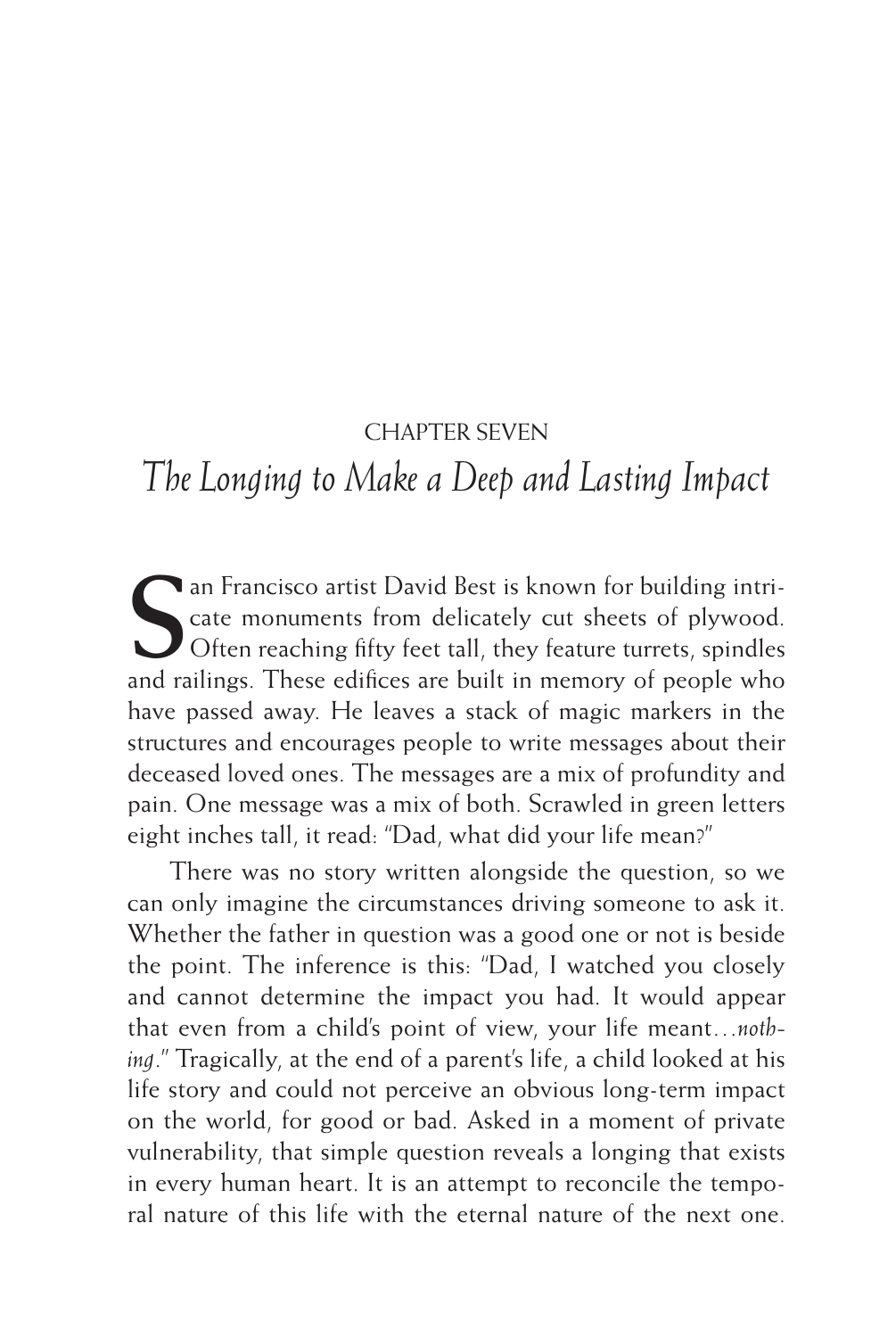CHAPTER SEVEN

# *The Longing to Make a Deep and Lasting Impact*

San Francisco artist David Best is known for building intricate monuments from delicately cut sheets of plywood. Often reaching fifty feet tall, they feature turrets, spindles and railings. These edifices are built in memory of people who have passed away. He leaves a stack of magic markers in the structures and encourages people to write messages about their deceased loved ones. The messages are a mix of profundity and pain. One message was a mix of both. Scrawled in green letters eight inches tall, it read: "Dad, what did your life mean?"

There was no story written alongside the question, so we can only imagine the circumstances driving someone to ask it. Whether the father in question was a good one or not is beside the point. The inference is this: "Dad, I watched you closely and cannot determine the impact you had. It would appear that even from a child's point of view, your life meant…*nothing*." Tragically, at the end of a parent's life, a child looked at his life story and could not perceive an obvious long-term impact on the world, for good or bad. Asked in a moment of private vulnerability, that simple question reveals a longing that exists in every human heart. It is an attempt to reconcile the temporal nature of this life with the eternal nature of the next one.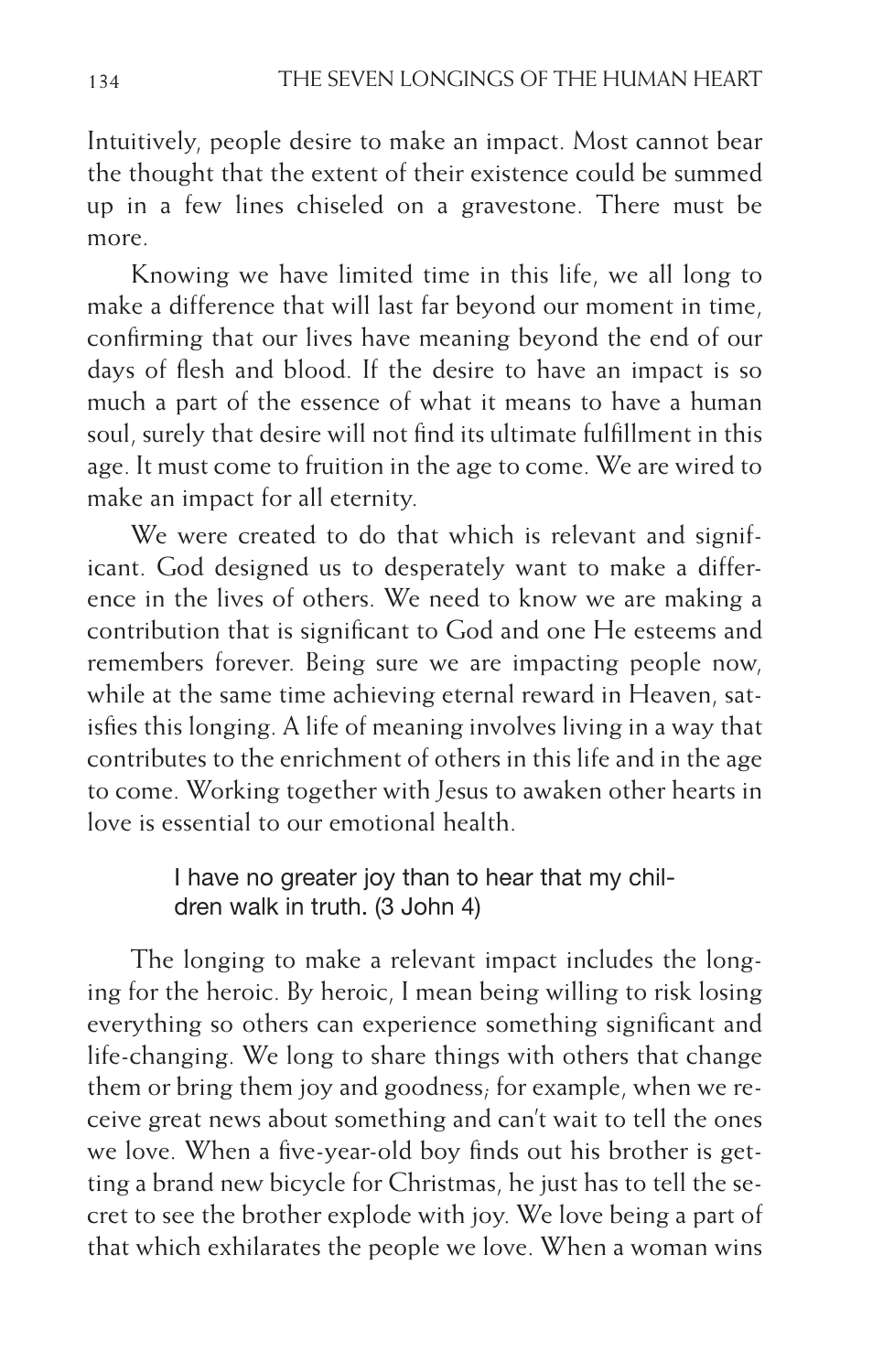Intuitively, people desire to make an impact. Most cannot bear the thought that the extent of their existence could be summed up in a few lines chiseled on a gravestone. There must be more.

Knowing we have limited time in this life, we all long to make a difference that will last far beyond our moment in time, confirming that our lives have meaning beyond the end of our days of flesh and blood. If the desire to have an impact is so much a part of the essence of what it means to have a human soul, surely that desire will not find its ultimate fulfillment in this age. It must come to fruition in the age to come. We are wired to make an impact for all eternity.

We were created to do that which is relevant and significant. God designed us to desperately want to make a difference in the lives of others. We need to know we are making a contribution that is significant to God and one He esteems and remembers forever. Being sure we are impacting people now, while at the same time achieving eternal reward in Heaven, satisfies this longing. A life of meaning involves living in a way that contributes to the enrichment of others in this life and in the age to come. Working together with Jesus to awaken other hearts in love is essential to our emotional health.

> I have no greater joy than to hear that my children walk in truth. (3 John 4)

The longing to make a relevant impact includes the longing for the heroic. By heroic, I mean being willing to risk losing everything so others can experience something significant and life-changing. We long to share things with others that change them or bring them joy and goodness; for example, when we receive great news about something and can't wait to tell the ones we love. When a five-year-old boy finds out his brother is getting a brand new bicycle for Christmas, he just has to tell the secret to see the brother explode with joy. We love being a part of that which exhilarates the people we love. When a woman wins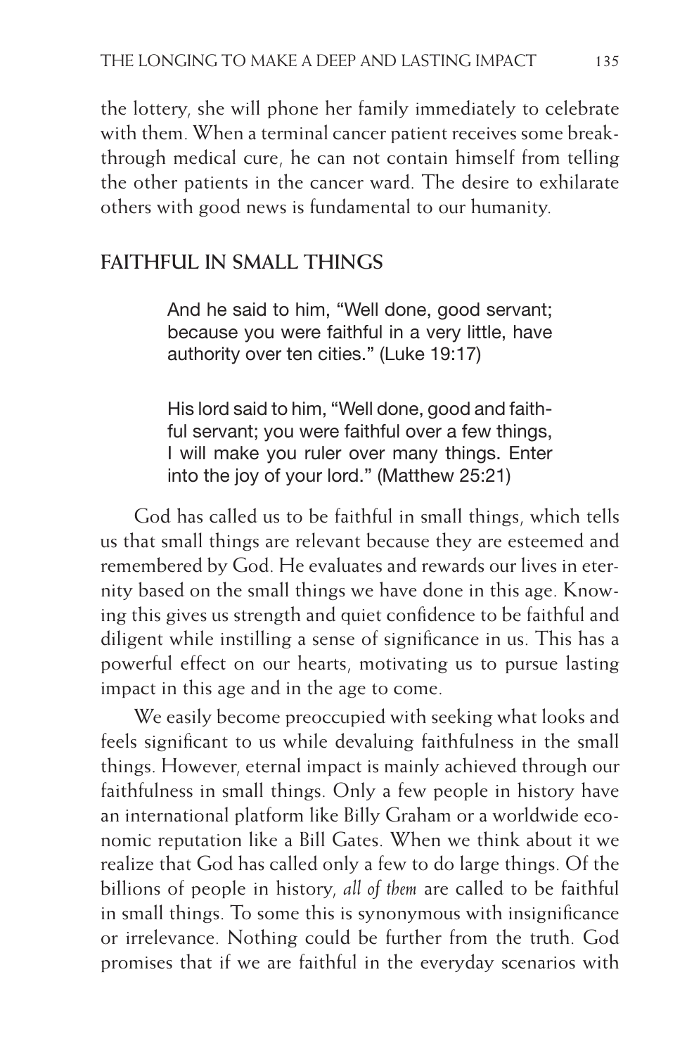the lottery, she will phone her family immediately to celebrate with them. When a terminal cancer patient receives some breakthrough medical cure, he can not contain himself from telling the other patients in the cancer ward. The desire to exhilarate others with good news is fundamental to our humanity.

## FAITHFUL IN SMALL THINGS

> And he said to him, "Well done, good servant; because you were faithful in a very little, have authority over ten cities." (Luke 19:17)

> His lord said to him, "Well done, good and faithful servant; you were faithful over a few things, I will make you ruler over many things. Enter into the joy of your lord." (Matthew 25:21)

God has called us to be faithful in small things, which tells us that small things are relevant because they are esteemed and remembered by God. He evaluates and rewards our lives in eternity based on the small things we have done in this age. Knowing this gives us strength and quiet confidence to be faithful and diligent while instilling a sense of significance in us. This has a powerful effect on our hearts, motivating us to pursue lasting impact in this age and in the age to come.

We easily become preoccupied with seeking what looks and feels significant to us while devaluing faithfulness in the small things. However, eternal impact is mainly achieved through our faithfulness in small things. Only a few people in history have an international platform like Billy Graham or a worldwide economic reputation like a Bill Gates. When we think about it we realize that God has called only a few to do large things. Of the billions of people in history, *all of them* are called to be faithful in small things. To some this is synonymous with insignificance or irrelevance. Nothing could be further from the truth. God promises that if we are faithful in the everyday scenarios with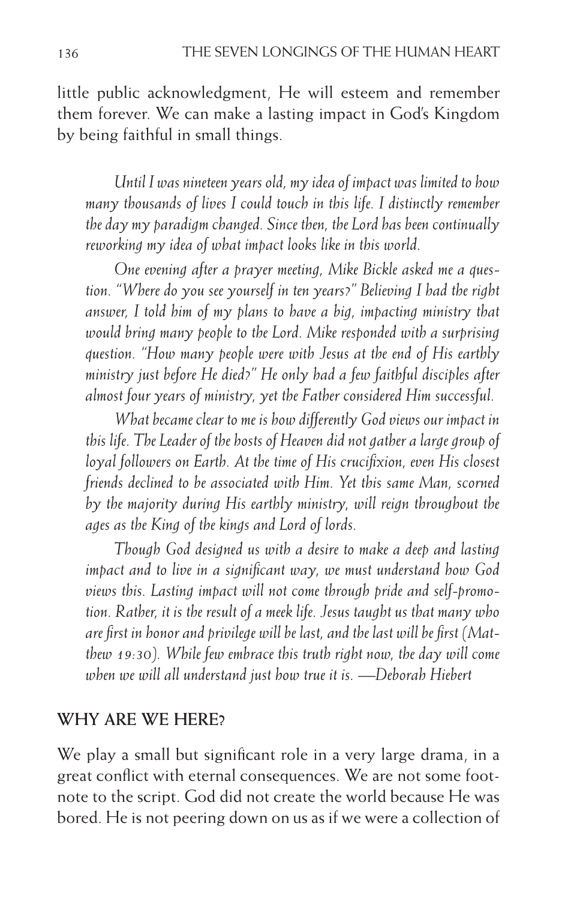little public acknowledgment, He will esteem and remember them forever. We can make a lasting impact in God's Kingdom by being faithful in small things.

*Until I was nineteen years old, my idea of impact was limited to how many thousands of lives I could touch in this life. I distinctly remember the day my paradigm changed. Since then, the Lord has been continually reworking my idea of what impact looks like in this world.*

*One evening after a prayer meeting, Mike Bickle asked me a question. "Where do you see yourself in ten years?" Believing I had the right answer, I told him of my plans to have a big, impacting ministry that would bring many people to the Lord. Mike responded with a surprising question. "How many people were with Jesus at the end of His earthly ministry just before He died?" He only had a few faithful disciples after almost four years of ministry, yet the Father considered Him successful.*

*What became clear to me is how differently God views our impact in this life. The Leader of the hosts of Heaven did not gather a large group of loyal followers on Earth. At the time of His crucifixion, even His closest friends declined to be associated with Him. Yet this same Man, scorned by the majority during His earthly ministry, will reign throughout the ages as the King of the kings and Lord of lords.*

*Though God designed us with a desire to make a deep and lasting impact and to live in a significant way, we must understand how God views this. Lasting impact will not come through pride and self-promotion. Rather, it is the result of a meek life. Jesus taught us that many who are first in honor and privilege will be last, and the last will be first (Matthew 19:30). While few embrace this truth right now, the day will come when we will all understand just how true it is. —Deborah Hiebert*

## WHY ARE WE HERE?

We play a small but significant role in a very large drama, in a great conflict with eternal consequences. We are not some footnote to the script. God did not create the world because He was bored. He is not peering down on us as if we were a collection of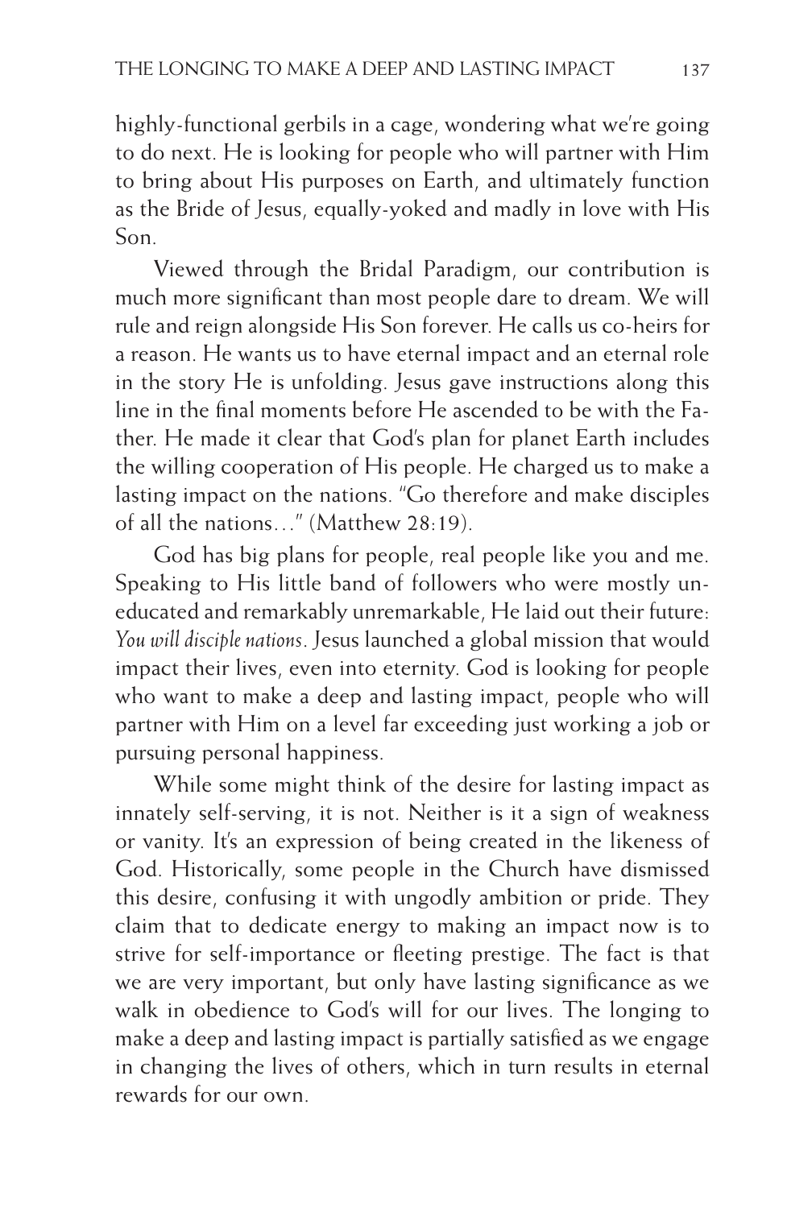highly-functional gerbils in a cage, wondering what we're going to do next. He is looking for people who will partner with Him to bring about His purposes on Earth, and ultimately function as the Bride of Jesus, equally-yoked and madly in love with His Son.

Viewed through the Bridal Paradigm, our contribution is much more significant than most people dare to dream. We will rule and reign alongside His Son forever. He calls us co-heirs for a reason. He wants us to have eternal impact and an eternal role in the story He is unfolding. Jesus gave instructions along this line in the final moments before He ascended to be with the Father. He made it clear that God's plan for planet Earth includes the willing cooperation of His people. He charged us to make a lasting impact on the nations. "Go therefore and make disciples of all the nations…" (Matthew 28:19).

God has big plans for people, real people like you and me. Speaking to His little band of followers who were mostly uneducated and remarkably unremarkable, He laid out their future: *You will disciple nations*. Jesus launched a global mission that would impact their lives, even into eternity. God is looking for people who want to make a deep and lasting impact, people who will partner with Him on a level far exceeding just working a job or pursuing personal happiness.

While some might think of the desire for lasting impact as innately self-serving, it is not. Neither is it a sign of weakness or vanity. It's an expression of being created in the likeness of God. Historically, some people in the Church have dismissed this desire, confusing it with ungodly ambition or pride. They claim that to dedicate energy to making an impact now is to strive for self-importance or fleeting prestige. The fact is that we are very important, but only have lasting significance as we walk in obedience to God's will for our lives. The longing to make a deep and lasting impact is partially satisfied as we engage in changing the lives of others, which in turn results in eternal rewards for our own.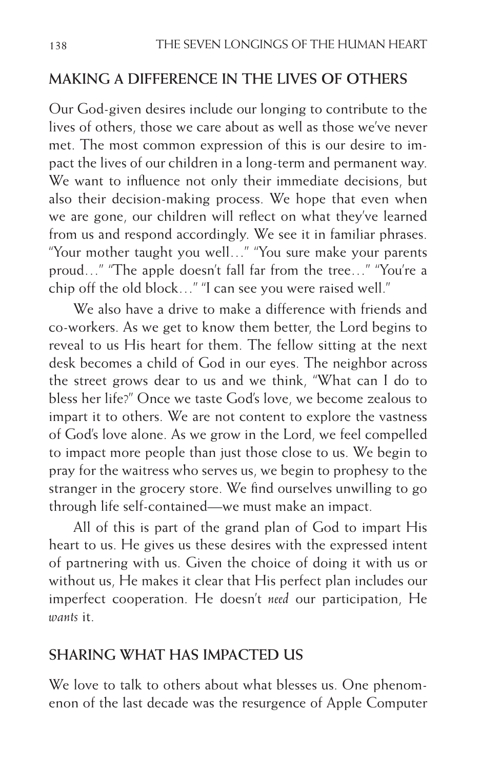## MAKING A DIFFERENCE IN THE LIVES OF OTHERS

Our God-given desires include our longing to contribute to the lives of others, those we care about as well as those we've never met. The most common expression of this is our desire to impact the lives of our children in a long-term and permanent way. We want to influence not only their immediate decisions, but also their decision-making process. We hope that even when we are gone, our children will reflect on what they've learned from us and respond accordingly. We see it in familiar phrases. "Your mother taught you well…" "You sure make your parents proud…" "The apple doesn't fall far from the tree…" "You're a chip off the old block…" "I can see you were raised well."

We also have a drive to make a difference with friends and co-workers. As we get to know them better, the Lord begins to reveal to us His heart for them. The fellow sitting at the next desk becomes a child of God in our eyes. The neighbor across the street grows dear to us and we think, "What can I do to bless her life?" Once we taste God's love, we become zealous to impart it to others. We are not content to explore the vastness of God's love alone. As we grow in the Lord, we feel compelled to impact more people than just those close to us. We begin to pray for the waitress who serves us, we begin to prophesy to the stranger in the grocery store. We find ourselves unwilling to go through life self-contained—we must make an impact.

All of this is part of the grand plan of God to impart His heart to us. He gives us these desires with the expressed intent of partnering with us. Given the choice of doing it with us or without us, He makes it clear that His perfect plan includes our imperfect cooperation. He doesn't *need* our participation, He *wants* it.

## SHARING WHAT HAS IMPACTED US

We love to talk to others about what blesses us. One phenomenon of the last decade was the resurgence of Apple Computer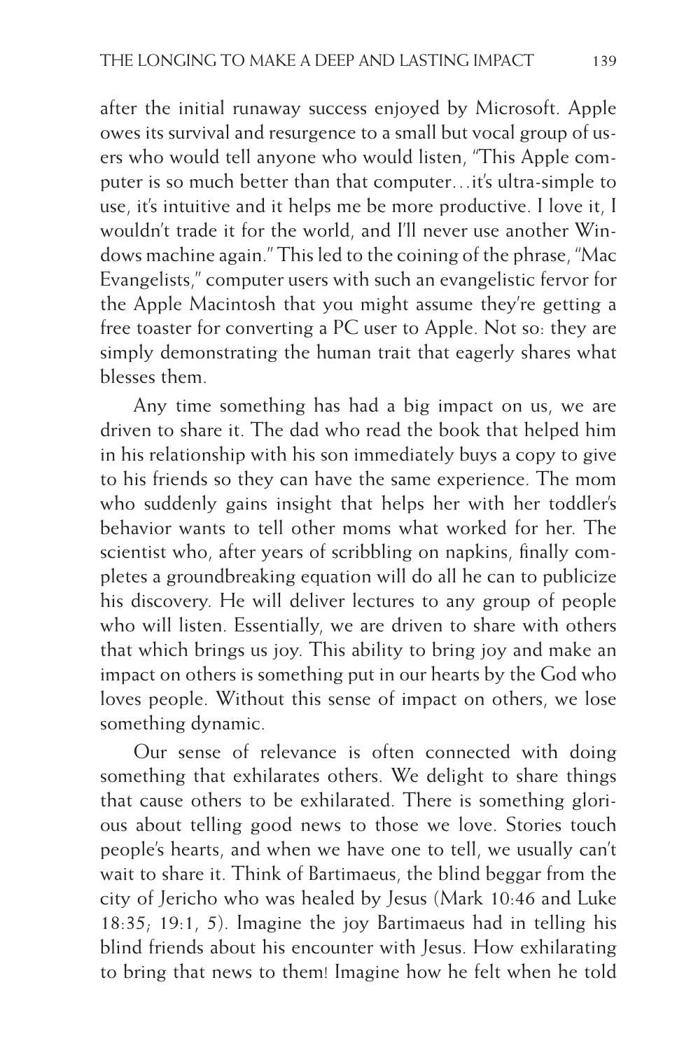after the initial runaway success enjoyed by Microsoft. Apple owes its survival and resurgence to a small but vocal group of users who would tell anyone who would listen, "This Apple computer is so much better than that computer…it's ultra-simple to use, it's intuitive and it helps me be more productive. I love it, I wouldn't trade it for the world, and I'll never use another Windows machine again." This led to the coining of the phrase, "Mac Evangelists," computer users with such an evangelistic fervor for the Apple Macintosh that you might assume they're getting a free toaster for converting a PC user to Apple. Not so: they are simply demonstrating the human trait that eagerly shares what blesses them.

Any time something has had a big impact on us, we are driven to share it. The dad who read the book that helped him in his relationship with his son immediately buys a copy to give to his friends so they can have the same experience. The mom who suddenly gains insight that helps her with her toddler's behavior wants to tell other moms what worked for her. The scientist who, after years of scribbling on napkins, finally completes a groundbreaking equation will do all he can to publicize his discovery. He will deliver lectures to any group of people who will listen. Essentially, we are driven to share with others that which brings us joy. This ability to bring joy and make an impact on others is something put in our hearts by the God who loves people. Without this sense of impact on others, we lose something dynamic.

Our sense of relevance is often connected with doing something that exhilarates others. We delight to share things that cause others to be exhilarated. There is something glorious about telling good news to those we love. Stories touch people's hearts, and when we have one to tell, we usually can't wait to share it. Think of Bartimaeus, the blind beggar from the city of Jericho who was healed by Jesus (Mark 10:46 and Luke 18:35; 19:1, 5). Imagine the joy Bartimaeus had in telling his blind friends about his encounter with Jesus. How exhilarating to bring that news to them! Imagine how he felt when he told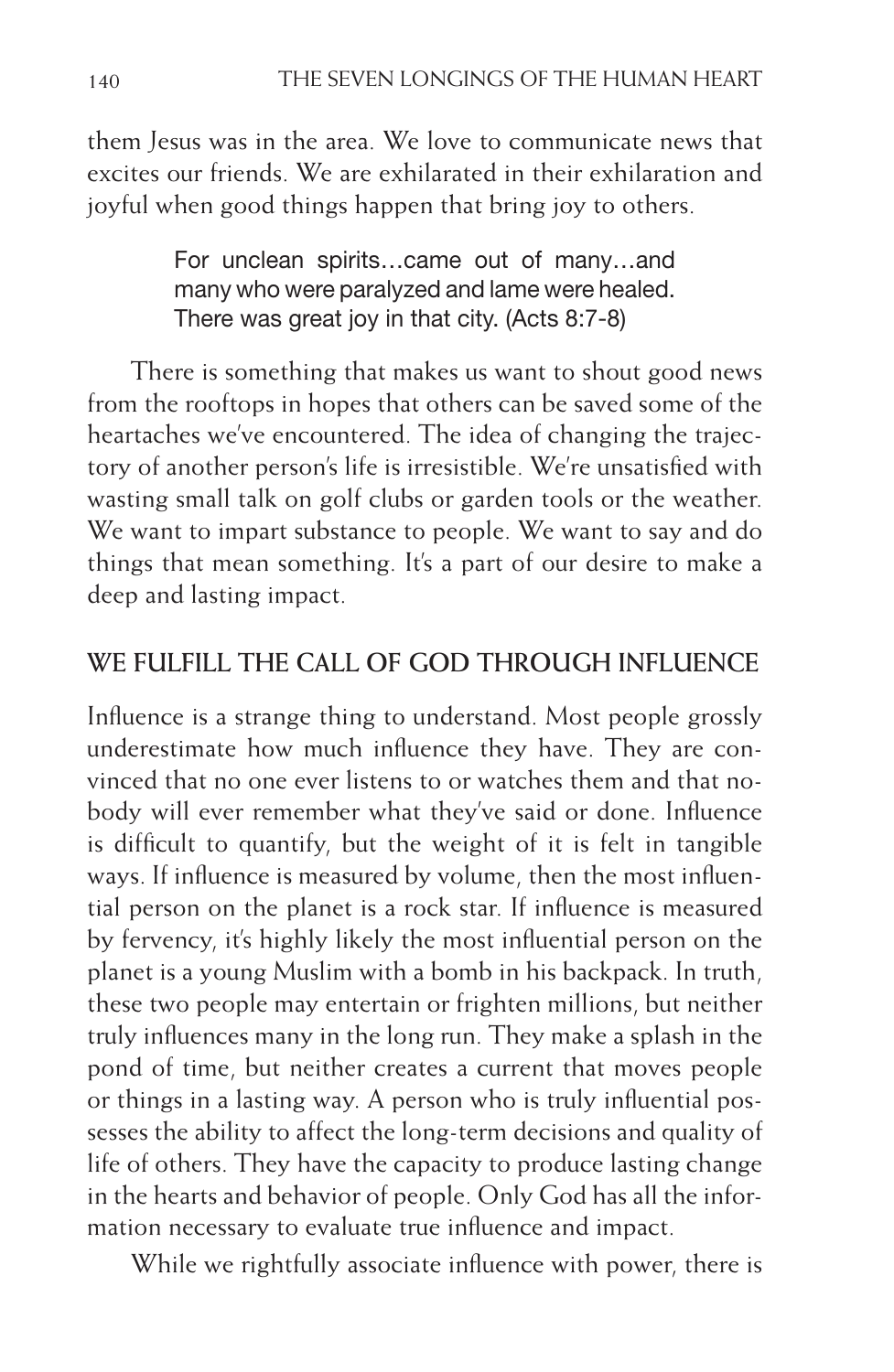them Jesus was in the area. We love to communicate news that excites our friends. We are exhilarated in their exhilaration and joyful when good things happen that bring joy to others.

> For unclean spirits…came out of many…and many who were paralyzed and lame were healed. There was great joy in that city. (Acts 8:7-8)

There is something that makes us want to shout good news from the rooftops in hopes that others can be saved some of the heartaches we've encountered. The idea of changing the trajectory of another person's life is irresistible. We're unsatisfied with wasting small talk on golf clubs or garden tools or the weather. We want to impart substance to people. We want to say and do things that mean something. It's a part of our desire to make a deep and lasting impact.

## WE FULFILL THE CALL OF GOD THROUGH INFLUENCE

Influence is a strange thing to understand. Most people grossly underestimate how much influence they have. They are convinced that no one ever listens to or watches them and that nobody will ever remember what they've said or done. Influence is difficult to quantify, but the weight of it is felt in tangible ways. If influence is measured by volume, then the most influential person on the planet is a rock star. If influence is measured by fervency, it's highly likely the most influential person on the planet is a young Muslim with a bomb in his backpack. In truth, these two people may entertain or frighten millions, but neither truly influences many in the long run. They make a splash in the pond of time, but neither creates a current that moves people or things in a lasting way. A person who is truly influential possesses the ability to affect the long-term decisions and quality of life of others. They have the capacity to produce lasting change in the hearts and behavior of people. Only God has all the information necessary to evaluate true influence and impact.

While we rightfully associate influence with power, there is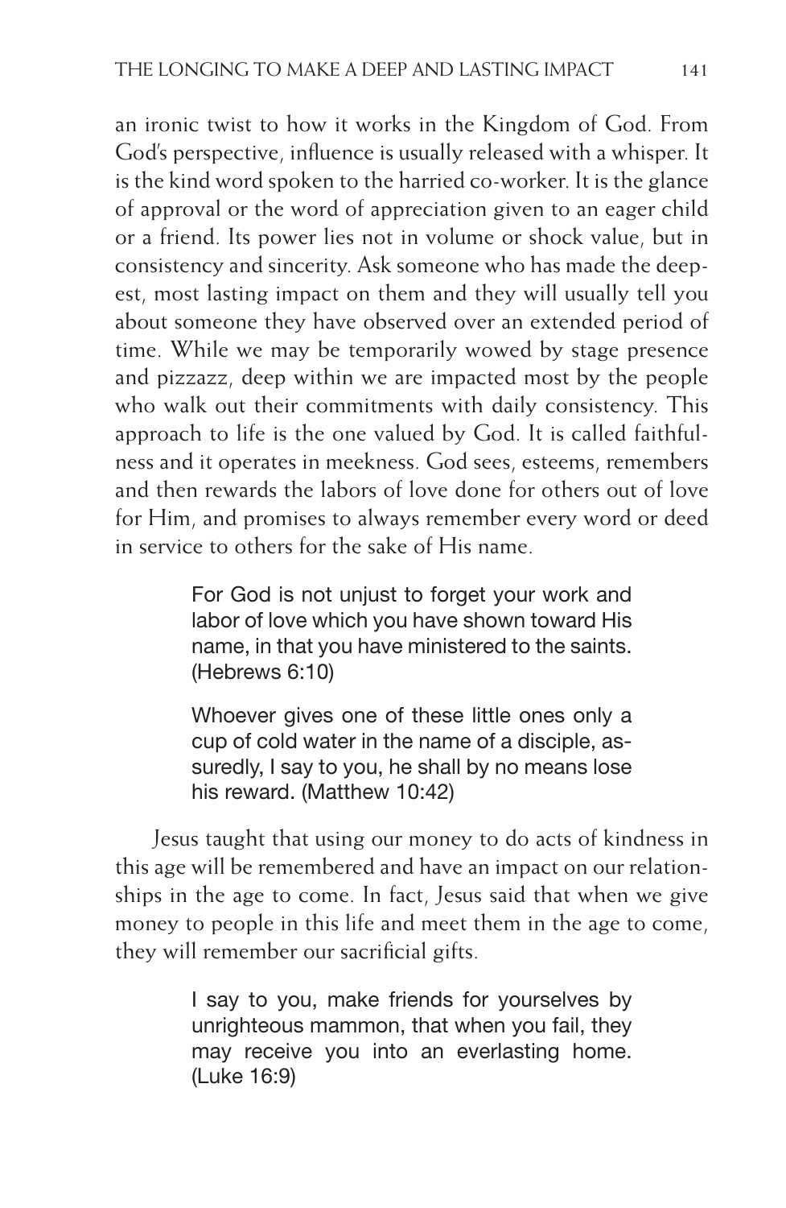an ironic twist to how it works in the Kingdom of God. From God's perspective, influence is usually released with a whisper. It is the kind word spoken to the harried co-worker. It is the glance of approval or the word of appreciation given to an eager child or a friend. Its power lies not in volume or shock value, but in consistency and sincerity. Ask someone who has made the deepest, most lasting impact on them and they will usually tell you about someone they have observed over an extended period of time. While we may be temporarily wowed by stage presence and pizzazz, deep within we are impacted most by the people who walk out their commitments with daily consistency. This approach to life is the one valued by God. It is called faithfulness and it operates in meekness. God sees, esteems, remembers and then rewards the labors of love done for others out of love for Him, and promises to always remember every word or deed in service to others for the sake of His name.

> For God is not unjust to forget your work and labor of love which you have shown toward His name, in that you have ministered to the saints. (Hebrews 6:10)

> Whoever gives one of these little ones only a cup of cold water in the name of a disciple, assuredly, I say to you, he shall by no means lose his reward. (Matthew 10:42)

Jesus taught that using our money to do acts of kindness in this age will be remembered and have an impact on our relationships in the age to come. In fact, Jesus said that when we give money to people in this life and meet them in the age to come, they will remember our sacrificial gifts.

> I say to you, make friends for yourselves by unrighteous mammon, that when you fail, they may receive you into an everlasting home. (Luke 16:9)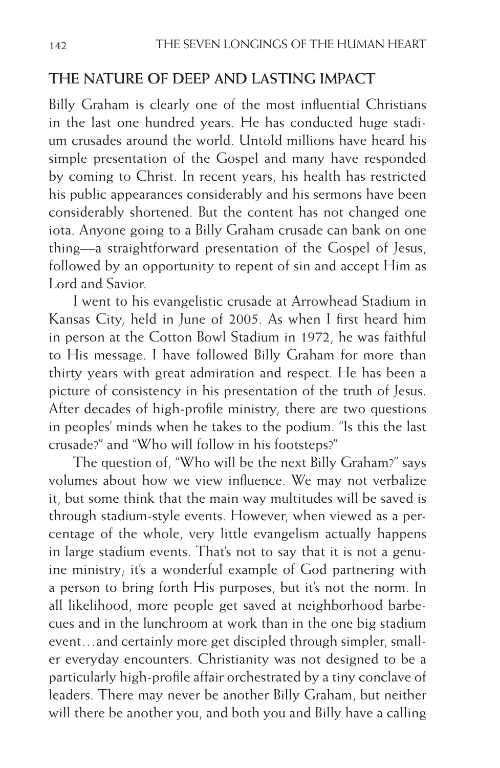## THE NATURE OF DEEP AND LASTING IMPACT

Billy Graham is clearly one of the most influential Christians in the last one hundred years. He has conducted huge stadium crusades around the world. Untold millions have heard his simple presentation of the Gospel and many have responded by coming to Christ. In recent years, his health has restricted his public appearances considerably and his sermons have been considerably shortened. But the content has not changed one iota. Anyone going to a Billy Graham crusade can bank on one thing—a straightforward presentation of the Gospel of Jesus, followed by an opportunity to repent of sin and accept Him as Lord and Savior.

I went to his evangelistic crusade at Arrowhead Stadium in Kansas City, held in June of 2005. As when I first heard him in person at the Cotton Bowl Stadium in 1972, he was faithful to His message. I have followed Billy Graham for more than thirty years with great admiration and respect. He has been a picture of consistency in his presentation of the truth of Jesus. After decades of high-profile ministry, there are two questions in peoples' minds when he takes to the podium. "Is this the last crusade?" and "Who will follow in his footsteps?"

The question of, "Who will be the next Billy Graham?" says volumes about how we view influence. We may not verbalize it, but some think that the main way multitudes will be saved is through stadium-style events. However, when viewed as a percentage of the whole, very little evangelism actually happens in large stadium events. That's not to say that it is not a genuine ministry; it's a wonderful example of God partnering with a person to bring forth His purposes, but it's not the norm. In all likelihood, more people get saved at neighborhood barbecues and in the lunchroom at work than in the one big stadium event…and certainly more get discipled through simpler, smaller everyday encounters. Christianity was not designed to be a particularly high-profile affair orchestrated by a tiny conclave of leaders. There may never be another Billy Graham, but neither will there be another you, and both you and Billy have a calling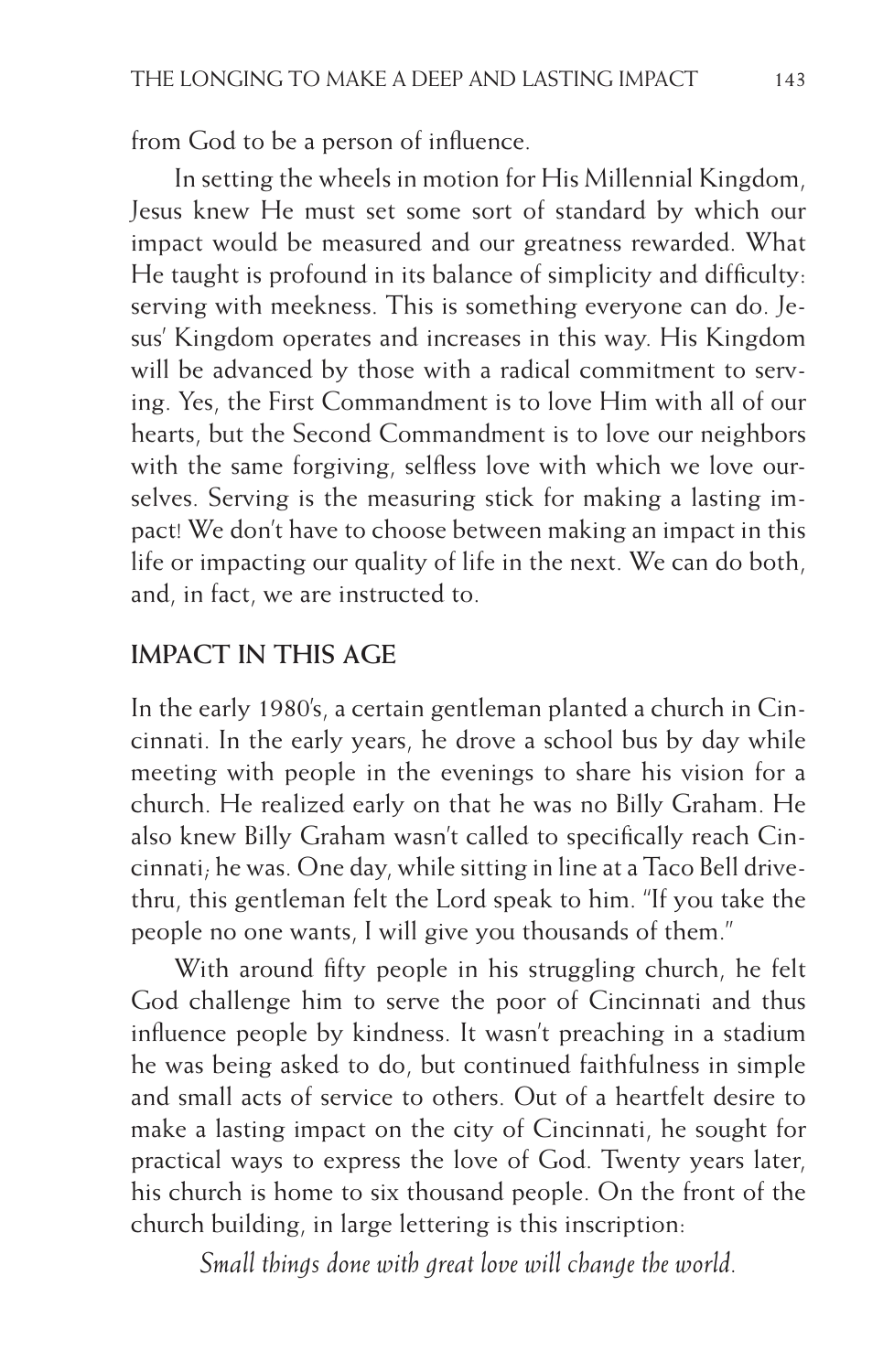from God to be a person of influence.

In setting the wheels in motion for His Millennial Kingdom, Jesus knew He must set some sort of standard by which our impact would be measured and our greatness rewarded. What He taught is profound in its balance of simplicity and difficulty: serving with meekness. This is something everyone can do. Jesus' Kingdom operates and increases in this way. His Kingdom will be advanced by those with a radical commitment to serving. Yes, the First Commandment is to love Him with all of our hearts, but the Second Commandment is to love our neighbors with the same forgiving, selfless love with which we love ourselves. Serving is the measuring stick for making a lasting impact! We don't have to choose between making an impact in this life or impacting our quality of life in the next. We can do both, and, in fact, we are instructed to.

## IMPACT IN THIS AGE

In the early 1980's, a certain gentleman planted a church in Cincinnati. In the early years, he drove a school bus by day while meeting with people in the evenings to share his vision for a church. He realized early on that he was no Billy Graham. He also knew Billy Graham wasn't called to specifically reach Cincinnati; he was. One day, while sitting in line at a Taco Bell drive-thru, this gentleman felt the Lord speak to him. "If you take the people no one wants, I will give you thousands of them."

With around fifty people in his struggling church, he felt God challenge him to serve the poor of Cincinnati and thus influence people by kindness. It wasn't preaching in a stadium he was being asked to do, but continued faithfulness in simple and small acts of service to others. Out of a heartfelt desire to make a lasting impact on the city of Cincinnati, he sought for practical ways to express the love of God. Twenty years later, his church is home to six thousand people. On the front of the church building, in large lettering is this inscription:

*Small things done with great love will change the world.*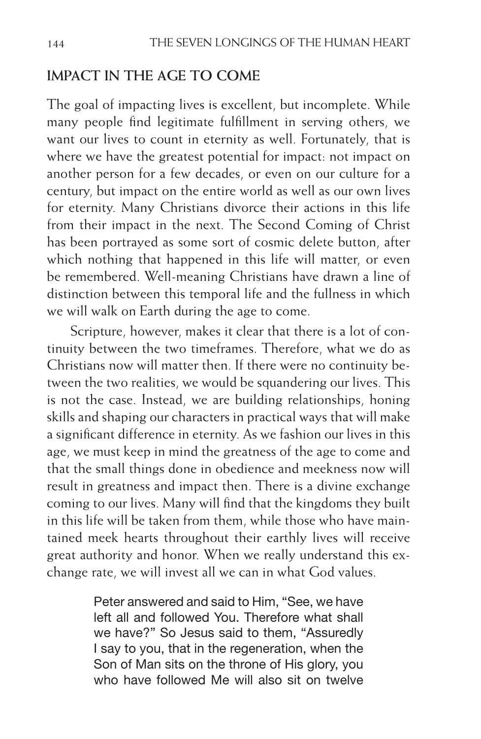## IMPACT IN THE AGE TO COME

The goal of impacting lives is excellent, but incomplete. While many people find legitimate fulfillment in serving others, we want our lives to count in eternity as well. Fortunately, that is where we have the greatest potential for impact: not impact on another person for a few decades, or even on our culture for a century, but impact on the entire world as well as our own lives for eternity. Many Christians divorce their actions in this life from their impact in the next. The Second Coming of Christ has been portrayed as some sort of cosmic delete button, after which nothing that happened in this life will matter, or even be remembered. Well-meaning Christians have drawn a line of distinction between this temporal life and the fullness in which we will walk on Earth during the age to come.

Scripture, however, makes it clear that there is a lot of continuity between the two timeframes. Therefore, what we do as Christians now will matter then. If there were no continuity between the two realities, we would be squandering our lives. This is not the case. Instead, we are building relationships, honing skills and shaping our characters in practical ways that will make a significant difference in eternity. As we fashion our lives in this age, we must keep in mind the greatness of the age to come and that the small things done in obedience and meekness now will result in greatness and impact then. There is a divine exchange coming to our lives. Many will find that the kingdoms they built in this life will be taken from them, while those who have maintained meek hearts throughout their earthly lives will receive great authority and honor. When we really understand this exchange rate, we will invest all we can in what God values.

> Peter answered and said to Him, "See, we have left all and followed You. Therefore what shall we have?" So Jesus said to them, "Assuredly I say to you, that in the regeneration, when the Son of Man sits on the throne of His glory, you who have followed Me will also sit on twelve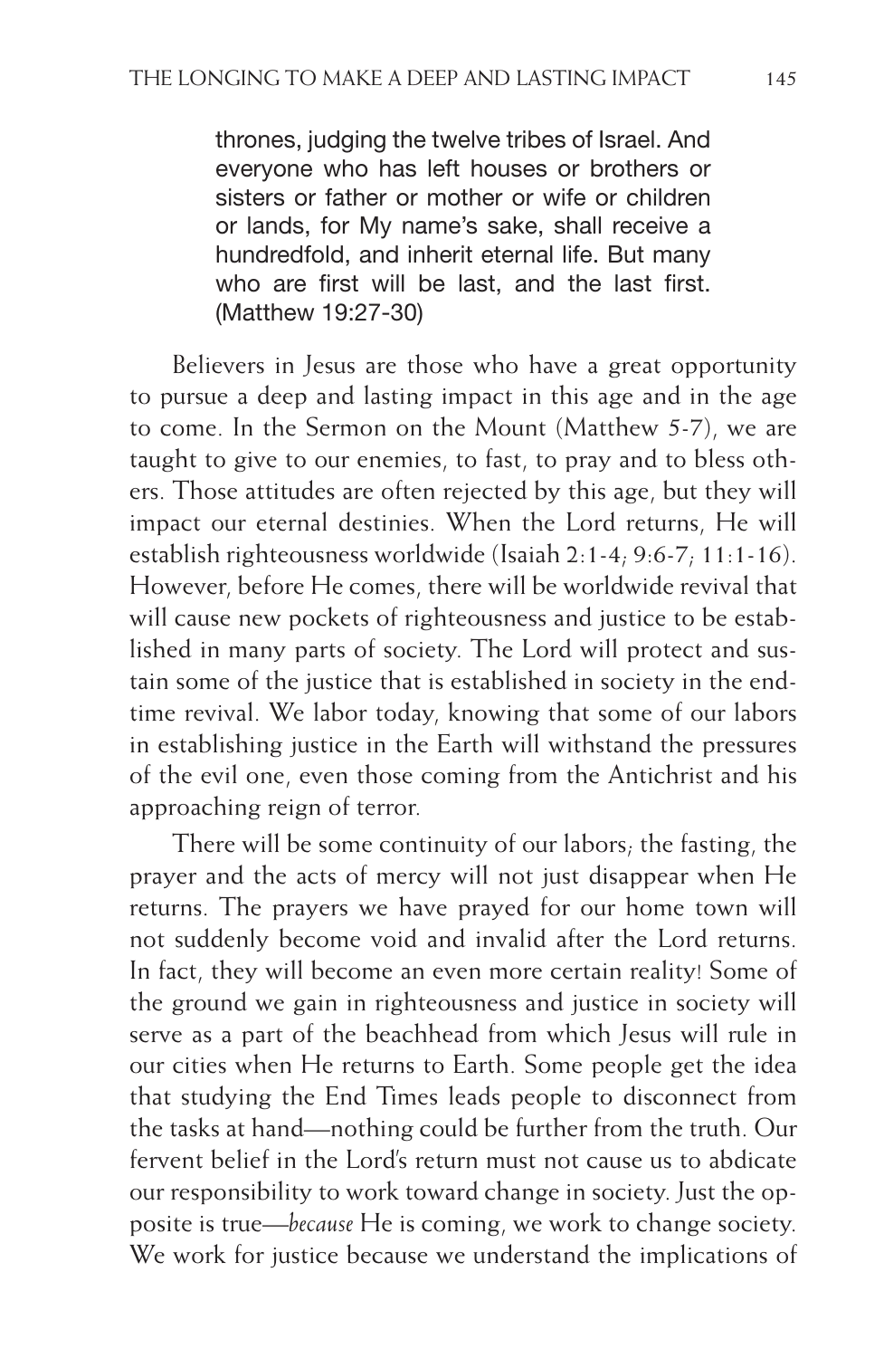> thrones, judging the twelve tribes of Israel. And everyone who has left houses or brothers or sisters or father or mother or wife or children or lands, for My name's sake, shall receive a hundredfold, and inherit eternal life. But many who are first will be last, and the last first. (Matthew 19:27-30)

Believers in Jesus are those who have a great opportunity to pursue a deep and lasting impact in this age and in the age to come. In the Sermon on the Mount (Matthew 5-7), we are taught to give to our enemies, to fast, to pray and to bless others. Those attitudes are often rejected by this age, but they will impact our eternal destinies. When the Lord returns, He will establish righteousness worldwide (Isaiah 2:1-4; 9:6-7; 11:1-16). However, before He comes, there will be worldwide revival that will cause new pockets of righteousness and justice to be established in many parts of society. The Lord will protect and sustain some of the justice that is established in society in the end-time revival. We labor today, knowing that some of our labors in establishing justice in the Earth will withstand the pressures of the evil one, even those coming from the Antichrist and his approaching reign of terror.

There will be some continuity of our labors; the fasting, the prayer and the acts of mercy will not just disappear when He returns. The prayers we have prayed for our home town will not suddenly become void and invalid after the Lord returns. In fact, they will become an even more certain reality! Some of the ground we gain in righteousness and justice in society will serve as a part of the beachhead from which Jesus will rule in our cities when He returns to Earth. Some people get the idea that studying the End Times leads people to disconnect from the tasks at hand—nothing could be further from the truth. Our fervent belief in the Lord's return must not cause us to abdicate our responsibility to work toward change in society. Just the opposite is true—*because* He is coming, we work to change society. We work for justice because we understand the implications of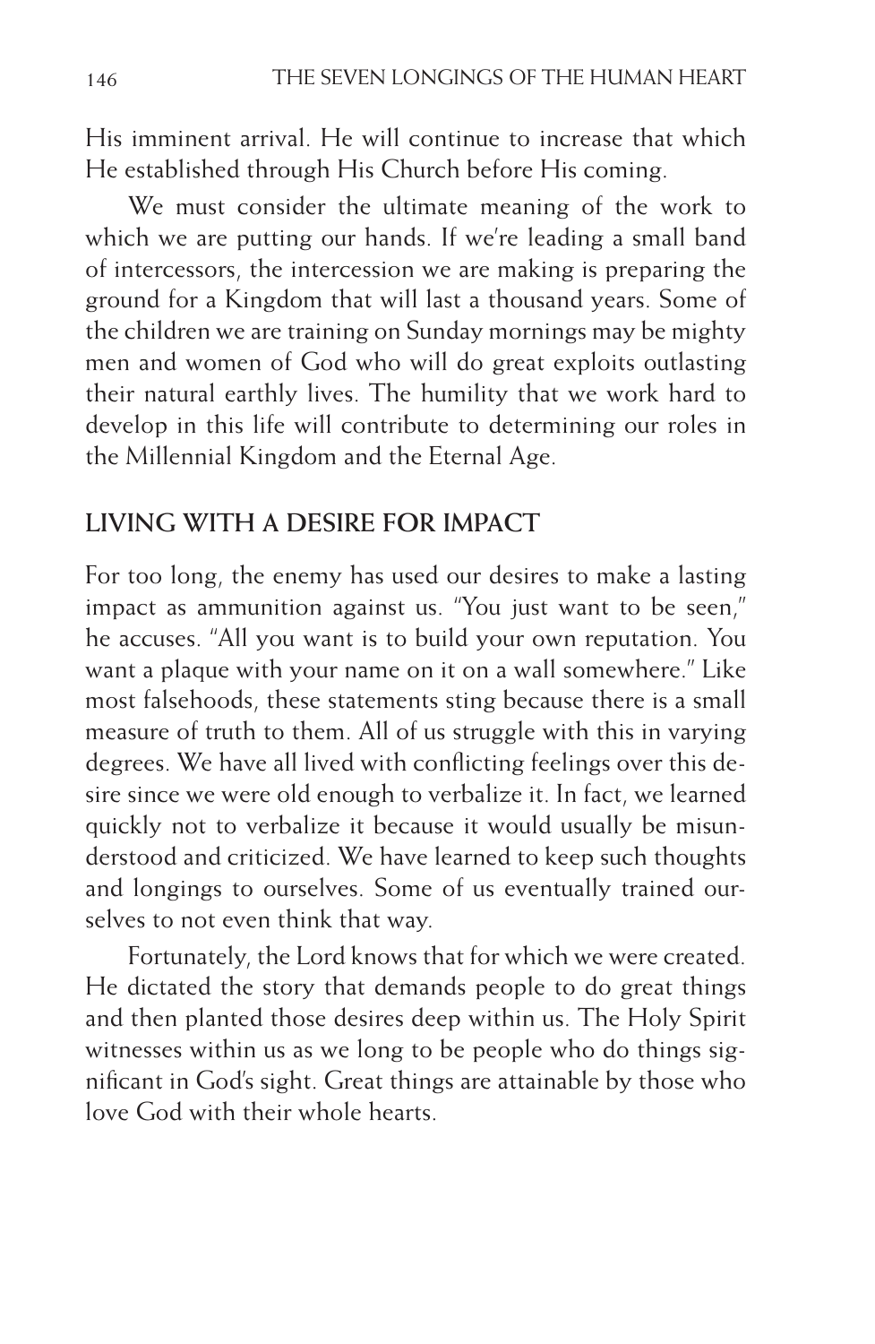His imminent arrival. He will continue to increase that which He established through His Church before His coming.

We must consider the ultimate meaning of the work to which we are putting our hands. If we're leading a small band of intercessors, the intercession we are making is preparing the ground for a Kingdom that will last a thousand years. Some of the children we are training on Sunday mornings may be mighty men and women of God who will do great exploits outlasting their natural earthly lives. The humility that we work hard to develop in this life will contribute to determining our roles in the Millennial Kingdom and the Eternal Age.

## LIVING WITH A DESIRE FOR IMPACT

For too long, the enemy has used our desires to make a lasting impact as ammunition against us. "You just want to be seen," he accuses. "All you want is to build your own reputation. You want a plaque with your name on it on a wall somewhere." Like most falsehoods, these statements sting because there is a small measure of truth to them. All of us struggle with this in varying degrees. We have all lived with conflicting feelings over this desire since we were old enough to verbalize it. In fact, we learned quickly not to verbalize it because it would usually be misunderstood and criticized. We have learned to keep such thoughts and longings to ourselves. Some of us eventually trained ourselves to not even think that way.

Fortunately, the Lord knows that for which we were created. He dictated the story that demands people to do great things and then planted those desires deep within us. The Holy Spirit witnesses within us as we long to be people who do things significant in God's sight. Great things are attainable by those who love God with their whole hearts.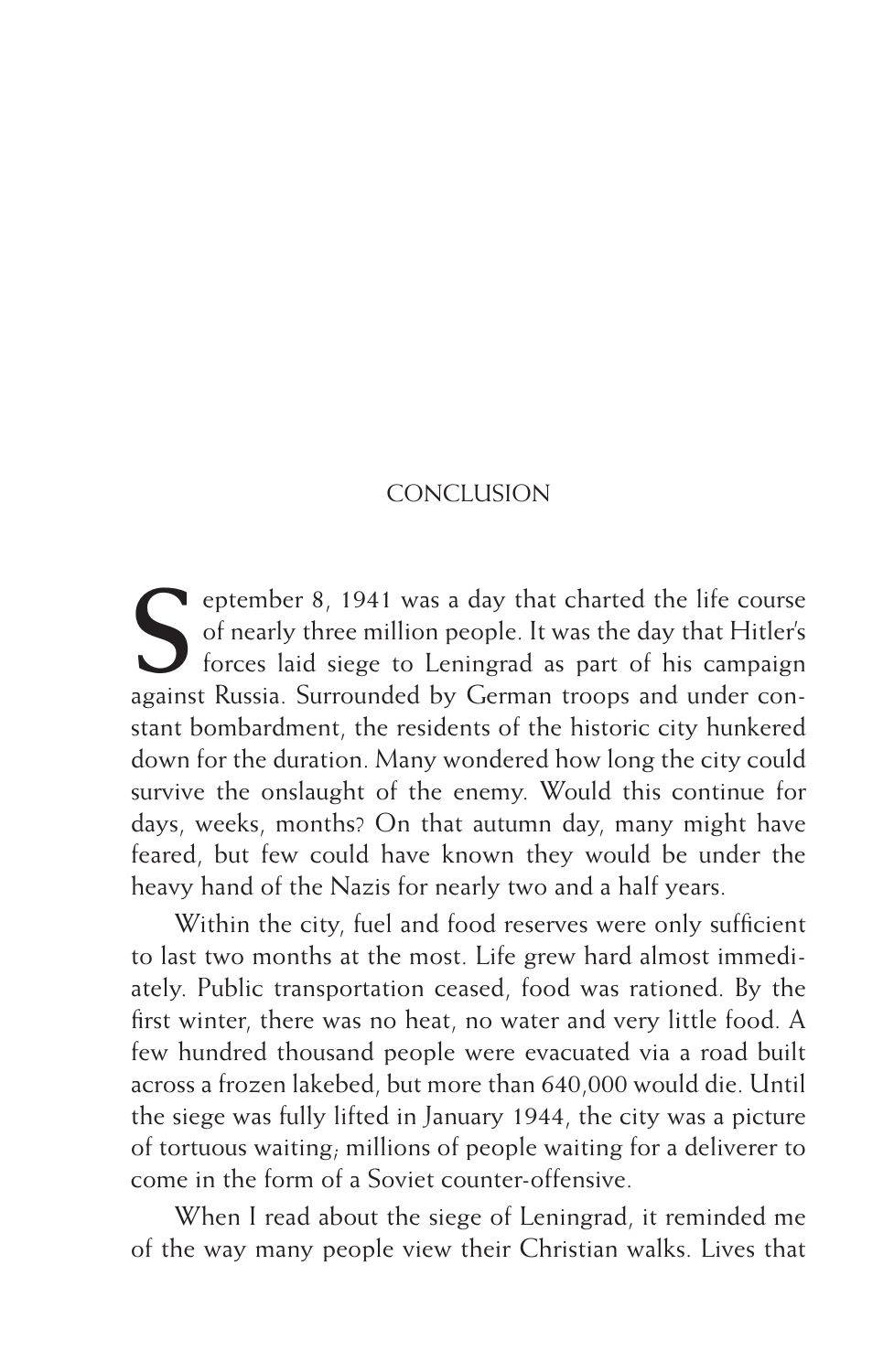# CONCLUSION

September 8, 1941 was a day that charted the life course of nearly three million people. It was the day that Hitler's forces laid siege to Leningrad as part of his campaign against Russia. Surrounded by German troops and under constant bombardment, the residents of the historic city hunkered down for the duration. Many wondered how long the city could survive the onslaught of the enemy. Would this continue for days, weeks, months? On that autumn day, many might have feared, but few could have known they would be under the heavy hand of the Nazis for nearly two and a half years.

Within the city, fuel and food reserves were only sufficient to last two months at the most. Life grew hard almost immediately. Public transportation ceased, food was rationed. By the first winter, there was no heat, no water and very little food. A few hundred thousand people were evacuated via a road built across a frozen lakebed, but more than 640,000 would die. Until the siege was fully lifted in January 1944, the city was a picture of tortuous waiting; millions of people waiting for a deliverer to come in the form of a Soviet counter-offensive.

When I read about the siege of Leningrad, it reminded me of the way many people view their Christian walks. Lives that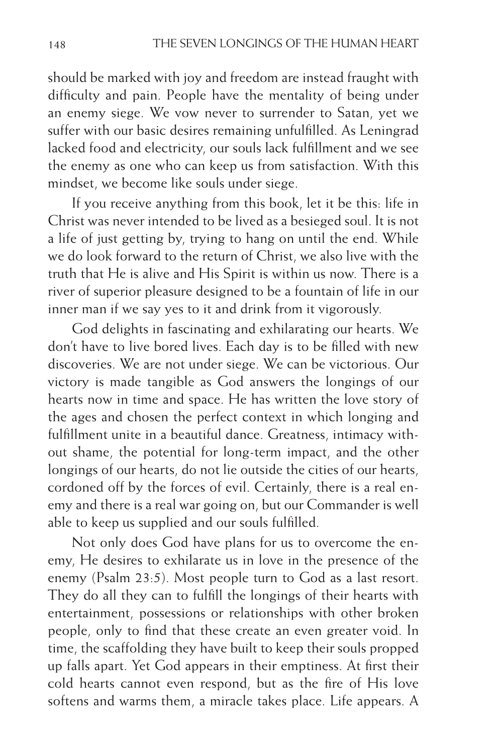should be marked with joy and freedom are instead fraught with difficulty and pain. People have the mentality of being under an enemy siege. We vow never to surrender to Satan, yet we suffer with our basic desires remaining unfulfilled. As Leningrad lacked food and electricity, our souls lack fulfillment and we see the enemy as one who can keep us from satisfaction. With this mindset, we become like souls under siege.

If you receive anything from this book, let it be this: life in Christ was never intended to be lived as a besieged soul. It is not a life of just getting by, trying to hang on until the end. While we do look forward to the return of Christ, we also live with the truth that He is alive and His Spirit is within us now. There is a river of superior pleasure designed to be a fountain of life in our inner man if we say yes to it and drink from it vigorously.

God delights in fascinating and exhilarating our hearts. We don't have to live bored lives. Each day is to be filled with new discoveries. We are not under siege. We can be victorious. Our victory is made tangible as God answers the longings of our hearts now in time and space. He has written the love story of the ages and chosen the perfect context in which longing and fulfillment unite in a beautiful dance. Greatness, intimacy without shame, the potential for long-term impact, and the other longings of our hearts, do not lie outside the cities of our hearts, cordoned off by the forces of evil. Certainly, there is a real enemy and there is a real war going on, but our Commander is well able to keep us supplied and our souls fulfilled.

Not only does God have plans for us to overcome the enemy, He desires to exhilarate us in love in the presence of the enemy (Psalm 23:5). Most people turn to God as a last resort. They do all they can to fulfill the longings of their hearts with entertainment, possessions or relationships with other broken people, only to find that these create an even greater void. In time, the scaffolding they have built to keep their souls propped up falls apart. Yet God appears in their emptiness. At first their cold hearts cannot even respond, but as the fire of His love softens and warms them, a miracle takes place. Life appears. A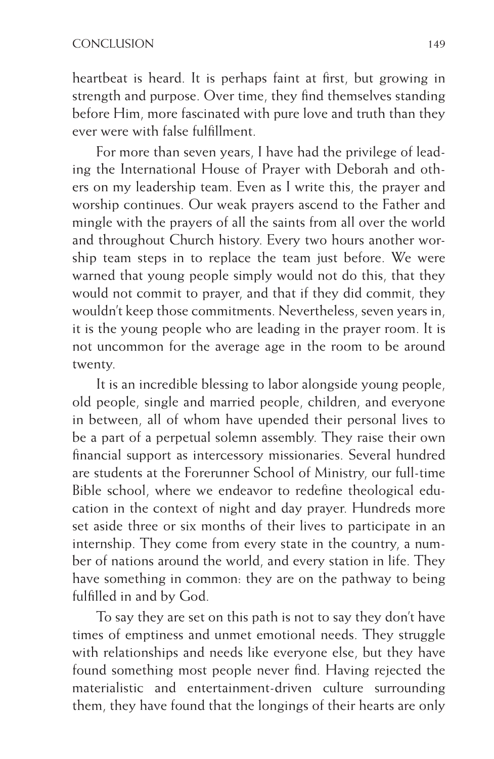heartbeat is heard. It is perhaps faint at first, but growing in strength and purpose. Over time, they find themselves standing before Him, more fascinated with pure love and truth than they ever were with false fulfillment.

For more than seven years, I have had the privilege of leading the International House of Prayer with Deborah and others on my leadership team. Even as I write this, the prayer and worship continues. Our weak prayers ascend to the Father and mingle with the prayers of all the saints from all over the world and throughout Church history. Every two hours another worship team steps in to replace the team just before. We were warned that young people simply would not do this, that they would not commit to prayer, and that if they did commit, they wouldn't keep those commitments. Nevertheless, seven years in, it is the young people who are leading in the prayer room. It is not uncommon for the average age in the room to be around twenty.

It is an incredible blessing to labor alongside young people, old people, single and married people, children, and everyone in between, all of whom have upended their personal lives to be a part of a perpetual solemn assembly. They raise their own financial support as intercessory missionaries. Several hundred are students at the Forerunner School of Ministry, our full-time Bible school, where we endeavor to redefine theological education in the context of night and day prayer. Hundreds more set aside three or six months of their lives to participate in an internship. They come from every state in the country, a number of nations around the world, and every station in life. They have something in common: they are on the pathway to being fulfilled in and by God.

To say they are set on this path is not to say they don't have times of emptiness and unmet emotional needs. They struggle with relationships and needs like everyone else, but they have found something most people never find. Having rejected the materialistic and entertainment-driven culture surrounding them, they have found that the longings of their hearts are only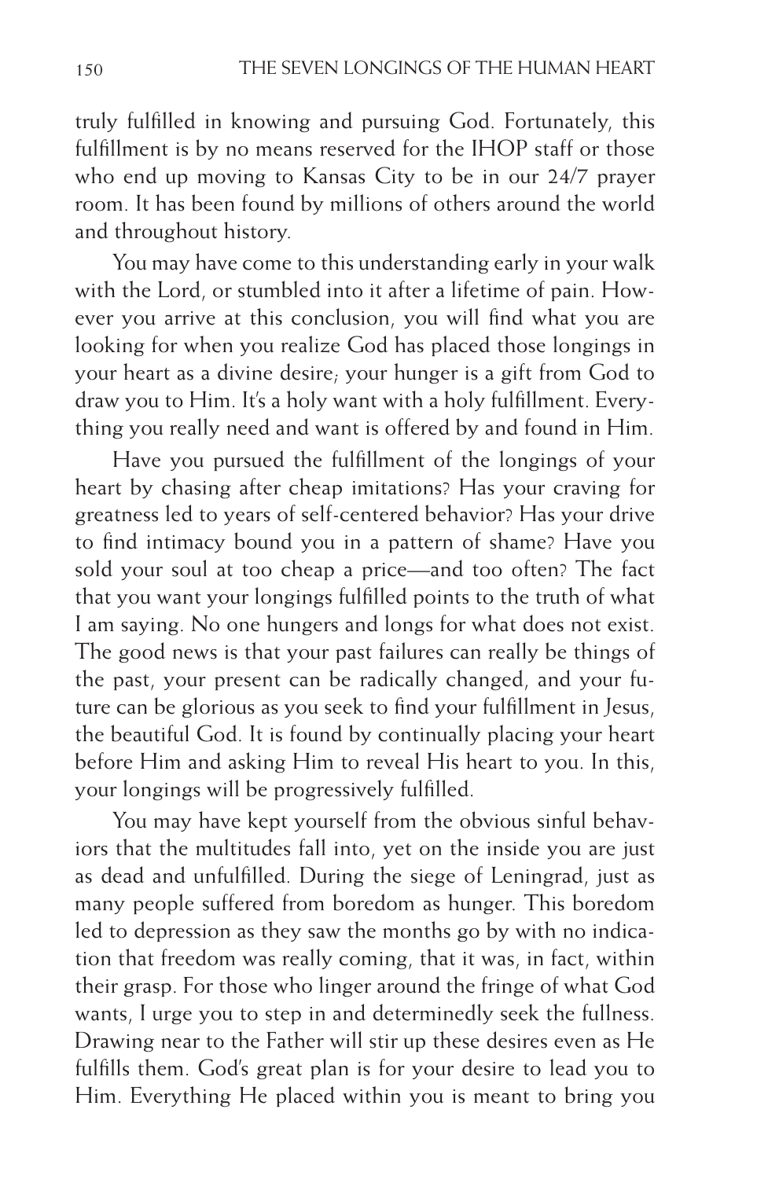truly fulfilled in knowing and pursuing God. Fortunately, this fulfillment is by no means reserved for the IHOP staff or those who end up moving to Kansas City to be in our 24/7 prayer room. It has been found by millions of others around the world and throughout history.

You may have come to this understanding early in your walk with the Lord, or stumbled into it after a lifetime of pain. However you arrive at this conclusion, you will find what you are looking for when you realize God has placed those longings in your heart as a divine desire; your hunger is a gift from God to draw you to Him. It's a holy want with a holy fulfillment. Everything you really need and want is offered by and found in Him.

Have you pursued the fulfillment of the longings of your heart by chasing after cheap imitations? Has your craving for greatness led to years of self-centered behavior? Has your drive to find intimacy bound you in a pattern of shame? Have you sold your soul at too cheap a price—and too often? The fact that you want your longings fulfilled points to the truth of what I am saying. No one hungers and longs for what does not exist. The good news is that your past failures can really be things of the past, your present can be radically changed, and your future can be glorious as you seek to find your fulfillment in Jesus, the beautiful God. It is found by continually placing your heart before Him and asking Him to reveal His heart to you. In this, your longings will be progressively fulfilled.

You may have kept yourself from the obvious sinful behaviors that the multitudes fall into, yet on the inside you are just as dead and unfulfilled. During the siege of Leningrad, just as many people suffered from boredom as hunger. This boredom led to depression as they saw the months go by with no indication that freedom was really coming, that it was, in fact, within their grasp. For those who linger around the fringe of what God wants, I urge you to step in and determinedly seek the fullness. Drawing near to the Father will stir up these desires even as He fulfills them. God's great plan is for your desire to lead you to Him. Everything He placed within you is meant to bring you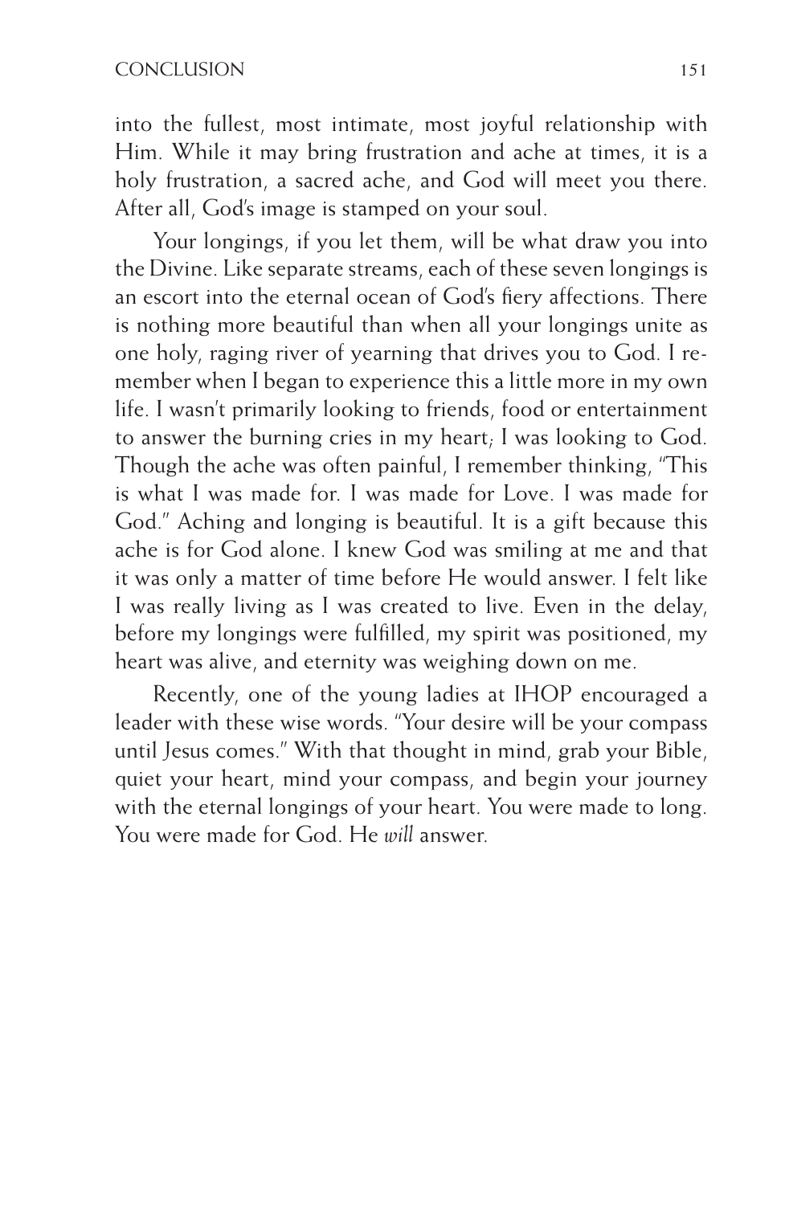into the fullest, most intimate, most joyful relationship with Him. While it may bring frustration and ache at times, it is a holy frustration, a sacred ache, and God will meet you there. After all, God's image is stamped on your soul.

Your longings, if you let them, will be what draw you into the Divine. Like separate streams, each of these seven longings is an escort into the eternal ocean of God's fiery affections. There is nothing more beautiful than when all your longings unite as one holy, raging river of yearning that drives you to God. I remember when I began to experience this a little more in my own life. I wasn't primarily looking to friends, food or entertainment to answer the burning cries in my heart; I was looking to God. Though the ache was often painful, I remember thinking, "This is what I was made for. I was made for Love. I was made for God." Aching and longing is beautiful. It is a gift because this ache is for God alone. I knew God was smiling at me and that it was only a matter of time before He would answer. I felt like I was really living as I was created to live. Even in the delay, before my longings were fulfilled, my spirit was positioned, my heart was alive, and eternity was weighing down on me.

Recently, one of the young ladies at IHOP encouraged a leader with these wise words. "Your desire will be your compass until Jesus comes." With that thought in mind, grab your Bible, quiet your heart, mind your compass, and begin your journey with the eternal longings of your heart. You were made to long. You were made for God. He *will* answer.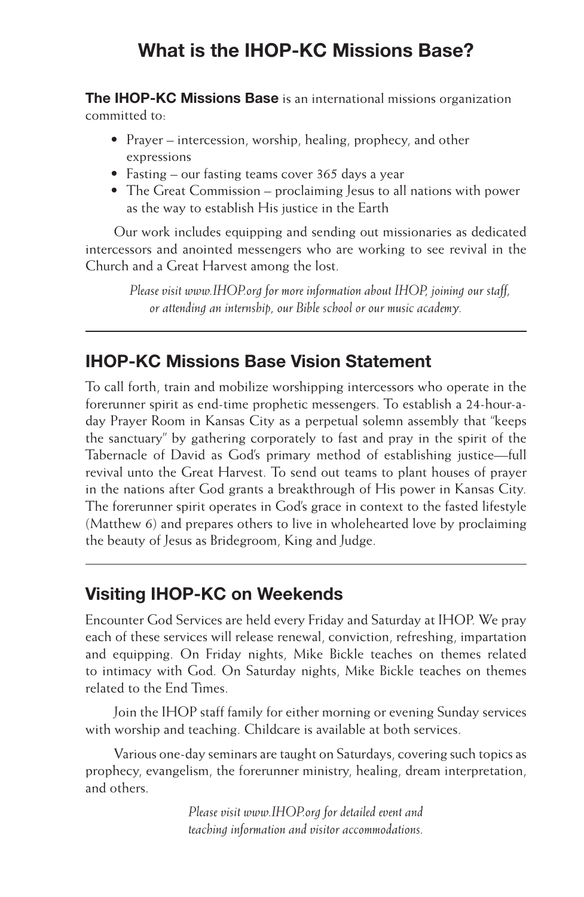# What is the IHOP-KC Missions Base?

**The IHOP-KC Missions Base** is an international missions organization committed to:

- Prayer – intercession, worship, healing, prophecy, and other expressions
- Fasting – our fasting teams cover 365 days a year
- The Great Commission – proclaiming Jesus to all nations with power as the way to establish His justice in the Earth

Our work includes equipping and sending out missionaries as dedicated intercessors and anointed messengers who are working to see revival in the Church and a Great Harvest among the lost.

*Please visit www.IHOP.org for more information about IHOP, joining our staff, or attending an internship, our Bible school or our music academy.*

---

## IHOP-KC Missions Base Vision Statement

To call forth, train and mobilize worshipping intercessors who operate in the forerunner spirit as end-time prophetic messengers. To establish a 24-hour-a-day Prayer Room in Kansas City as a perpetual solemn assembly that "keeps the sanctuary" by gathering corporately to fast and pray in the spirit of the Tabernacle of David as God's primary method of establishing justice—full revival unto the Great Harvest. To send out teams to plant houses of prayer in the nations after God grants a breakthrough of His power in Kansas City. The forerunner spirit operates in God's grace in context to the fasted lifestyle (Matthew 6) and prepares others to live in wholehearted love by proclaiming the beauty of Jesus as Bridegroom, King and Judge.

---

## Visiting IHOP-KC on Weekends

Encounter God Services are held every Friday and Saturday at IHOP. We pray each of these services will release renewal, conviction, refreshing, impartation and equipping. On Friday nights, Mike Bickle teaches on themes related to intimacy with God. On Saturday nights, Mike Bickle teaches on themes related to the End Times.

Join the IHOP staff family for either morning or evening Sunday services with worship and teaching. Childcare is available at both services.

Various one-day seminars are taught on Saturdays, covering such topics as prophecy, evangelism, the forerunner ministry, healing, dream interpretation, and others.

*Please visit www.IHOP.org for detailed event and teaching information and visitor accommodations.*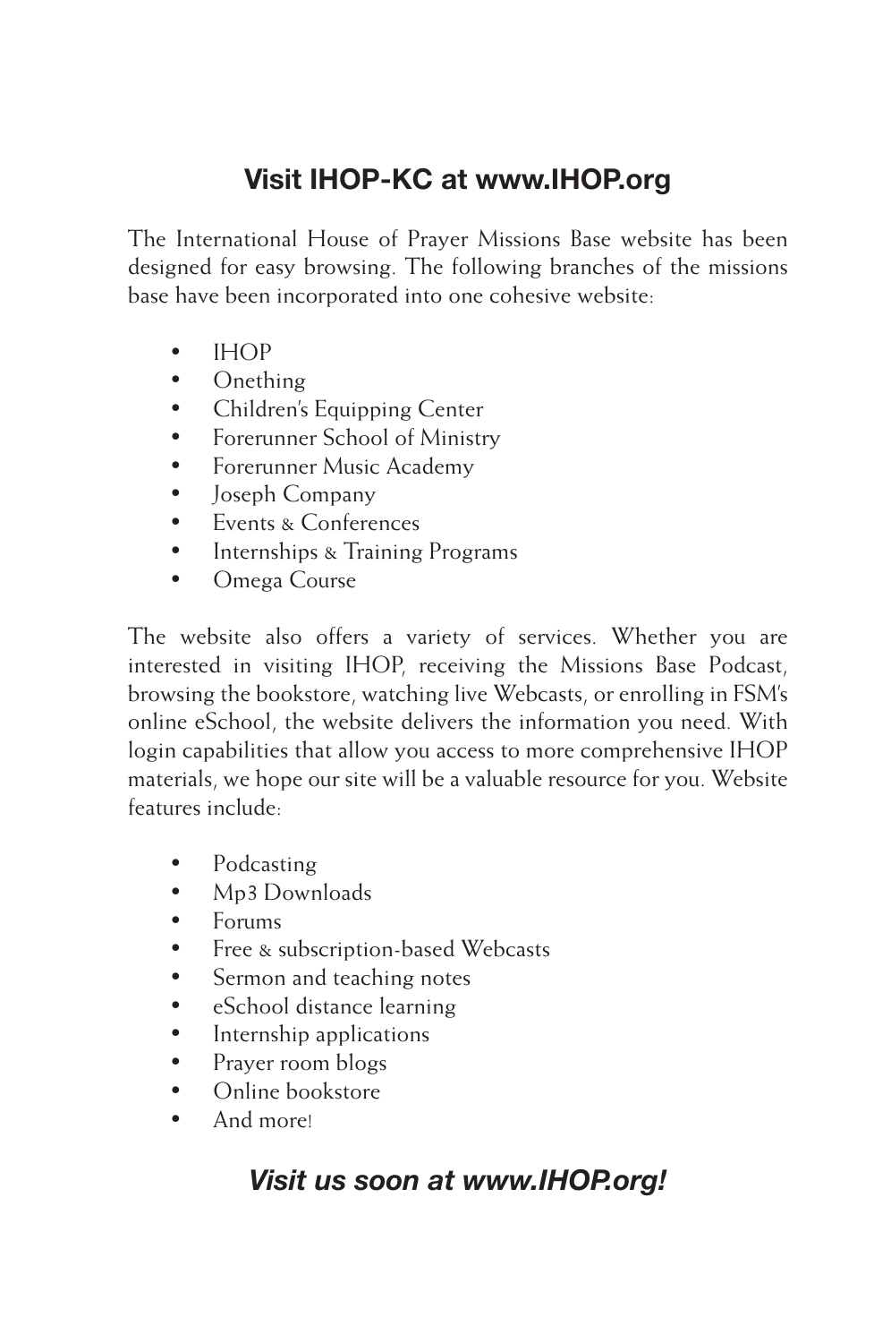## Visit IHOP-KC at www.IHOP.org

The International House of Prayer Missions Base website has been designed for easy browsing. The following branches of the missions base have been incorporated into one cohesive website:

- IHOP
- Onething
- Children's Equipping Center
- Forerunner School of Ministry
- Forerunner Music Academy
- Joseph Company
- Events & Conferences
- Internships & Training Programs
- Omega Course

The website also offers a variety of services. Whether you are interested in visiting IHOP, receiving the Missions Base Podcast, browsing the bookstore, watching live Webcasts, or enrolling in FSM's online eSchool, the website delivers the information you need. With login capabilities that allow you access to more comprehensive IHOP materials, we hope our site will be a valuable resource for you. Website features include:

- Podcasting
- Mp3 Downloads
- Forums
- Free & subscription-based Webcasts
- Sermon and teaching notes
- eSchool distance learning
- Internship applications
- Prayer room blogs
- Online bookstore
- And more!

***Visit us soon at www.IHOP.org!***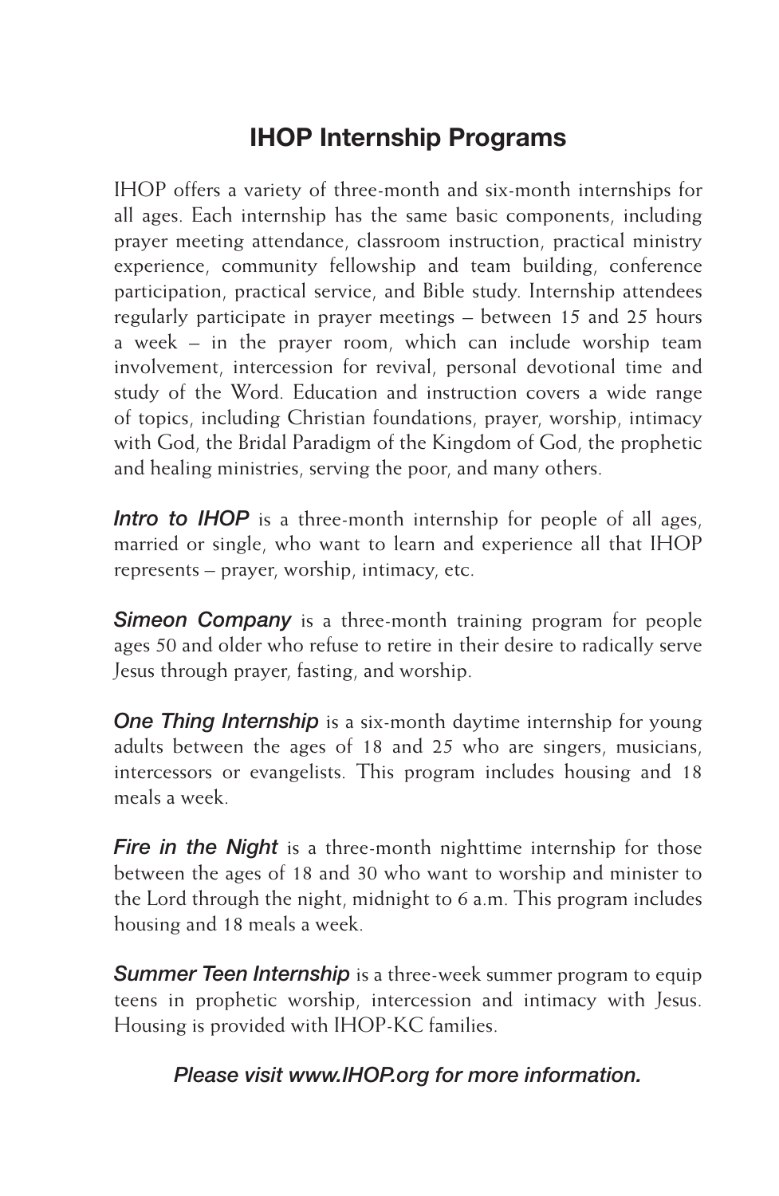## IHOP Internship Programs

IHOP offers a variety of three-month and six-month internships for all ages. Each internship has the same basic components, including prayer meeting attendance, classroom instruction, practical ministry experience, community fellowship and team building, conference participation, practical service, and Bible study. Internship attendees regularly participate in prayer meetings – between 15 and 25 hours a week – in the prayer room, which can include worship team involvement, intercession for revival, personal devotional time and study of the Word. Education and instruction covers a wide range of topics, including Christian foundations, prayer, worship, intimacy with God, the Bridal Paradigm of the Kingdom of God, the prophetic and healing ministries, serving the poor, and many others.

***Intro to IHOP*** is a three-month internship for people of all ages, married or single, who want to learn and experience all that IHOP represents – prayer, worship, intimacy, etc.

***Simeon Company*** is a three-month training program for people ages 50 and older who refuse to retire in their desire to radically serve Jesus through prayer, fasting, and worship.

***One Thing Internship*** is a six-month daytime internship for young adults between the ages of 18 and 25 who are singers, musicians, intercessors or evangelists. This program includes housing and 18 meals a week.

***Fire in the Night*** is a three-month nighttime internship for those between the ages of 18 and 30 who want to worship and minister to the Lord through the night, midnight to 6 a.m. This program includes housing and 18 meals a week.

***Summer Teen Internship*** is a three-week summer program to equip teens in prophetic worship, intercession and intimacy with Jesus. Housing is provided with IHOP-KC families.

***Please visit www.IHOP.org for more information.***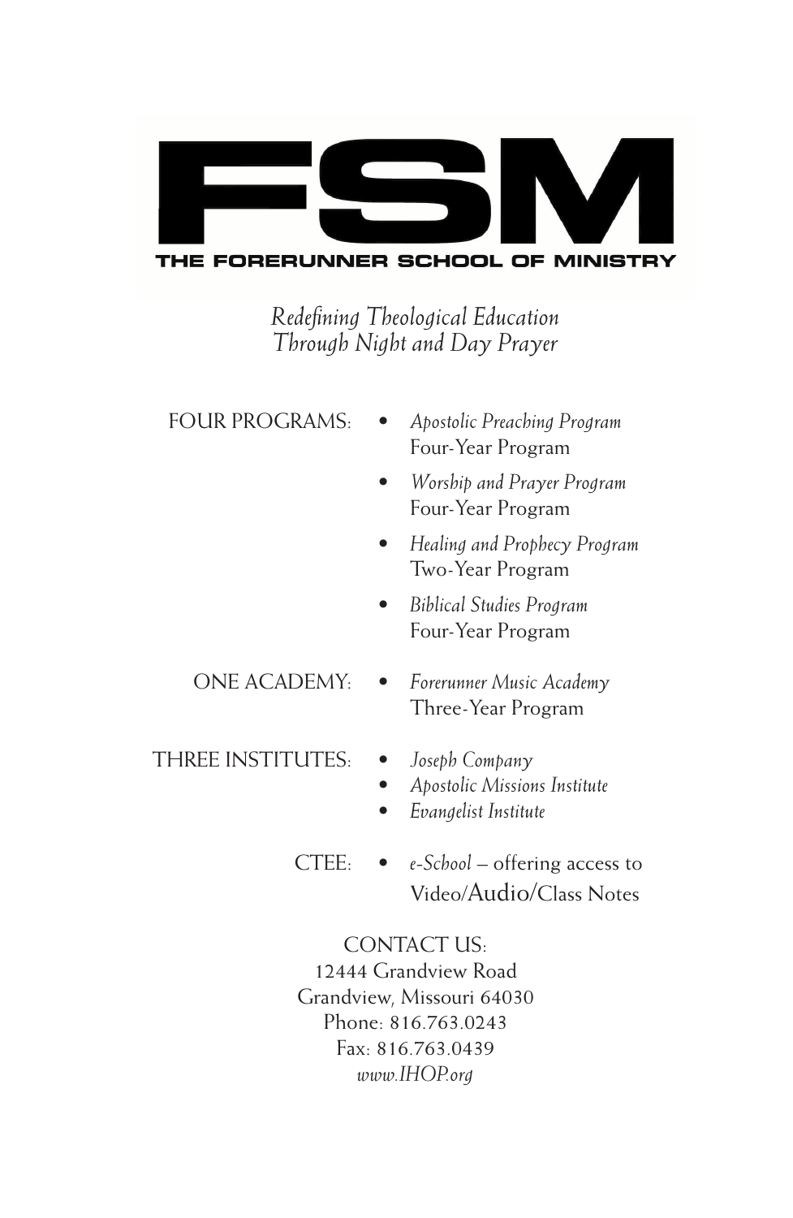# FSM

**THE FORERUNNER SCHOOL OF MINISTRY**

*Redefining Theological Education*
*Through Night and Day Prayer*

FOUR PROGRAMS:

- *Apostolic Preaching Program*
  Four-Year Program
- *Worship and Prayer Program*
  Four-Year Program
- *Healing and Prophecy Program*
  Two-Year Program
- *Biblical Studies Program*
  Four-Year Program

ONE ACADEMY:

- *Forerunner Music Academy*
  Three-Year Program

THREE INSTITUTES:

- *Joseph Company*
- *Apostolic Missions Institute*
- *Evangelist Institute*

CTEE:

- *e-School* – offering access to
  Video/Audio/Class Notes

CONTACT US:
12444 Grandview Road
Grandview, Missouri 64030
Phone: 816.763.0243
Fax: 816.763.0439
*www.IHOP.org*